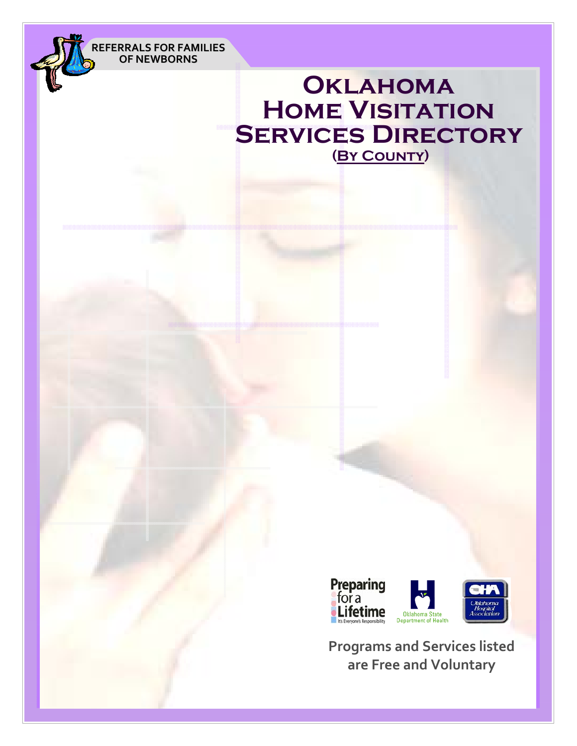REFERRALS FOR FAMILIES OF NEWBORNS

# Oklahoma Home Visitation Services Directory

## (By County)

Preparing for a Lifetime — It's Everyone's Responsibility

Oklahoma State Department of Health

OHA Oklahoma Hospital Association

**Programs and Services listed are Free and Voluntary**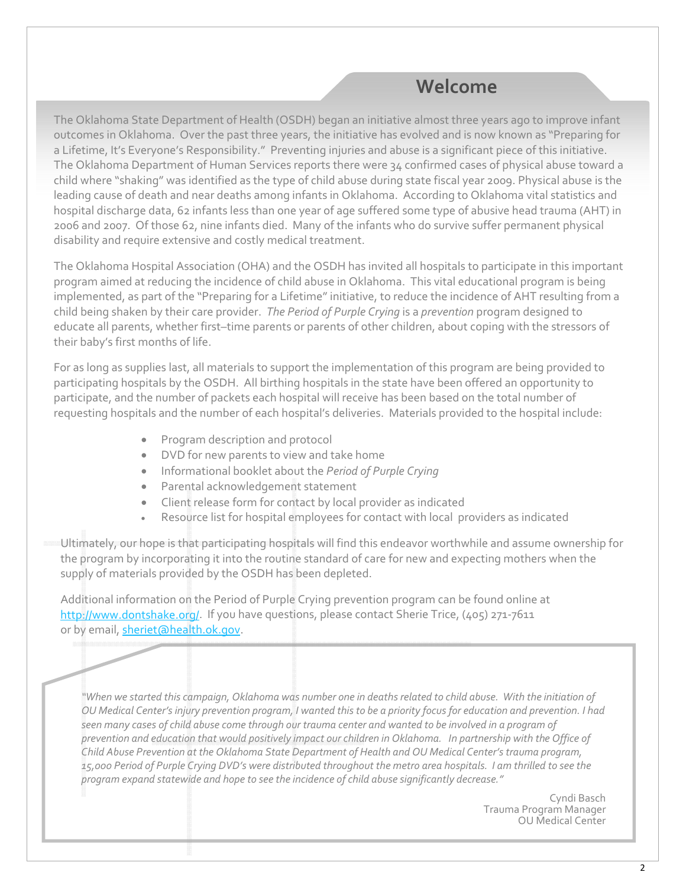## Welcome

The Oklahoma State Department of Health (OSDH) began an initiative almost three years ago to improve infant outcomes in Oklahoma. Over the past three years, the initiative has evolved and is now known as "Preparing for a Lifetime, It's Everyone's Responsibility." Preventing injuries and abuse is a significant piece of this initiative. The Oklahoma Department of Human Services reports there were 34 confirmed cases of physical abuse toward a child where "shaking" was identified as the type of child abuse during state fiscal year 2009. Physical abuse is the leading cause of death and near deaths among infants in Oklahoma. According to Oklahoma vital statistics and hospital discharge data, 62 infants less than one year of age suffered some type of abusive head trauma (AHT) in 2006 and 2007. Of those 62, nine infants died. Many of the infants who do survive suffer permanent physical disability and require extensive and costly medical treatment.

The Oklahoma Hospital Association (OHA) and the OSDH has invited all hospitals to participate in this important program aimed at reducing the incidence of child abuse in Oklahoma. This vital educational program is being implemented, as part of the "Preparing for a Lifetime" initiative, to reduce the incidence of AHT resulting from a child being shaken by their care provider. *The Period of Purple Crying* is a *prevention* program designed to educate all parents, whether first–time parents or parents of other children, about coping with the stressors of their baby's first months of life.

For as long as supplies last, all materials to support the implementation of this program are being provided to participating hospitals by the OSDH. All birthing hospitals in the state have been offered an opportunity to participate, and the number of packets each hospital will receive has been based on the total number of requesting hospitals and the number of each hospital's deliveries. Materials provided to the hospital include:

- Program description and protocol
- DVD for new parents to view and take home
- Informational booklet about the *Period of Purple Crying*
- Parental acknowledgement statement
- Client release form for contact by local provider as indicated
- Resource list for hospital employees for contact with local providers as indicated

Ultimately, our hope is that participating hospitals will find this endeavor worthwhile and assume ownership for the program by incorporating it into the routine standard of care for new and expecting mothers when the supply of materials provided by the OSDH has been depleted.

Additional information on the Period of Purple Crying prevention program can be found online at http://www.dontshake.org/. If you have questions, please contact Sherie Trice, (405) 271-7611 or by email, sheriet@health.ok.gov.

*"When we started this campaign, Oklahoma was number one in deaths related to child abuse. With the initiation of OU Medical Center's injury prevention program, I wanted this to be a priority focus for education and prevention. I had seen many cases of child abuse come through our trauma center and wanted to be involved in a program of prevention and education that would positively impact our children in Oklahoma. In partnership with the Office of Child Abuse Prevention at the Oklahoma State Department of Health and OU Medical Center's trauma program, 15,000 Period of Purple Crying DVD's were distributed throughout the metro area hospitals. I am thrilled to see the program expand statewide and hope to see the incidence of child abuse significantly decrease."*

Cyndi Basch
Trauma Program Manager
OU Medical Center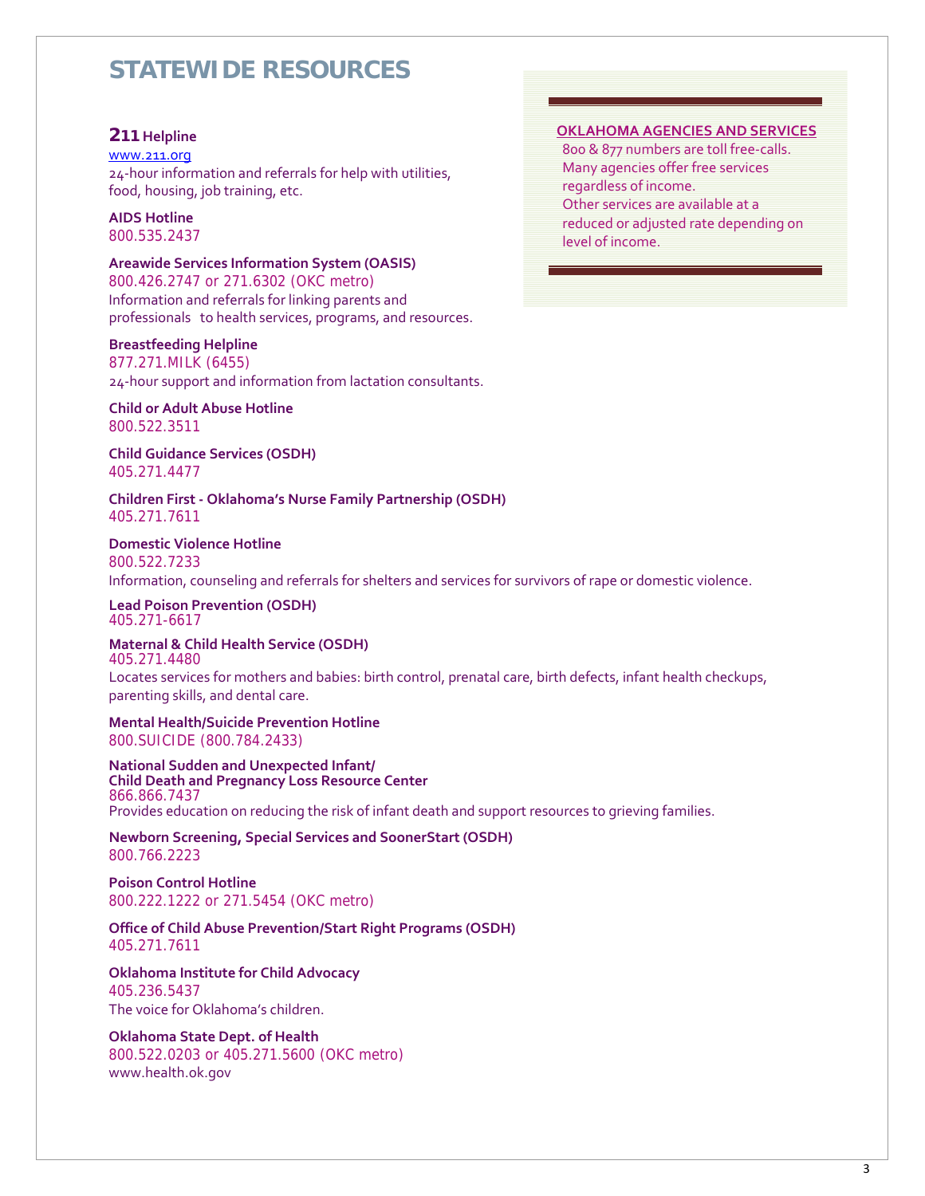# STATEWIDE RESOURCES

**OKLAHOMA AGENCIES AND SERVICES**

800 & 877 numbers are toll free-calls.
Many agencies offer free services regardless of income.
Other services are available at a reduced or adjusted rate depending on level of income.

**211 Helpline**
www.211.org
24-hour information and referrals for help with utilities, food, housing, job training, etc.

**AIDS Hotline**
800.535.2437

**Areawide Services Information System (OASIS)**
800.426.2747 or 271.6302 (OKC metro)
Information and referrals for linking parents and professionals to health services, programs, and resources.

**Breastfeeding Helpline**
877.271.MILK (6455)
24-hour support and information from lactation consultants.

**Child or Adult Abuse Hotline**
800.522.3511

**Child Guidance Services (OSDH)**
405.271.4477

**Children First - Oklahoma's Nurse Family Partnership (OSDH)**
405.271.7611

**Domestic Violence Hotline**
800.522.7233
Information, counseling and referrals for shelters and services for survivors of rape or domestic violence.

**Lead Poison Prevention (OSDH)**
405.271-6617

**Maternal & Child Health Service (OSDH)**
405.271.4480
Locates services for mothers and babies: birth control, prenatal care, birth defects, infant health checkups, parenting skills, and dental care.

**Mental Health/Suicide Prevention Hotline**
800.SUICIDE (800.784.2433)

**National Sudden and Unexpected Infant/ Child Death and Pregnancy Loss Resource Center**
866.866.7437
Provides education on reducing the risk of infant death and support resources to grieving families.

**Newborn Screening, Special Services and SoonerStart (OSDH)**
800.766.2223

**Poison Control Hotline**
800.222.1222 or 271.5454 (OKC metro)

**Office of Child Abuse Prevention/Start Right Programs (OSDH)**
405.271.7611

**Oklahoma Institute for Child Advocacy**
405.236.5437
The voice for Oklahoma's children.

**Oklahoma State Dept. of Health**
800.522.0203 or 405.271.5600 (OKC metro)
www.health.ok.gov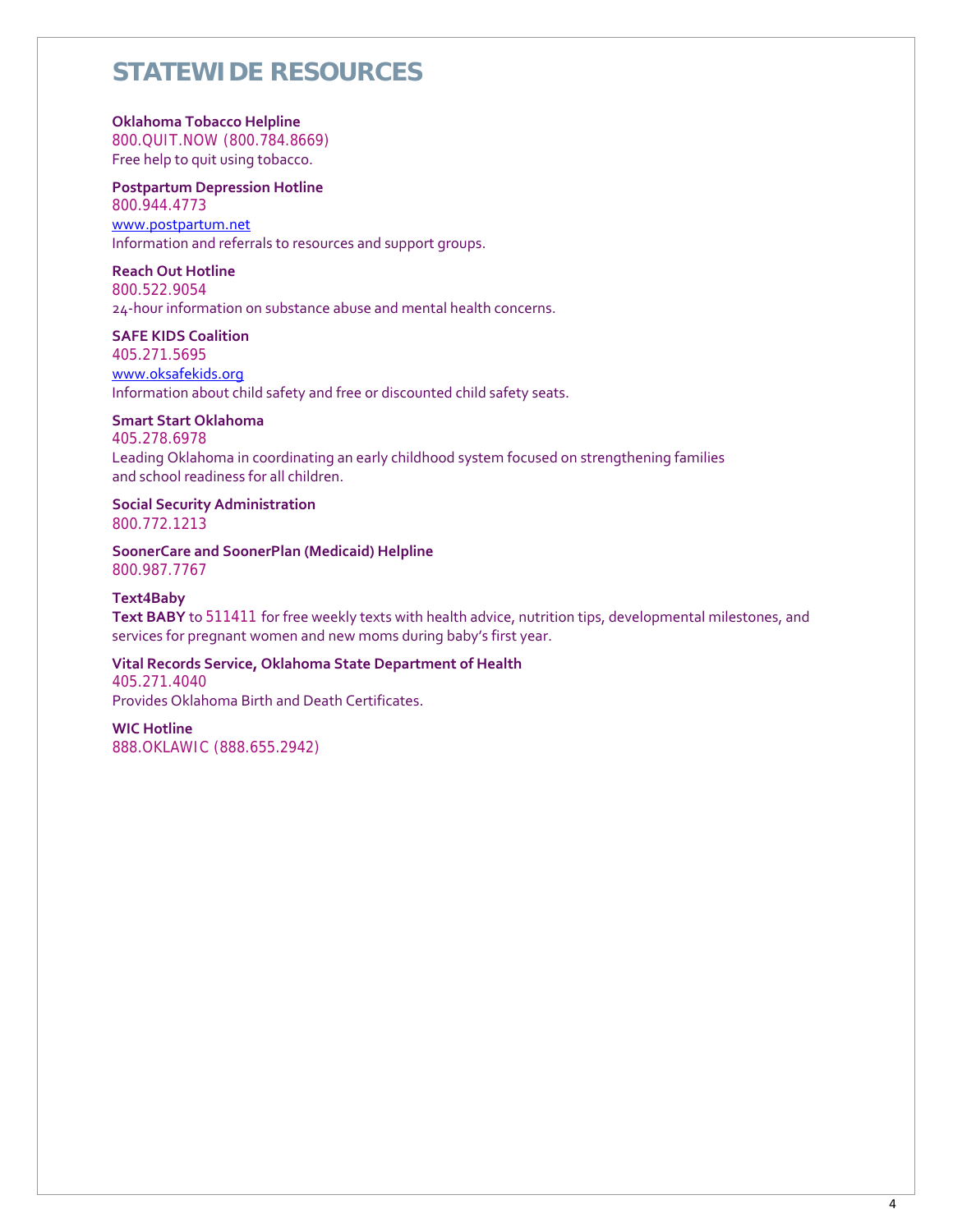# STATEWIDE RESOURCES

**Oklahoma Tobacco Helpline**
800.QUIT.NOW (800.784.8669)
Free help to quit using tobacco.

**Postpartum Depression Hotline**
800.944.4773
www.postpartum.net
Information and referrals to resources and support groups.

**Reach Out Hotline**
800.522.9054
24-hour information on substance abuse and mental health concerns.

**SAFE KIDS Coalition**
405.271.5695
www.oksafekids.org
Information about child safety and free or discounted child safety seats.

**Smart Start Oklahoma**
405.278.6978
Leading Oklahoma in coordinating an early childhood system focused on strengthening families and school readiness for all children.

**Social Security Administration**
800.772.1213

**SoonerCare and SoonerPlan (Medicaid) Helpline**
800.987.7767

**Text4Baby**
**Text BABY** to 511411 for free weekly texts with health advice, nutrition tips, developmental milestones, and services for pregnant women and new moms during baby's first year.

**Vital Records Service, Oklahoma State Department of Health**
405.271.4040
Provides Oklahoma Birth and Death Certificates.

**WIC Hotline**
888.OKLAWIC (888.655.2942)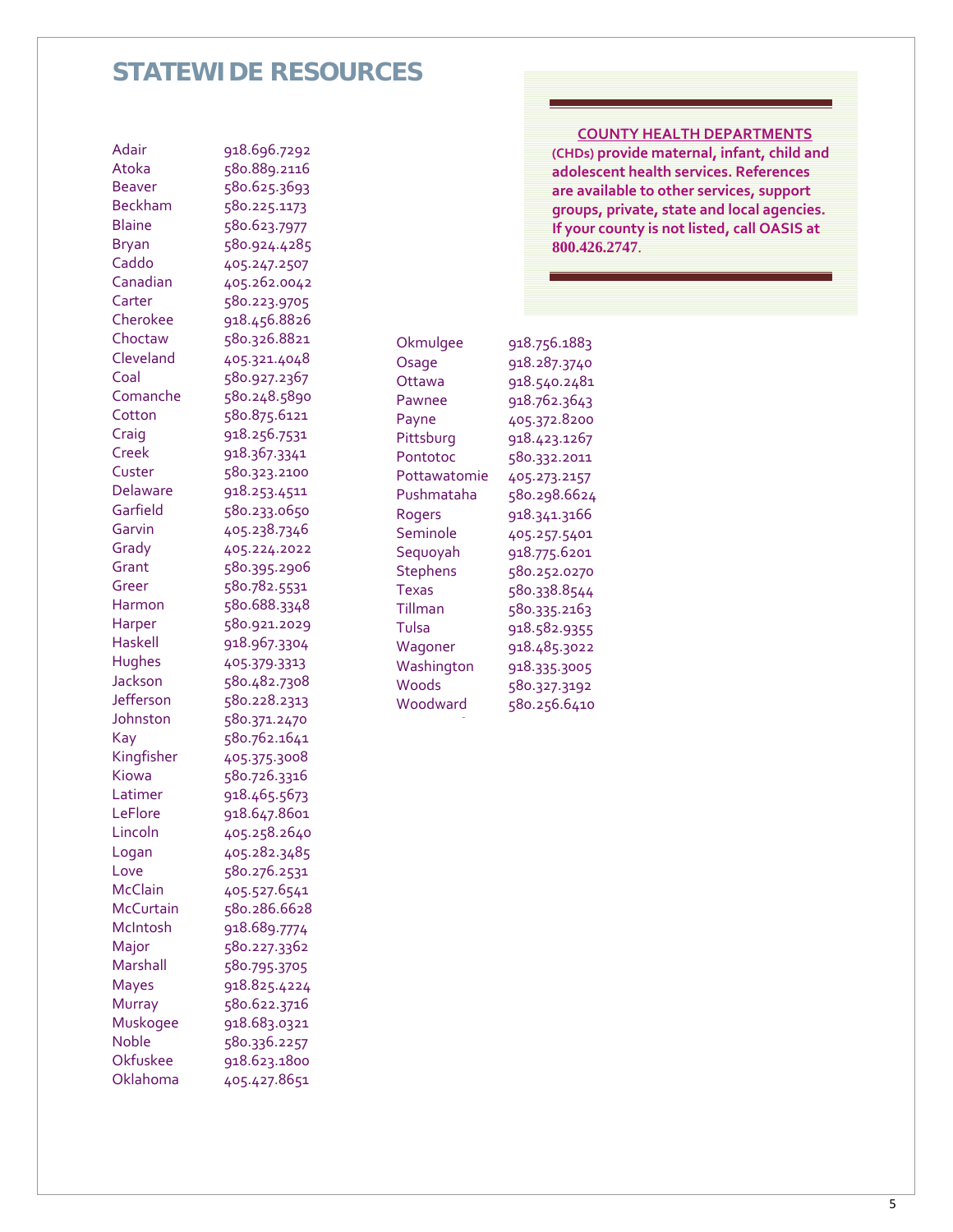# STATEWIDE RESOURCES

**COUNTY HEALTH DEPARTMENTS**

**(CHDs) provide maternal, infant, child and adolescent health services. References are available to other services, support groups, private, state and local agencies. If your county is not listed, call OASIS at 800.426.2747.**

| County | Phone |
|---|---|
| Adair | 918.696.7292 |
| Atoka | 580.889.2116 |
| Beaver | 580.625.3693 |
| Beckham | 580.225.1173 |
| Blaine | 580.623.7977 |
| Bryan | 580.924.4285 |
| Caddo | 405.247.2507 |
| Canadian | 405.262.0042 |
| Carter | 580.223.9705 |
| Cherokee | 918.456.8826 |
| Choctaw | 580.326.8821 |
| Cleveland | 405.321.4048 |
| Coal | 580.927.2367 |
| Comanche | 580.248.5890 |
| Cotton | 580.875.6121 |
| Craig | 918.256.7531 |
| Creek | 918.367.3341 |
| Custer | 580.323.2100 |
| Delaware | 918.253.4511 |
| Garfield | 580.233.0650 |
| Garvin | 405.238.7346 |
| Grady | 405.224.2022 |
| Grant | 580.395.2906 |
| Greer | 580.782.5531 |
| Harmon | 580.688.3348 |
| Harper | 580.921.2029 |
| Haskell | 918.967.3304 |
| Hughes | 405.379.3313 |
| Jackson | 580.482.7308 |
| Jefferson | 580.228.2313 |
| Johnston | 580.371.2470 |
| Kay | 580.762.1641 |
| Kingfisher | 405.375.3008 |
| Kiowa | 580.726.3316 |
| Latimer | 918.465.5673 |
| LeFlore | 918.647.8601 |
| Lincoln | 405.258.2640 |
| Logan | 405.282.3485 |
| Love | 580.276.2531 |
| McClain | 405.527.6541 |
| McCurtain | 580.286.6628 |
| McIntosh | 918.689.7774 |
| Major | 580.227.3362 |
| Marshall | 580.795.3705 |
| Mayes | 918.825.4224 |
| Murray | 580.622.3716 |
| Muskogee | 918.683.0321 |
| Noble | 580.336.2257 |
| Okfuskee | 918.623.1800 |
| Oklahoma | 405.427.8651 |
| Okmulgee | 918.756.1883 |
| Osage | 918.287.3740 |
| Ottawa | 918.540.2481 |
| Pawnee | 918.762.3643 |
| Payne | 405.372.8200 |
| Pittsburg | 918.423.1267 |
| Pontotoc | 580.332.2011 |
| Pottawatomie | 405.273.2157 |
| Pushmataha | 580.298.6624 |
| Rogers | 918.341.3166 |
| Seminole | 405.257.5401 |
| Sequoyah | 918.775.6201 |
| Stephens | 580.252.0270 |
| Texas | 580.338.8544 |
| Tillman | 580.335.2163 |
| Tulsa | 918.582.9355 |
| Wagoner | 918.485.3022 |
| Washington | 918.335.3005 |
| Woods | 580.327.3192 |
| Woodward | 580.256.6410 |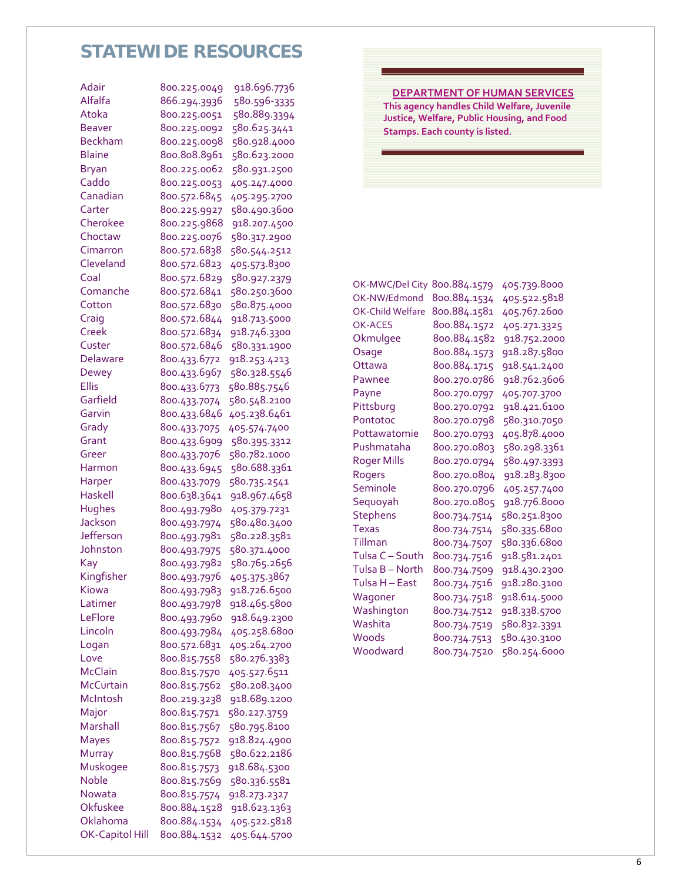# STATEWIDE RESOURCES

## DEPARTMENT OF HUMAN SERVICES

**This agency handles Child Welfare, Juvenile Justice, Welfare, Public Housing, and Food Stamps. Each county is listed.**

| County | Toll-Free | Local |
|---|---|---|
| Adair | 800.225.0049 | 918.696.7736 |
| Alfalfa | 866.294.3936 | 580.596-3335 |
| Atoka | 800.225.0051 | 580.889.3394 |
| Beaver | 800.225.0092 | 580.625.3441 |
| Beckham | 800.225.0098 | 580.928.4000 |
| Blaine | 800.808.8961 | 580.623.2000 |
| Bryan | 800.225.0062 | 580.931.2500 |
| Caddo | 800.225.0053 | 405.247.4000 |
| Canadian | 800.572.6845 | 405.295.2700 |
| Carter | 800.225.9927 | 580.490.3600 |
| Cherokee | 800.225.9868 | 918.207.4500 |
| Choctaw | 800.225.0076 | 580.317.2900 |
| Cimarron | 800.572.6838 | 580.544.2512 |
| Cleveland | 800.572.6823 | 405.573.8300 |
| Coal | 800.572.6829 | 580.927.2379 |
| Comanche | 800.572.6841 | 580.250.3600 |
| Cotton | 800.572.6830 | 580.875.4000 |
| Craig | 800.572.6844 | 918.713.5000 |
| Creek | 800.572.6834 | 918.746.3300 |
| Custer | 800.572.6846 | 580.331.1900 |
| Delaware | 800.433.6772 | 918.253.4213 |
| Dewey | 800.433.6967 | 580.328.5546 |
| Ellis | 800.433.6773 | 580.885.7546 |
| Garfield | 800.433.7074 | 580.548.2100 |
| Garvin | 800.433.6846 | 405.238.6461 |
| Grady | 800.433.7075 | 405.574.7400 |
| Grant | 800.433.6909 | 580.395.3312 |
| Greer | 800.433.7076 | 580.782.1000 |
| Harmon | 800.433.6945 | 580.688.3361 |
| Harper | 800.433.7079 | 580.735.2541 |
| Haskell | 800.638.3641 | 918.967.4658 |
| Hughes | 800.493.7980 | 405.379.7231 |
| Jackson | 800.493.7974 | 580.480.3400 |
| Jefferson | 800.493.7981 | 580.228.3581 |
| Johnston | 800.493.7975 | 580.371.4000 |
| Kay | 800.493.7982 | 580.765.2656 |
| Kingfisher | 800.493.7976 | 405.375.3867 |
| Kiowa | 800.493.7983 | 918.726.6500 |
| Latimer | 800.493.7978 | 918.465.5800 |
| LeFlore | 800.493.7960 | 918.649.2300 |
| Lincoln | 800.493.7984 | 405.258.6800 |
| Logan | 800.572.6831 | 405.264.2700 |
| Love | 800.815.7558 | 580.276.3383 |
| McClain | 800.815.7570 | 405.527.6511 |
| McCurtain | 800.815.7562 | 580.208.3400 |
| McIntosh | 800.219.3238 | 918.689.1200 |
| Major | 800.815.7571 | 580.227.3759 |
| Marshall | 800.815.7567 | 580.795.8100 |
| Mayes | 800.815.7572 | 918.824.4900 |
| Murray | 800.815.7568 | 580.622.2186 |
| Muskogee | 800.815.7573 | 918.684.5300 |
| Noble | 800.815.7569 | 580.336.5581 |
| Nowata | 800.815.7574 | 918.273.2327 |
| Okfuskee | 800.884.1528 | 918.623.1363 |
| Oklahoma | 800.884.1534 | 405.522.5818 |
| OK-Capitol Hill | 800.884.1532 | 405.644.5700 |
| OK-MWC/Del City | 800.884.1579 | 405.739.8000 |
| OK-NW/Edmond | 800.884.1534 | 405.522.5818 |
| OK-Child Welfare | 800.884.1581 | 405.767.2600 |
| OK-ACES | 800.884.1572 | 405.271.3325 |
| Okmulgee | 800.884.1582 | 918.752.2000 |
| Osage | 800.884.1573 | 918.287.5800 |
| Ottawa | 800.884.1715 | 918.541.2400 |
| Pawnee | 800.270.0786 | 918.762.3606 |
| Payne | 800.270.0797 | 405.707.3700 |
| Pittsburg | 800.270.0792 | 918.421.6100 |
| Pontotoc | 800.270.0798 | 580.310.7050 |
| Pottawatomie | 800.270.0793 | 405.878.4000 |
| Pushmataha | 800.270.0803 | 580.298.3361 |
| Roger Mills | 800.270.0794 | 580.497.3393 |
| Rogers | 800.270.0804 | 918.283.8300 |
| Seminole | 800.270.0796 | 405.257.7400 |
| Sequoyah | 800.270.0805 | 918.776.8000 |
| Stephens | 800.734.7514 | 580.251.8300 |
| Texas | 800.734.7514 | 580.335.6800 |
| Tillman | 800.734.7507 | 580.336.6800 |
| Tulsa C – South | 800.734.7516 | 918.581.2401 |
| Tulsa B – North | 800.734.7509 | 918.430.2300 |
| Tulsa H – East | 800.734.7516 | 918.280.3100 |
| Wagoner | 800.734.7518 | 918.614.5000 |
| Washington | 800.734.7512 | 918.338.5700 |
| Washita | 800.734.7519 | 580.832.3391 |
| Woods | 800.734.7513 | 580.430.3100 |
| Woodward | 800.734.7520 | 580.254.6000 |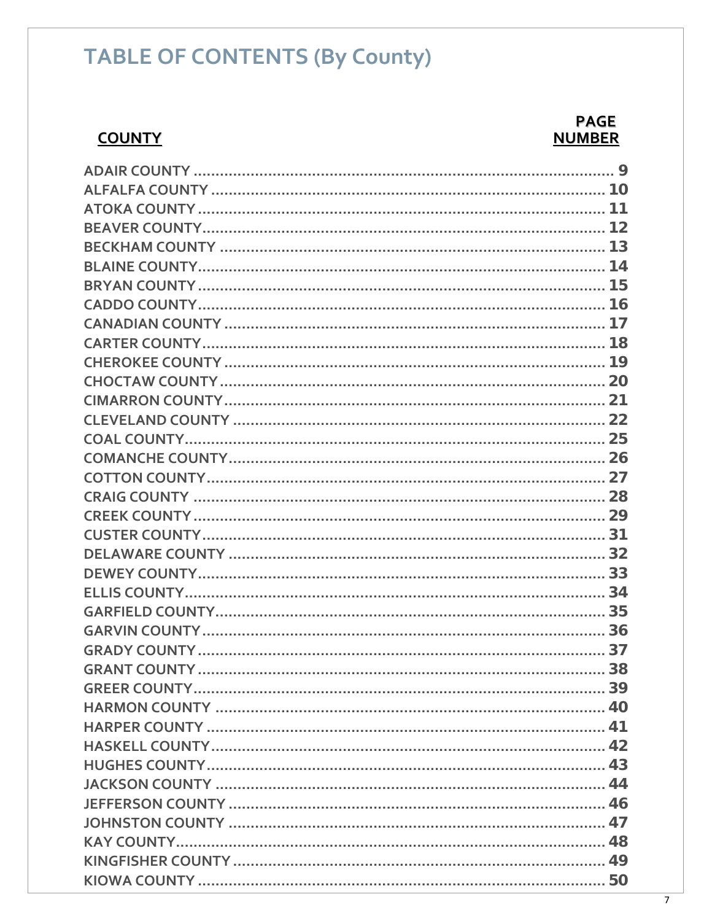# TABLE OF CONTENTS (By County)

| COUNTY | PAGE NUMBER |
| --- | --- |
| ADAIR COUNTY | 9 |
| ALFALFA COUNTY | 10 |
| ATOKA COUNTY | 11 |
| BEAVER COUNTY | 12 |
| BECKHAM COUNTY | 13 |
| BLAINE COUNTY | 14 |
| BRYAN COUNTY | 15 |
| CADDO COUNTY | 16 |
| CANADIAN COUNTY | 17 |
| CARTER COUNTY | 18 |
| CHEROKEE COUNTY | 19 |
| CHOCTAW COUNTY | 20 |
| CIMARRON COUNTY | 21 |
| CLEVELAND COUNTY | 22 |
| COAL COUNTY | 25 |
| COMANCHE COUNTY | 26 |
| COTTON COUNTY | 27 |
| CRAIG COUNTY | 28 |
| CREEK COUNTY | 29 |
| CUSTER COUNTY | 31 |
| DELAWARE COUNTY | 32 |
| DEWEY COUNTY | 33 |
| ELLIS COUNTY | 34 |
| GARFIELD COUNTY | 35 |
| GARVIN COUNTY | 36 |
| GRADY COUNTY | 37 |
| GRANT COUNTY | 38 |
| GREER COUNTY | 39 |
| HARMON COUNTY | 40 |
| HARPER COUNTY | 41 |
| HASKELL COUNTY | 42 |
| HUGHES COUNTY | 43 |
| JACKSON COUNTY | 44 |
| JEFFERSON COUNTY | 46 |
| JOHNSTON COUNTY | 47 |
| KAY COUNTY | 48 |
| KINGFISHER COUNTY | 49 |
| KIOWA COUNTY | 50 |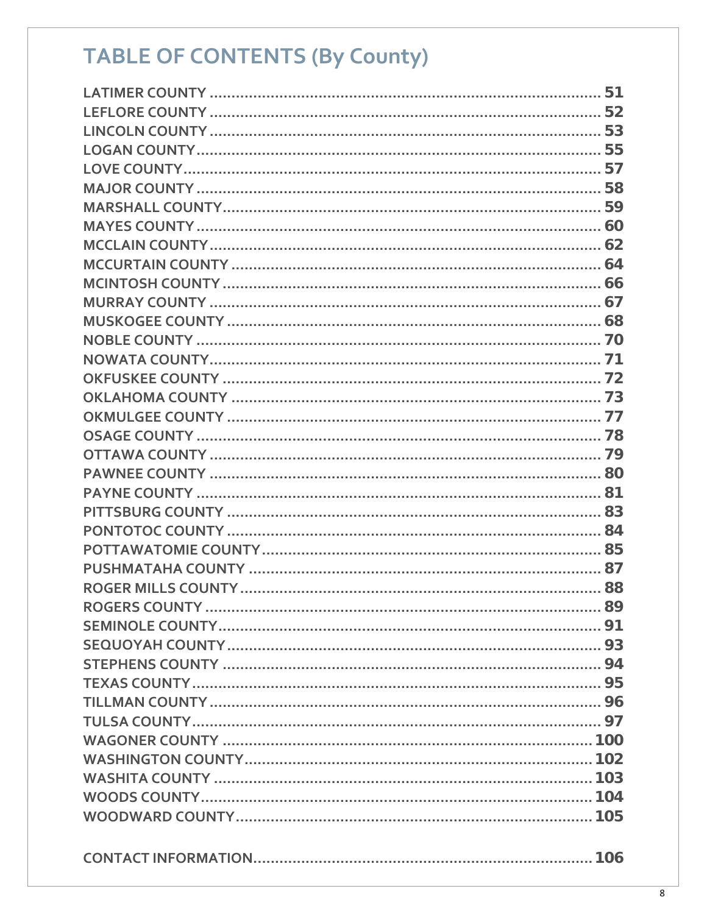## TABLE OF CONTENTS (By County)

LATIMER COUNTY ........................................................................................ 51
LEFLORE COUNTY ........................................................................................ 52
LINCOLN COUNTY ........................................................................................ 53
LOGAN COUNTY ........................................................................................... 55
LOVE COUNTY .............................................................................................. 57
MAJOR COUNTY ........................................................................................... 58
MARSHALL COUNTY ..................................................................................... 59
MAYES COUNTY ........................................................................................... 60
MCCLAIN COUNTY ........................................................................................ 62
MCCURTAIN COUNTY ................................................................................... 64
MCINTOSH COUNTY ..................................................................................... 66
MURRAY COUNTY ........................................................................................ 67
MUSKOGEE COUNTY .................................................................................... 68
NOBLE COUNTY ........................................................................................... 70
NOWATA COUNTY ........................................................................................ 71
OKFUSKEE COUNTY ..................................................................................... 72
OKLAHOMA COUNTY ................................................................................... 73
OKMULGEE COUNTY .................................................................................... 77
OSAGE COUNTY ........................................................................................... 78
OTTAWA COUNTY ........................................................................................ 79
PAWNEE COUNTY ........................................................................................ 80
PAYNE COUNTY ........................................................................................... 81
PITTSBURG COUNTY .................................................................................... 83
PONTOTOC COUNTY .................................................................................... 84
POTTAWATOMIE COUNTY ............................................................................ 85
PUSHMATAHA COUNTY ............................................................................... 87
ROGER MILLS COUNTY ................................................................................. 88
ROGERS COUNTY ......................................................................................... 89
SEMINOLE COUNTY ...................................................................................... 91
SEQUOYAH COUNTY .................................................................................... 93
STEPHENS COUNTY ..................................................................................... 94
TEXAS COUNTY ............................................................................................ 95
TILLMAN COUNTY ........................................................................................ 96
TULSA COUNTY ............................................................................................ 97
WAGONER COUNTY .................................................................................... 100
WASHINGTON COUNTY ............................................................................... 102
WASHITA COUNTY ...................................................................................... 103
WOODS COUNTY ......................................................................................... 104
WOODWARD COUNTY ................................................................................. 105

CONTACT INFORMATION ............................................................................. 106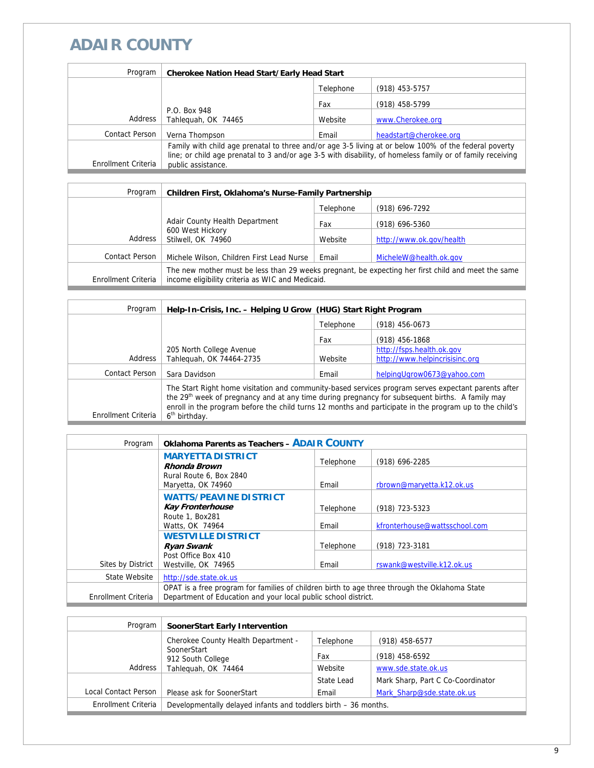# ADAIR COUNTY

| Program | Cherokee Nation Head Start/Early Head Start | | |
|---|---|---|---|
| Address | P.O. Box 948<br>Tahlequah, OK 74465 | Telephone | (918) 453-5757 |
| | | Fax | (918) 458-5799 |
| | | Website | www.Cherokee.org |
| Contact Person | Verna Thompson | Email | headstart@cherokee.org |
| Enrollment Criteria | Family with child age prenatal to three and/or age 3-5 living at or below 100% of the federal poverty line; or child age prenatal to 3 and/or age 3-5 with disability, of homeless family or of family receiving public assistance. | | |

| Program | Children First, Oklahoma's Nurse-Family Partnership | | |
|---|---|---|---|
| Address | Adair County Health Department<br>600 West Hickory<br>Stilwell, OK 74960 | Telephone | (918) 696-7292 |
| | | Fax | (918) 696-5360 |
| | | Website | http://www.ok.gov/health |
| Contact Person | Michele Wilson, Children First Lead Nurse | Email | MicheleW@health.ok.gov |
| Enrollment Criteria | The new mother must be less than 29 weeks pregnant, be expecting her first child and meet the same income eligibility criteria as WIC and Medicaid. | | |

| Program | Help-In-Crisis, Inc. – Helping U Grow (HUG) Start Right Program | | |
|---|---|---|---|
| Address | 205 North College Avenue<br>Tahlequah, OK 74464-2735 | Telephone | (918) 456-0673 |
| | | Fax | (918) 456-1868 |
| | | Website | http://fsps.health.ok.gov<br>http://www.helpincrisisinc.org |
| Contact Person | Sara Davidson | Email | helpingUgrow0673@yahoo.com |
| Enrollment Criteria | The Start Right home visitation and community-based services program serves expectant parents after the 29th week of pregnancy and at any time during pregnancy for subsequent births. A family may enroll in the program before the child turns 12 months and participate in the program up to the child's 6th birthday. | | |

| Program | Oklahoma Parents as Teachers – ADAIR COUNTY | | |
|---|---|---|---|
| Sites by District | **MARYETTA DISTRICT**<br>***Rhonda Brown***<br>Rural Route 6, Box 2840<br>Maryetta, OK 74960 | Telephone | (918) 696-2285 |
| | | Email | rbrown@maryetta.k12.ok.us |
| | **WATTS/PEAVINE DISTRICT**<br>***Kay Fronterhouse***<br>Route 1, Box281<br>Watts, OK 74964 | Telephone | (918) 723-5323 |
| | | Email | kfronterhouse@wattsschool.com |
| | **WESTVILLE DISTRICT**<br>***Ryan Swank***<br>Post Office Box 410<br>Westville, OK 74965 | Telephone | (918) 723-3181 |
| | | Email | rswank@westville.k12.ok.us |
| State Website | http://sde.state.ok.us | | |
| Enrollment Criteria | OPAT is a free program for families of children birth to age three through the Oklahoma State Department of Education and your local public school district. | | |

| Program | SoonerStart Early Intervention | | |
|---|---|---|---|
| Address | Cherokee County Health Department - SoonerStart<br>912 South College<br>Tahlequah, OK 74464 | Telephone | (918) 458-6577 |
| | | Fax | (918) 458-6592 |
| | | Website | www.sde.state.ok.us |
| Local Contact Person | Please ask for SoonerStart | State Lead | Mark Sharp, Part C Co-Coordinator |
| | | Email | Mark_Sharp@sde.state.ok.us |
| Enrollment Criteria | Developmentally delayed infants and toddlers birth – 36 months. | | |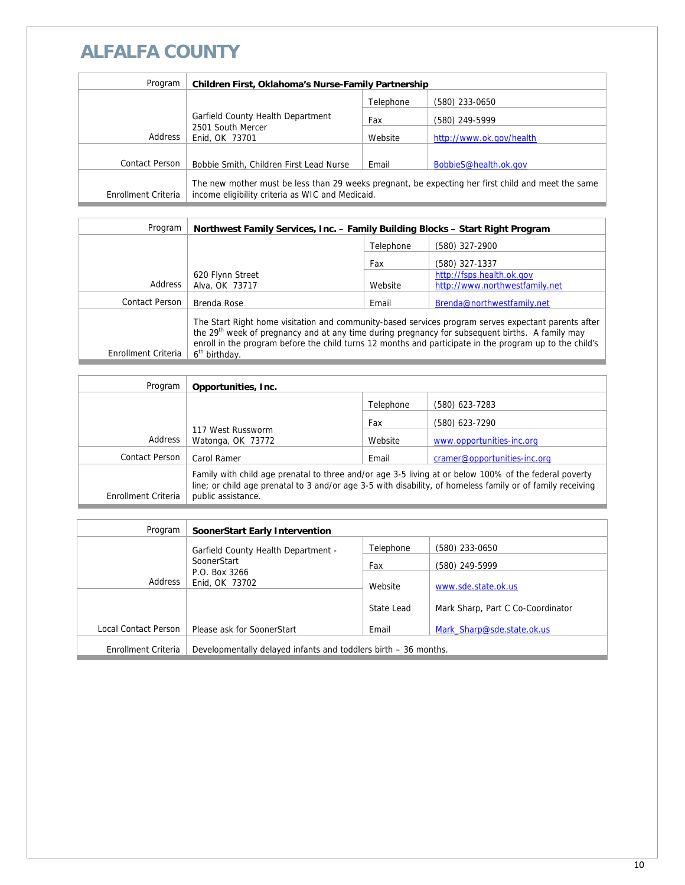# ALFALFA COUNTY

| Program | Children First, Oklahoma's Nurse-Family Partnership | | |
|---|---|---|---|
| Address | Garfield County Health Department<br>2501 South Mercer<br>Enid, OK 73701 | Telephone | (580) 233-0650 |
| | | Fax | (580) 249-5999 |
| | | Website | http://www.ok.gov/health |
| Contact Person | Bobbie Smith, Children First Lead Nurse | Email | BobbieS@health.ok.gov |
| Enrollment Criteria | The new mother must be less than 29 weeks pregnant, be expecting her first child and meet the same income eligibility criteria as WIC and Medicaid. | | |

| Program | Northwest Family Services, Inc. – Family Building Blocks – Start Right Program | | |
|---|---|---|---|
| Address | 620 Flynn Street<br>Alva, OK 73717 | Telephone | (580) 327-2900 |
| | | Fax | (580) 327-1337 |
| | | Website | http://fsps.health.ok.gov<br>http://www.northwestfamily.net |
| Contact Person | Brenda Rose | Email | Brenda@northwestfamily.net |
| Enrollment Criteria | The Start Right home visitation and community-based services program serves expectant parents after the 29th week of pregnancy and at any time during pregnancy for subsequent births. A family may enroll in the program before the child turns 12 months and participate in the program up to the child's 6th birthday. | | |

| Program | Opportunities, Inc. | | |
|---|---|---|---|
| Address | 117 West Russworm<br>Watonga, OK 73772 | Telephone | (580) 623-7283 |
| | | Fax | (580) 623-7290 |
| | | Website | www.opportunities-inc.org |
| Contact Person | Carol Ramer | Email | cramer@opportunities-inc.org |
| Enrollment Criteria | Family with child age prenatal to three and/or age 3-5 living at or below 100% of the federal poverty line; or child age prenatal to 3 and/or age 3-5 with disability, of homeless family or of family receiving public assistance. | | |

| Program | SoonerStart Early Intervention | | |
|---|---|---|---|
| Address | Garfield County Health Department - SoonerStart<br>P.O. Box 3266<br>Enid, OK 73702 | Telephone | (580) 233-0650 |
| | | Fax | (580) 249-5999 |
| | | Website | www.sde.state.ok.us |
| | | State Lead | Mark Sharp, Part C Co-Coordinator |
| Local Contact Person | Please ask for SoonerStart | Email | Mark_Sharp@sde.state.ok.us |
| Enrollment Criteria | Developmentally delayed infants and toddlers birth – 36 months. | | |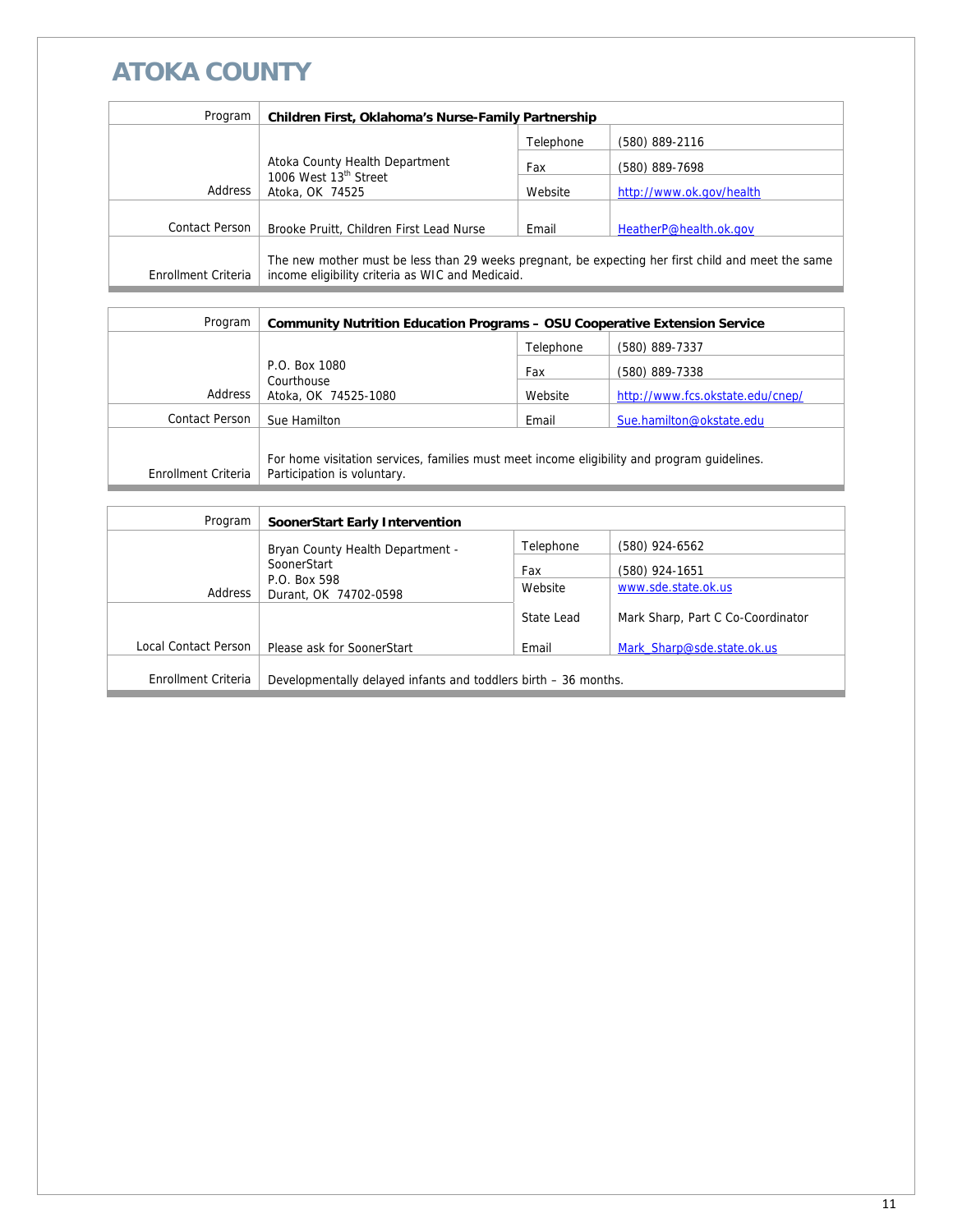# ATOKA COUNTY

| Program | **Children First, Oklahoma's Nurse-Family Partnership** | | |
|---|---|---|---|
| Address | Atoka County Health Department<br>1006 West 13th Street<br>Atoka, OK 74525 | Telephone | (580) 889-2116 |
| | | Fax | (580) 889-7698 |
| | | Website | http://www.ok.gov/health |
| Contact Person | Brooke Pruitt, Children First Lead Nurse | Email | HeatherP@health.ok.gov |
| Enrollment Criteria | The new mother must be less than 29 weeks pregnant, be expecting her first child and meet the same income eligibility criteria as WIC and Medicaid. | | |

| Program | **Community Nutrition Education Programs – OSU Cooperative Extension Service** | | |
|---|---|---|---|
| Address | P.O. Box 1080<br>Courthouse<br>Atoka, OK 74525-1080 | Telephone | (580) 889-7337 |
| | | Fax | (580) 889-7338 |
| | | Website | http://www.fcs.okstate.edu/cnep/ |
| Contact Person | Sue Hamilton | Email | Sue.hamilton@okstate.edu |
| Enrollment Criteria | For home visitation services, families must meet income eligibility and program guidelines. Participation is voluntary. | | |

| Program | **SoonerStart Early Intervention** | | |
|---|---|---|---|
| Address | Bryan County Health Department - SoonerStart<br>P.O. Box 598<br>Durant, OK 74702-0598 | Telephone | (580) 924-6562 |
| | | Fax | (580) 924-1651 |
| | | Website | www.sde.state.ok.us |
| Local Contact Person | Please ask for SoonerStart | State Lead | Mark Sharp, Part C Co-Coordinator |
| | | Email | Mark_Sharp@sde.state.ok.us |
| Enrollment Criteria | Developmentally delayed infants and toddlers birth – 36 months. | | |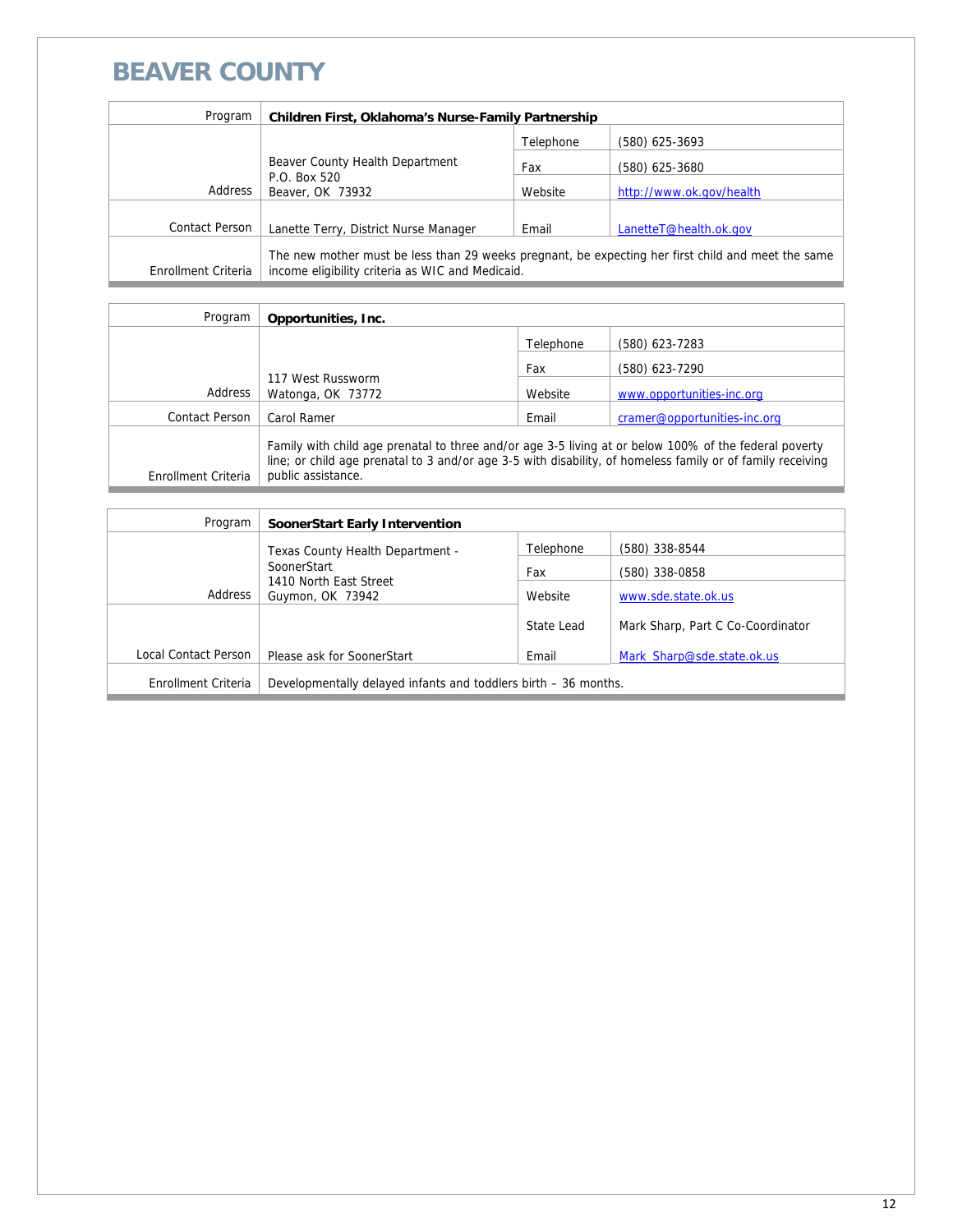# BEAVER COUNTY

| Program | Children First, Oklahoma's Nurse-Family Partnership | | |
|---|---|---|---|
| Address | Beaver County Health Department<br>P.O. Box 520<br>Beaver, OK 73932 | Telephone | (580) 625-3693 |
| | | Fax | (580) 625-3680 |
| | | Website | http://www.ok.gov/health |
| Contact Person | Lanette Terry, District Nurse Manager | Email | LanetteT@health.ok.gov |
| Enrollment Criteria | The new mother must be less than 29 weeks pregnant, be expecting her first child and meet the same income eligibility criteria as WIC and Medicaid. | | |

| Program | Opportunities, Inc. | | |
|---|---|---|---|
| Address | 117 West Russworm<br>Watonga, OK 73772 | Telephone | (580) 623-7283 |
| | | Fax | (580) 623-7290 |
| | | Website | www.opportunities-inc.org |
| Contact Person | Carol Ramer | Email | cramer@opportunities-inc.org |
| Enrollment Criteria | Family with child age prenatal to three and/or age 3-5 living at or below 100% of the federal poverty line; or child age prenatal to 3 and/or age 3-5 with disability, of homeless family or of family receiving public assistance. | | |

| Program | SoonerStart Early Intervention | | |
|---|---|---|---|
| Address | Texas County Health Department - SoonerStart<br>1410 North East Street<br>Guymon, OK 73942 | Telephone | (580) 338-8544 |
| | | Fax | (580) 338-0858 |
| | | Website | www.sde.state.ok.us |
| | | State Lead | Mark Sharp, Part C Co-Coordinator |
| Local Contact Person | Please ask for SoonerStart | Email | Mark_Sharp@sde.state.ok.us |
| Enrollment Criteria | Developmentally delayed infants and toddlers birth – 36 months. | | |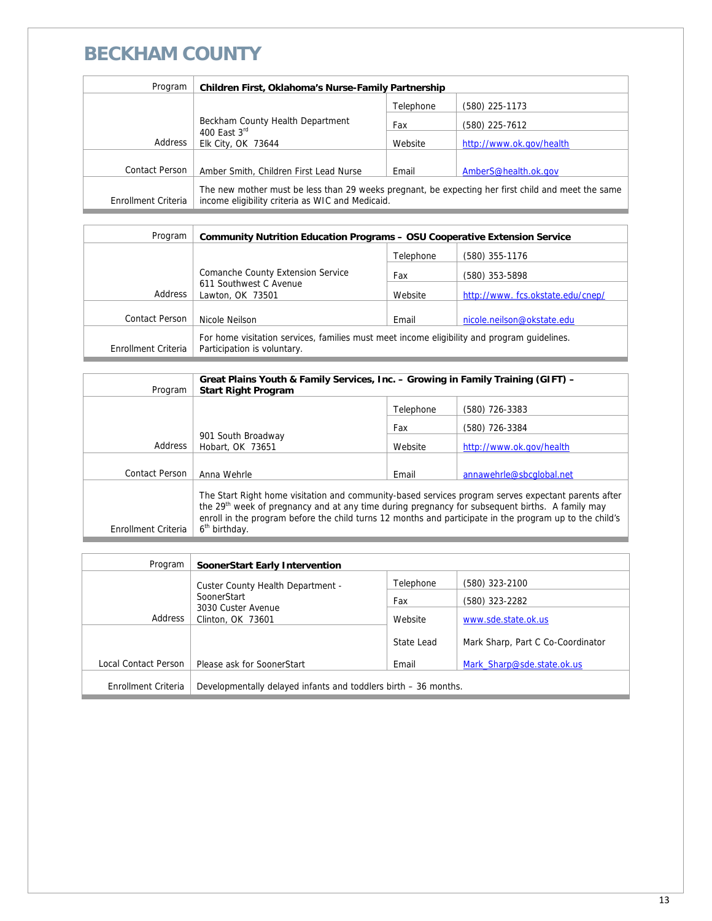# BECKHAM COUNTY

| Program | **Children First, Oklahoma's Nurse-Family Partnership** | | |
|---|---|---|---|
| Address | Beckham County Health Department<br>400 East 3rd<br>Elk City, OK 73644 | Telephone | (580) 225-1173 |
| | | Fax | (580) 225-7612 |
| | | Website | http://www.ok.gov/health |
| Contact Person | Amber Smith, Children First Lead Nurse | Email | AmberS@health.ok.gov |
| Enrollment Criteria | The new mother must be less than 29 weeks pregnant, be expecting her first child and meet the same income eligibility criteria as WIC and Medicaid. | | |

| Program | **Community Nutrition Education Programs – OSU Cooperative Extension Service** | | |
|---|---|---|---|
| Address | Comanche County Extension Service<br>611 Southwest C Avenue<br>Lawton, OK 73501 | Telephone | (580) 355-1176 |
| | | Fax | (580) 353-5898 |
| | | Website | http://www. fcs.okstate.edu/cnep/ |
| Contact Person | Nicole Neilson | Email | nicole.neilson@okstate.edu |
| Enrollment Criteria | For home visitation services, families must meet income eligibility and program guidelines. Participation is voluntary. | | |

| Program | **Great Plains Youth & Family Services, Inc. – Growing in Family Training (GIFT) – Start Right Program** | | |
|---|---|---|---|
| Address | 901 South Broadway<br>Hobart, OK 73651 | Telephone | (580) 726-3383 |
| | | Fax | (580) 726-3384 |
| | | Website | http://www.ok.gov/health |
| Contact Person | Anna Wehrle | Email | annawehrle@sbcglobal.net |
| Enrollment Criteria | The Start Right home visitation and community-based services program serves expectant parents after the 29th week of pregnancy and at any time during pregnancy for subsequent births. A family may enroll in the program before the child turns 12 months and participate in the program up to the child's 6th birthday. | | |

| Program | **SoonerStart Early Intervention** | | |
|---|---|---|---|
| Address | Custer County Health Department - SoonerStart<br>3030 Custer Avenue<br>Clinton, OK 73601 | Telephone | (580) 323-2100 |
| | | Fax | (580) 323-2282 |
| | | Website | www.sde.state.ok.us |
| Local Contact Person | Please ask for SoonerStart | State Lead | Mark Sharp, Part C Co-Coordinator |
| | | Email | Mark_Sharp@sde.state.ok.us |
| Enrollment Criteria | Developmentally delayed infants and toddlers birth – 36 months. | | |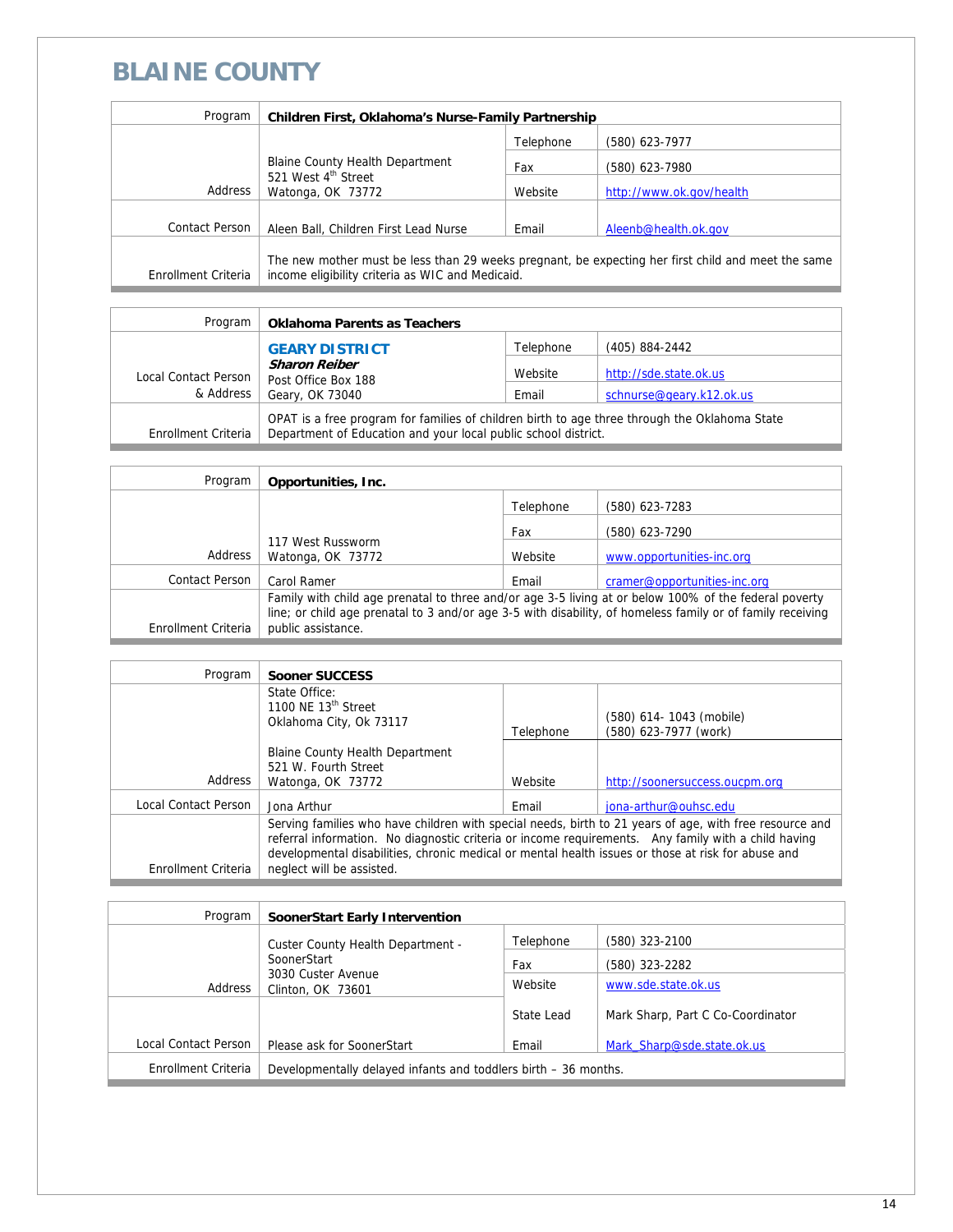# BLAINE COUNTY

| Program | Children First, Oklahoma's Nurse-Family Partnership | | |
|---|---|---|---|
| Address | Blaine County Health Department<br>521 West 4th Street<br>Watonga, OK 73772 | Telephone | (580) 623-7977 |
| | | Fax | (580) 623-7980 |
| | | Website | http://www.ok.gov/health |
| Contact Person | Aleen Ball, Children First Lead Nurse | Email | Aleenb@health.ok.gov |
| Enrollment Criteria | The new mother must be less than 29 weeks pregnant, be expecting her first child and meet the same income eligibility criteria as WIC and Medicaid. | | |

| Program | Oklahoma Parents as Teachers | | |
|---|---|---|---|
| Local Contact Person & Address | **GEARY DISTRICT**<br>***Sharon Reiber***<br>Post Office Box 188<br>Geary, OK 73040 | Telephone | (405) 884-2442 |
| | | Website | http://sde.state.ok.us |
| | | Email | schnurse@geary.k12.ok.us |
| Enrollment Criteria | OPAT is a free program for families of children birth to age three through the Oklahoma State Department of Education and your local public school district. | | |

| Program | Opportunities, Inc. | | |
|---|---|---|---|
| Address | 117 West Russworm<br>Watonga, OK 73772 | Telephone | (580) 623-7283 |
| | | Fax | (580) 623-7290 |
| | | Website | www.opportunities-inc.org |
| Contact Person | Carol Ramer | Email | cramer@opportunities-inc.org |
| Enrollment Criteria | Family with child age prenatal to three and/or age 3-5 living at or below 100% of the federal poverty line; or child age prenatal to 3 and/or age 3-5 with disability, of homeless family or of family receiving public assistance. | | |

| Program | Sooner SUCCESS | | |
|---|---|---|---|
| Address | State Office:<br>1100 NE 13th Street<br>Oklahoma City, Ok 73117<br><br>Blaine County Health Department<br>521 W. Fourth Street<br>Watonga, OK 73772 | Telephone | (580) 614- 1043 (mobile)<br>(580) 623-7977 (work) |
| | | Website | http://soonersuccess.oucpm.org |
| Local Contact Person | Jona Arthur | Email | jona-arthur@ouhsc.edu |
| Enrollment Criteria | Serving families who have children with special needs, birth to 21 years of age, with free resource and referral information. No diagnostic criteria or income requirements. Any family with a child having developmental disabilities, chronic medical or mental health issues or those at risk for abuse and neglect will be assisted. | | |

| Program | SoonerStart Early Intervention | | |
|---|---|---|---|
| Address | Custer County Health Department - SoonerStart<br>3030 Custer Avenue<br>Clinton, OK 73601 | Telephone | (580) 323-2100 |
| | | Fax | (580) 323-2282 |
| | | Website | www.sde.state.ok.us |
| Local Contact Person | Please ask for SoonerStart | State Lead | Mark Sharp, Part C Co-Coordinator |
| | | Email | Mark_Sharp@sde.state.ok.us |
| Enrollment Criteria | Developmentally delayed infants and toddlers birth – 36 months. | | |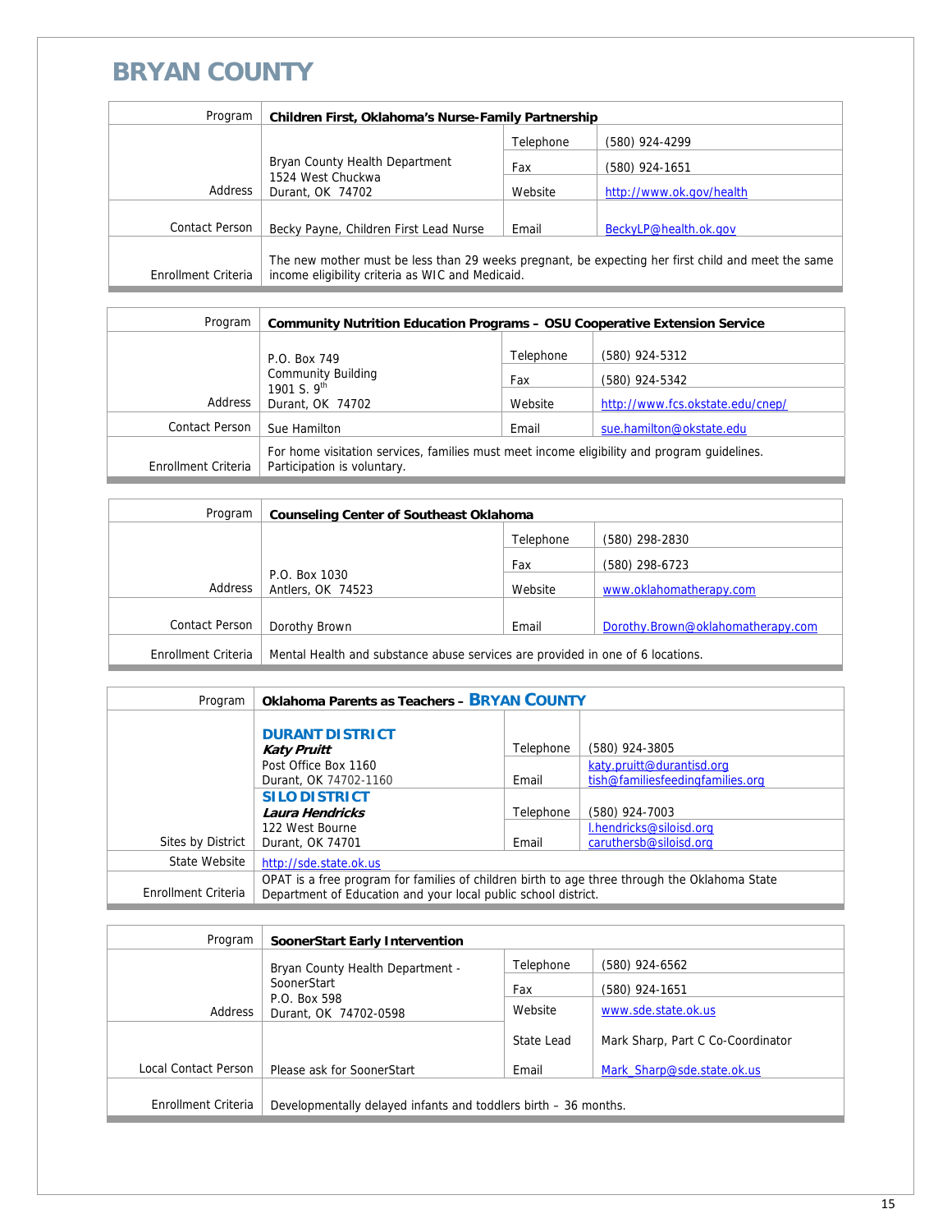# BRYAN COUNTY

| Program | Children First, Oklahoma's Nurse-Family Partnership | | |
|---|---|---|---|
| Address | Bryan County Health Department<br>1524 West Chuckwa<br>Durant, OK 74702 | Telephone | (580) 924-4299 |
| | | Fax | (580) 924-1651 |
| | | Website | http://www.ok.gov/health |
| Contact Person | Becky Payne, Children First Lead Nurse | Email | BeckyLP@health.ok.gov |
| Enrollment Criteria | The new mother must be less than 29 weeks pregnant, be expecting her first child and meet the same income eligibility criteria as WIC and Medicaid. | | |

| Program | Community Nutrition Education Programs – OSU Cooperative Extension Service | | |
|---|---|---|---|
| Address | P.O. Box 749<br>Community Building<br>1901 S. 9th<br>Durant, OK 74702 | Telephone | (580) 924-5312 |
| | | Fax | (580) 924-5342 |
| | | Website | http://www.fcs.okstate.edu/cnep/ |
| Contact Person | Sue Hamilton | Email | sue.hamilton@okstate.edu |
| Enrollment Criteria | For home visitation services, families must meet income eligibility and program guidelines. Participation is voluntary. | | |

| Program | Counseling Center of Southeast Oklahoma | | |
|---|---|---|---|
| Address | P.O. Box 1030<br>Antlers, OK 74523 | Telephone | (580) 298-2830 |
| | | Fax | (580) 298-6723 |
| | | Website | www.oklahomatherapy.com |
| Contact Person | Dorothy Brown | Email | Dorothy.Brown@oklahomatherapy.com |
| Enrollment Criteria | Mental Health and substance abuse services are provided in one of 6 locations. | | |

| Program | Oklahoma Parents as Teachers – BRYAN COUNTY | | |
|---|---|---|---|
| Sites by District | **DURANT DISTRICT**<br>***Katy Pruitt***<br>Post Office Box 1160<br>Durant, OK 74702-1160 | Telephone | (580) 924-3805 |
| | | Email | katy.pruitt@durantisd.org<br>tish@familiesfeedingfamilies.org |
| | **SILO DISTRICT**<br>***Laura Hendricks***<br>122 West Bourne<br>Durant, OK 74701 | Telephone | (580) 924-7003 |
| | | Email | l.hendricks@siloisd.org<br>caruthersb@siloisd.org |
| State Website | http://sde.state.ok.us | | |
| Enrollment Criteria | OPAT is a free program for families of children birth to age three through the Oklahoma State Department of Education and your local public school district. | | |

| Program | SoonerStart Early Intervention | | |
|---|---|---|---|
| Address | Bryan County Health Department - SoonerStart<br>P.O. Box 598<br>Durant, OK 74702-0598 | Telephone | (580) 924-6562 |
| | | Fax | (580) 924-1651 |
| | | Website | www.sde.state.ok.us |
| Local Contact Person | Please ask for SoonerStart | State Lead | Mark Sharp, Part C Co-Coordinator |
| | | Email | Mark_Sharp@sde.state.ok.us |
| Enrollment Criteria | Developmentally delayed infants and toddlers birth – 36 months. | | |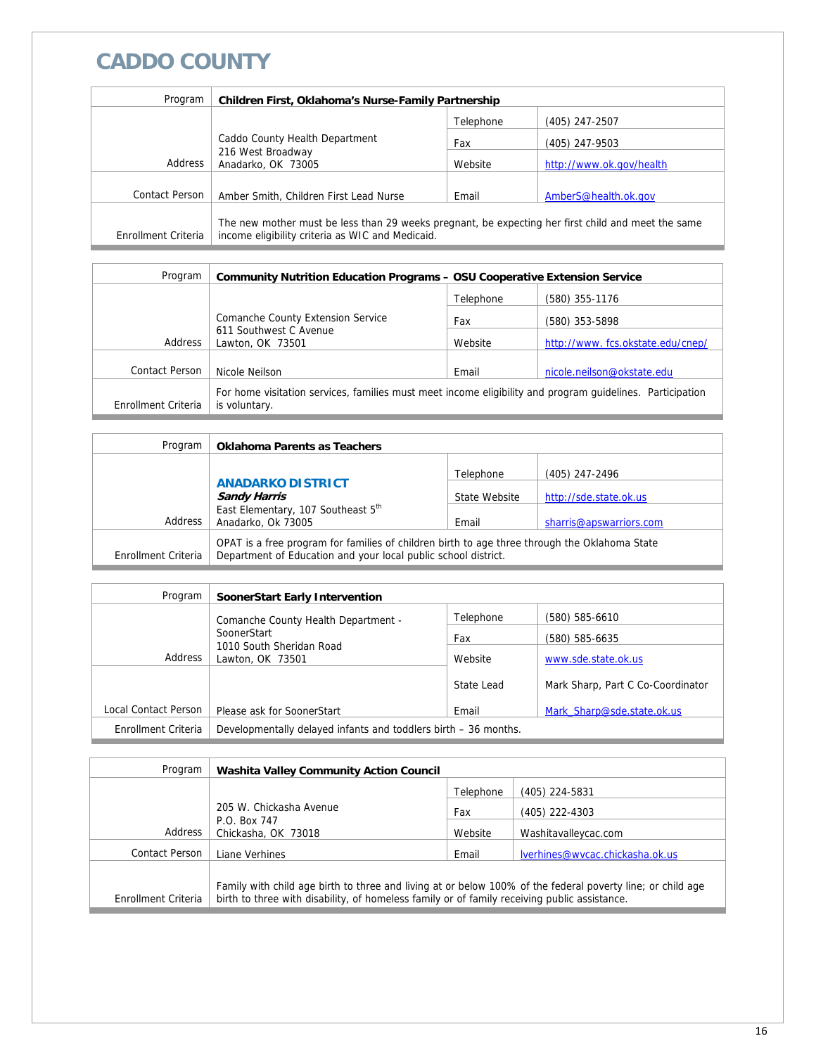# CADDO COUNTY

| Program | Children First, Oklahoma's Nurse-Family Partnership | | |
|---|---|---|---|
| Address | Caddo County Health Department<br>216 West Broadway<br>Anadarko, OK 73005 | Telephone | (405) 247-2507 |
| | | Fax | (405) 247-9503 |
| | | Website | http://www.ok.gov/health |
| Contact Person | Amber Smith, Children First Lead Nurse | Email | AmberS@health.ok.gov |
| Enrollment Criteria | The new mother must be less than 29 weeks pregnant, be expecting her first child and meet the same income eligibility criteria as WIC and Medicaid. | | |

| Program | Community Nutrition Education Programs – OSU Cooperative Extension Service | | |
|---|---|---|---|
| Address | Comanche County Extension Service<br>611 Southwest C Avenue<br>Lawton, OK 73501 | Telephone | (580) 355-1176 |
| | | Fax | (580) 353-5898 |
| | | Website | http://www. fcs.okstate.edu/cnep/ |
| Contact Person | Nicole Neilson | Email | nicole.neilson@okstate.edu |
| Enrollment Criteria | For home visitation services, families must meet income eligibility and program guidelines. Participation is voluntary. | | |

| Program | Oklahoma Parents as Teachers | | |
|---|---|---|---|
| Address | **ANADARKO DISTRICT**<br>***Sandy Harris***<br>East Elementary, 107 Southeast 5th<br>Anadarko, Ok 73005 | Telephone | (405) 247-2496 |
| | | State Website | http://sde.state.ok.us |
| | | Email | sharris@apswarriors.com |
| Enrollment Criteria | OPAT is a free program for families of children birth to age three through the Oklahoma State Department of Education and your local public school district. | | |

| Program | SoonerStart Early Intervention | | |
|---|---|---|---|
| Address | Comanche County Health Department - SoonerStart<br>1010 South Sheridan Road<br>Lawton, OK 73501 | Telephone | (580) 585-6610 |
| | | Fax | (580) 585-6635 |
| | | Website | www.sde.state.ok.us |
| Local Contact Person | Please ask for SoonerStart | State Lead | Mark Sharp, Part C Co-Coordinator |
| | | Email | Mark_Sharp@sde.state.ok.us |
| Enrollment Criteria | Developmentally delayed infants and toddlers birth – 36 months. | | |

| Program | Washita Valley Community Action Council | | |
|---|---|---|---|
| Address | 205 W. Chickasha Avenue<br>P.O. Box 747<br>Chickasha, OK 73018 | Telephone | (405) 224-5831 |
| | | Fax | (405) 222-4303 |
| | | Website | Washitavalleycac.com |
| Contact Person | Liane Verhines | Email | lverhines@wvcac.chickasha.ok.us |
| Enrollment Criteria | Family with child age birth to three and living at or below 100% of the federal poverty line; or child age birth to three with disability, of homeless family or of family receiving public assistance. | | |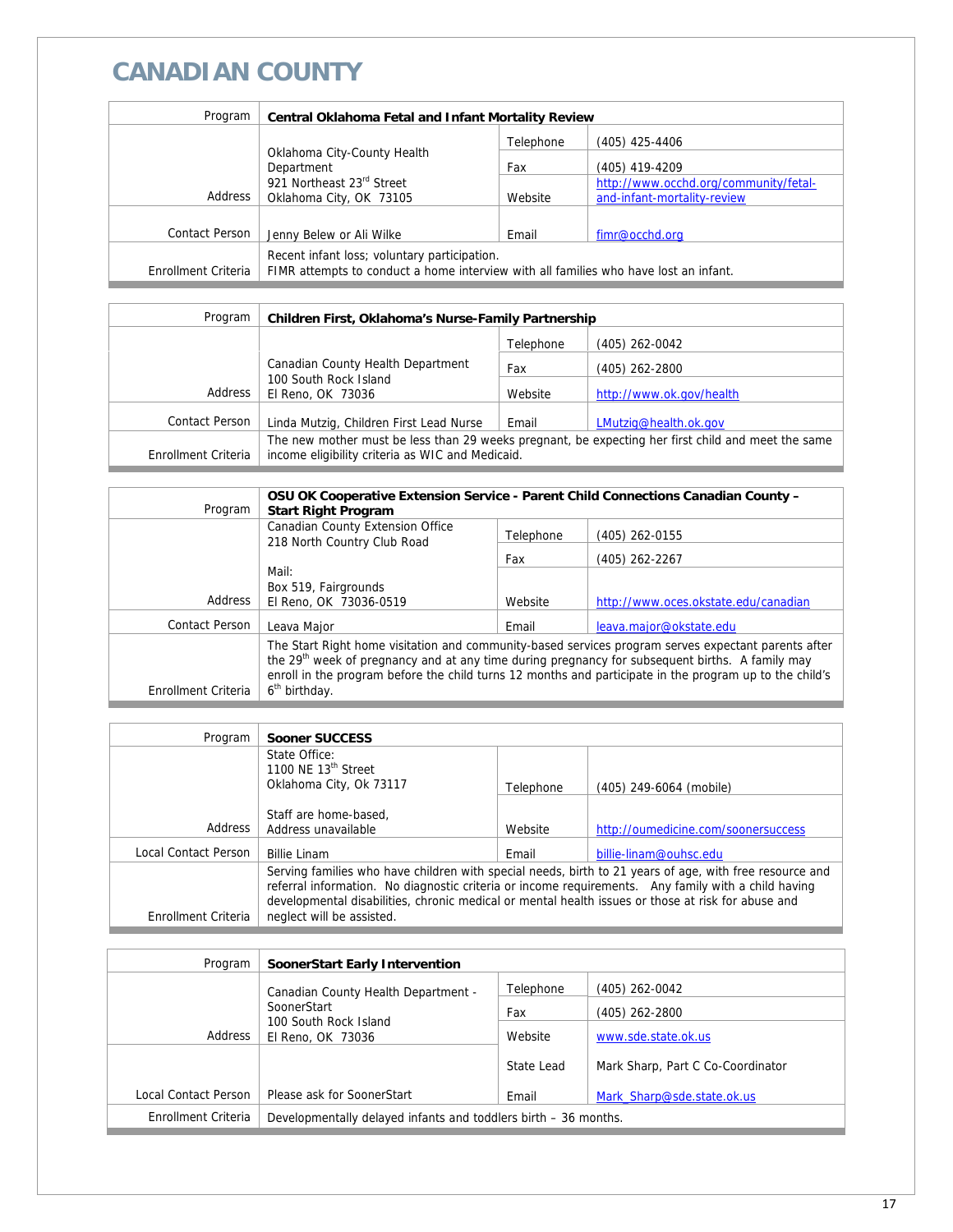# CANADIAN COUNTY

| Program | Central Oklahoma Fetal and Infant Mortality Review | | |
|---|---|---|---|
| Address | Oklahoma City-County Health Department<br>921 Northeast 23rd Street<br>Oklahoma City, OK 73105 | Telephone | (405) 425-4406 |
| | | Fax | (405) 419-4209 |
| | | Website | http://www.occhd.org/community/fetal-and-infant-mortality-review |
| Contact Person | Jenny Belew or Ali Wilke | Email | fimr@occhd.org |
| Enrollment Criteria | Recent infant loss; voluntary participation.<br>FIMR attempts to conduct a home interview with all families who have lost an infant. | | |

| Program | Children First, Oklahoma's Nurse-Family Partnership | | |
|---|---|---|---|
| Address | Canadian County Health Department<br>100 South Rock Island<br>El Reno, OK 73036 | Telephone | (405) 262-0042 |
| | | Fax | (405) 262-2800 |
| | | Website | http://www.ok.gov/health |
| Contact Person | Linda Mutzig, Children First Lead Nurse | Email | LMutzig@health.ok.gov |
| Enrollment Criteria | The new mother must be less than 29 weeks pregnant, be expecting her first child and meet the same income eligibility criteria as WIC and Medicaid. | | |

| Program | OSU OK Cooperative Extension Service - Parent Child Connections Canadian County – Start Right Program | | |
|---|---|---|---|
| Address | Canadian County Extension Office<br>218 North Country Club Road<br><br>Mail:<br>Box 519, Fairgrounds<br>El Reno, OK 73036-0519 | Telephone | (405) 262-0155 |
| | | Fax | (405) 262-2267 |
| | | Website | http://www.oces.okstate.edu/canadian |
| Contact Person | Leava Major | Email | leava.major@okstate.edu |
| Enrollment Criteria | The Start Right home visitation and community-based services program serves expectant parents after the 29th week of pregnancy and at any time during pregnancy for subsequent births. A family may enroll in the program before the child turns 12 months and participate in the program up to the child's 6th birthday. | | |

| Program | Sooner SUCCESS | | |
|---|---|---|---|
| Address | State Office:<br>1100 NE 13th Street<br>Oklahoma City, Ok 73117<br><br>Staff are home-based,<br>Address unavailable | Telephone | (405) 249-6064 (mobile) |
| | | Website | http://oumedicine.com/soonersuccess |
| Local Contact Person | Billie Linam | Email | billie-linam@ouhsc.edu |
| Enrollment Criteria | Serving families who have children with special needs, birth to 21 years of age, with free resource and referral information. No diagnostic criteria or income requirements. Any family with a child having developmental disabilities, chronic medical or mental health issues or those at risk for abuse and neglect will be assisted. | | |

| Program | SoonerStart Early Intervention | | |
|---|---|---|---|
| Address | Canadian County Health Department - SoonerStart<br>100 South Rock Island<br>El Reno, OK 73036 | Telephone | (405) 262-0042 |
| | | Fax | (405) 262-2800 |
| | | Website | www.sde.state.ok.us |
| Local Contact Person | Please ask for SoonerStart | State Lead | Mark Sharp, Part C Co-Coordinator |
| | | Email | Mark_Sharp@sde.state.ok.us |
| Enrollment Criteria | Developmentally delayed infants and toddlers birth – 36 months. | | |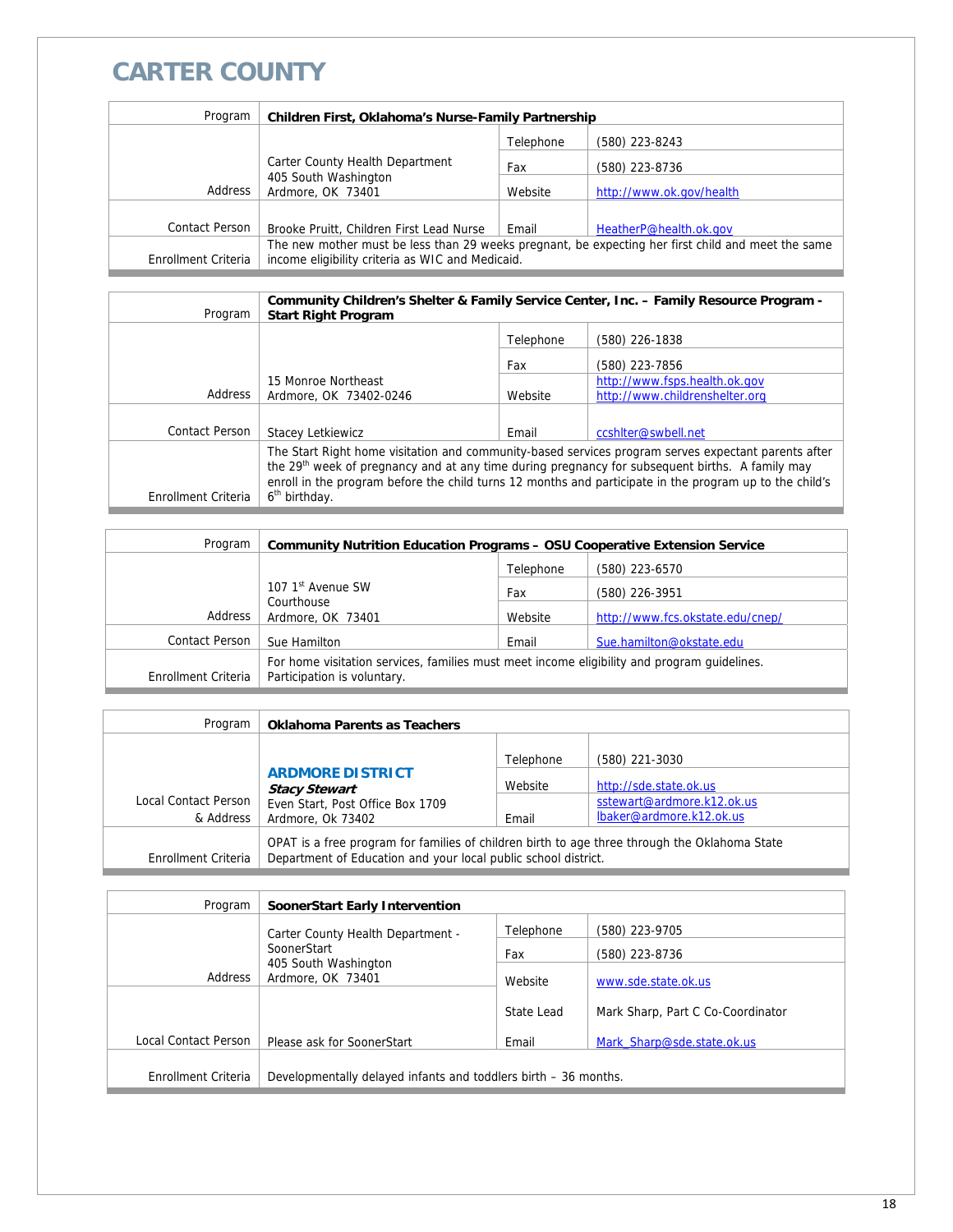# CARTER COUNTY

| Program | **Children First, Oklahoma's Nurse-Family Partnership** | | |
|---|---|---|---|
| Address | Carter County Health Department<br>405 South Washington<br>Ardmore, OK 73401 | Telephone | (580) 223-8243 |
| | | Fax | (580) 223-8736 |
| | | Website | http://www.ok.gov/health |
| Contact Person | Brooke Pruitt, Children First Lead Nurse | Email | HeatherP@health.ok.gov |
| Enrollment Criteria | The new mother must be less than 29 weeks pregnant, be expecting her first child and meet the same income eligibility criteria as WIC and Medicaid. | | |

| Program | **Community Children's Shelter & Family Service Center, Inc. – Family Resource Program - Start Right Program** | | |
|---|---|---|---|
| Address | 15 Monroe Northeast<br>Ardmore, OK 73402-0246 | Telephone | (580) 226-1838 |
| | | Fax | (580) 223-7856 |
| | | Website | http://www.fsps.health.ok.gov<br>http://www.childrenshelter.org |
| Contact Person | Stacey Letkiewicz | Email | ccshlter@swbell.net |
| Enrollment Criteria | The Start Right home visitation and community-based services program serves expectant parents after the 29th week of pregnancy and at any time during pregnancy for subsequent births. A family may enroll in the program before the child turns 12 months and participate in the program up to the child's 6th birthday. | | |

| Program | **Community Nutrition Education Programs – OSU Cooperative Extension Service** | | |
|---|---|---|---|
| Address | 107 1st Avenue SW<br>Courthouse<br>Ardmore, OK 73401 | Telephone | (580) 223-6570 |
| | | Fax | (580) 226-3951 |
| | | Website | http://www.fcs.okstate.edu/cnep/ |
| Contact Person | Sue Hamilton | Email | Sue.hamilton@okstate.edu |
| Enrollment Criteria | For home visitation services, families must meet income eligibility and program guidelines. Participation is voluntary. | | |

| Program | **Oklahoma Parents as Teachers** | | |
|---|---|---|---|
| Local Contact Person & Address | **ARDMORE DISTRICT**<br>***Stacy Stewart***<br>Even Start, Post Office Box 1709<br>Ardmore, Ok 73402 | Telephone | (580) 221-3030 |
| | | Website | http://sde.state.ok.us |
| | | Email | sstewart@ardmore.k12.ok.us<br>lbaker@ardmore.k12.ok.us |
| Enrollment Criteria | OPAT is a free program for families of children birth to age three through the Oklahoma State Department of Education and your local public school district. | | |

| Program | **SoonerStart Early Intervention** | | |
|---|---|---|---|
| Address | Carter County Health Department - SoonerStart<br>405 South Washington<br>Ardmore, OK 73401 | Telephone | (580) 223-9705 |
| | | Fax | (580) 223-8736 |
| | | Website | www.sde.state.ok.us |
| | | State Lead | Mark Sharp, Part C Co-Coordinator |
| Local Contact Person | Please ask for SoonerStart | Email | Mark_Sharp@sde.state.ok.us |
| Enrollment Criteria | Developmentally delayed infants and toddlers birth – 36 months. | | |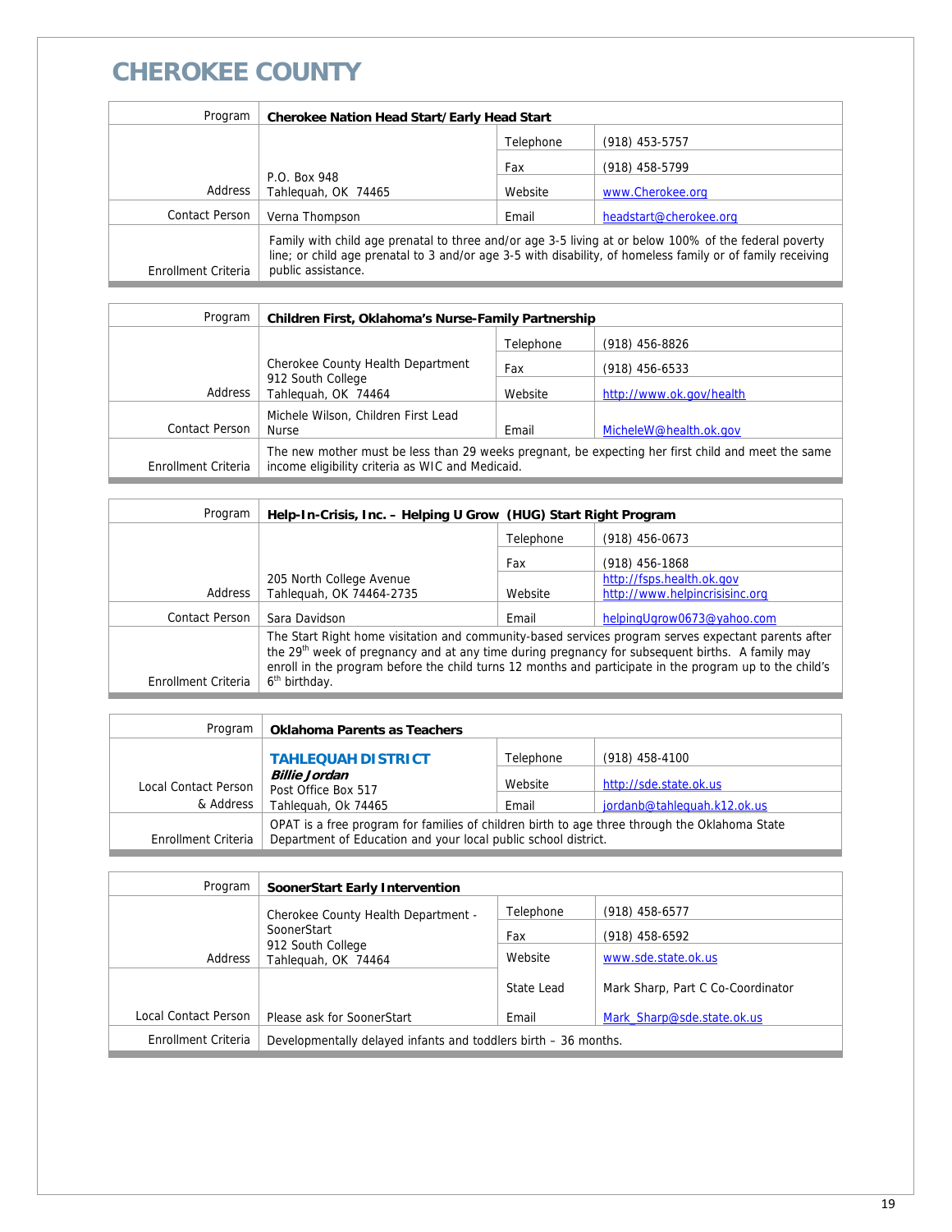# CHEROKEE COUNTY

| Program | Cherokee Nation Head Start/Early Head Start | | |
|---|---|---|---|
| Address | P.O. Box 948<br>Tahlequah, OK 74465 | Telephone | (918) 453-5757 |
| | | Fax | (918) 458-5799 |
| | | Website | www.Cherokee.org |
| Contact Person | Verna Thompson | Email | headstart@cherokee.org |
| Enrollment Criteria | Family with child age prenatal to three and/or age 3-5 living at or below 100% of the federal poverty line; or child age prenatal to 3 and/or age 3-5 with disability, of homeless family or of family receiving public assistance. | | |

| Program | Children First, Oklahoma's Nurse-Family Partnership | | |
|---|---|---|---|
| Address | Cherokee County Health Department<br>912 South College<br>Tahlequah, OK 74464 | Telephone | (918) 456-8826 |
| | | Fax | (918) 456-6533 |
| | | Website | http://www.ok.gov/health |
| Contact Person | Michele Wilson, Children First Lead Nurse | Email | MicheleW@health.ok.gov |
| Enrollment Criteria | The new mother must be less than 29 weeks pregnant, be expecting her first child and meet the same income eligibility criteria as WIC and Medicaid. | | |

| Program | Help-In-Crisis, Inc. – Helping U Grow (HUG) Start Right Program | | |
|---|---|---|---|
| Address | 205 North College Avenue<br>Tahlequah, OK 74464-2735 | Telephone | (918) 456-0673 |
| | | Fax | (918) 456-1868 |
| | | Website | http://fsps.health.ok.gov<br>http://www.helpincrisisinc.org |
| Contact Person | Sara Davidson | Email | helpingUgrow0673@yahoo.com |
| Enrollment Criteria | The Start Right home visitation and community-based services program serves expectant parents after the 29th week of pregnancy and at any time during pregnancy for subsequent births. A family may enroll in the program before the child turns 12 months and participate in the program up to the child's 6th birthday. | | |

| Program | Oklahoma Parents as Teachers | | |
|---|---|---|---|
| Local Contact Person & Address | **TAHLEQUAH DISTRICT**<br>***Billie Jordan***<br>Post Office Box 517<br>Tahlequah, Ok 74465 | Telephone | (918) 458-4100 |
| | | Website | http://sde.state.ok.us |
| | | Email | jordanb@tahlequah.k12.ok.us |
| Enrollment Criteria | OPAT is a free program for families of children birth to age three through the Oklahoma State Department of Education and your local public school district. | | |

| Program | SoonerStart Early Intervention | | |
|---|---|---|---|
| Address | Cherokee County Health Department - SoonerStart<br>912 South College<br>Tahlequah, OK 74464 | Telephone | (918) 458-6577 |
| | | Fax | (918) 458-6592 |
| | | Website | www.sde.state.ok.us |
| Local Contact Person | Please ask for SoonerStart | State Lead | Mark Sharp, Part C Co-Coordinator |
| | | Email | Mark_Sharp@sde.state.ok.us |
| Enrollment Criteria | Developmentally delayed infants and toddlers birth – 36 months. | | |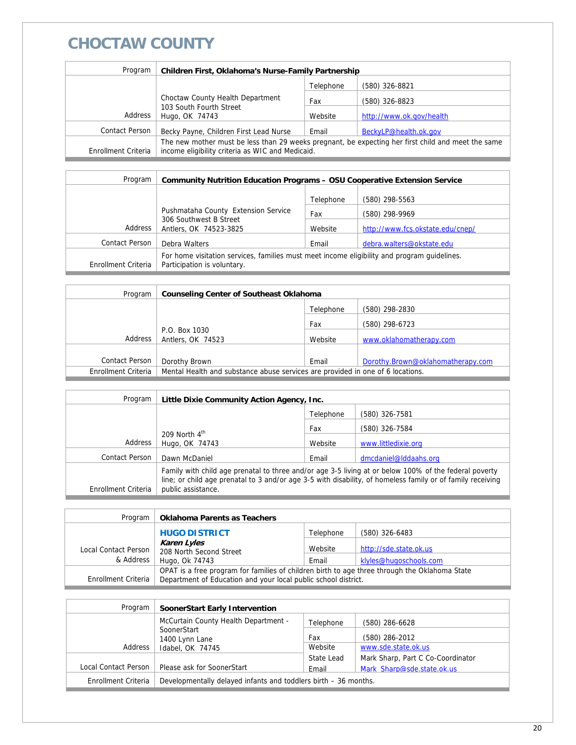# CHOCTAW COUNTY

| Program | Children First, Oklahoma's Nurse-Family Partnership | | |
|---|---|---|---|
| Address | Choctaw County Health Department<br>103 South Fourth Street<br>Hugo, OK 74743 | Telephone | (580) 326-8821 |
| | | Fax | (580) 326-8823 |
| | | Website | http://www.ok.gov/health |
| Contact Person | Becky Payne, Children First Lead Nurse | Email | BeckyLP@health.ok.gov |
| Enrollment Criteria | The new mother must be less than 29 weeks pregnant, be expecting her first child and meet the same income eligibility criteria as WIC and Medicaid. | | |

| Program | Community Nutrition Education Programs – OSU Cooperative Extension Service | | |
|---|---|---|---|
| Address | Pushmataha County Extension Service<br>306 Southwest B Street<br>Antlers, OK 74523-3825 | Telephone | (580) 298-5563 |
| | | Fax | (580) 298-9969 |
| | | Website | http://www.fcs.okstate.edu/cnep/ |
| Contact Person | Debra Walters | Email | debra.walters@okstate.edu |
| Enrollment Criteria | For home visitation services, families must meet income eligibility and program guidelines. Participation is voluntary. | | |

| Program | Counseling Center of Southeast Oklahoma | | |
|---|---|---|---|
| Address | P.O. Box 1030<br>Antlers, OK 74523 | Telephone | (580) 298-2830 |
| | | Fax | (580) 298-6723 |
| | | Website | www.oklahomatherapy.com |
| Contact Person | Dorothy Brown | Email | Dorothy.Brown@oklahomatherapy.com |
| Enrollment Criteria | Mental Health and substance abuse services are provided in one of 6 locations. | | |

| Program | Little Dixie Community Action Agency, Inc. | | |
|---|---|---|---|
| Address | 209 North 4th<br>Hugo, OK 74743 | Telephone | (580) 326-7581 |
| | | Fax | (580) 326-7584 |
| | | Website | www.littledixie.org |
| Contact Person | Dawn McDaniel | Email | dmcdaniel@lddaahs.org |
| Enrollment Criteria | Family with child age prenatal to three and/or age 3-5 living at or below 100% of the federal poverty line; or child age prenatal to 3 and/or age 3-5 with disability, of homeless family or of family receiving public assistance. | | |

| Program | Oklahoma Parents as Teachers | | |
|---|---|---|---|
| Local Contact Person & Address | **HUGO DISTRICT**<br>***Karen Lyles***<br>208 North Second Street<br>Hugo, Ok 74743 | Telephone | (580) 326-6483 |
| | | Website | http://sde.state.ok.us |
| | | Email | klyles@hugoschools.com |
| Enrollment Criteria | OPAT is a free program for families of children birth to age three through the Oklahoma State Department of Education and your local public school district. | | |

| Program | SoonerStart Early Intervention | | |
|---|---|---|---|
| Address | McCurtain County Health Department - SoonerStart<br>1400 Lynn Lane<br>Idabel, OK 74745 | Telephone | (580) 286-6628 |
| | | Fax | (580) 286-2012 |
| | | Website | www.sde.state.ok.us |
| Local Contact Person | Please ask for SoonerStart | State Lead | Mark Sharp, Part C Co-Coordinator |
| | | Email | Mark_Sharp@sde.state.ok.us |
| Enrollment Criteria | Developmentally delayed infants and toddlers birth – 36 months. | | |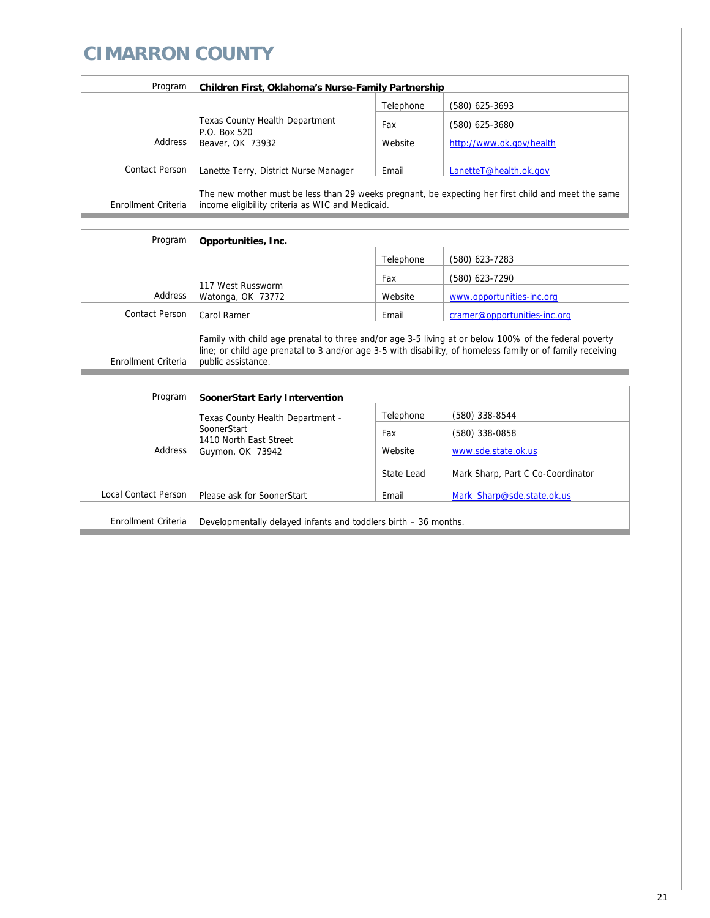# CIMARRON COUNTY

| Program | Children First, Oklahoma's Nurse-Family Partnership | | |
|---|---|---|---|
| Address | Texas County Health Department<br>P.O. Box 520<br>Beaver, OK 73932 | Telephone | (580) 625-3693 |
| | | Fax | (580) 625-3680 |
| | | Website | http://www.ok.gov/health |
| Contact Person | Lanette Terry, District Nurse Manager | Email | LanetteT@health.ok.gov |
| Enrollment Criteria | The new mother must be less than 29 weeks pregnant, be expecting her first child and meet the same income eligibility criteria as WIC and Medicaid. | | |

| Program | Opportunities, Inc. | | |
|---|---|---|---|
| Address | 117 West Russworm<br>Watonga, OK 73772 | Telephone | (580) 623-7283 |
| | | Fax | (580) 623-7290 |
| | | Website | www.opportunities-inc.org |
| Contact Person | Carol Ramer | Email | cramer@opportunities-inc.org |
| Enrollment Criteria | Family with child age prenatal to three and/or age 3-5 living at or below 100% of the federal poverty line; or child age prenatal to 3 and/or age 3-5 with disability, of homeless family or of family receiving public assistance. | | |

| Program | SoonerStart Early Intervention | | |
|---|---|---|---|
| Address | Texas County Health Department - SoonerStart<br>1410 North East Street<br>Guymon, OK 73942 | Telephone | (580) 338-8544 |
| | | Fax | (580) 338-0858 |
| | | Website | www.sde.state.ok.us |
| | | State Lead | Mark Sharp, Part C Co-Coordinator |
| Local Contact Person | Please ask for SoonerStart | Email | Mark_Sharp@sde.state.ok.us |
| Enrollment Criteria | Developmentally delayed infants and toddlers birth – 36 months. | | |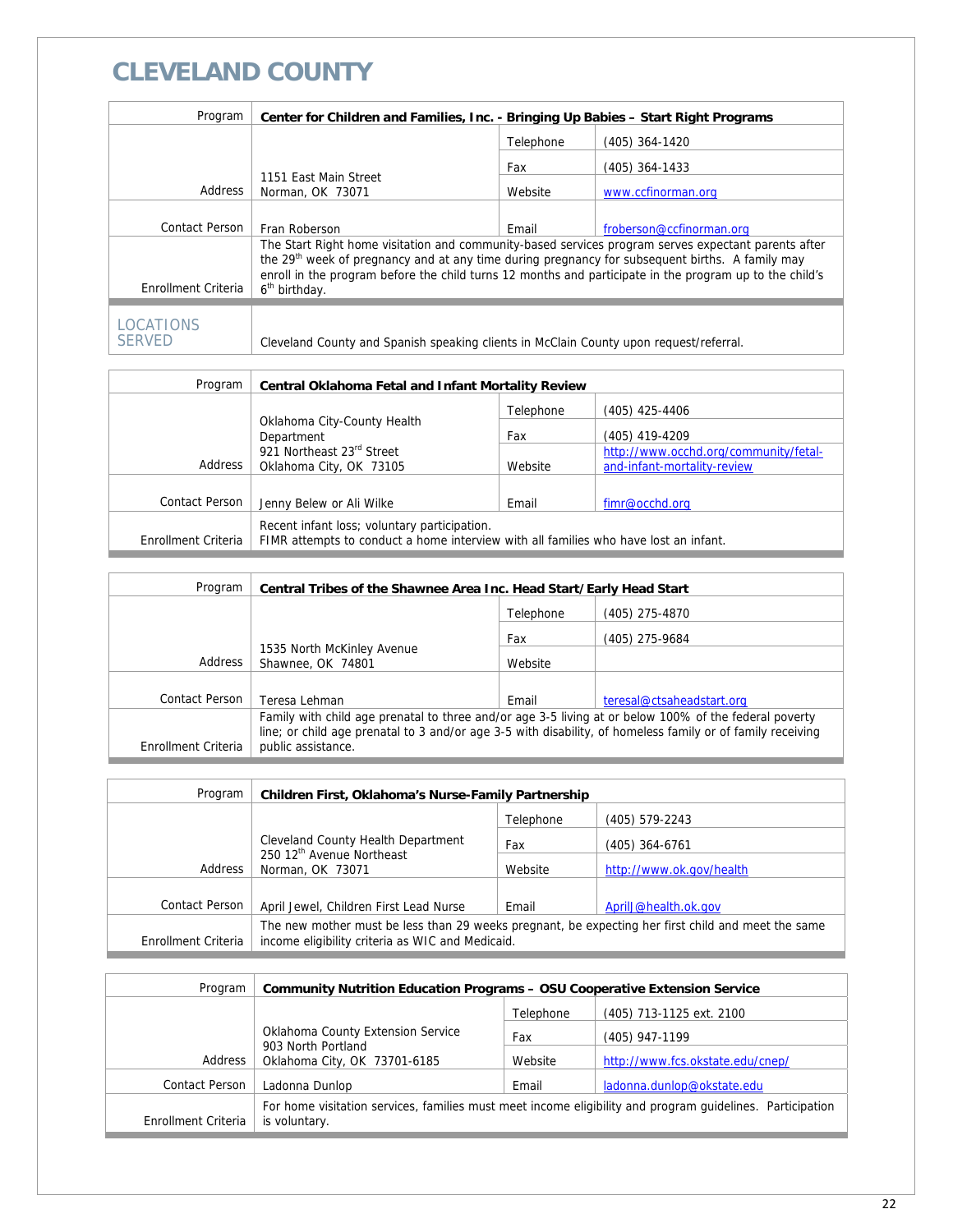# CLEVELAND COUNTY

| Program | Center for Children and Families, Inc. - Bringing Up Babies – Start Right Programs | | |
|---|---|---|---|
| Address | 1151 East Main Street<br>Norman, OK 73071 | Telephone | (405) 364-1420 |
| | | Fax | (405) 364-1433 |
| | | Website | www.ccfinorman.org |
| Contact Person | Fran Roberson | Email | froberson@ccfinorman.org |
| Enrollment Criteria | The Start Right home visitation and community-based services program serves expectant parents after the 29th week of pregnancy and at any time during pregnancy for subsequent births. A family may enroll in the program before the child turns 12 months and participate in the program up to the child's 6th birthday. | | |
| LOCATIONS SERVED | Cleveland County and Spanish speaking clients in McClain County upon request/referral. | | |

| Program | Central Oklahoma Fetal and Infant Mortality Review | | |
|---|---|---|---|
| Address | Oklahoma City-County Health Department<br>921 Northeast 23rd Street<br>Oklahoma City, OK 73105 | Telephone | (405) 425-4406 |
| | | Fax | (405) 419-4209 |
| | | Website | http://www.occhd.org/community/fetal-and-infant-mortality-review |
| Contact Person | Jenny Belew or Ali Wilke | Email | fimr@occhd.org |
| Enrollment Criteria | Recent infant loss; voluntary participation.<br>FIMR attempts to conduct a home interview with all families who have lost an infant. | | |

| Program | Central Tribes of the Shawnee Area Inc. Head Start/Early Head Start | | |
|---|---|---|---|
| Address | 1535 North McKinley Avenue<br>Shawnee, OK 74801 | Telephone | (405) 275-4870 |
| | | Fax | (405) 275-9684 |
| | | Website | |
| Contact Person | Teresa Lehman | Email | teresal@ctsaheadstart.org |
| Enrollment Criteria | Family with child age prenatal to three and/or age 3-5 living at or below 100% of the federal poverty line; or child age prenatal to 3 and/or age 3-5 with disability, of homeless family or of family receiving public assistance. | | |

| Program | Children First, Oklahoma's Nurse-Family Partnership | | |
|---|---|---|---|
| Address | Cleveland County Health Department<br>250 12th Avenue Northeast<br>Norman, OK 73071 | Telephone | (405) 579-2243 |
| | | Fax | (405) 364-6761 |
| | | Website | http://www.ok.gov/health |
| Contact Person | April Jewel, Children First Lead Nurse | Email | AprilJ@health.ok.gov |
| Enrollment Criteria | The new mother must be less than 29 weeks pregnant, be expecting her first child and meet the same income eligibility criteria as WIC and Medicaid. | | |

| Program | Community Nutrition Education Programs – OSU Cooperative Extension Service | | |
|---|---|---|---|
| Address | Oklahoma County Extension Service<br>903 North Portland<br>Oklahoma City, OK 73701-6185 | Telephone | (405) 713-1125 ext. 2100 |
| | | Fax | (405) 947-1199 |
| | | Website | http://www.fcs.okstate.edu/cnep/ |
| Contact Person | Ladonna Dunlop | Email | ladonna.dunlop@okstate.edu |
| Enrollment Criteria | For home visitation services, families must meet income eligibility and program guidelines. Participation is voluntary. | | |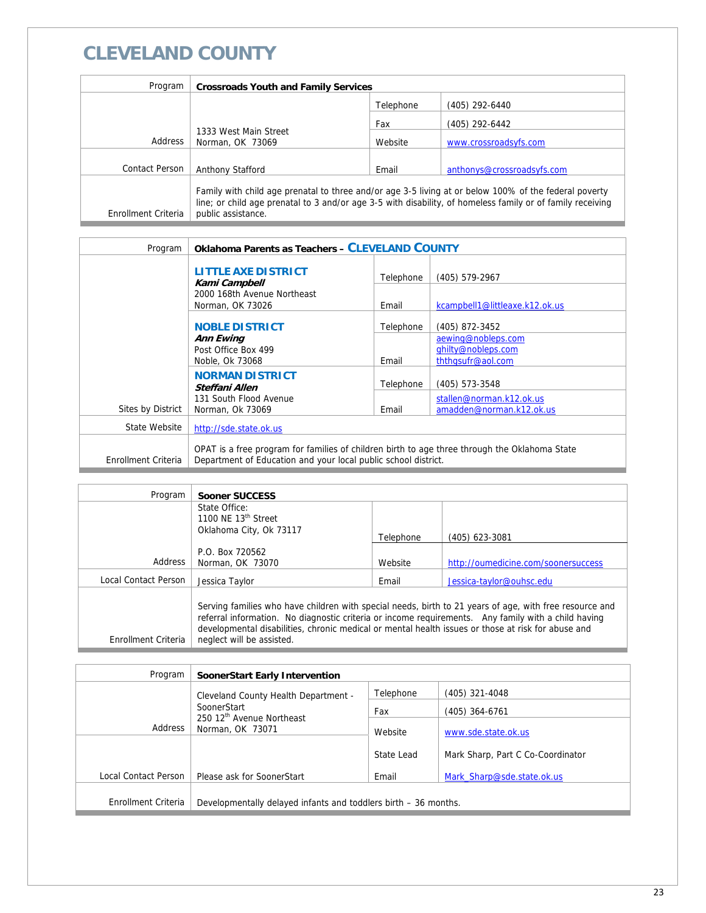# CLEVELAND COUNTY

| Program | Crossroads Youth and Family Services | | |
|---|---|---|---|
| Address | 1333 West Main Street<br>Norman, OK 73069 | Telephone | (405) 292-6440 |
| | | Fax | (405) 292-6442 |
| | | Website | www.crossroadsyfs.com |
| Contact Person | Anthony Stafford | Email | anthonys@crossroadsyfs.com |
| Enrollment Criteria | Family with child age prenatal to three and/or age 3-5 living at or below 100% of the federal poverty line; or child age prenatal to 3 and/or age 3-5 with disability, of homeless family or of family receiving public assistance. | | |

| Program | Oklahoma Parents as Teachers – CLEVELAND COUNTY | | |
|---|---|---|---|
| Sites by District | **LITTLE AXE DISTRICT**<br>***Kami Campbell***<br>2000 168th Avenue Northeast<br>Norman, OK 73026 | Telephone | (405) 579-2967 |
| | | Email | kcampbell1@littleaxe.k12.ok.us |
| | **NOBLE DISTRICT**<br>***Ann Ewing***<br>Post Office Box 499<br>Noble, Ok 73068 | Telephone | (405) 872-3452 |
| | | Email | aewing@nobleps.com<br>ghilty@nobleps.com<br>ththgsufr@aol.com |
| | **NORMAN DISTRICT**<br>***Steffani Allen***<br>131 South Flood Avenue<br>Norman, Ok 73069 | Telephone | (405) 573-3548 |
| | | Email | stallen@norman.k12.ok.us<br>amadden@norman.k12.ok.us |
| State Website | http://sde.state.ok.us | | |
| Enrollment Criteria | OPAT is a free program for families of children birth to age three through the Oklahoma State Department of Education and your local public school district. | | |

| Program | Sooner SUCCESS | | |
|---|---|---|---|
| Address | State Office:<br>1100 NE 13th Street<br>Oklahoma City, Ok 73117<br><br>P.O. Box 720562<br>Norman, OK 73070 | Telephone | (405) 623-3081 |
| | | Website | http://oumedicine.com/soonersuccess |
| Local Contact Person | Jessica Taylor | Email | Jessica-taylor@ouhsc.edu |
| Enrollment Criteria | Serving families who have children with special needs, birth to 21 years of age, with free resource and referral information. No diagnostic criteria or income requirements. Any family with a child having developmental disabilities, chronic medical or mental health issues or those at risk for abuse and neglect will be assisted. | | |

| Program | SoonerStart Early Intervention | | |
|---|---|---|---|
| Address | Cleveland County Health Department - SoonerStart<br>250 12th Avenue Northeast<br>Norman, OK 73071 | Telephone | (405) 321-4048 |
| | | Fax | (405) 364-6761 |
| | | Website | www.sde.state.ok.us |
| Local Contact Person | Please ask for SoonerStart | State Lead | Mark Sharp, Part C Co-Coordinator |
| | | Email | Mark_Sharp@sde.state.ok.us |
| Enrollment Criteria | Developmentally delayed infants and toddlers birth – 36 months. | | |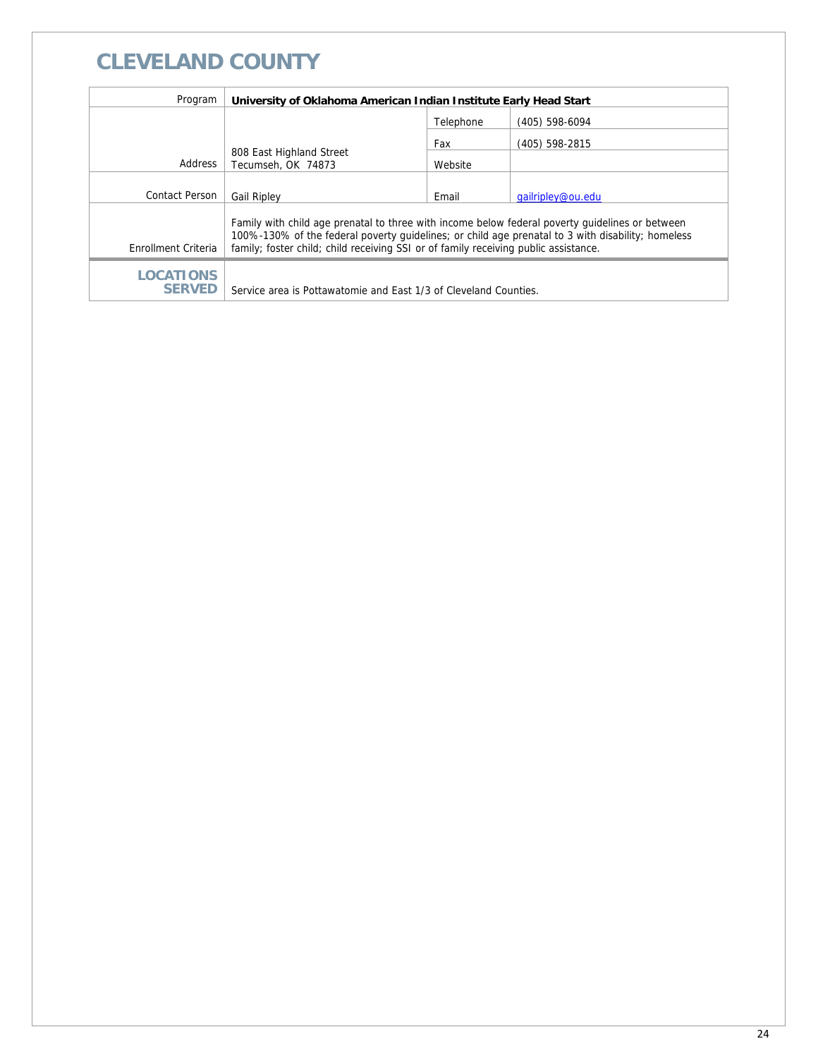# CLEVELAND COUNTY

| Program | University of Oklahoma American Indian Institute Early Head Start | | |
|---|---|---|---|
| Address | 808 East Highland Street<br>Tecumseh, OK 74873 | Telephone | (405) 598-6094 |
| | | Fax | (405) 598-2815 |
| | | Website | |
| Contact Person | Gail Ripley | Email | gailripley@ou.edu |
| Enrollment Criteria | Family with child age prenatal to three with income below federal poverty guidelines or between 100%-130% of the federal poverty guidelines; or child age prenatal to 3 with disability; homeless family; foster child; child receiving SSI or of family receiving public assistance. | | |
| **LOCATIONS SERVED** | Service area is Pottawatomie and East 1/3 of Cleveland Counties. | | |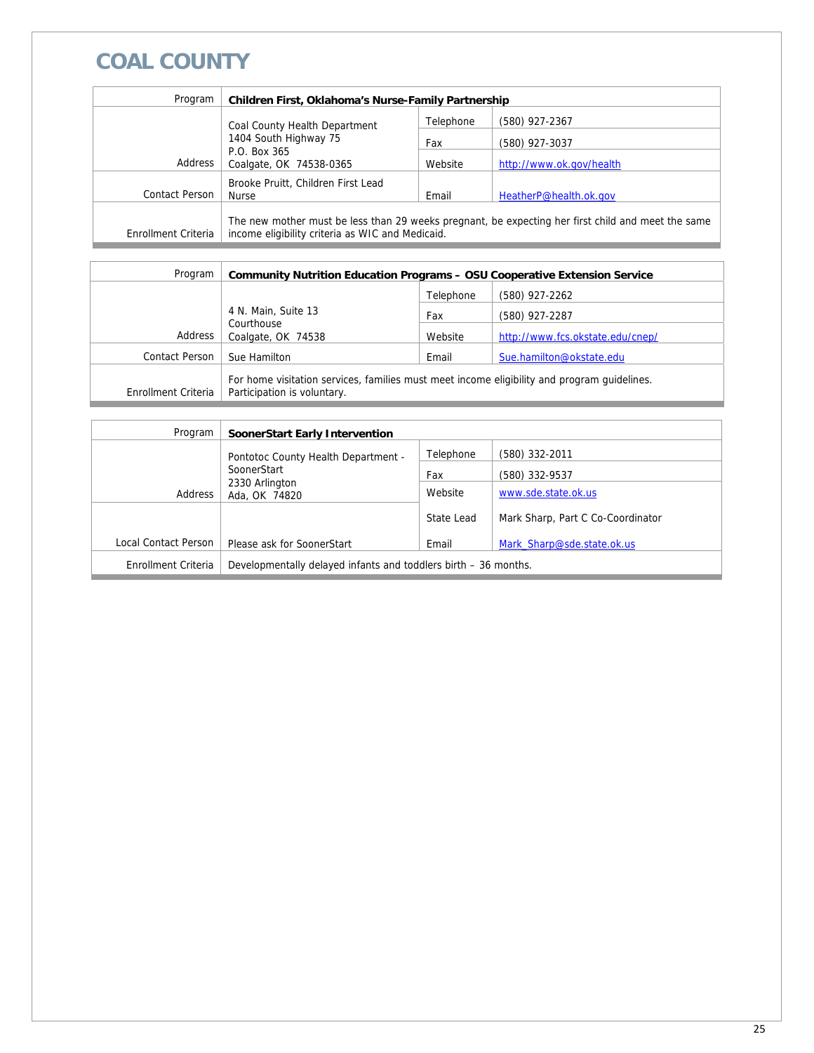# COAL COUNTY

| Program | Children First, Oklahoma's Nurse-Family Partnership | | |
|---|---|---|---|
| Address | Coal County Health Department<br>1404 South Highway 75<br>P.O. Box 365<br>Coalgate, OK 74538-0365 | Telephone | (580) 927-2367 |
| | | Fax | (580) 927-3037 |
| | | Website | http://www.ok.gov/health |
| Contact Person | Brooke Pruitt, Children First Lead Nurse | Email | HeatherP@health.ok.gov |
| Enrollment Criteria | The new mother must be less than 29 weeks pregnant, be expecting her first child and meet the same income eligibility criteria as WIC and Medicaid. | | |

| Program | Community Nutrition Education Programs – OSU Cooperative Extension Service | | |
|---|---|---|---|
| Address | 4 N. Main, Suite 13<br>Courthouse<br>Coalgate, OK 74538 | Telephone | (580) 927-2262 |
| | | Fax | (580) 927-2287 |
| | | Website | http://www.fcs.okstate.edu/cnep/ |
| Contact Person | Sue Hamilton | Email | Sue.hamilton@okstate.edu |
| Enrollment Criteria | For home visitation services, families must meet income eligibility and program guidelines. Participation is voluntary. | | |

| Program | SoonerStart Early Intervention | | |
|---|---|---|---|
| Address | Pontotoc County Health Department - SoonerStart<br>2330 Arlington<br>Ada, OK 74820 | Telephone | (580) 332-2011 |
| | | Fax | (580) 332-9537 |
| | | Website | www.sde.state.ok.us |
| Local Contact Person | Please ask for SoonerStart | State Lead | Mark Sharp, Part C Co-Coordinator |
| | | Email | Mark_Sharp@sde.state.ok.us |
| Enrollment Criteria | Developmentally delayed infants and toddlers birth – 36 months. | | |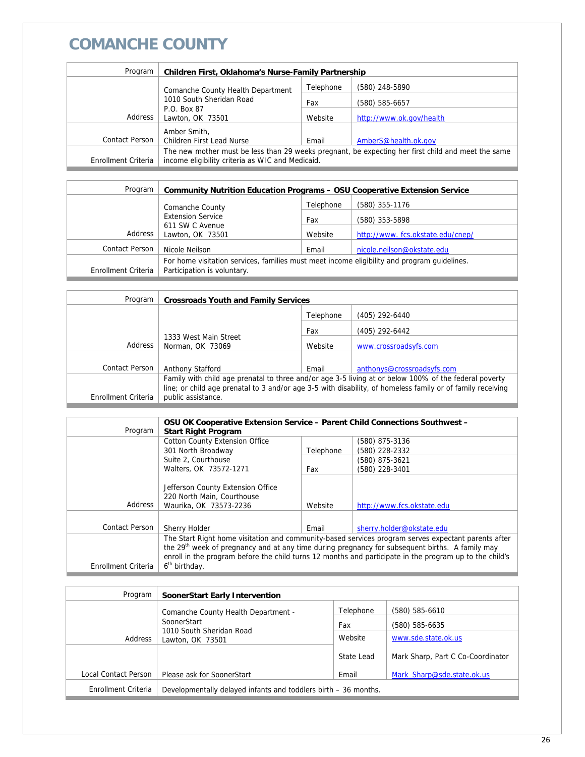# COMANCHE COUNTY

| Program | Children First, Oklahoma's Nurse-Family Partnership | | |
|---|---|---|---|
| Address | Comanche County Health Department<br>1010 South Sheridan Road<br>P.O. Box 87<br>Lawton, OK 73501 | Telephone | (580) 248-5890 |
| | | Fax | (580) 585-6657 |
| | | Website | http://www.ok.gov/health |
| Contact Person | Amber Smith,<br>Children First Lead Nurse | Email | AmberS@health.ok.gov |
| Enrollment Criteria | The new mother must be less than 29 weeks pregnant, be expecting her first child and meet the same income eligibility criteria as WIC and Medicaid. | | |

| Program | Community Nutrition Education Programs – OSU Cooperative Extension Service | | |
|---|---|---|---|
| Address | Comanche County<br>Extension Service<br>611 SW C Avenue<br>Lawton, OK 73501 | Telephone | (580) 355-1176 |
| | | Fax | (580) 353-5898 |
| | | Website | http://www. fcs.okstate.edu/cnep/ |
| Contact Person | Nicole Neilson | Email | nicole.neilson@okstate.edu |
| Enrollment Criteria | For home visitation services, families must meet income eligibility and program guidelines. Participation is voluntary. | | |

| Program | Crossroads Youth and Family Services | | |
|---|---|---|---|
| Address | 1333 West Main Street<br>Norman, OK 73069 | Telephone | (405) 292-6440 |
| | | Fax | (405) 292-6442 |
| | | Website | www.crossroadsyfs.com |
| Contact Person | Anthony Stafford | Email | anthonys@crossroadsyfs.com |
| Enrollment Criteria | Family with child age prenatal to three and/or age 3-5 living at or below 100% of the federal poverty line; or child age prenatal to 3 and/or age 3-5 with disability, of homeless family or of family receiving public assistance. | | |

| Program | OSU OK Cooperative Extension Service – Parent Child Connections Southwest – Start Right Program | | |
|---|---|---|---|
| Address | Cotton County Extension Office<br>301 North Broadway<br>Suite 2, Courthouse<br>Walters, OK 73572-1271<br><br>Jefferson County Extension Office<br>220 North Main, Courthouse<br>Waurika, OK 73573-2236 | Telephone | (580) 875-3136<br>(580) 228-2332 |
| | | Fax | (580) 875-3621<br>(580) 228-3401 |
| | | Website | http://www.fcs.okstate.edu |
| Contact Person | Sherry Holder | Email | sherry.holder@okstate.edu |
| Enrollment Criteria | The Start Right home visitation and community-based services program serves expectant parents after the 29th week of pregnancy and at any time during pregnancy for subsequent births. A family may enroll in the program before the child turns 12 months and participate in the program up to the child's 6th birthday. | | |

| Program | SoonerStart Early Intervention | | |
|---|---|---|---|
| Address | Comanche County Health Department - SoonerStart<br>1010 South Sheridan Road<br>Lawton, OK 73501 | Telephone | (580) 585-6610 |
| | | Fax | (580) 585-6635 |
| | | Website | www.sde.state.ok.us |
| Local Contact Person | Please ask for SoonerStart | State Lead | Mark Sharp, Part C Co-Coordinator |
| | | Email | Mark_Sharp@sde.state.ok.us |
| Enrollment Criteria | Developmentally delayed infants and toddlers birth – 36 months. | | |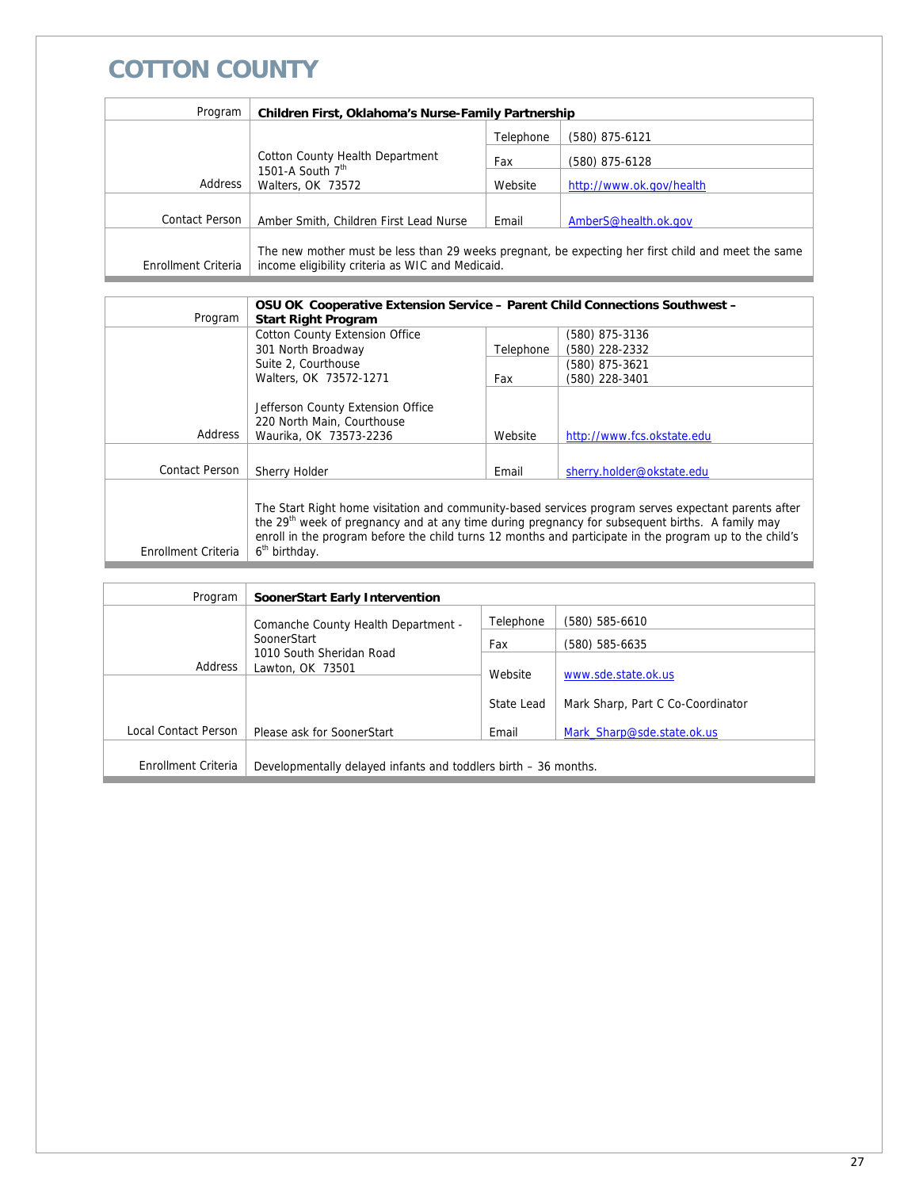# COTTON COUNTY

| Program | Children First, Oklahoma's Nurse-Family Partnership | | |
|---|---|---|---|
| Address | Cotton County Health Department<br>1501-A South 7th<br>Walters, OK 73572 | Telephone | (580) 875-6121 |
| | | Fax | (580) 875-6128 |
| | | Website | http://www.ok.gov/health |
| Contact Person | Amber Smith, Children First Lead Nurse | Email | AmberS@health.ok.gov |
| Enrollment Criteria | The new mother must be less than 29 weeks pregnant, be expecting her first child and meet the same income eligibility criteria as WIC and Medicaid. | | |

| Program | OSU OK Cooperative Extension Service – Parent Child Connections Southwest – Start Right Program | | |
|---|---|---|---|
| Address | Cotton County Extension Office<br>301 North Broadway<br>Suite 2, Courthouse<br>Walters, OK 73572-1271<br><br>Jefferson County Extension Office<br>220 North Main, Courthouse<br>Waurika, OK 73573-2236 | Telephone | (580) 875-3136<br>(580) 228-2332 |
| | | Fax | (580) 875-3621<br>(580) 228-3401 |
| | | Website | http://www.fcs.okstate.edu |
| Contact Person | Sherry Holder | Email | sherry.holder@okstate.edu |
| Enrollment Criteria | The Start Right home visitation and community-based services program serves expectant parents after the 29th week of pregnancy and at any time during pregnancy for subsequent births. A family may enroll in the program before the child turns 12 months and participate in the program up to the child's 6th birthday. | | |

| Program | SoonerStart Early Intervention | | |
|---|---|---|---|
| Address | Comanche County Health Department - SoonerStart<br>1010 South Sheridan Road<br>Lawton, OK 73501 | Telephone | (580) 585-6610 |
| | | Fax | (580) 585-6635 |
| | | Website | www.sde.state.ok.us |
| | | State Lead | Mark Sharp, Part C Co-Coordinator |
| Local Contact Person | Please ask for SoonerStart | Email | Mark_Sharp@sde.state.ok.us |
| Enrollment Criteria | Developmentally delayed infants and toddlers birth – 36 months. | | |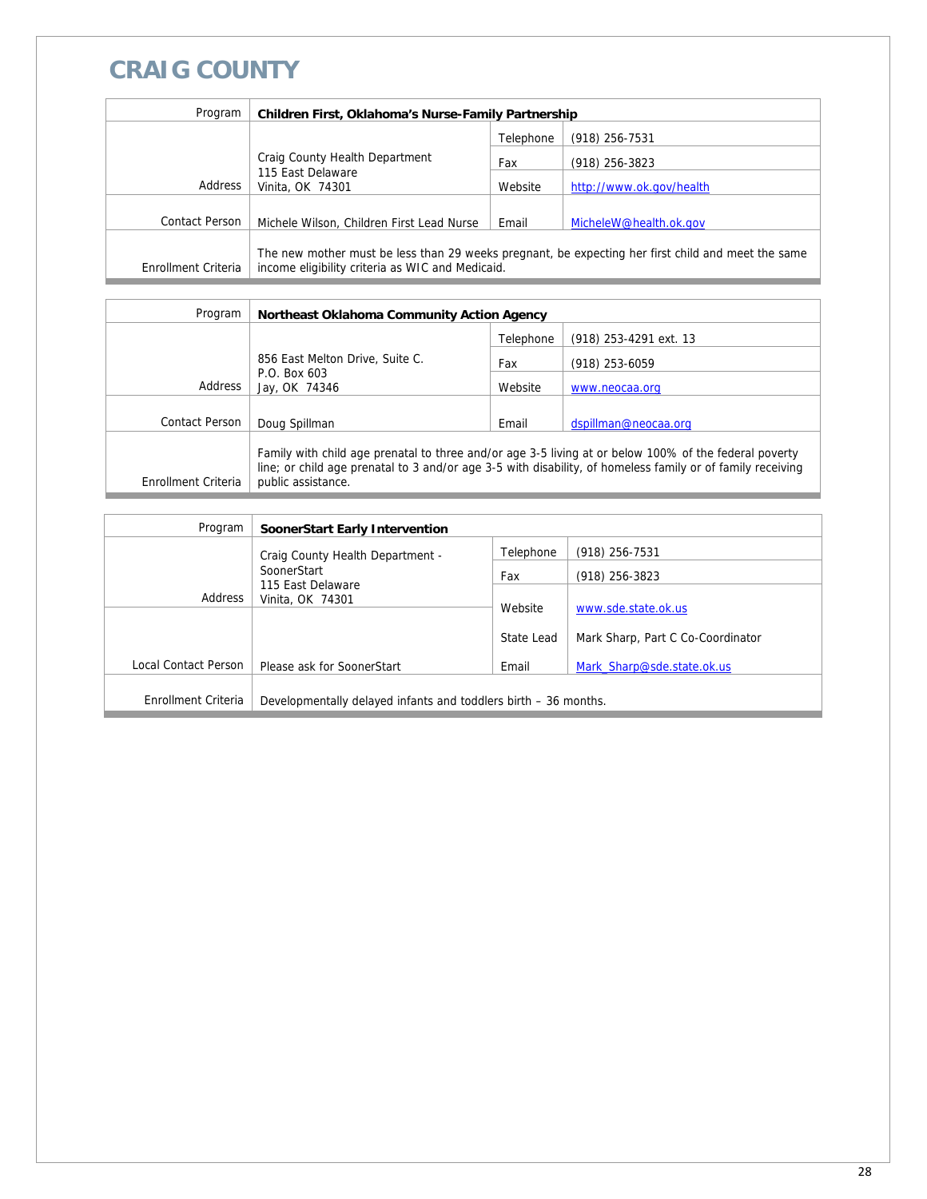# CRAIG COUNTY

| Program | **Children First, Oklahoma's Nurse-Family Partnership** | | |
|---|---|---|---|
| Address | Craig County Health Department<br>115 East Delaware<br>Vinita, OK 74301 | Telephone | (918) 256-7531 |
| | | Fax | (918) 256-3823 |
| | | Website | http://www.ok.gov/health |
| Contact Person | Michele Wilson, Children First Lead Nurse | Email | MicheleW@health.ok.gov |
| Enrollment Criteria | The new mother must be less than 29 weeks pregnant, be expecting her first child and meet the same income eligibility criteria as WIC and Medicaid. | | |

| Program | **Northeast Oklahoma Community Action Agency** | | |
|---|---|---|---|
| Address | 856 East Melton Drive, Suite C.<br>P.O. Box 603<br>Jay, OK 74346 | Telephone | (918) 253-4291 ext. 13 |
| | | Fax | (918) 253-6059 |
| | | Website | www.neocaa.org |
| Contact Person | Doug Spillman | Email | dspillman@neocaa.org |
| Enrollment Criteria | Family with child age prenatal to three and/or age 3-5 living at or below 100% of the federal poverty line; or child age prenatal to 3 and/or age 3-5 with disability, of homeless family or of family receiving public assistance. | | |

| Program | **SoonerStart Early Intervention** | | |
|---|---|---|---|
| Address | Craig County Health Department - SoonerStart<br>115 East Delaware<br>Vinita, OK 74301 | Telephone | (918) 256-7531 |
| | | Fax | (918) 256-3823 |
| | | Website | www.sde.state.ok.us |
| | | State Lead | Mark Sharp, Part C Co-Coordinator |
| Local Contact Person | Please ask for SoonerStart | Email | Mark_Sharp@sde.state.ok.us |
| Enrollment Criteria | Developmentally delayed infants and toddlers birth – 36 months. | | |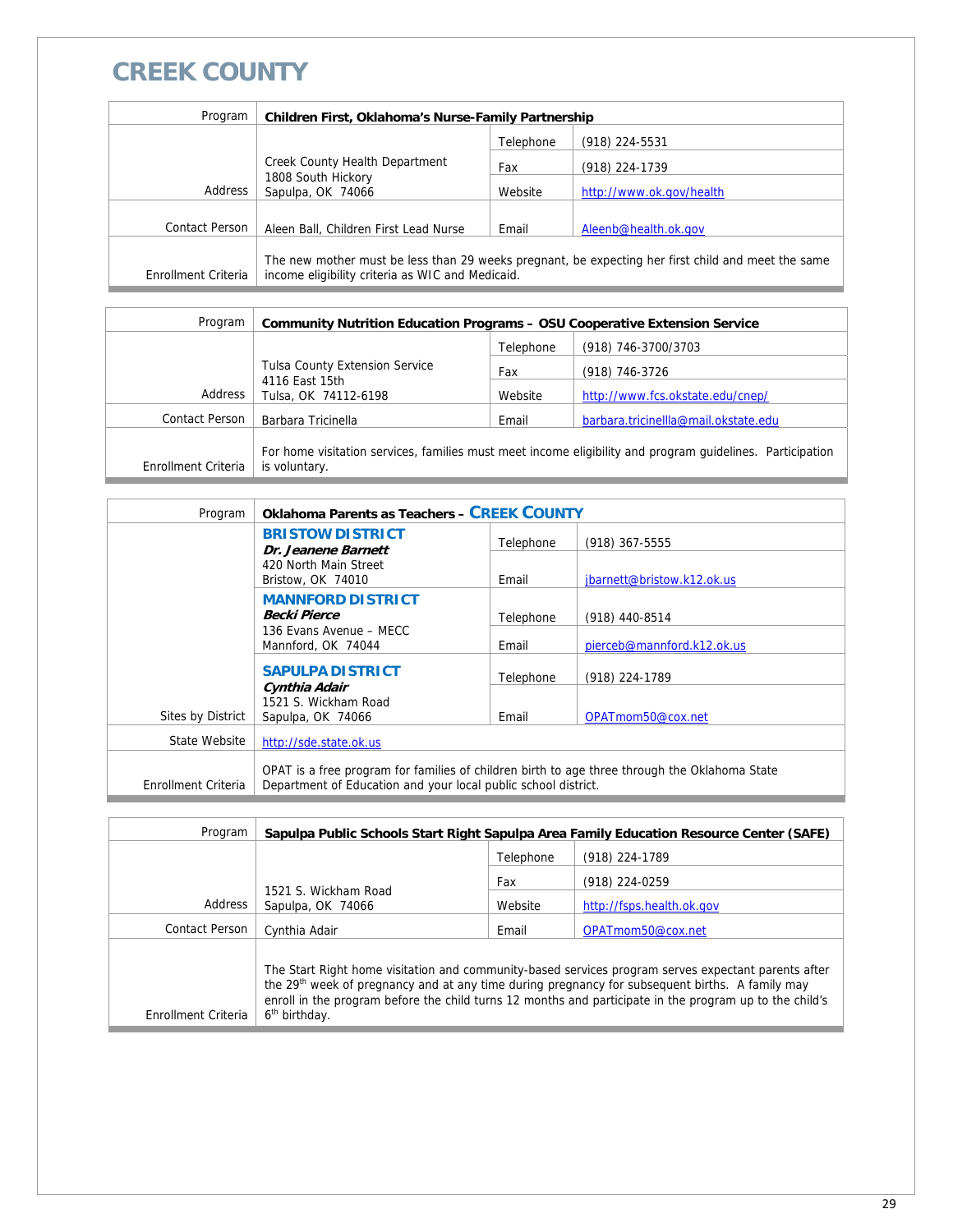# CREEK COUNTY

| Program | **Children First, Oklahoma's Nurse-Family Partnership** | | |
|---|---|---|---|
| Address | Creek County Health Department<br>1808 South Hickory<br>Sapulpa, OK 74066 | Telephone | (918) 224-5531 |
| | | Fax | (918) 224-1739 |
| | | Website | http://www.ok.gov/health |
| Contact Person | Aleen Ball, Children First Lead Nurse | Email | Aleenb@health.ok.gov |
| Enrollment Criteria | The new mother must be less than 29 weeks pregnant, be expecting her first child and meet the same income eligibility criteria as WIC and Medicaid. | | |

| Program | **Community Nutrition Education Programs – OSU Cooperative Extension Service** | | |
|---|---|---|---|
| Address | Tulsa County Extension Service<br>4116 East 15th<br>Tulsa, OK 74112-6198 | Telephone | (918) 746-3700/3703 |
| | | Fax | (918) 746-3726 |
| | | Website | http://www.fcs.okstate.edu/cnep/ |
| Contact Person | Barbara Tricinella | Email | barbara.tricinellla@mail.okstate.edu |
| Enrollment Criteria | For home visitation services, families must meet income eligibility and program guidelines. Participation is voluntary. | | |

| Program | **Oklahoma Parents as Teachers – CREEK COUNTY** | | |
|---|---|---|---|
| Sites by District | **BRISTOW DISTRICT**<br>***Dr. Jeanene Barnett***<br>420 North Main Street<br>Bristow, OK 74010 | Telephone | (918) 367-5555 |
| | | Email | jbarnett@bristow.k12.ok.us |
| | **MANNFORD DISTRICT**<br>***Becki Pierce***<br>136 Evans Avenue – MECC<br>Mannford, OK 74044 | Telephone | (918) 440-8514 |
| | | Email | pierceb@mannford.k12.ok.us |
| | **SAPULPA DISTRICT**<br>***Cynthia Adair***<br>1521 S. Wickham Road<br>Sapulpa, OK 74066 | Telephone | (918) 224-1789 |
| | | Email | OPATmom50@cox.net |
| State Website | http://sde.state.ok.us | | |
| Enrollment Criteria | OPAT is a free program for families of children birth to age three through the Oklahoma State Department of Education and your local public school district. | | |

| Program | **Sapulpa Public Schools Start Right Sapulpa Area Family Education Resource Center (SAFE)** | | |
|---|---|---|---|
| Address | 1521 S. Wickham Road<br>Sapulpa, OK 74066 | Telephone | (918) 224-1789 |
| | | Fax | (918) 224-0259 |
| | | Website | http://fsps.health.ok.gov |
| Contact Person | Cynthia Adair | Email | OPATmom50@cox.net |
| Enrollment Criteria | The Start Right home visitation and community-based services program serves expectant parents after the 29th week of pregnancy and at any time during pregnancy for subsequent births. A family may enroll in the program before the child turns 12 months and participate in the program up to the child's 6th birthday. | | |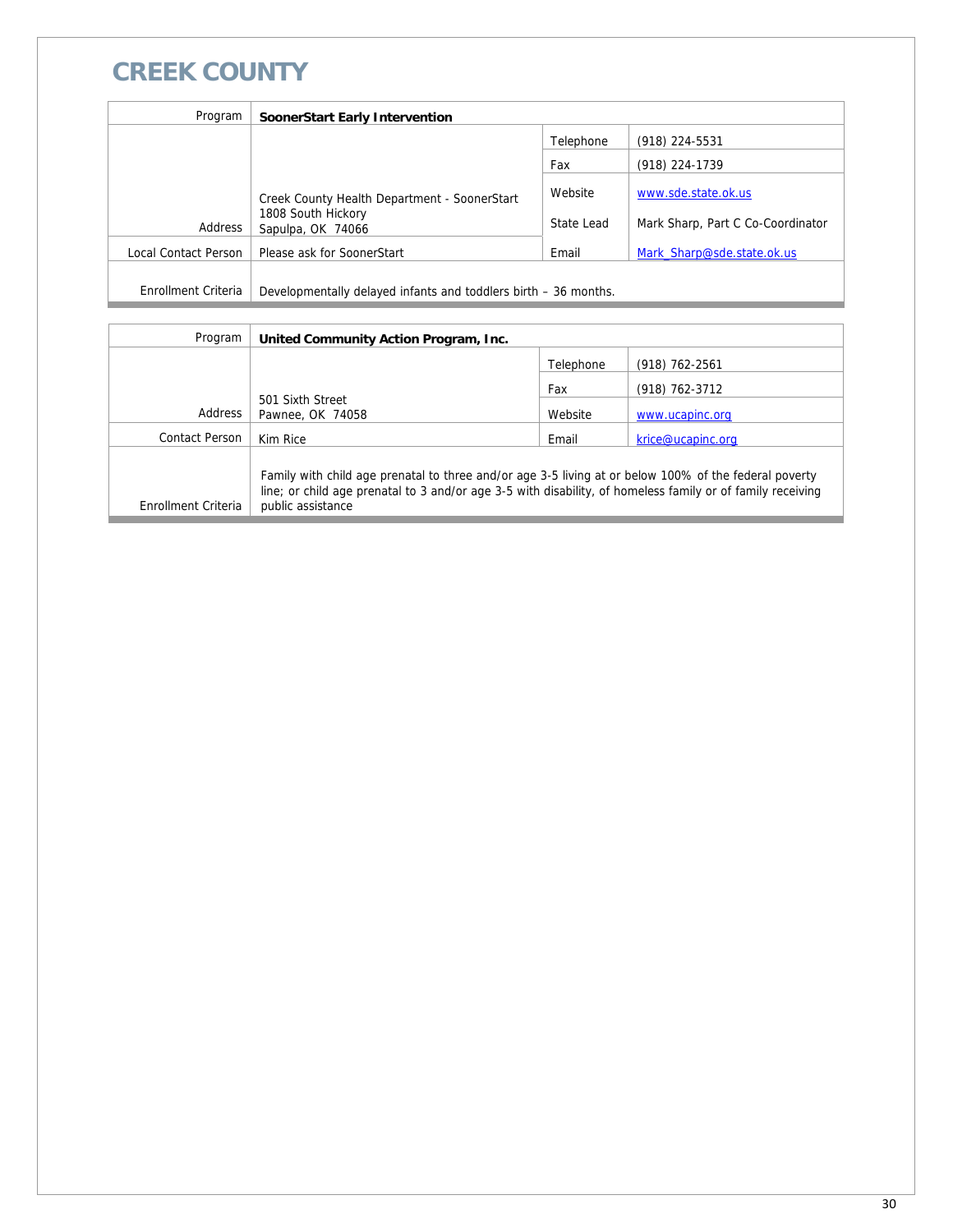# CREEK COUNTY

| Program | SoonerStart Early Intervention | | |
|---|---|---|---|
| Address | Creek County Health Department - SoonerStart<br>1808 South Hickory<br>Sapulpa, OK 74066 | Telephone | (918) 224-5531 |
| | | Fax | (918) 224-1739 |
| | | Website | www.sde.state.ok.us |
| | | State Lead | Mark Sharp, Part C Co-Coordinator |
| Local Contact Person | Please ask for SoonerStart | Email | Mark_Sharp@sde.state.ok.us |
| Enrollment Criteria | Developmentally delayed infants and toddlers birth – 36 months. | | |

| Program | United Community Action Program, Inc. | | |
|---|---|---|---|
| Address | 501 Sixth Street<br>Pawnee, OK 74058 | Telephone | (918) 762-2561 |
| | | Fax | (918) 762-3712 |
| | | Website | www.ucapinc.org |
| Contact Person | Kim Rice | Email | krice@ucapinc.org |
| Enrollment Criteria | Family with child age prenatal to three and/or age 3-5 living at or below 100% of the federal poverty line; or child age prenatal to 3 and/or age 3-5 with disability, of homeless family or of family receiving public assistance | | |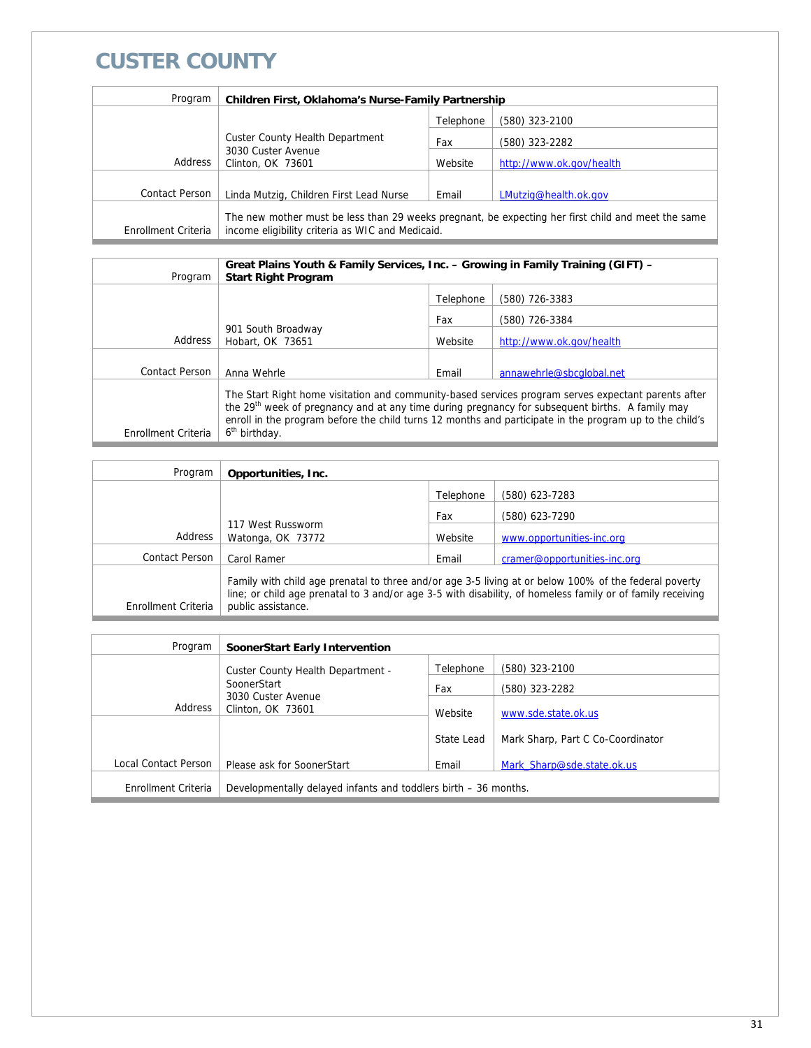# CUSTER COUNTY

| Program | Children First, Oklahoma's Nurse-Family Partnership | | |
|---|---|---|---|
| Address | Custer County Health Department<br>3030 Custer Avenue<br>Clinton, OK 73601 | Telephone | (580) 323-2100 |
| | | Fax | (580) 323-2282 |
| | | Website | http://www.ok.gov/health |
| Contact Person | Linda Mutzig, Children First Lead Nurse | Email | LMutzig@health.ok.gov |
| Enrollment Criteria | The new mother must be less than 29 weeks pregnant, be expecting her first child and meet the same income eligibility criteria as WIC and Medicaid. | | |

| Program | Great Plains Youth & Family Services, Inc. – Growing in Family Training (GIFT) – Start Right Program | | |
|---|---|---|---|
| Address | 901 South Broadway<br>Hobart, OK 73651 | Telephone | (580) 726-3383 |
| | | Fax | (580) 726-3384 |
| | | Website | http://www.ok.gov/health |
| Contact Person | Anna Wehrle | Email | annawehrle@sbcglobal.net |
| Enrollment Criteria | The Start Right home visitation and community-based services program serves expectant parents after the 29th week of pregnancy and at any time during pregnancy for subsequent births. A family may enroll in the program before the child turns 12 months and participate in the program up to the child's 6th birthday. | | |

| Program | Opportunities, Inc. | | |
|---|---|---|---|
| Address | 117 West Russworm<br>Watonga, OK 73772 | Telephone | (580) 623-7283 |
| | | Fax | (580) 623-7290 |
| | | Website | www.opportunities-inc.org |
| Contact Person | Carol Ramer | Email | cramer@opportunities-inc.org |
| Enrollment Criteria | Family with child age prenatal to three and/or age 3-5 living at or below 100% of the federal poverty line; or child age prenatal to 3 and/or age 3-5 with disability, of homeless family or of family receiving public assistance. | | |

| Program | SoonerStart Early Intervention | | |
|---|---|---|---|
| Address | Custer County Health Department - SoonerStart<br>3030 Custer Avenue<br>Clinton, OK 73601 | Telephone | (580) 323-2100 |
| | | Fax | (580) 323-2282 |
| | | Website | www.sde.state.ok.us |
| | | State Lead | Mark Sharp, Part C Co-Coordinator |
| Local Contact Person | Please ask for SoonerStart | Email | Mark_Sharp@sde.state.ok.us |
| Enrollment Criteria | Developmentally delayed infants and toddlers birth – 36 months. | | |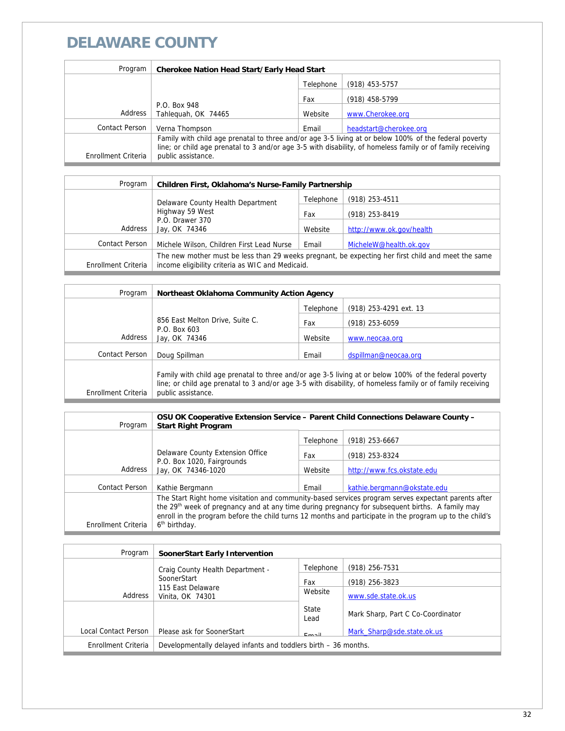# DELAWARE COUNTY

| Program | **Cherokee Nation Head Start/Early Head Start** | | |
|---|---|---|---|
| Address | P.O. Box 948<br>Tahlequah, OK 74465 | Telephone | (918) 453-5757 |
| | | Fax | (918) 458-5799 |
| | | Website | www.Cherokee.org |
| Contact Person | Verna Thompson | Email | headstart@cherokee.org |
| Enrollment Criteria | Family with child age prenatal to three and/or age 3-5 living at or below 100% of the federal poverty line; or child age prenatal to 3 and/or age 3-5 with disability, of homeless family or of family receiving public assistance. | | |

| Program | **Children First, Oklahoma's Nurse-Family Partnership** | | |
|---|---|---|---|
| Address | Delaware County Health Department<br>Highway 59 West<br>P.O. Drawer 370<br>Jay, OK 74346 | Telephone | (918) 253-4511 |
| | | Fax | (918) 253-8419 |
| | | Website | http://www.ok.gov/health |
| Contact Person | Michele Wilson, Children First Lead Nurse | Email | MicheleW@health.ok.gov |
| Enrollment Criteria | The new mother must be less than 29 weeks pregnant, be expecting her first child and meet the same income eligibility criteria as WIC and Medicaid. | | |

| Program | **Northeast Oklahoma Community Action Agency** | | |
|---|---|---|---|
| Address | 856 East Melton Drive, Suite C.<br>P.O. Box 603<br>Jay, OK 74346 | Telephone | (918) 253-4291 ext. 13 |
| | | Fax | (918) 253-6059 |
| | | Website | www.neocaa.org |
| Contact Person | Doug Spillman | Email | dspillman@neocaa.org |
| Enrollment Criteria | Family with child age prenatal to three and/or age 3-5 living at or below 100% of the federal poverty line; or child age prenatal to 3 and/or age 3-5 with disability, of homeless family or of family receiving public assistance. | | |

| Program | **OSU OK Cooperative Extension Service – Parent Child Connections Delaware County – Start Right Program** | | |
|---|---|---|---|
| Address | Delaware County Extension Office<br>P.O. Box 1020, Fairgrounds<br>Jay, OK 74346-1020 | Telephone | (918) 253-6667 |
| | | Fax | (918) 253-8324 |
| | | Website | http://www.fcs.okstate.edu |
| Contact Person | Kathie Bergmann | Email | kathie.bergmann@okstate.edu |
| Enrollment Criteria | The Start Right home visitation and community-based services program serves expectant parents after the 29th week of pregnancy and at any time during pregnancy for subsequent births. A family may enroll in the program before the child turns 12 months and participate in the program up to the child's 6th birthday. | | |

| Program | **SoonerStart Early Intervention** | | |
|---|---|---|---|
| Address | Craig County Health Department - SoonerStart<br>115 East Delaware<br>Vinita, OK 74301 | Telephone | (918) 256-7531 |
| | | Fax | (918) 256-3823 |
| | | Website | www.sde.state.ok.us |
| Local Contact Person | Please ask for SoonerStart | State Lead | Mark Sharp, Part C Co-Coordinator |
| | | Email | Mark_Sharp@sde.state.ok.us |
| Enrollment Criteria | Developmentally delayed infants and toddlers birth – 36 months. | | |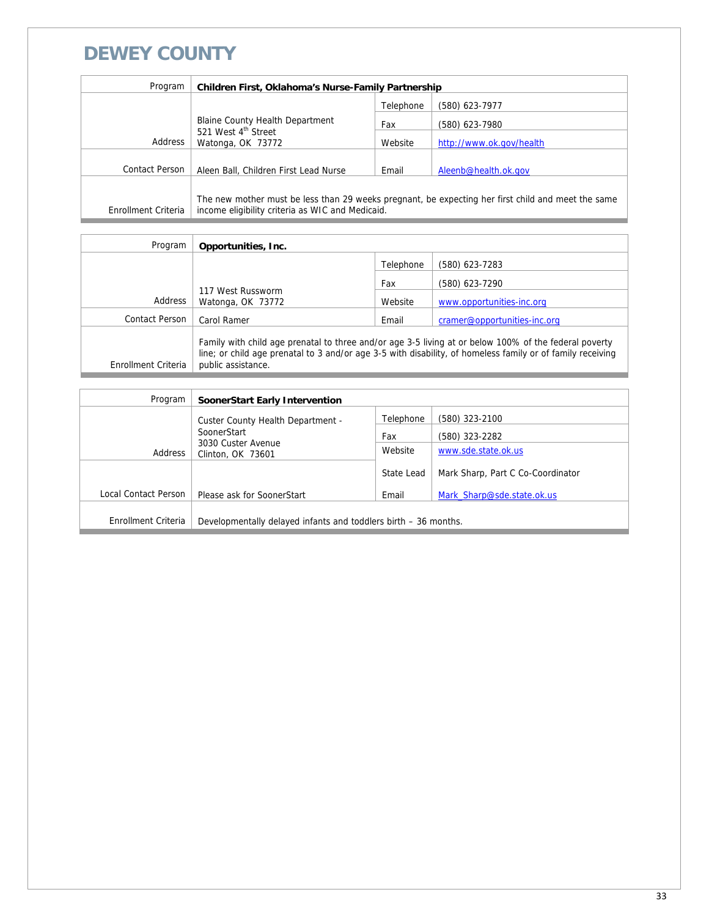# DEWEY COUNTY

| Program | Children First, Oklahoma's Nurse-Family Partnership | | |
|---|---|---|---|
| Address | Blaine County Health Department<br>521 West 4th Street<br>Watonga, OK 73772 | Telephone | (580) 623-7977 |
| | | Fax | (580) 623-7980 |
| | | Website | http://www.ok.gov/health |
| Contact Person | Aleen Ball, Children First Lead Nurse | Email | Aleenb@health.ok.gov |
| Enrollment Criteria | The new mother must be less than 29 weeks pregnant, be expecting her first child and meet the same income eligibility criteria as WIC and Medicaid. | | |

| Program | Opportunities, Inc. | | |
|---|---|---|---|
| Address | 117 West Russworm<br>Watonga, OK 73772 | Telephone | (580) 623-7283 |
| | | Fax | (580) 623-7290 |
| | | Website | www.opportunities-inc.org |
| Contact Person | Carol Ramer | Email | cramer@opportunities-inc.org |
| Enrollment Criteria | Family with child age prenatal to three and/or age 3-5 living at or below 100% of the federal poverty line; or child age prenatal to 3 and/or age 3-5 with disability, of homeless family or of family receiving public assistance. | | |

| Program | SoonerStart Early Intervention | | |
|---|---|---|---|
| Address | Custer County Health Department - SoonerStart<br>3030 Custer Avenue<br>Clinton, OK 73601 | Telephone | (580) 323-2100 |
| | | Fax | (580) 323-2282 |
| | | Website | www.sde.state.ok.us |
| Local Contact Person | Please ask for SoonerStart | State Lead | Mark Sharp, Part C Co-Coordinator |
| | | Email | Mark_Sharp@sde.state.ok.us |
| Enrollment Criteria | Developmentally delayed infants and toddlers birth – 36 months. | | |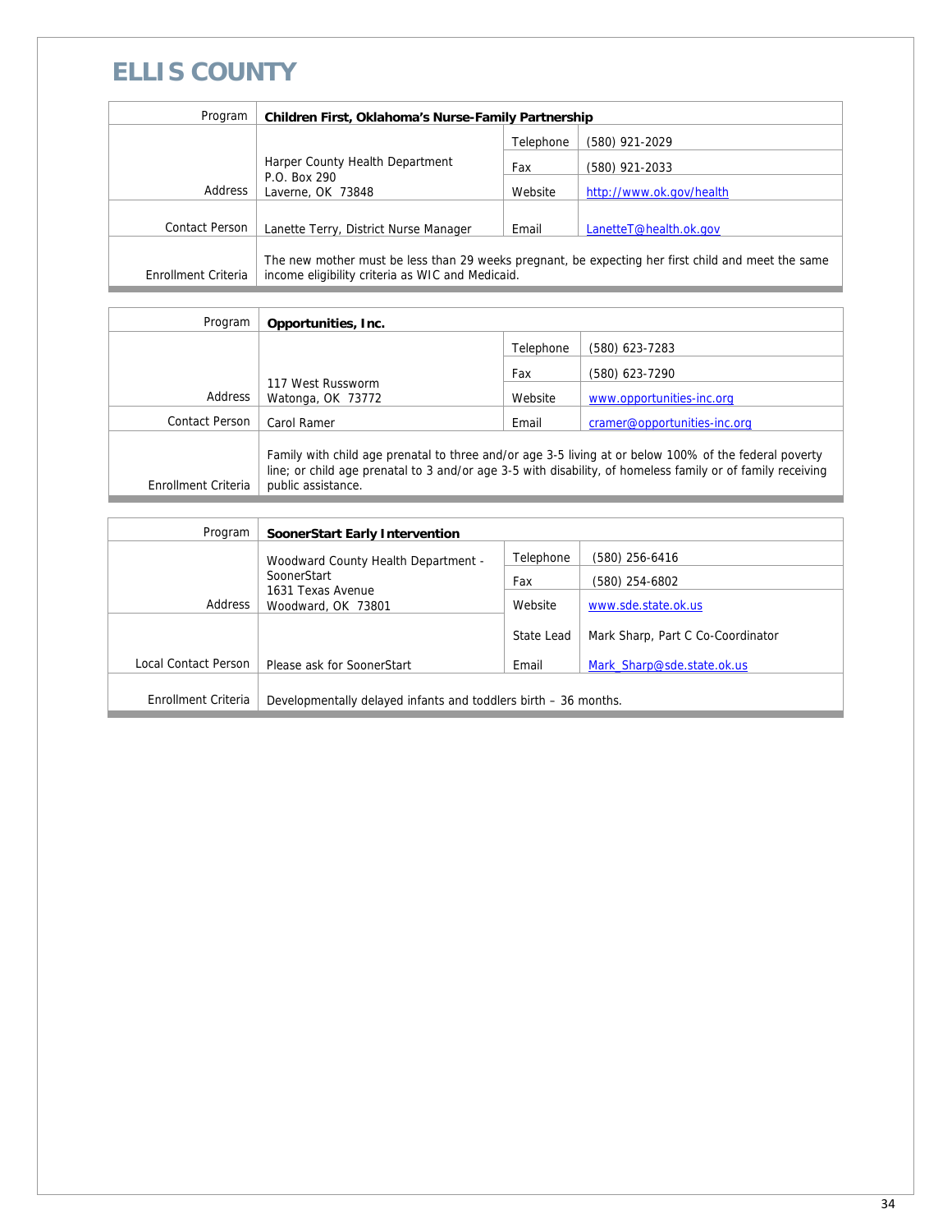# ELLIS COUNTY

| Program | Children First, Oklahoma's Nurse-Family Partnership | | |
|---|---|---|---|
| Address | Harper County Health Department<br>P.O. Box 290<br>Laverne, OK 73848 | Telephone | (580) 921-2029 |
| | | Fax | (580) 921-2033 |
| | | Website | http://www.ok.gov/health |
| Contact Person | Lanette Terry, District Nurse Manager | Email | LanetteT@health.ok.gov |
| Enrollment Criteria | The new mother must be less than 29 weeks pregnant, be expecting her first child and meet the same income eligibility criteria as WIC and Medicaid. | | |

| Program | Opportunities, Inc. | | |
|---|---|---|---|
| Address | 117 West Russworm<br>Watonga, OK 73772 | Telephone | (580) 623-7283 |
| | | Fax | (580) 623-7290 |
| | | Website | www.opportunities-inc.org |
| Contact Person | Carol Ramer | Email | cramer@opportunities-inc.org |
| Enrollment Criteria | Family with child age prenatal to three and/or age 3-5 living at or below 100% of the federal poverty line; or child age prenatal to 3 and/or age 3-5 with disability, of homeless family or of family receiving public assistance. | | |

| Program | SoonerStart Early Intervention | | |
|---|---|---|---|
| Address | Woodward County Health Department - SoonerStart<br>1631 Texas Avenue<br>Woodward, OK 73801 | Telephone | (580) 256-6416 |
| | | Fax | (580) 254-6802 |
| | | Website | www.sde.state.ok.us |
| Local Contact Person | Please ask for SoonerStart | State Lead | Mark Sharp, Part C Co-Coordinator |
| | | Email | Mark_Sharp@sde.state.ok.us |
| Enrollment Criteria | Developmentally delayed infants and toddlers birth – 36 months. | | |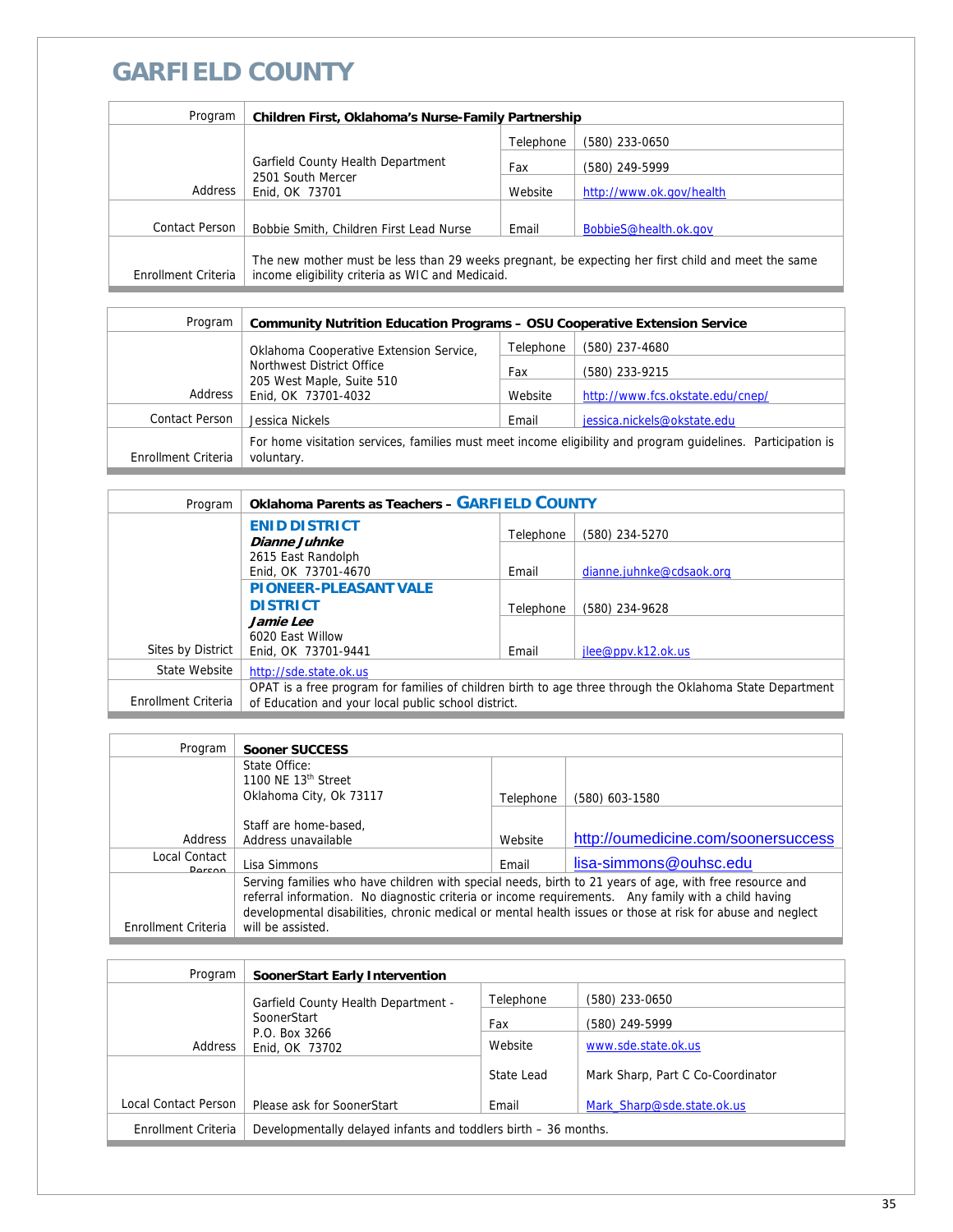# GARFIELD COUNTY

| Program | Children First, Oklahoma's Nurse-Family Partnership | | |
|---|---|---|---|
| Address | Garfield County Health Department<br>2501 South Mercer<br>Enid, OK 73701 | Telephone | (580) 233-0650 |
| | | Fax | (580) 249-5999 |
| | | Website | http://www.ok.gov/health |
| Contact Person | Bobbie Smith, Children First Lead Nurse | Email | BobbieS@health.ok.gov |
| Enrollment Criteria | The new mother must be less than 29 weeks pregnant, be expecting her first child and meet the same income eligibility criteria as WIC and Medicaid. | | |

| Program | Community Nutrition Education Programs – OSU Cooperative Extension Service | | |
|---|---|---|---|
| Address | Oklahoma Cooperative Extension Service, Northwest District Office<br>205 West Maple, Suite 510<br>Enid, OK 73701-4032 | Telephone | (580) 237-4680 |
| | | Fax | (580) 233-9215 |
| | | Website | http://www.fcs.okstate.edu/cnep/ |
| Contact Person | Jessica Nickels | Email | jessica.nickels@okstate.edu |
| Enrollment Criteria | For home visitation services, families must meet income eligibility and program guidelines. Participation is voluntary. | | |

| Program | Oklahoma Parents as Teachers – GARFIELD COUNTY | | |
|---|---|---|---|
| Sites by District | **ENID DISTRICT**<br>***Dianne Juhnke***<br>2615 East Randolph<br>Enid, OK 73701-4670 | Telephone | (580) 234-5270 |
| | | Email | dianne.juhnke@cdsaok.org |
| | **PIONEER-PLEASANT VALE DISTRICT**<br>***Jamie Lee***<br>6020 East Willow<br>Enid, OK 73701-9441 | Telephone | (580) 234-9628 |
| | | Email | jlee@ppv.k12.ok.us |
| State Website | http://sde.state.ok.us | | |
| Enrollment Criteria | OPAT is a free program for families of children birth to age three through the Oklahoma State Department of Education and your local public school district. | | |

| Program | Sooner SUCCESS | | |
|---|---|---|---|
| Address | State Office:<br>1100 NE 13th Street<br>Oklahoma City, Ok 73117 | Telephone | (580) 603-1580 |
| | Staff are home-based,<br>Address unavailable | Website | http://oumedicine.com/soonersuccess |
| Local Contact Person | Lisa Simmons | Email | lisa-simmons@ouhsc.edu |
| Enrollment Criteria | Serving families who have children with special needs, birth to 21 years of age, with free resource and referral information. No diagnostic criteria or income requirements. Any family with a child having developmental disabilities, chronic medical or mental health issues or those at risk for abuse and neglect will be assisted. | | |

| Program | SoonerStart Early Intervention | | |
|---|---|---|---|
| Address | Garfield County Health Department - SoonerStart<br>P.O. Box 3266<br>Enid, OK 73702 | Telephone | (580) 233-0650 |
| | | Fax | (580) 249-5999 |
| | | Website | www.sde.state.ok.us |
| Local Contact Person | Please ask for SoonerStart | State Lead | Mark Sharp, Part C Co-Coordinator |
| | | Email | Mark_Sharp@sde.state.ok.us |
| Enrollment Criteria | Developmentally delayed infants and toddlers birth – 36 months. | | |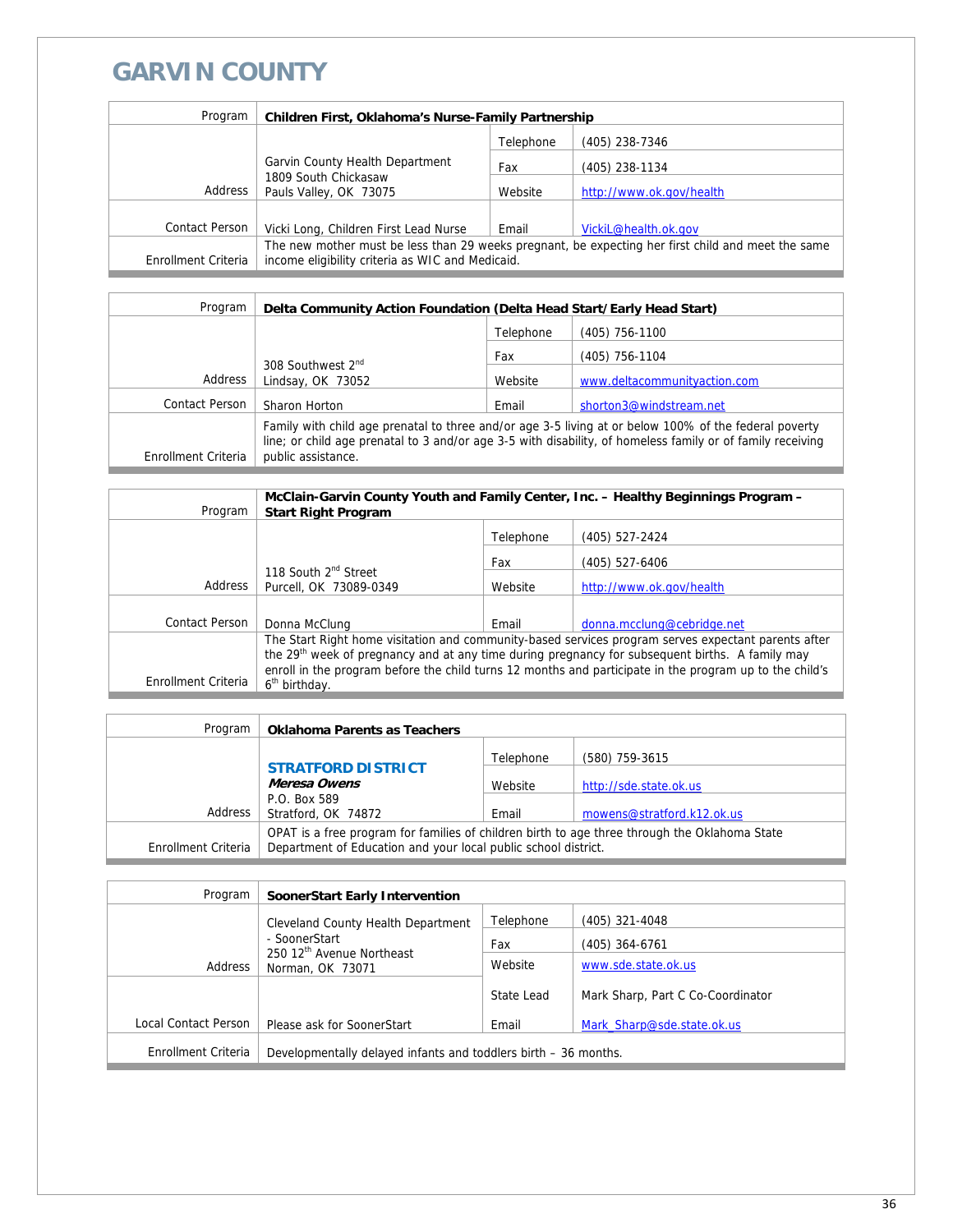# GARVIN COUNTY

| Program | Children First, Oklahoma's Nurse-Family Partnership | | |
|---|---|---|---|
| Address | Garvin County Health Department<br>1809 South Chickasaw<br>Pauls Valley, OK 73075 | Telephone | (405) 238-7346 |
| | | Fax | (405) 238-1134 |
| | | Website | http://www.ok.gov/health |
| Contact Person | Vicki Long, Children First Lead Nurse | Email | VickiL@health.ok.gov |
| Enrollment Criteria | The new mother must be less than 29 weeks pregnant, be expecting her first child and meet the same income eligibility criteria as WIC and Medicaid. | | |

| Program | Delta Community Action Foundation (Delta Head Start/Early Head Start) | | |
|---|---|---|---|
| Address | 308 Southwest 2nd<br>Lindsay, OK 73052 | Telephone | (405) 756-1100 |
| | | Fax | (405) 756-1104 |
| | | Website | www.deltacommunityaction.com |
| Contact Person | Sharon Horton | Email | shorton3@windstream.net |
| Enrollment Criteria | Family with child age prenatal to three and/or age 3-5 living at or below 100% of the federal poverty line; or child age prenatal to 3 and/or age 3-5 with disability, of homeless family or of family receiving public assistance. | | |

| Program | McClain-Garvin County Youth and Family Center, Inc. – Healthy Beginnings Program – Start Right Program | | |
|---|---|---|---|
| Address | 118 South 2nd Street<br>Purcell, OK 73089-0349 | Telephone | (405) 527-2424 |
| | | Fax | (405) 527-6406 |
| | | Website | http://www.ok.gov/health |
| Contact Person | Donna McClung | Email | donna.mcclung@cebridge.net |
| Enrollment Criteria | The Start Right home visitation and community-based services program serves expectant parents after the 29th week of pregnancy and at any time during pregnancy for subsequent births. A family may enroll in the program before the child turns 12 months and participate in the program up to the child's 6th birthday. | | |

| Program | Oklahoma Parents as Teachers | | |
|---|---|---|---|
| Address | **STRATFORD DISTRICT**<br>***Meresa Owens***<br>P.O. Box 589<br>Stratford, OK 74872 | Telephone | (580) 759-3615 |
| | | Website | http://sde.state.ok.us |
| | | Email | mowens@stratford.k12.ok.us |
| Enrollment Criteria | OPAT is a free program for families of children birth to age three through the Oklahoma State Department of Education and your local public school district. | | |

| Program | SoonerStart Early Intervention | | |
|---|---|---|---|
| Address | Cleveland County Health Department - SoonerStart<br>250 12th Avenue Northeast<br>Norman, OK 73071 | Telephone | (405) 321-4048 |
| | | Fax | (405) 364-6761 |
| | | Website | www.sde.state.ok.us |
| Local Contact Person | Please ask for SoonerStart | State Lead | Mark Sharp, Part C Co-Coordinator |
| | | Email | Mark_Sharp@sde.state.ok.us |
| Enrollment Criteria | Developmentally delayed infants and toddlers birth – 36 months. | | |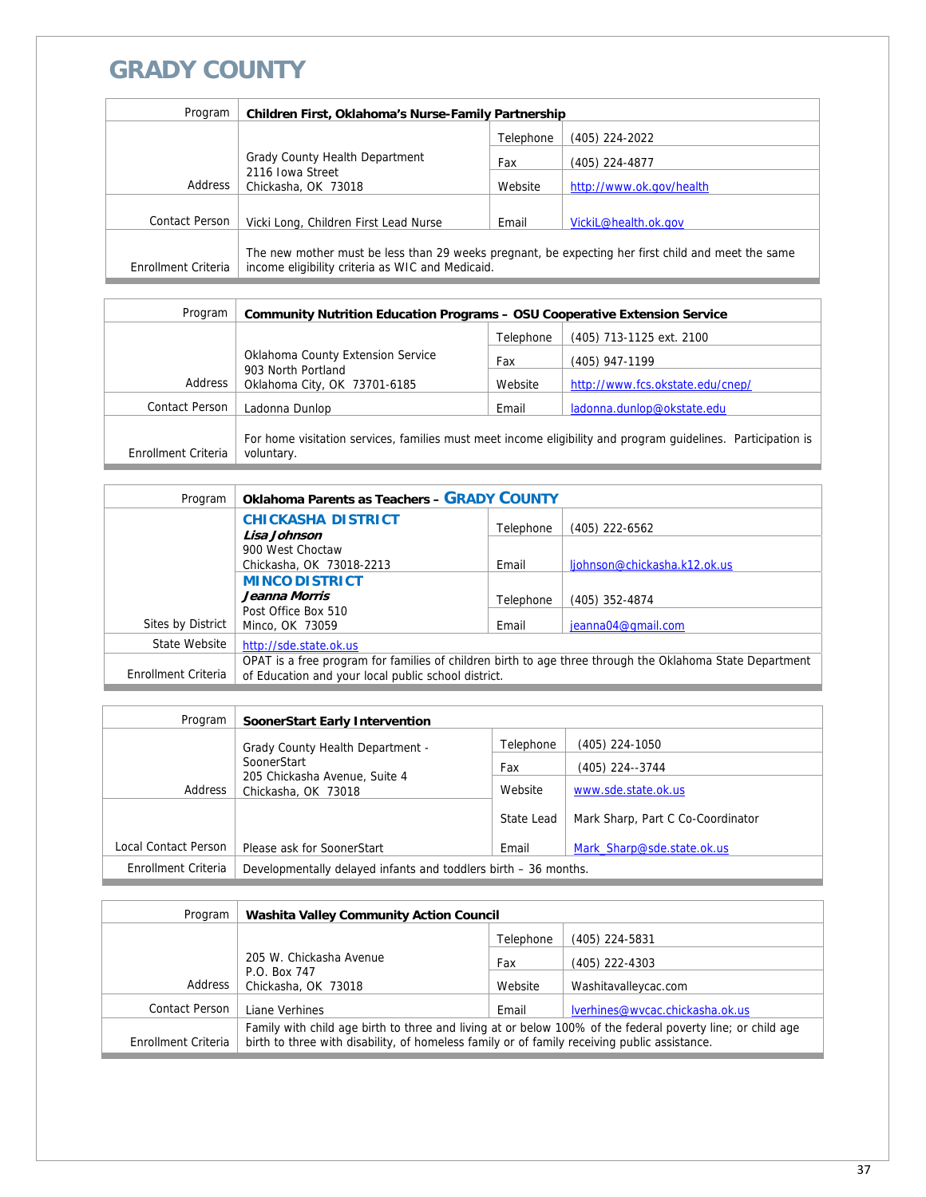# GRADY COUNTY

| Program | Children First, Oklahoma's Nurse-Family Partnership | | |
|---|---|---|---|
| Address | Grady County Health Department<br>2116 Iowa Street<br>Chickasha, OK 73018 | Telephone | (405) 224-2022 |
| | | Fax | (405) 224-4877 |
| | | Website | http://www.ok.gov/health |
| Contact Person | Vicki Long, Children First Lead Nurse | Email | VickiL@health.ok.gov |
| Enrollment Criteria | The new mother must be less than 29 weeks pregnant, be expecting her first child and meet the same income eligibility criteria as WIC and Medicaid. | | |

| Program | Community Nutrition Education Programs – OSU Cooperative Extension Service | | |
|---|---|---|---|
| Address | Oklahoma County Extension Service<br>903 North Portland<br>Oklahoma City, OK 73701-6185 | Telephone | (405) 713-1125 ext. 2100 |
| | | Fax | (405) 947-1199 |
| | | Website | http://www.fcs.okstate.edu/cnep/ |
| Contact Person | Ladonna Dunlop | Email | ladonna.dunlop@okstate.edu |
| Enrollment Criteria | For home visitation services, families must meet income eligibility and program guidelines. Participation is voluntary. | | |

| Program | Oklahoma Parents as Teachers – GRADY COUNTY | | |
|---|---|---|---|
| Sites by District | **CHICKASHA DISTRICT**<br>***Lisa Johnson***<br>900 West Choctaw<br>Chickasha, OK 73018-2213 | Telephone | (405) 222-6562 |
| | | Email | ljohnson@chickasha.k12.ok.us |
| | **MINCO DISTRICT**<br>***Jeanna Morris***<br>Post Office Box 510<br>Minco, OK 73059 | Telephone | (405) 352-4874 |
| | | Email | jeanna04@gmail.com |
| State Website | http://sde.state.ok.us | | |
| Enrollment Criteria | OPAT is a free program for families of children birth to age three through the Oklahoma State Department of Education and your local public school district. | | |

| Program | SoonerStart Early Intervention | | |
|---|---|---|---|
| Address | Grady County Health Department - SoonerStart<br>205 Chickasha Avenue, Suite 4<br>Chickasha, OK 73018 | Telephone | (405) 224-1050 |
| | | Fax | (405) 224--3744 |
| | | Website | www.sde.state.ok.us |
| Local Contact Person | Please ask for SoonerStart | State Lead | Mark Sharp, Part C Co-Coordinator |
| | | Email | Mark_Sharp@sde.state.ok.us |
| Enrollment Criteria | Developmentally delayed infants and toddlers birth – 36 months. | | |

| Program | Washita Valley Community Action Council | | |
|---|---|---|---|
| Address | 205 W. Chickasha Avenue<br>P.O. Box 747<br>Chickasha, OK 73018 | Telephone | (405) 224-5831 |
| | | Fax | (405) 222-4303 |
| | | Website | Washitavalleycac.com |
| Contact Person | Liane Verhines | Email | lverhines@wvcac.chickasha.ok.us |
| Enrollment Criteria | Family with child age birth to three and living at or below 100% of the federal poverty line; or child age birth to three with disability, of homeless family or of family receiving public assistance. | | |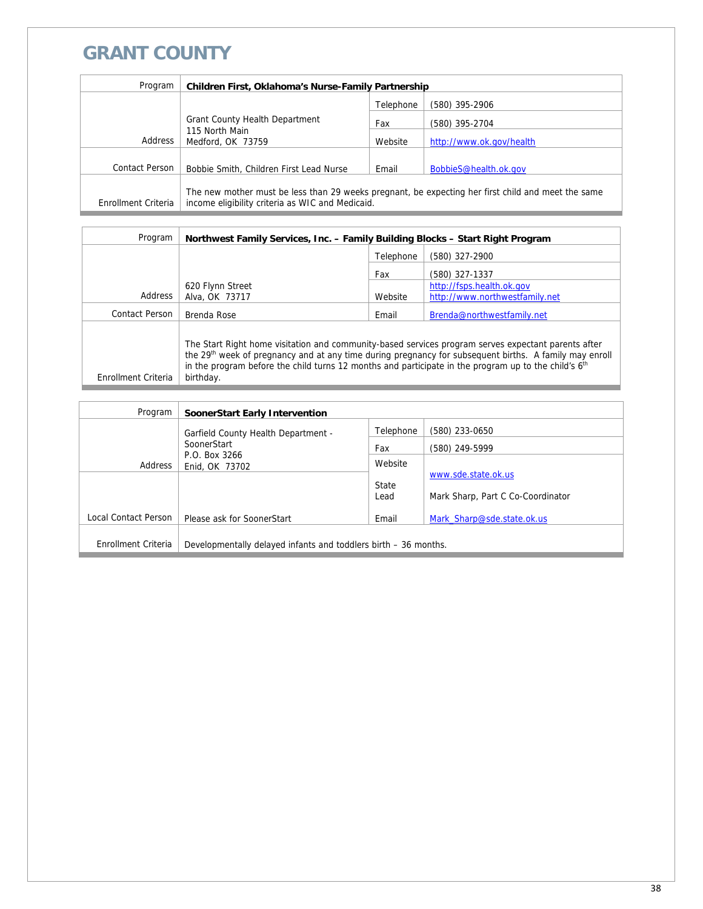# GRANT COUNTY

| Program | Children First, Oklahoma's Nurse-Family Partnership | | |
|---|---|---|---|
| Address | Grant County Health Department<br>115 North Main<br>Medford, OK 73759 | Telephone | (580) 395-2906 |
| | | Fax | (580) 395-2704 |
| | | Website | http://www.ok.gov/health |
| Contact Person | Bobbie Smith, Children First Lead Nurse | Email | BobbieS@health.ok.gov |
| Enrollment Criteria | The new mother must be less than 29 weeks pregnant, be expecting her first child and meet the same income eligibility criteria as WIC and Medicaid. | | |

| Program | Northwest Family Services, Inc. – Family Building Blocks – Start Right Program | | |
|---|---|---|---|
| Address | 620 Flynn Street<br>Alva, OK 73717 | Telephone | (580) 327-2900 |
| | | Fax | (580) 327-1337 |
| | | Website | http://fsps.health.ok.gov<br>http://www.northwestfamily.net |
| Contact Person | Brenda Rose | Email | Brenda@northwestfamily.net |
| Enrollment Criteria | The Start Right home visitation and community-based services program serves expectant parents after the 29th week of pregnancy and at any time during pregnancy for subsequent births. A family may enroll in the program before the child turns 12 months and participate in the program up to the child's 6th birthday. | | |

| Program | SoonerStart Early Intervention | | |
|---|---|---|---|
| Address | Garfield County Health Department - SoonerStart<br>P.O. Box 3266<br>Enid, OK 73702 | Telephone | (580) 233-0650 |
| | | Fax | (580) 249-5999 |
| | | Website | www.sde.state.ok.us |
| | | State Lead | Mark Sharp, Part C Co-Coordinator |
| Local Contact Person | Please ask for SoonerStart | Email | Mark_Sharp@sde.state.ok.us |
| Enrollment Criteria | Developmentally delayed infants and toddlers birth – 36 months. | | |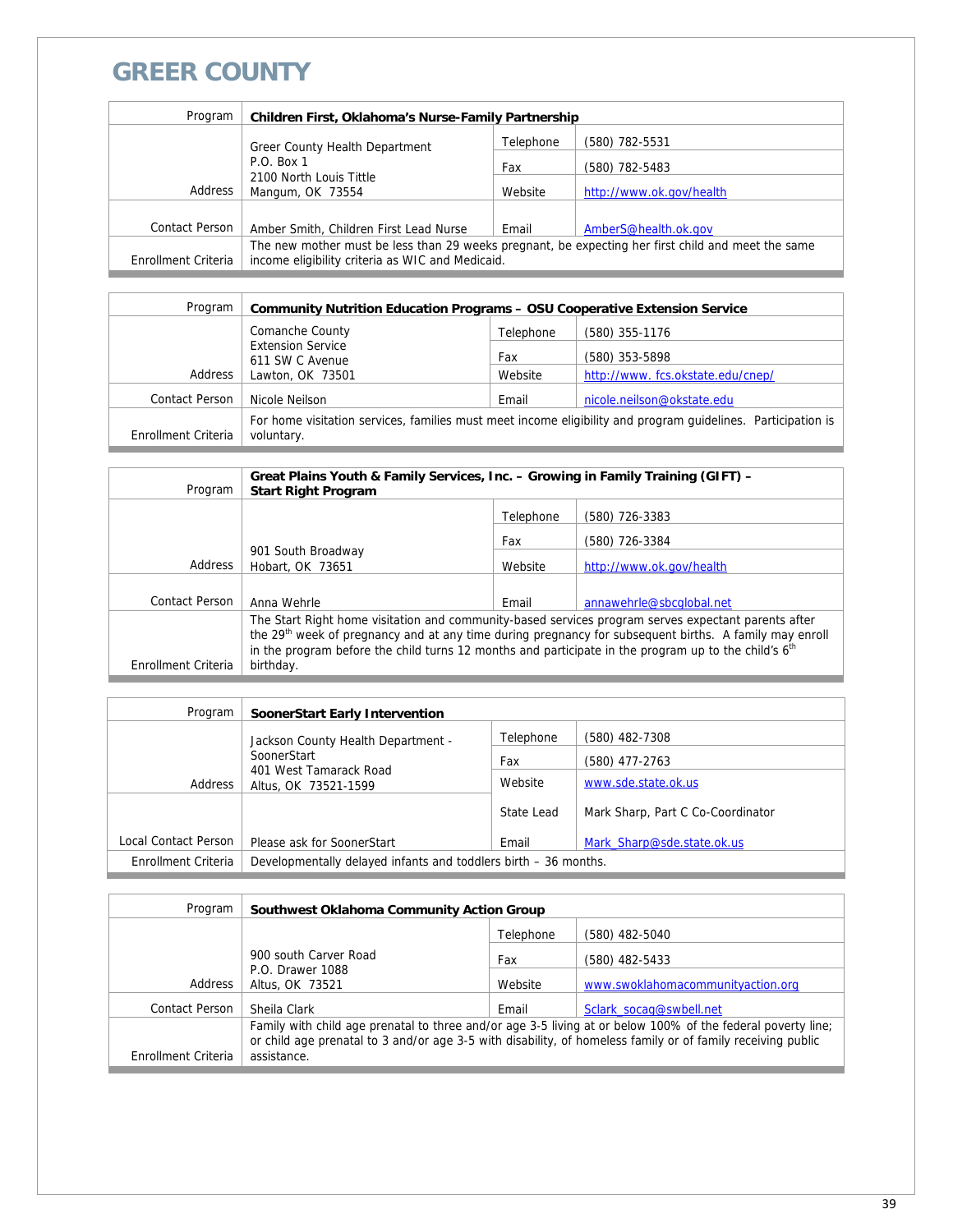# GREER COUNTY

| Program | Children First, Oklahoma's Nurse-Family Partnership | | |
|---|---|---|---|
| Address | Greer County Health Department<br>P.O. Box 1<br>2100 North Louis Tittle<br>Mangum, OK 73554 | Telephone<br>Fax<br>Website | (580) 782-5531<br>(580) 782-5483<br>http://www.ok.gov/health |
| Contact Person | Amber Smith, Children First Lead Nurse | Email | AmberS@health.ok.gov |
| Enrollment Criteria | The new mother must be less than 29 weeks pregnant, be expecting her first child and meet the same income eligibility criteria as WIC and Medicaid. | | |

| Program | Community Nutrition Education Programs – OSU Cooperative Extension Service | | |
|---|---|---|---|
| Address | Comanche County<br>Extension Service<br>611 SW C Avenue<br>Lawton, OK 73501 | Telephone<br>Fax<br>Website | (580) 355-1176<br>(580) 353-5898<br>http://www. fcs.okstate.edu/cnep/ |
| Contact Person | Nicole Neilson | Email | nicole.neilson@okstate.edu |
| Enrollment Criteria | For home visitation services, families must meet income eligibility and program guidelines. Participation is voluntary. | | |

| Program | Great Plains Youth & Family Services, Inc. – Growing in Family Training (GIFT) – Start Right Program | | |
|---|---|---|---|
| Address | 901 South Broadway<br>Hobart, OK 73651 | Telephone<br>Fax<br>Website | (580) 726-3383<br>(580) 726-3384<br>http://www.ok.gov/health |
| Contact Person | Anna Wehrle | Email | annawehrle@sbcglobal.net |
| Enrollment Criteria | The Start Right home visitation and community-based services program serves expectant parents after the 29th week of pregnancy and at any time during pregnancy for subsequent births. A family may enroll in the program before the child turns 12 months and participate in the program up to the child's 6th birthday. | | |

| Program | SoonerStart Early Intervention | | |
|---|---|---|---|
| Address | Jackson County Health Department - SoonerStart<br>401 West Tamarack Road<br>Altus, OK 73521-1599 | Telephone<br>Fax<br>Website | (580) 482-7308<br>(580) 477-2763<br>www.sde.state.ok.us |
| Local Contact Person | Please ask for SoonerStart | State Lead<br>Email | Mark Sharp, Part C Co-Coordinator<br>Mark_Sharp@sde.state.ok.us |
| Enrollment Criteria | Developmentally delayed infants and toddlers birth – 36 months. | | |

| Program | Southwest Oklahoma Community Action Group | | |
|---|---|---|---|
| Address | 900 south Carver Road<br>P.O. Drawer 1088<br>Altus, OK 73521 | Telephone<br>Fax<br>Website | (580) 482-5040<br>(580) 482-5433<br>www.swoklahomacommunityaction.org |
| Contact Person | Sheila Clark | Email | Sclark_socag@swbell.net |
| Enrollment Criteria | Family with child age prenatal to three and/or age 3-5 living at or below 100% of the federal poverty line; or child age prenatal to 3 and/or age 3-5 with disability, of homeless family or of family receiving public assistance. | | |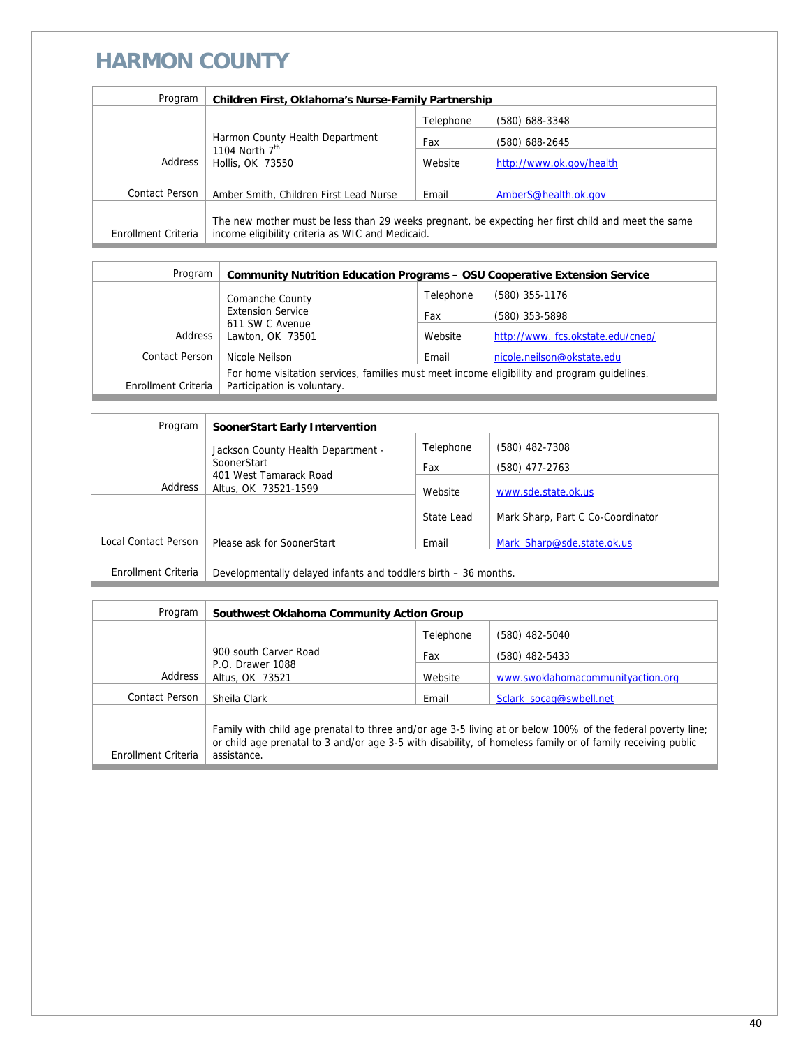# HARMON COUNTY

| Program | Children First, Oklahoma's Nurse-Family Partnership | | |
|---|---|---|---|
| Address | Harmon County Health Department<br>1104 North 7th<br>Hollis, OK 73550 | Telephone | (580) 688-3348 |
| | | Fax | (580) 688-2645 |
| | | Website | http://www.ok.gov/health |
| Contact Person | Amber Smith, Children First Lead Nurse | Email | AmberS@health.ok.gov |
| Enrollment Criteria | The new mother must be less than 29 weeks pregnant, be expecting her first child and meet the same income eligibility criteria as WIC and Medicaid. | | |

| Program | Community Nutrition Education Programs – OSU Cooperative Extension Service | | |
|---|---|---|---|
| Address | Comanche County<br>Extension Service<br>611 SW C Avenue<br>Lawton, OK 73501 | Telephone | (580) 355-1176 |
| | | Fax | (580) 353-5898 |
| | | Website | http://www. fcs.okstate.edu/cnep/ |
| Contact Person | Nicole Neilson | Email | nicole.neilson@okstate.edu |
| Enrollment Criteria | For home visitation services, families must meet income eligibility and program guidelines. Participation is voluntary. | | |

| Program | SoonerStart Early Intervention | | |
|---|---|---|---|
| Address | Jackson County Health Department - SoonerStart<br>401 West Tamarack Road<br>Altus, OK 73521-1599 | Telephone | (580) 482-7308 |
| | | Fax | (580) 477-2763 |
| | | Website | www.sde.state.ok.us |
| | | State Lead | Mark Sharp, Part C Co-Coordinator |
| Local Contact Person | Please ask for SoonerStart | Email | Mark_Sharp@sde.state.ok.us |
| Enrollment Criteria | Developmentally delayed infants and toddlers birth – 36 months. | | |

| Program | Southwest Oklahoma Community Action Group | | |
|---|---|---|---|
| Address | 900 south Carver Road<br>P.O. Drawer 1088<br>Altus, OK 73521 | Telephone | (580) 482-5040 |
| | | Fax | (580) 482-5433 |
| | | Website | www.swoklahomacommunityaction.org |
| Contact Person | Sheila Clark | Email | Sclark_socag@swbell.net |
| Enrollment Criteria | Family with child age prenatal to three and/or age 3-5 living at or below 100% of the federal poverty line; or child age prenatal to 3 and/or age 3-5 with disability, of homeless family or of family receiving public assistance. | | |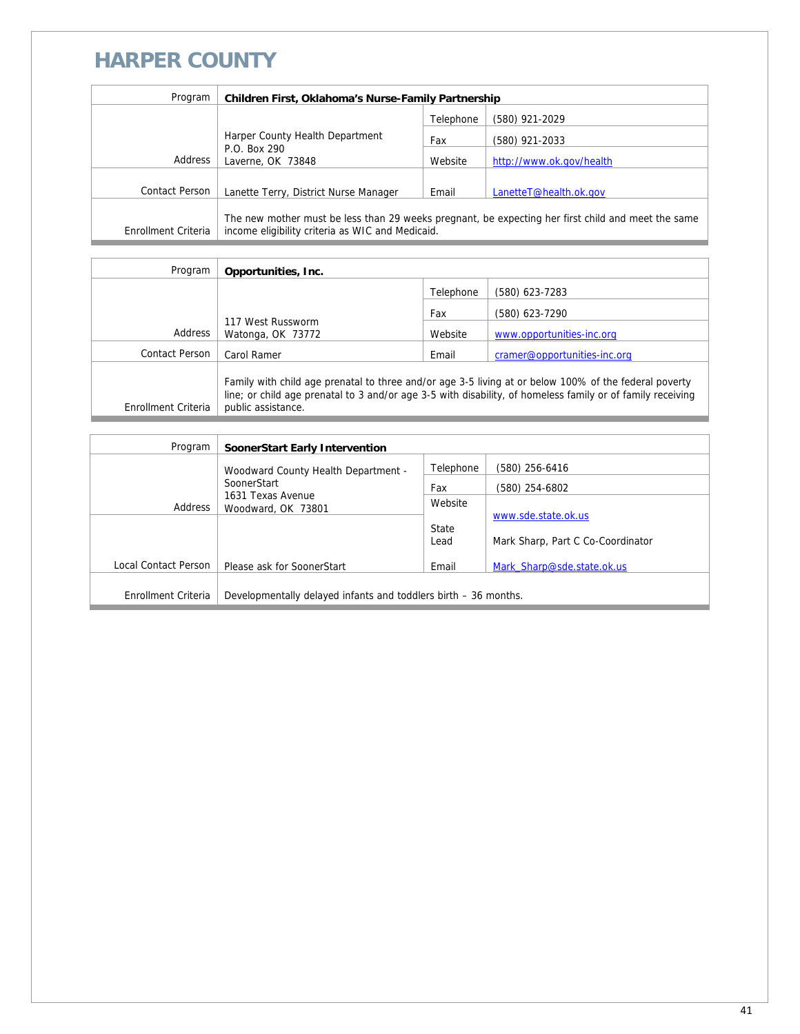# HARPER COUNTY

| Program | **Children First, Oklahoma's Nurse-Family Partnership** | | |
|---|---|---|---|
| Address | Harper County Health Department<br>P.O. Box 290<br>Laverne, OK 73848 | Telephone | (580) 921-2029 |
| | | Fax | (580) 921-2033 |
| | | Website | http://www.ok.gov/health |
| Contact Person | Lanette Terry, District Nurse Manager | Email | LanetteT@health.ok.gov |
| Enrollment Criteria | The new mother must be less than 29 weeks pregnant, be expecting her first child and meet the same income eligibility criteria as WIC and Medicaid. | | |

| Program | **Opportunities, Inc.** | | |
|---|---|---|---|
| Address | 117 West Russworm<br>Watonga, OK 73772 | Telephone | (580) 623-7283 |
| | | Fax | (580) 623-7290 |
| | | Website | www.opportunities-inc.org |
| Contact Person | Carol Ramer | Email | cramer@opportunities-inc.org |
| Enrollment Criteria | Family with child age prenatal to three and/or age 3-5 living at or below 100% of the federal poverty line; or child age prenatal to 3 and/or age 3-5 with disability, of homeless family or of family receiving public assistance. | | |

| Program | **SoonerStart Early Intervention** | | |
|---|---|---|---|
| Address | Woodward County Health Department - SoonerStart<br>1631 Texas Avenue<br>Woodward, OK 73801 | Telephone | (580) 256-6416 |
| | | Fax | (580) 254-6802 |
| | | Website | www.sde.state.ok.us |
| | | State Lead | Mark Sharp, Part C Co-Coordinator |
| Local Contact Person | Please ask for SoonerStart | Email | Mark_Sharp@sde.state.ok.us |
| Enrollment Criteria | Developmentally delayed infants and toddlers birth – 36 months. | | |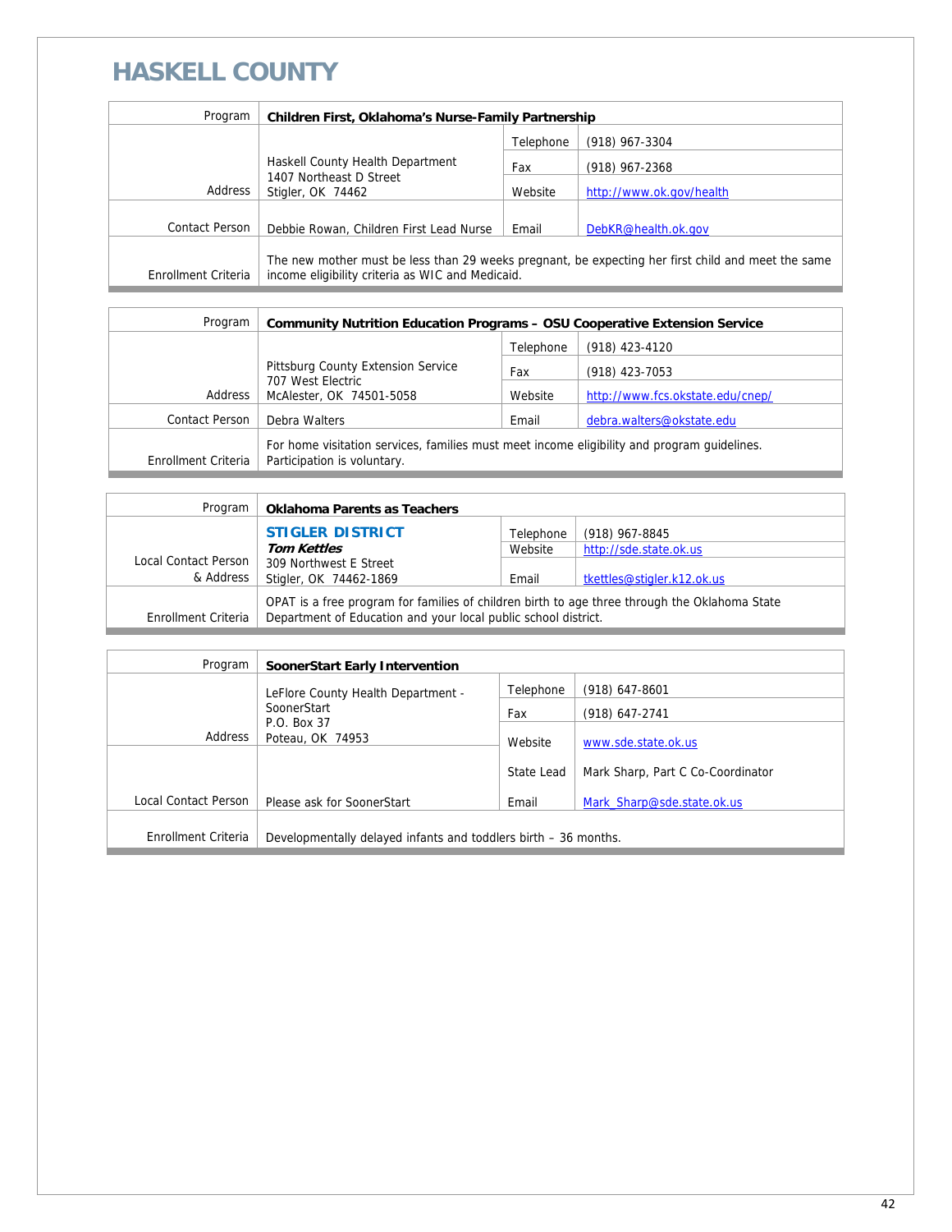# HASKELL COUNTY

| Program | **Children First, Oklahoma's Nurse-Family Partnership** | | |
|---|---|---|---|
| Address | Haskell County Health Department<br>1407 Northeast D Street<br>Stigler, OK 74462 | Telephone | (918) 967-3304 |
| | | Fax | (918) 967-2368 |
| | | Website | http://www.ok.gov/health |
| Contact Person | Debbie Rowan, Children First Lead Nurse | Email | DebKR@health.ok.gov |
| Enrollment Criteria | The new mother must be less than 29 weeks pregnant, be expecting her first child and meet the same income eligibility criteria as WIC and Medicaid. | | |

| Program | **Community Nutrition Education Programs – OSU Cooperative Extension Service** | | |
|---|---|---|---|
| Address | Pittsburg County Extension Service<br>707 West Electric<br>McAlester, OK 74501-5058 | Telephone | (918) 423-4120 |
| | | Fax | (918) 423-7053 |
| | | Website | http://www.fcs.okstate.edu/cnep/ |
| Contact Person | Debra Walters | Email | debra.walters@okstate.edu |
| Enrollment Criteria | For home visitation services, families must meet income eligibility and program guidelines. Participation is voluntary. | | |

| Program | **Oklahoma Parents as Teachers** | | |
|---|---|---|---|
| Local Contact Person & Address | **STIGLER DISTRICT**<br>***Tom Kettles***<br>309 Northwest E Street<br>Stigler, OK 74462-1869 | Telephone | (918) 967-8845 |
| | | Website | http://sde.state.ok.us |
| | | Email | tkettles@stigler.k12.ok.us |
| Enrollment Criteria | OPAT is a free program for families of children birth to age three through the Oklahoma State Department of Education and your local public school district. | | |

| Program | **SoonerStart Early Intervention** | | |
|---|---|---|---|
| Address | LeFlore County Health Department - SoonerStart<br>P.O. Box 37<br>Poteau, OK 74953 | Telephone | (918) 647-8601 |
| | | Fax | (918) 647-2741 |
| | | Website | www.sde.state.ok.us |
| Local Contact Person | Please ask for SoonerStart | State Lead | Mark Sharp, Part C Co-Coordinator |
| | | Email | Mark_Sharp@sde.state.ok.us |
| Enrollment Criteria | Developmentally delayed infants and toddlers birth – 36 months. | | |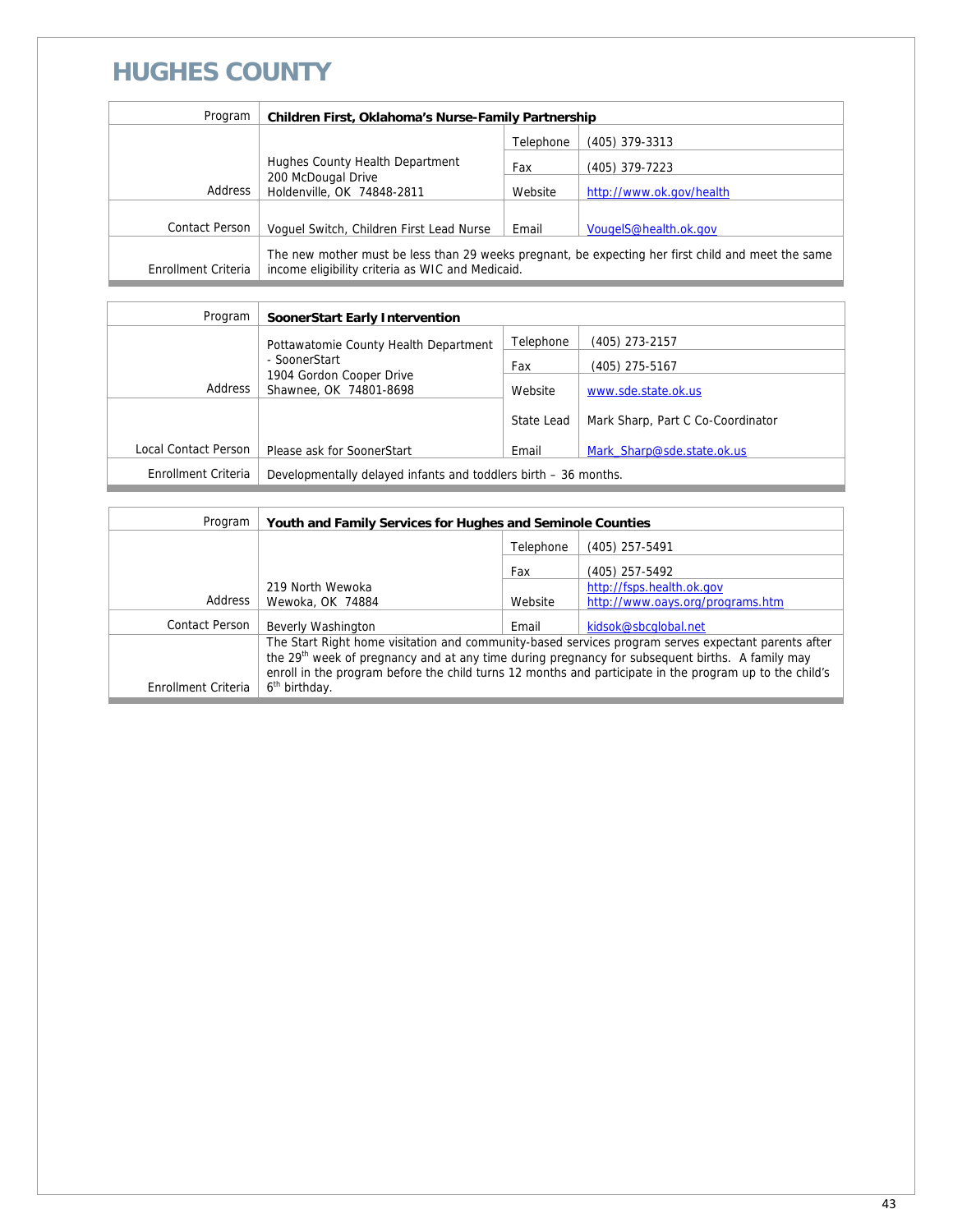# HUGHES COUNTY

| Program | Children First, Oklahoma's Nurse-Family Partnership | | |
|---|---|---|---|
| Address | Hughes County Health Department<br>200 McDougal Drive<br>Holdenville, OK 74848-2811 | Telephone | (405) 379-3313 |
| | | Fax | (405) 379-7223 |
| | | Website | http://www.ok.gov/health |
| Contact Person | Voguel Switch, Children First Lead Nurse | Email | VougelS@health.ok.gov |
| Enrollment Criteria | The new mother must be less than 29 weeks pregnant, be expecting her first child and meet the same income eligibility criteria as WIC and Medicaid. | | |

| Program | SoonerStart Early Intervention | | |
|---|---|---|---|
| Address | Pottawatomie County Health Department - SoonerStart<br>1904 Gordon Cooper Drive<br>Shawnee, OK 74801-8698 | Telephone | (405) 273-2157 |
| | | Fax | (405) 275-5167 |
| | | Website | www.sde.state.ok.us |
| Local Contact Person | Please ask for SoonerStart | State Lead | Mark Sharp, Part C Co-Coordinator |
| | | Email | Mark_Sharp@sde.state.ok.us |
| Enrollment Criteria | Developmentally delayed infants and toddlers birth – 36 months. | | |

| Program | Youth and Family Services for Hughes and Seminole Counties | | |
|---|---|---|---|
| Address | 219 North Wewoka<br>Wewoka, OK 74884 | Telephone | (405) 257-5491 |
| | | Fax | (405) 257-5492 |
| | | Website | http://fsps.health.ok.gov<br>http://www.oays.org/programs.htm |
| Contact Person | Beverly Washington | Email | kidsok@sbcglobal.net |
| Enrollment Criteria | The Start Right home visitation and community-based services program serves expectant parents after the 29th week of pregnancy and at any time during pregnancy for subsequent births. A family may enroll in the program before the child turns 12 months and participate in the program up to the child's 6th birthday. | | |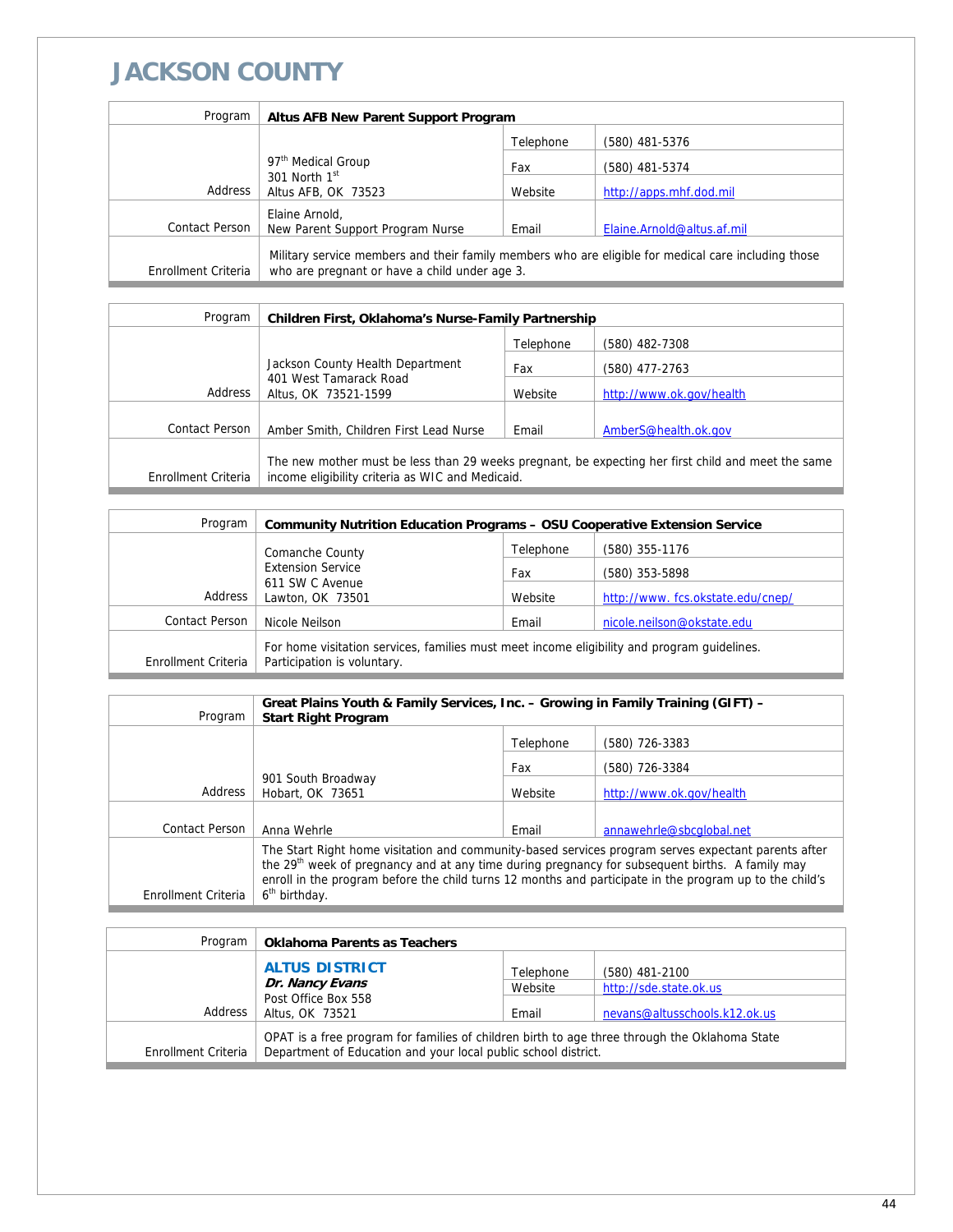# JACKSON COUNTY

| Program | **Altus AFB New Parent Support Program** | | |
|---|---|---|---|
| Address | 97th Medical Group<br>301 North 1st<br>Altus AFB, OK 73523 | Telephone | (580) 481-5376 |
| | | Fax | (580) 481-5374 |
| | | Website | http://apps.mhf.dod.mil |
| Contact Person | Elaine Arnold,<br>New Parent Support Program Nurse | Email | Elaine.Arnold@altus.af.mil |
| Enrollment Criteria | Military service members and their family members who are eligible for medical care including those who are pregnant or have a child under age 3. | | |

| Program | **Children First, Oklahoma's Nurse-Family Partnership** | | |
|---|---|---|---|
| Address | Jackson County Health Department<br>401 West Tamarack Road<br>Altus, OK 73521-1599 | Telephone | (580) 482-7308 |
| | | Fax | (580) 477-2763 |
| | | Website | http://www.ok.gov/health |
| Contact Person | Amber Smith, Children First Lead Nurse | Email | AmberS@health.ok.gov |
| Enrollment Criteria | The new mother must be less than 29 weeks pregnant, be expecting her first child and meet the same income eligibility criteria as WIC and Medicaid. | | |

| Program | **Community Nutrition Education Programs – OSU Cooperative Extension Service** | | |
|---|---|---|---|
| Address | Comanche County<br>Extension Service<br>611 SW C Avenue<br>Lawton, OK 73501 | Telephone | (580) 355-1176 |
| | | Fax | (580) 353-5898 |
| | | Website | http://www. fcs.okstate.edu/cnep/ |
| Contact Person | Nicole Neilson | Email | nicole.neilson@okstate.edu |
| Enrollment Criteria | For home visitation services, families must meet income eligibility and program guidelines. Participation is voluntary. | | |

| Program | **Great Plains Youth & Family Services, Inc. – Growing in Family Training (GIFT) – Start Right Program** | | |
|---|---|---|---|
| Address | 901 South Broadway<br>Hobart, OK 73651 | Telephone | (580) 726-3383 |
| | | Fax | (580) 726-3384 |
| | | Website | http://www.ok.gov/health |
| Contact Person | Anna Wehrle | Email | annawehrle@sbcglobal.net |
| Enrollment Criteria | The Start Right home visitation and community-based services program serves expectant parents after the 29th week of pregnancy and at any time during pregnancy for subsequent births. A family may enroll in the program before the child turns 12 months and participate in the program up to the child's 6th birthday. | | |

| Program | **Oklahoma Parents as Teachers** | | |
|---|---|---|---|
| Address | **ALTUS DISTRICT**<br>***Dr. Nancy Evans***<br>Post Office Box 558<br>Altus, OK 73521 | Telephone | (580) 481-2100 |
| | | Website | http://sde.state.ok.us |
| | | Email | nevans@altusschools.k12.ok.us |
| Enrollment Criteria | OPAT is a free program for families of children birth to age three through the Oklahoma State Department of Education and your local public school district. | | |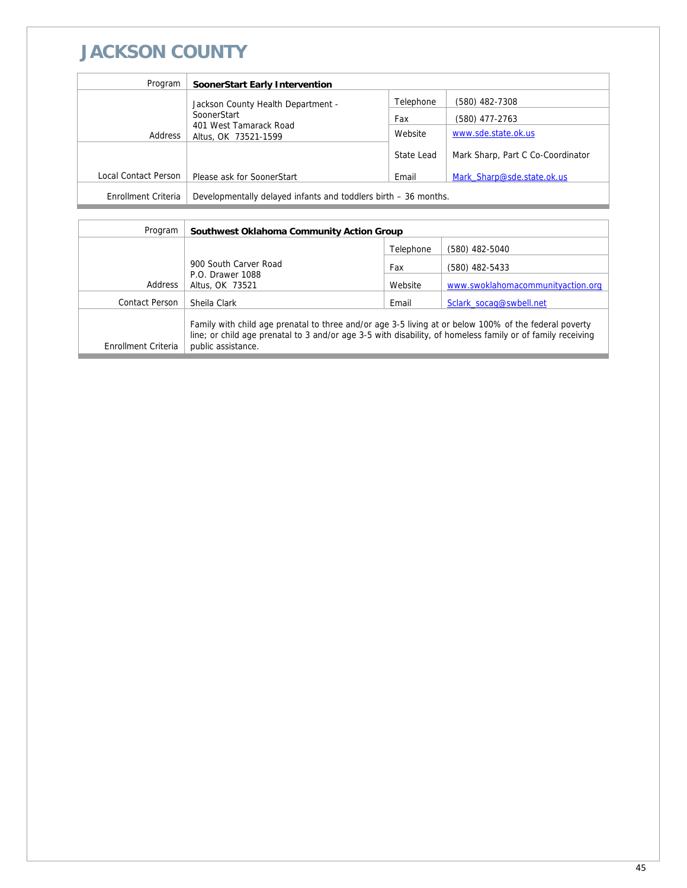# JACKSON COUNTY

| Program | **SoonerStart Early Intervention** | | |
|---|---|---|---|
| Address | Jackson County Health Department - SoonerStart<br>401 West Tamarack Road<br>Altus, OK  73521-1599 | Telephone | (580) 482-7308 |
| | | Fax | (580) 477-2763 |
| | | Website | www.sde.state.ok.us |
| Local Contact Person | Please ask for SoonerStart | State Lead | Mark Sharp, Part C Co-Coordinator |
| | | Email | Mark_Sharp@sde.state.ok.us |
| Enrollment Criteria | Developmentally delayed infants and toddlers birth – 36 months. | | |

| Program | **Southwest Oklahoma Community Action Group** | | |
|---|---|---|---|
| Address | 900 South Carver Road<br>P.O. Drawer 1088<br>Altus, OK  73521 | Telephone | (580) 482-5040 |
| | | Fax | (580) 482-5433 |
| | | Website | www.swoklahomacommunityaction.org |
| Contact Person | Sheila Clark | Email | Sclark_socag@swbell.net |
| Enrollment Criteria | Family with child age prenatal to three and/or age 3-5 living at or below 100% of the federal poverty line; or child age prenatal to 3 and/or age 3-5 with disability, of homeless family or of family receiving public assistance. | | |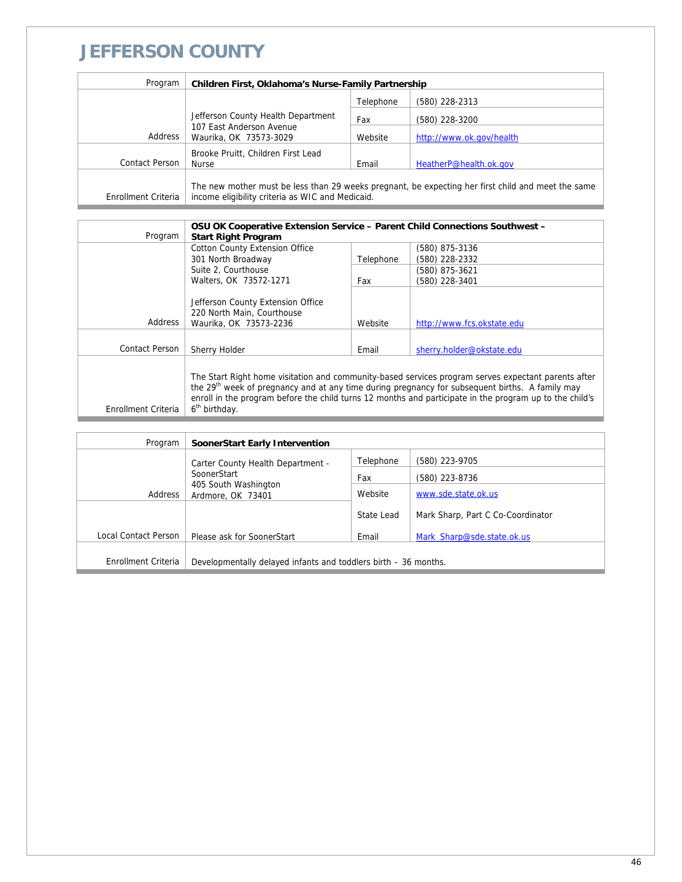# JEFFERSON COUNTY

| Program | Children First, Oklahoma's Nurse-Family Partnership | | |
|---|---|---|---|
| Address | Jefferson County Health Department<br>107 East Anderson Avenue<br>Waurika, OK 73573-3029 | Telephone | (580) 228-2313 |
| | | Fax | (580) 228-3200 |
| | | Website | http://www.ok.gov/health |
| Contact Person | Brooke Pruitt, Children First Lead Nurse | Email | HeatherP@health.ok.gov |
| Enrollment Criteria | The new mother must be less than 29 weeks pregnant, be expecting her first child and meet the same income eligibility criteria as WIC and Medicaid. | | |

| Program | OSU OK Cooperative Extension Service – Parent Child Connections Southwest – Start Right Program | | |
|---|---|---|---|
| Address | Cotton County Extension Office<br>301 North Broadway<br>Suite 2, Courthouse<br>Walters, OK 73572-1271<br><br>Jefferson County Extension Office<br>220 North Main, Courthouse<br>Waurika, OK 73573-2236 | Telephone | (580) 875-3136<br>(580) 228-2332 |
| | | Fax | (580) 875-3621<br>(580) 228-3401 |
| | | Website | http://www.fcs.okstate.edu |
| Contact Person | Sherry Holder | Email | sherry.holder@okstate.edu |
| Enrollment Criteria | The Start Right home visitation and community-based services program serves expectant parents after the 29th week of pregnancy and at any time during pregnancy for subsequent births. A family may enroll in the program before the child turns 12 months and participate in the program up to the child's 6th birthday. | | |

| Program | SoonerStart Early Intervention | | |
|---|---|---|---|
| Address | Carter County Health Department - SoonerStart<br>405 South Washington<br>Ardmore, OK 73401 | Telephone | (580) 223-9705 |
| | | Fax | (580) 223-8736 |
| | | Website | www.sde.state.ok.us |
| Local Contact Person | Please ask for SoonerStart | State Lead | Mark Sharp, Part C Co-Coordinator |
| | | Email | Mark_Sharp@sde.state.ok.us |
| Enrollment Criteria | Developmentally delayed infants and toddlers birth – 36 months. | | |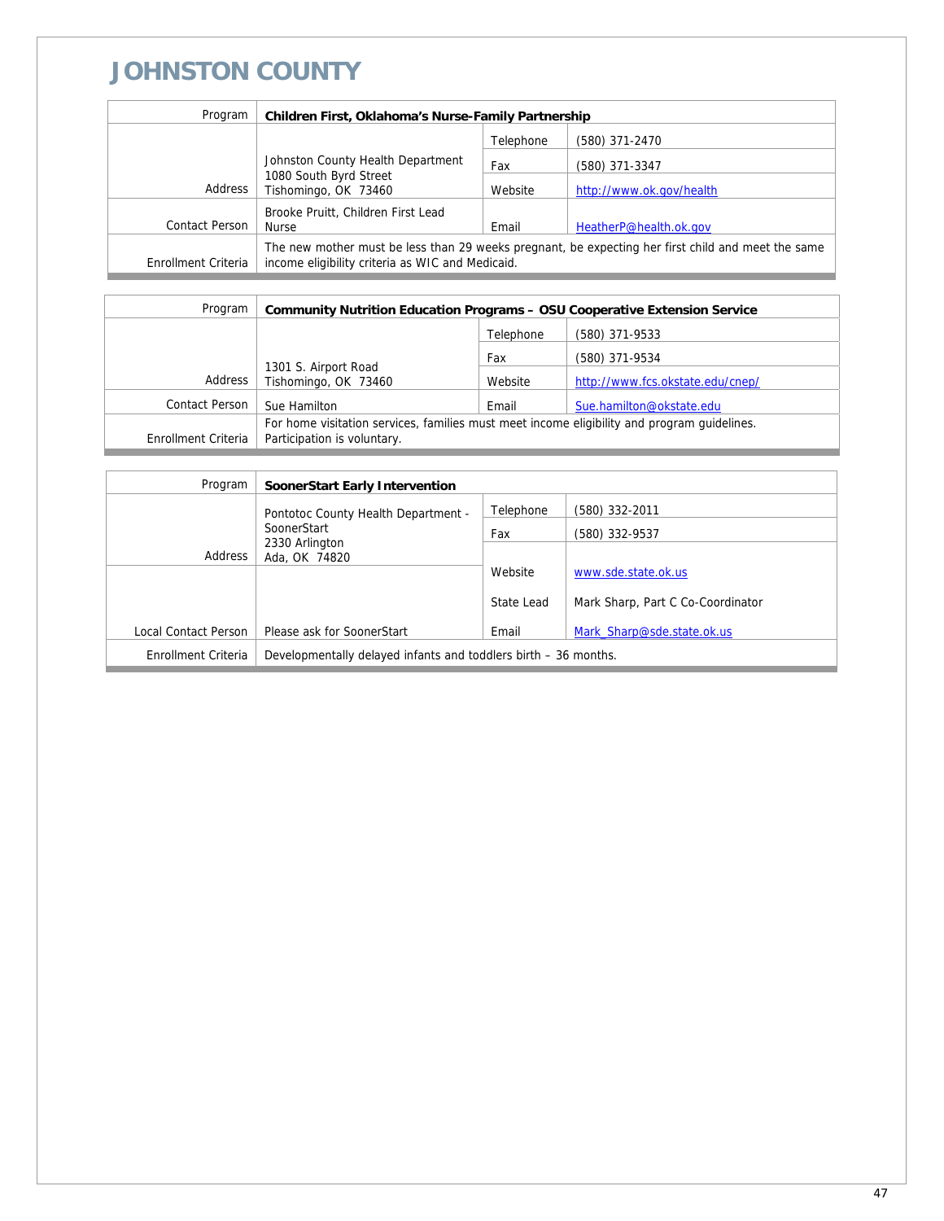# JOHNSTON COUNTY

| Program | **Children First, Oklahoma's Nurse-Family Partnership** | | |
|---|---|---|---|
| Address | Johnston County Health Department<br>1080 South Byrd Street<br>Tishomingo, OK 73460 | Telephone | (580) 371-2470 |
| | | Fax | (580) 371-3347 |
| | | Website | http://www.ok.gov/health |
| Contact Person | Brooke Pruitt, Children First Lead Nurse | Email | HeatherP@health.ok.gov |
| Enrollment Criteria | The new mother must be less than 29 weeks pregnant, be expecting her first child and meet the same income eligibility criteria as WIC and Medicaid. | | |

| Program | **Community Nutrition Education Programs – OSU Cooperative Extension Service** | | |
|---|---|---|---|
| Address | 1301 S. Airport Road<br>Tishomingo, OK 73460 | Telephone | (580) 371-9533 |
| | | Fax | (580) 371-9534 |
| | | Website | http://www.fcs.okstate.edu/cnep/ |
| Contact Person | Sue Hamilton | Email | Sue.hamilton@okstate.edu |
| Enrollment Criteria | For home visitation services, families must meet income eligibility and program guidelines. Participation is voluntary. | | |

| Program | **SoonerStart Early Intervention** | | |
|---|---|---|---|
| Address | Pontotoc County Health Department - SoonerStart<br>2330 Arlington<br>Ada, OK 74820 | Telephone | (580) 332-2011 |
| | | Fax | (580) 332-9537 |
| | | Website | www.sde.state.ok.us |
| | | State Lead | Mark Sharp, Part C Co-Coordinator |
| Local Contact Person | Please ask for SoonerStart | Email | Mark_Sharp@sde.state.ok.us |
| Enrollment Criteria | Developmentally delayed infants and toddlers birth – 36 months. | | |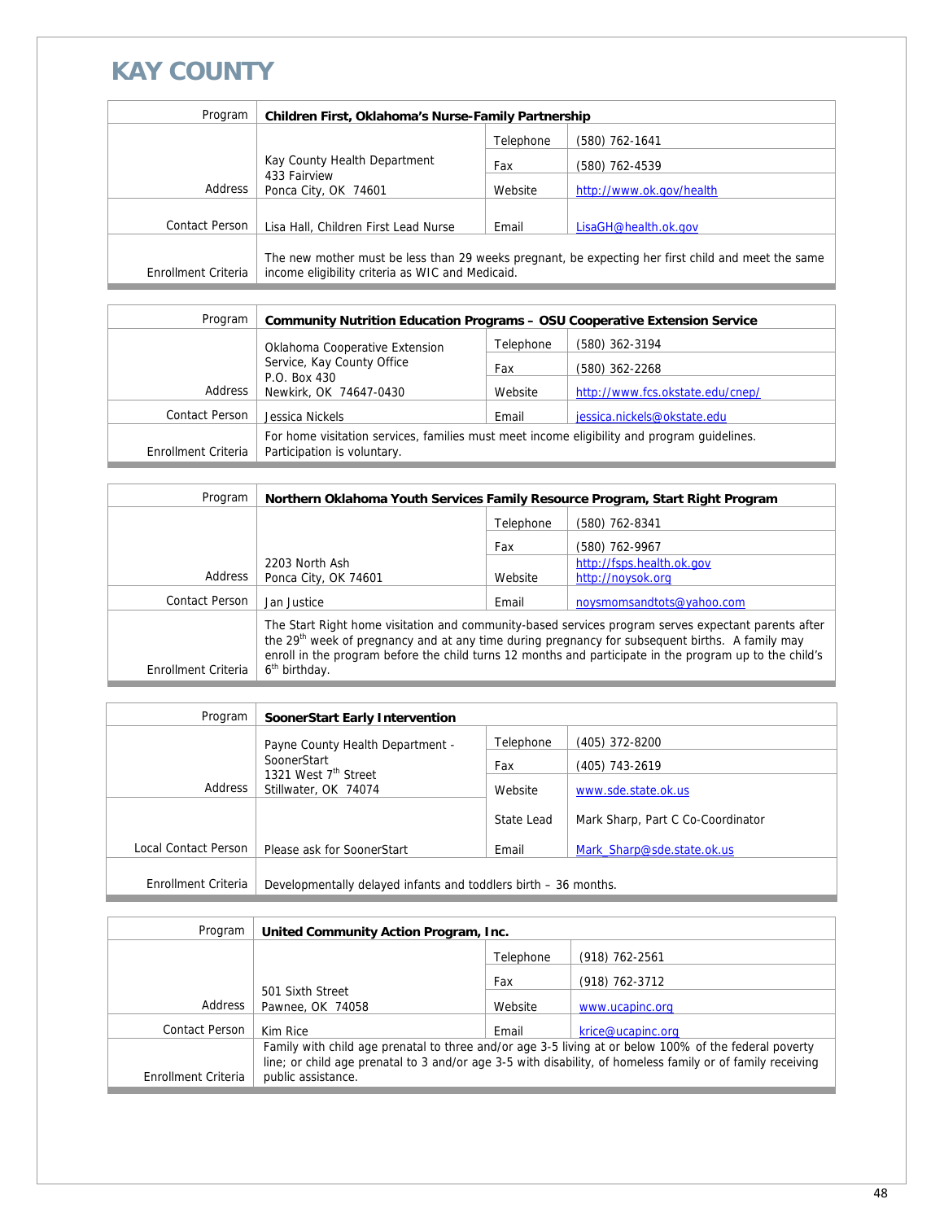# KAY COUNTY

| Program | **Children First, Oklahoma's Nurse-Family Partnership** | | |
|---|---|---|---|
| Address | Kay County Health Department<br>433 Fairview<br>Ponca City, OK 74601 | Telephone | (580) 762-1641 |
| | | Fax | (580) 762-4539 |
| | | Website | http://www.ok.gov/health |
| Contact Person | Lisa Hall, Children First Lead Nurse | Email | LisaGH@health.ok.gov |
| Enrollment Criteria | The new mother must be less than 29 weeks pregnant, be expecting her first child and meet the same income eligibility criteria as WIC and Medicaid. | | |

| Program | **Community Nutrition Education Programs – OSU Cooperative Extension Service** | | |
|---|---|---|---|
| Address | Oklahoma Cooperative Extension Service, Kay County Office<br>P.O. Box 430<br>Newkirk, OK 74647-0430 | Telephone | (580) 362-3194 |
| | | Fax | (580) 362-2268 |
| | | Website | http://www.fcs.okstate.edu/cnep/ |
| Contact Person | Jessica Nickels | Email | jessica.nickels@okstate.edu |
| Enrollment Criteria | For home visitation services, families must meet income eligibility and program guidelines. Participation is voluntary. | | |

| Program | **Northern Oklahoma Youth Services Family Resource Program, Start Right Program** | | |
|---|---|---|---|
| Address | 2203 North Ash<br>Ponca City, OK 74601 | Telephone | (580) 762-8341 |
| | | Fax | (580) 762-9967 |
| | | Website | http://fsps.health.ok.gov<br>http://noysok.org |
| Contact Person | Jan Justice | Email | noysmomsandtots@yahoo.com |
| Enrollment Criteria | The Start Right home visitation and community-based services program serves expectant parents after the 29th week of pregnancy and at any time during pregnancy for subsequent births. A family may enroll in the program before the child turns 12 months and participate in the program up to the child's 6th birthday. | | |

| Program | **SoonerStart Early Intervention** | | |
|---|---|---|---|
| Address | Payne County Health Department - SoonerStart<br>1321 West 7th Street<br>Stillwater, OK 74074 | Telephone | (405) 372-8200 |
| | | Fax | (405) 743-2619 |
| | | Website | www.sde.state.ok.us |
| | | State Lead | Mark Sharp, Part C Co-Coordinator |
| Local Contact Person | Please ask for SoonerStart | Email | Mark_Sharp@sde.state.ok.us |
| Enrollment Criteria | Developmentally delayed infants and toddlers birth – 36 months. | | |

| Program | **United Community Action Program, Inc.** | | |
|---|---|---|---|
| Address | 501 Sixth Street<br>Pawnee, OK 74058 | Telephone | (918) 762-2561 |
| | | Fax | (918) 762-3712 |
| | | Website | www.ucapinc.org |
| Contact Person | Kim Rice | Email | krice@ucapinc.org |
| Enrollment Criteria | Family with child age prenatal to three and/or age 3-5 living at or below 100% of the federal poverty line; or child age prenatal to 3 and/or age 3-5 with disability, of homeless family or of family receiving public assistance. | | |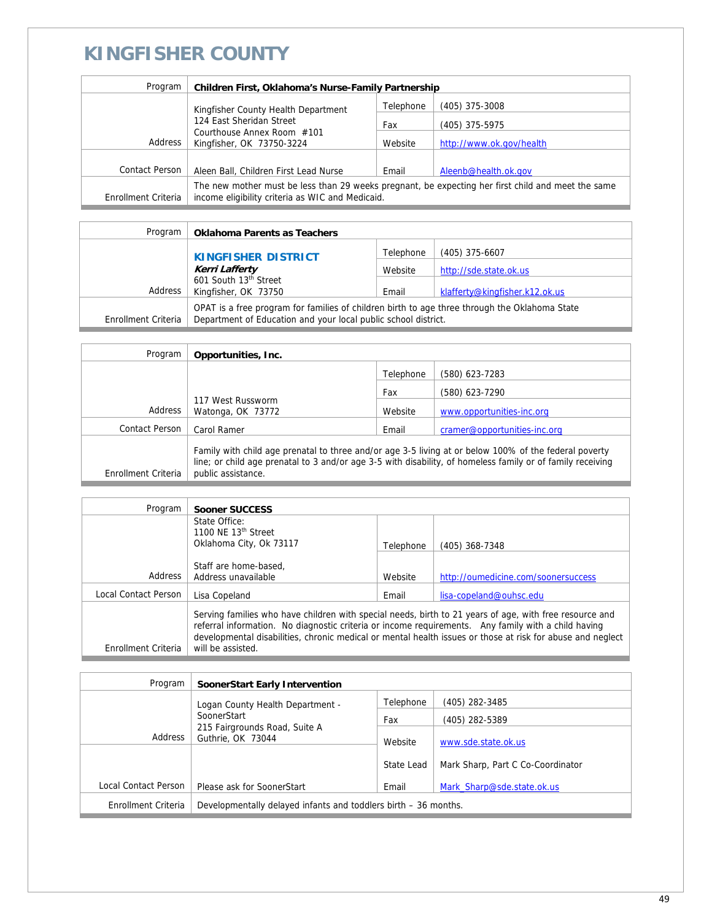# KINGFISHER COUNTY

| Program | **Children First, Oklahoma's Nurse-Family Partnership** | | |
|---|---|---|---|
| Address | Kingfisher County Health Department<br>124 East Sheridan Street<br>Courthouse Annex Room #101<br>Kingfisher, OK 73750-3224 | Telephone | (405) 375-3008 |
| | | Fax | (405) 375-5975 |
| | | Website | http://www.ok.gov/health |
| Contact Person | Aleen Ball, Children First Lead Nurse | Email | Aleenb@health.ok.gov |
| Enrollment Criteria | The new mother must be less than 29 weeks pregnant, be expecting her first child and meet the same income eligibility criteria as WIC and Medicaid. | | |

| Program | **Oklahoma Parents as Teachers** | | |
|---|---|---|---|
| Address | **KINGFISHER DISTRICT**<br>***Kerri Lafferty***<br>601 South 13th Street<br>Kingfisher, OK 73750 | Telephone | (405) 375-6607 |
| | | Website | http://sde.state.ok.us |
| | | Email | klafferty@kingfisher.k12.ok.us |
| Enrollment Criteria | OPAT is a free program for families of children birth to age three through the Oklahoma State Department of Education and your local public school district. | | |

| Program | **Opportunities, Inc.** | | |
|---|---|---|---|
| Address | 117 West Russworm<br>Watonga, OK 73772 | Telephone | (580) 623-7283 |
| | | Fax | (580) 623-7290 |
| | | Website | www.opportunities-inc.org |
| Contact Person | Carol Ramer | Email | cramer@opportunities-inc.org |
| Enrollment Criteria | Family with child age prenatal to three and/or age 3-5 living at or below 100% of the federal poverty line; or child age prenatal to 3 and/or age 3-5 with disability, of homeless family or of family receiving public assistance. | | |

| Program | **Sooner SUCCESS** | | |
|---|---|---|---|
| Address | State Office:<br>1100 NE 13th Street<br>Oklahoma City, Ok 73117<br><br>Staff are home-based,<br>Address unavailable | Telephone | (405) 368-7348 |
| | | Website | http://oumedicine.com/soonersuccess |
| Local Contact Person | Lisa Copeland | Email | lisa-copeland@ouhsc.edu |
| Enrollment Criteria | Serving families who have children with special needs, birth to 21 years of age, with free resource and referral information. No diagnostic criteria or income requirements. Any family with a child having developmental disabilities, chronic medical or mental health issues or those at risk for abuse and neglect will be assisted. | | |

| Program | **SoonerStart Early Intervention** | | |
|---|---|---|---|
| Address | Logan County Health Department - SoonerStart<br>215 Fairgrounds Road, Suite A<br>Guthrie, OK 73044 | Telephone | (405) 282-3485 |
| | | Fax | (405) 282-5389 |
| | | Website | www.sde.state.ok.us |
| | | State Lead | Mark Sharp, Part C Co-Coordinator |
| Local Contact Person | Please ask for SoonerStart | Email | Mark_Sharp@sde.state.ok.us |
| Enrollment Criteria | Developmentally delayed infants and toddlers birth – 36 months. | | |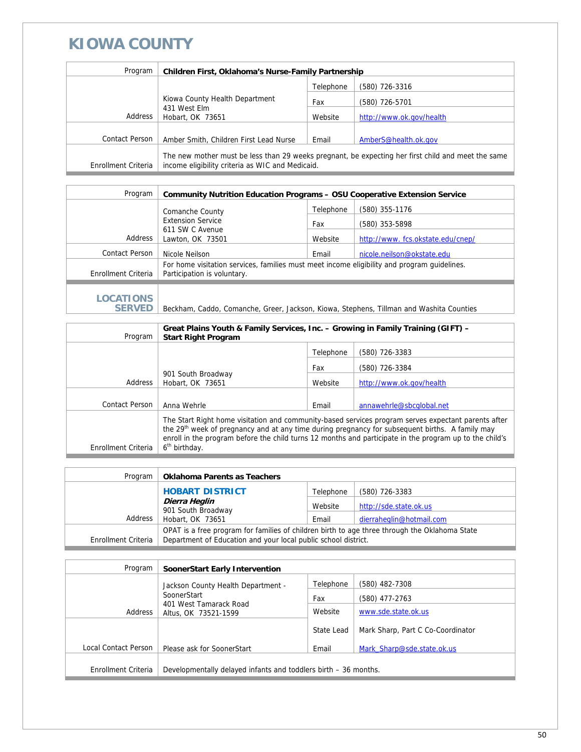# KIOWA COUNTY

| Program | Children First, Oklahoma's Nurse-Family Partnership | | |
|---|---|---|---|
| Address | Kiowa County Health Department<br>431 West Elm<br>Hobart, OK 73651 | Telephone | (580) 726-3316 |
| | | Fax | (580) 726-5701 |
| | | Website | http://www.ok.gov/health |
| Contact Person | Amber Smith, Children First Lead Nurse | Email | AmberS@health.ok.gov |
| Enrollment Criteria | The new mother must be less than 29 weeks pregnant, be expecting her first child and meet the same income eligibility criteria as WIC and Medicaid. | | |

| Program | Community Nutrition Education Programs – OSU Cooperative Extension Service | | |
|---|---|---|---|
| Address | Comanche County<br>Extension Service<br>611 SW C Avenue<br>Lawton, OK 73501 | Telephone | (580) 355-1176 |
| | | Fax | (580) 353-5898 |
| | | Website | http://www. fcs.okstate.edu/cnep/ |
| Contact Person | Nicole Neilson | Email | nicole.neilson@okstate.edu |
| Enrollment Criteria | For home visitation services, families must meet income eligibility and program guidelines. Participation is voluntary. | | |
| LOCATIONS SERVED | Beckham, Caddo, Comanche, Greer, Jackson, Kiowa, Stephens, Tillman and Washita Counties | | |

| Program | Great Plains Youth & Family Services, Inc. – Growing in Family Training (GIFT) – Start Right Program | | |
|---|---|---|---|
| Address | 901 South Broadway<br>Hobart, OK 73651 | Telephone | (580) 726-3383 |
| | | Fax | (580) 726-3384 |
| | | Website | http://www.ok.gov/health |
| Contact Person | Anna Wehrle | Email | annawehrle@sbcglobal.net |
| Enrollment Criteria | The Start Right home visitation and community-based services program serves expectant parents after the 29th week of pregnancy and at any time during pregnancy for subsequent births. A family may enroll in the program before the child turns 12 months and participate in the program up to the child's 6th birthday. | | |

| Program | Oklahoma Parents as Teachers | | |
|---|---|---|---|
| Address | **HOBART DISTRICT**<br>***Dierra Heglin***<br>901 South Broadway<br>Hobart, OK 73651 | Telephone | (580) 726-3383 |
| | | Website | http://sde.state.ok.us |
| | | Email | dierraheglin@hotmail.com |
| Enrollment Criteria | OPAT is a free program for families of children birth to age three through the Oklahoma State Department of Education and your local public school district. | | |

| Program | SoonerStart Early Intervention | | |
|---|---|---|---|
| Address | Jackson County Health Department - SoonerStart<br>401 West Tamarack Road<br>Altus, OK 73521-1599 | Telephone | (580) 482-7308 |
| | | Fax | (580) 477-2763 |
| | | Website | www.sde.state.ok.us |
| Local Contact Person | Please ask for SoonerStart | State Lead | Mark Sharp, Part C Co-Coordinator |
| | | Email | Mark_Sharp@sde.state.ok.us |
| Enrollment Criteria | Developmentally delayed infants and toddlers birth – 36 months. | | |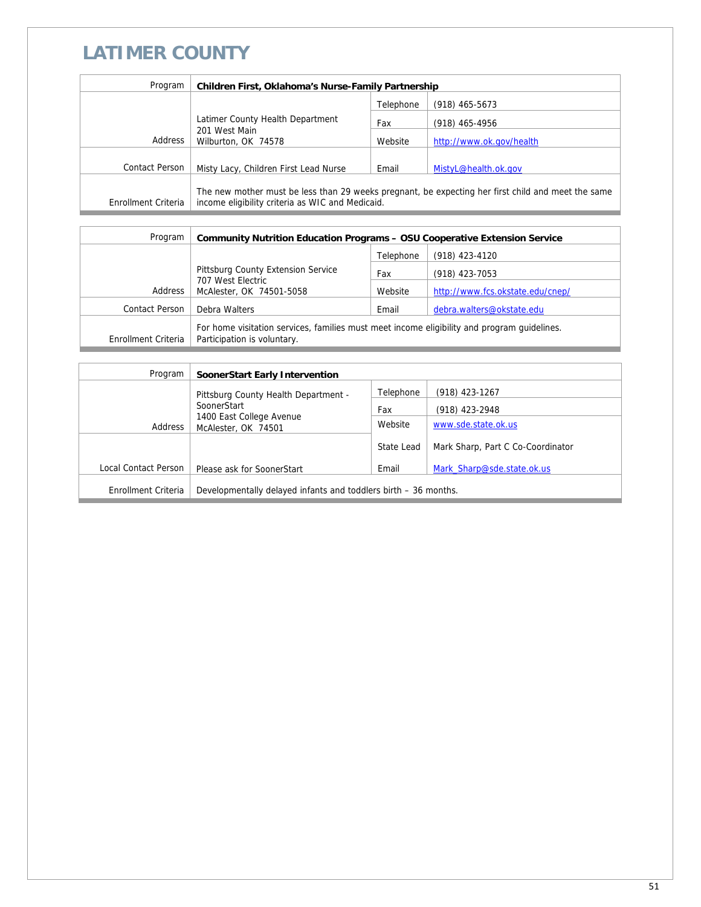# LATIMER COUNTY

| Program | Children First, Oklahoma's Nurse-Family Partnership | | |
|---|---|---|---|
| Address | Latimer County Health Department<br>201 West Main<br>Wilburton, OK 74578 | Telephone | (918) 465-5673 |
| | | Fax | (918) 465-4956 |
| | | Website | http://www.ok.gov/health |
| Contact Person | Misty Lacy, Children First Lead Nurse | Email | MistyL@health.ok.gov |
| Enrollment Criteria | The new mother must be less than 29 weeks pregnant, be expecting her first child and meet the same income eligibility criteria as WIC and Medicaid. | | |

| Program | Community Nutrition Education Programs – OSU Cooperative Extension Service | | |
|---|---|---|---|
| Address | Pittsburg County Extension Service<br>707 West Electric<br>McAlester, OK 74501-5058 | Telephone | (918) 423-4120 |
| | | Fax | (918) 423-7053 |
| | | Website | http://www.fcs.okstate.edu/cnep/ |
| Contact Person | Debra Walters | Email | debra.walters@okstate.edu |
| Enrollment Criteria | For home visitation services, families must meet income eligibility and program guidelines. Participation is voluntary. | | |

| Program | SoonerStart Early Intervention | | |
|---|---|---|---|
| Address | Pittsburg County Health Department - SoonerStart<br>1400 East College Avenue<br>McAlester, OK 74501 | Telephone | (918) 423-1267 |
| | | Fax | (918) 423-2948 |
| | | Website | www.sde.state.ok.us |
| Local Contact Person | Please ask for SoonerStart | State Lead | Mark Sharp, Part C Co-Coordinator |
| | | Email | Mark_Sharp@sde.state.ok.us |
| Enrollment Criteria | Developmentally delayed infants and toddlers birth – 36 months. | | |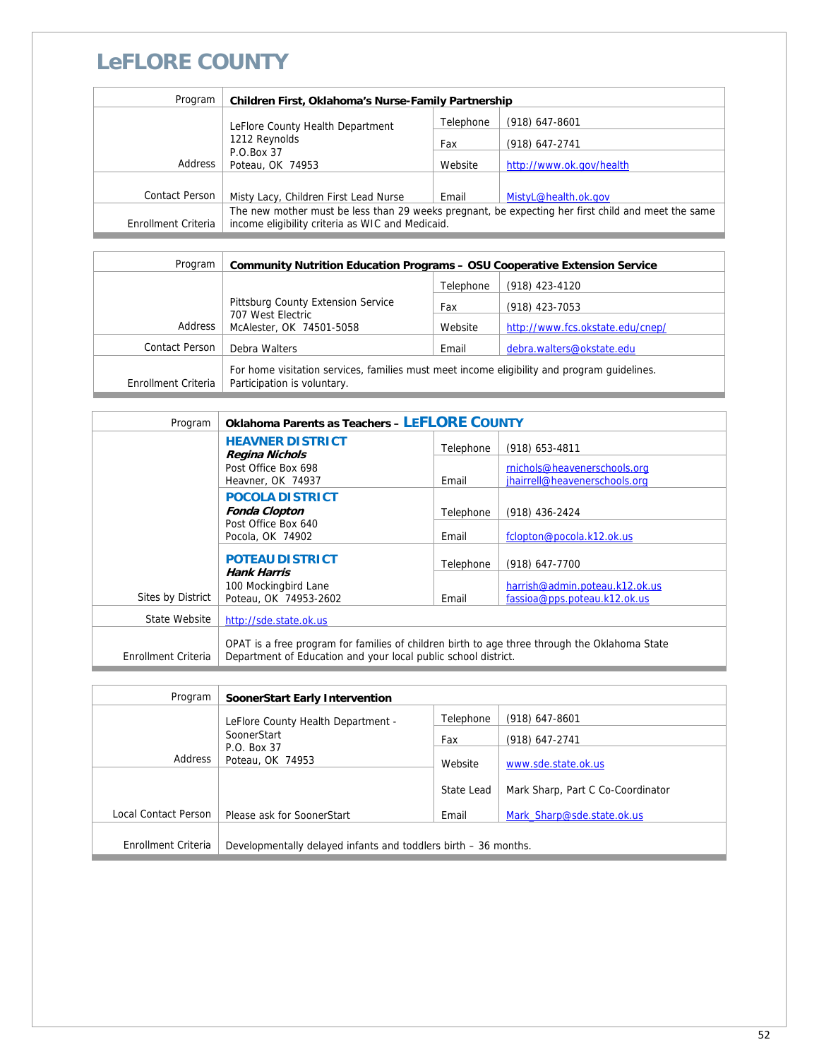# LeFLORE COUNTY

| Program | **Children First, Oklahoma's Nurse-Family Partnership** | | |
|---|---|---|---|
| Address | LeFlore County Health Department<br>1212 Reynolds<br>P.O.Box 37<br>Poteau, OK 74953 | Telephone | (918) 647-8601 |
| | | Fax | (918) 647-2741 |
| | | Website | http://www.ok.gov/health |
| Contact Person | Misty Lacy, Children First Lead Nurse | Email | MistyL@health.ok.gov |
| Enrollment Criteria | The new mother must be less than 29 weeks pregnant, be expecting her first child and meet the same income eligibility criteria as WIC and Medicaid. | | |

| Program | **Community Nutrition Education Programs – OSU Cooperative Extension Service** | | |
|---|---|---|---|
| Address | Pittsburg County Extension Service<br>707 West Electric<br>McAlester, OK 74501-5058 | Telephone | (918) 423-4120 |
| | | Fax | (918) 423-7053 |
| | | Website | http://www.fcs.okstate.edu/cnep/ |
| Contact Person | Debra Walters | Email | debra.walters@okstate.edu |
| Enrollment Criteria | For home visitation services, families must meet income eligibility and program guidelines. Participation is voluntary. | | |

| Program | **Oklahoma Parents as Teachers – LEFLORE COUNTY** | | |
|---|---|---|---|
| Sites by District | **HEAVNER DISTRICT**<br>***Regina Nichols***<br>Post Office Box 698<br>Heavner, OK 74937 | Telephone | (918) 653-4811 |
| | | Email | rnichols@heavenerschools.org<br>jhairrell@heavenerschools.org |
| | **POCOLA DISTRICT**<br>***Fonda Clopton***<br>Post Office Box 640<br>Pocola, OK 74902 | Telephone | (918) 436-2424 |
| | | Email | fclopton@pocola.k12.ok.us |
| | **POTEAU DISTRICT**<br>***Hank Harris***<br>100 Mockingbird Lane<br>Poteau, OK 74953-2602 | Telephone | (918) 647-7700 |
| | | Email | harrish@admin.poteau.k12.ok.us<br>fassioa@pps.poteau.k12.ok.us |
| State Website | http://sde.state.ok.us | | |
| Enrollment Criteria | OPAT is a free program for families of children birth to age three through the Oklahoma State Department of Education and your local public school district. | | |

| Program | **SoonerStart Early Intervention** | | |
|---|---|---|---|
| Address | LeFlore County Health Department - SoonerStart<br>P.O. Box 37<br>Poteau, OK 74953 | Telephone | (918) 647-8601 |
| | | Fax | (918) 647-2741 |
| | | Website | www.sde.state.ok.us |
| | | State Lead | Mark Sharp, Part C Co-Coordinator |
| Local Contact Person | Please ask for SoonerStart | Email | Mark_Sharp@sde.state.ok.us |
| Enrollment Criteria | Developmentally delayed infants and toddlers birth – 36 months. | | |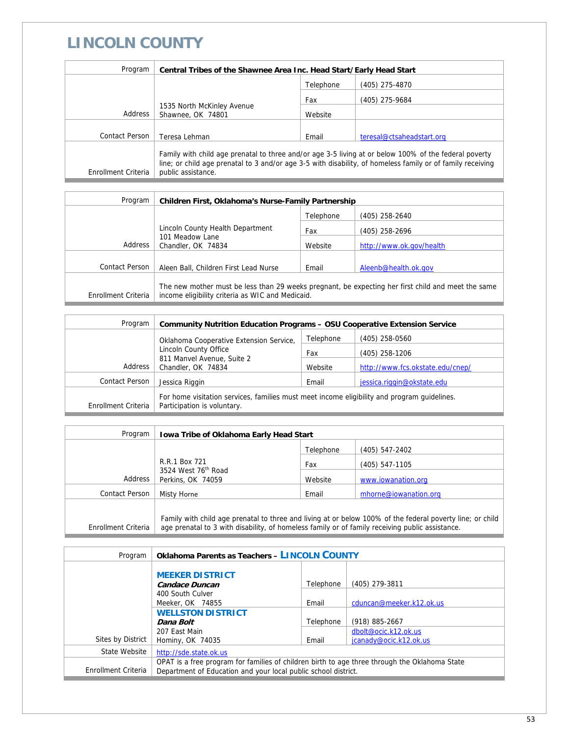# LINCOLN COUNTY

| Program | **Central Tribes of the Shawnee Area Inc. Head Start/Early Head Start** | | |
|---|---|---|---|
| Address | 1535 North McKinley Avenue<br>Shawnee, OK 74801 | Telephone | (405) 275-4870 |
| | | Fax | (405) 275-9684 |
| | | Website | |
| Contact Person | Teresa Lehman | Email | teresal@ctsaheadstart.org |
| Enrollment Criteria | Family with child age prenatal to three and/or age 3-5 living at or below 100% of the federal poverty line; or child age prenatal to 3 and/or age 3-5 with disability, of homeless family or of family receiving public assistance. | | |

| Program | **Children First, Oklahoma's Nurse-Family Partnership** | | |
|---|---|---|---|
| Address | Lincoln County Health Department<br>101 Meadow Lane<br>Chandler, OK 74834 | Telephone | (405) 258-2640 |
| | | Fax | (405) 258-2696 |
| | | Website | http://www.ok.gov/health |
| Contact Person | Aleen Ball, Children First Lead Nurse | Email | Aleenb@health.ok.gov |
| Enrollment Criteria | The new mother must be less than 29 weeks pregnant, be expecting her first child and meet the same income eligibility criteria as WIC and Medicaid. | | |

| Program | **Community Nutrition Education Programs – OSU Cooperative Extension Service** | | |
|---|---|---|---|
| Address | Oklahoma Cooperative Extension Service,<br>Lincoln County Office<br>811 Manvel Avenue, Suite 2<br>Chandler, OK 74834 | Telephone | (405) 258-0560 |
| | | Fax | (405) 258-1206 |
| | | Website | http://www.fcs.okstate.edu/cnep/ |
| Contact Person | Jessica Riggin | Email | jessica.riggin@okstate.edu |
| Enrollment Criteria | For home visitation services, families must meet income eligibility and program guidelines. Participation is voluntary. | | |

| Program | **Iowa Tribe of Oklahoma Early Head Start** | | |
|---|---|---|---|
| Address | R.R.1 Box 721<br>3524 West 76th Road<br>Perkins, OK 74059 | Telephone | (405) 547-2402 |
| | | Fax | (405) 547-1105 |
| | | Website | www.iowanation.org |
| Contact Person | Misty Horne | Email | mhorne@iowanation.org |
| Enrollment Criteria | Family with child age prenatal to three and living at or below 100% of the federal poverty line; or child age prenatal to 3 with disability, of homeless family or of family receiving public assistance. | | |

| Program | **Oklahoma Parents as Teachers – LINCOLN COUNTY** | | |
|---|---|---|---|
| Sites by District | **MEEKER DISTRICT**<br>***Candace Duncan***<br>400 South Culver<br>Meeker, OK 74855 | Telephone | (405) 279-3811 |
| | | Email | cduncan@meeker.k12.ok.us |
| | **WELLSTON DISTRICT**<br>***Dana Bolt***<br>207 East Main<br>Hominy, OK 74035 | Telephone | (918) 885-2667 |
| | | Email | dbolt@ocic.k12.ok.us<br>jcanady@ocic.k12.ok.us |
| State Website | http://sde.state.ok.us | | |
| Enrollment Criteria | OPAT is a free program for families of children birth to age three through the Oklahoma State Department of Education and your local public school district. | | |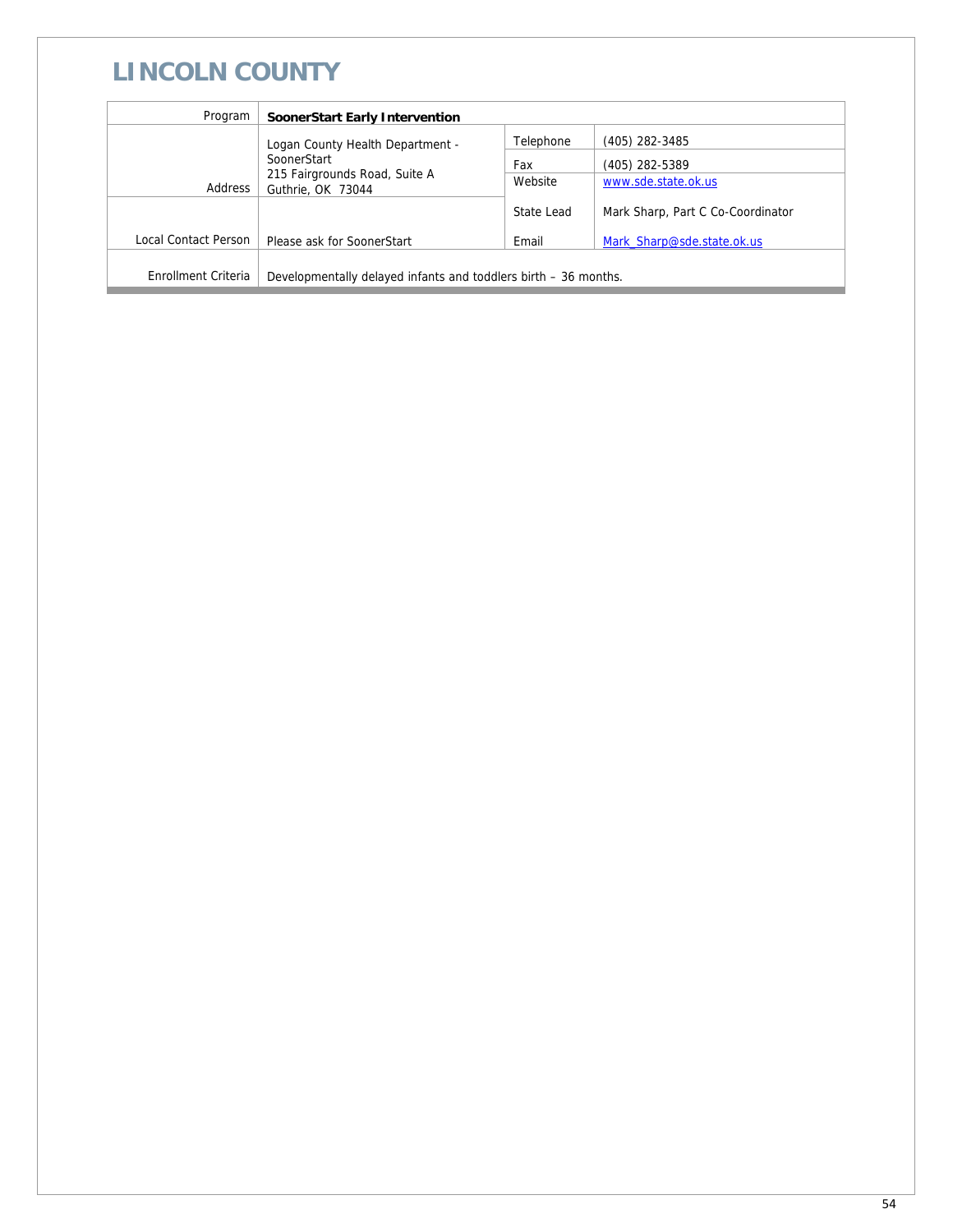# LINCOLN COUNTY

| Program | **SoonerStart Early Intervention** | | |
|---|---|---|---|
| Address | Logan County Health Department - SoonerStart<br>215 Fairgrounds Road, Suite A<br>Guthrie, OK 73044 | Telephone | (405) 282-3485 |
| | | Fax | (405) 282-5389 |
| | | Website | www.sde.state.ok.us |
| Local Contact Person | Please ask for SoonerStart | State Lead | Mark Sharp, Part C Co-Coordinator |
| | | Email | Mark_Sharp@sde.state.ok.us |
| Enrollment Criteria | Developmentally delayed infants and toddlers birth – 36 months. | | |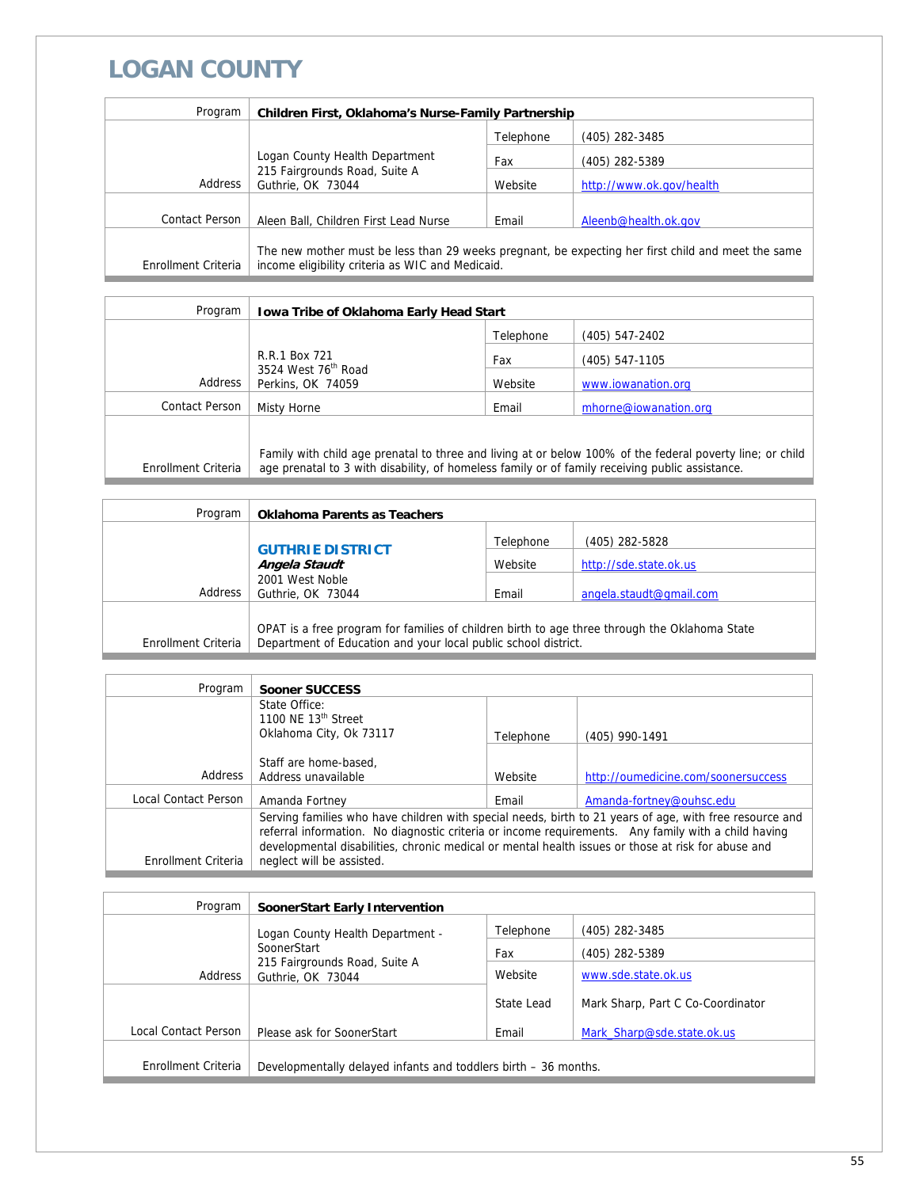# LOGAN COUNTY

| Program | Children First, Oklahoma's Nurse-Family Partnership | | |
|---|---|---|---|
| Address | Logan County Health Department<br>215 Fairgrounds Road, Suite A<br>Guthrie, OK 73044 | Telephone | (405) 282-3485 |
| | | Fax | (405) 282-5389 |
| | | Website | http://www.ok.gov/health |
| Contact Person | Aleen Ball, Children First Lead Nurse | Email | Aleenb@health.ok.gov |
| Enrollment Criteria | The new mother must be less than 29 weeks pregnant, be expecting her first child and meet the same income eligibility criteria as WIC and Medicaid. | | |

| Program | Iowa Tribe of Oklahoma Early Head Start | | |
|---|---|---|---|
| Address | R.R.1 Box 721<br>3524 West 76th Road<br>Perkins, OK 74059 | Telephone | (405) 547-2402 |
| | | Fax | (405) 547-1105 |
| | | Website | www.iowanation.org |
| Contact Person | Misty Horne | Email | mhorne@iowanation.org |
| Enrollment Criteria | Family with child age prenatal to three and living at or below 100% of the federal poverty line; or child age prenatal to 3 with disability, of homeless family or of family receiving public assistance. | | |

| Program | Oklahoma Parents as Teachers | | |
|---|---|---|---|
| Address | **GUTHRIE DISTRICT**<br>***Angela Staudt***<br>2001 West Noble<br>Guthrie, OK 73044 | Telephone | (405) 282-5828 |
| | | Website | http://sde.state.ok.us |
| | | Email | angela.staudt@gmail.com |
| Enrollment Criteria | OPAT is a free program for families of children birth to age three through the Oklahoma State Department of Education and your local public school district. | | |

| Program | Sooner SUCCESS | | |
|---|---|---|---|
| Address | State Office:<br>1100 NE 13th Street<br>Oklahoma City, Ok 73117<br><br>Staff are home-based,<br>Address unavailable | Telephone | (405) 990-1491 |
| | | Website | http://oumedicine.com/soonersuccess |
| Local Contact Person | Amanda Fortney | Email | Amanda-fortney@ouhsc.edu |
| Enrollment Criteria | Serving families who have children with special needs, birth to 21 years of age, with free resource and referral information. No diagnostic criteria or income requirements. Any family with a child having developmental disabilities, chronic medical or mental health issues or those at risk for abuse and neglect will be assisted. | | |

| Program | SoonerStart Early Intervention | | |
|---|---|---|---|
| Address | Logan County Health Department - SoonerStart<br>215 Fairgrounds Road, Suite A<br>Guthrie, OK 73044 | Telephone | (405) 282-3485 |
| | | Fax | (405) 282-5389 |
| | | Website | www.sde.state.ok.us |
| | | State Lead | Mark Sharp, Part C Co-Coordinator |
| Local Contact Person | Please ask for SoonerStart | Email | Mark_Sharp@sde.state.ok.us |
| Enrollment Criteria | Developmentally delayed infants and toddlers birth – 36 months. | | |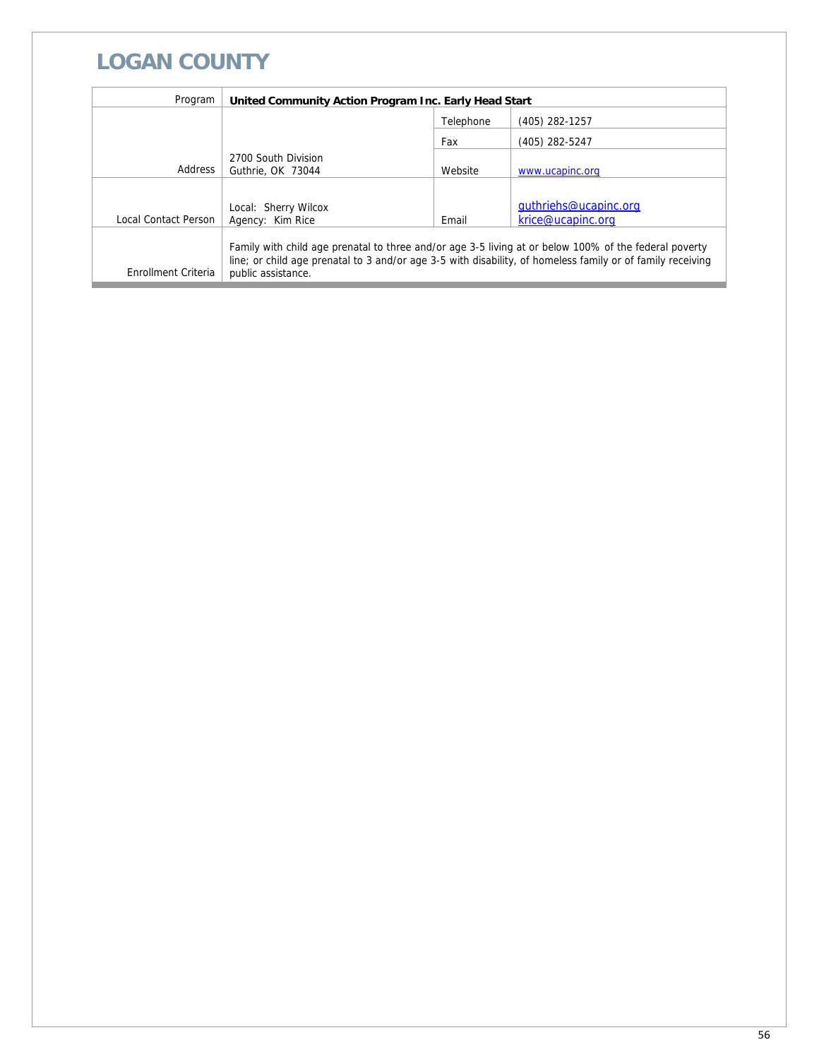# LOGAN COUNTY

| Program | United Community Action Program Inc. Early Head Start | | |
|---|---|---|---|
| Address | 2700 South Division<br>Guthrie, OK 73044 | Telephone | (405) 282-1257 |
| | | Fax | (405) 282-5247 |
| | | Website | www.ucapinc.org |
| Local Contact Person | Local: Sherry Wilcox<br>Agency: Kim Rice | Email | guthriehs@ucapinc.org<br>krice@ucapinc.org |
| Enrollment Criteria | Family with child age prenatal to three and/or age 3-5 living at or below 100% of the federal poverty line; or child age prenatal to 3 and/or age 3-5 with disability, of homeless family or of family receiving public assistance. | | |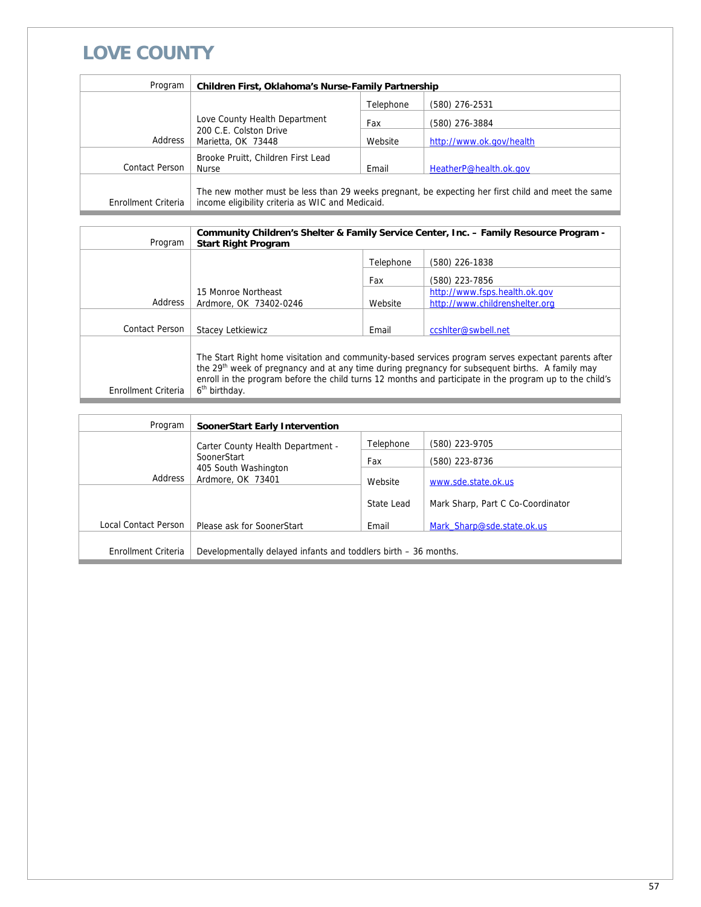# LOVE COUNTY

| Program | **Children First, Oklahoma's Nurse-Family Partnership** | | |
|---|---|---|---|
| Address | Love County Health Department<br>200 C.E. Colston Drive<br>Marietta, OK 73448 | Telephone | (580) 276-2531 |
| | | Fax | (580) 276-3884 |
| | | Website | http://www.ok.gov/health |
| Contact Person | Brooke Pruitt, Children First Lead Nurse | Email | HeatherP@health.ok.gov |
| Enrollment Criteria | The new mother must be less than 29 weeks pregnant, be expecting her first child and meet the same income eligibility criteria as WIC and Medicaid. | | |

| Program | **Community Children's Shelter & Family Service Center, Inc. – Family Resource Program - Start Right Program** | | |
|---|---|---|---|
| Address | 15 Monroe Northeast<br>Ardmore, OK 73402-0246 | Telephone | (580) 226-1838 |
| | | Fax | (580) 223-7856 |
| | | Website | http://www.fsps.health.ok.gov<br>http://www.childrenshelter.org |
| Contact Person | Stacey Letkiewicz | Email | ccshlter@swbell.net |
| Enrollment Criteria | The Start Right home visitation and community-based services program serves expectant parents after the 29th week of pregnancy and at any time during pregnancy for subsequent births. A family may enroll in the program before the child turns 12 months and participate in the program up to the child's 6th birthday. | | |

| Program | **SoonerStart Early Intervention** | | |
|---|---|---|---|
| Address | Carter County Health Department - SoonerStart<br>405 South Washington<br>Ardmore, OK 73401 | Telephone | (580) 223-9705 |
| | | Fax | (580) 223-8736 |
| | | Website | www.sde.state.ok.us |
| Local Contact Person | Please ask for SoonerStart | State Lead | Mark Sharp, Part C Co-Coordinator |
| | | Email | Mark_Sharp@sde.state.ok.us |
| Enrollment Criteria | Developmentally delayed infants and toddlers birth – 36 months. | | |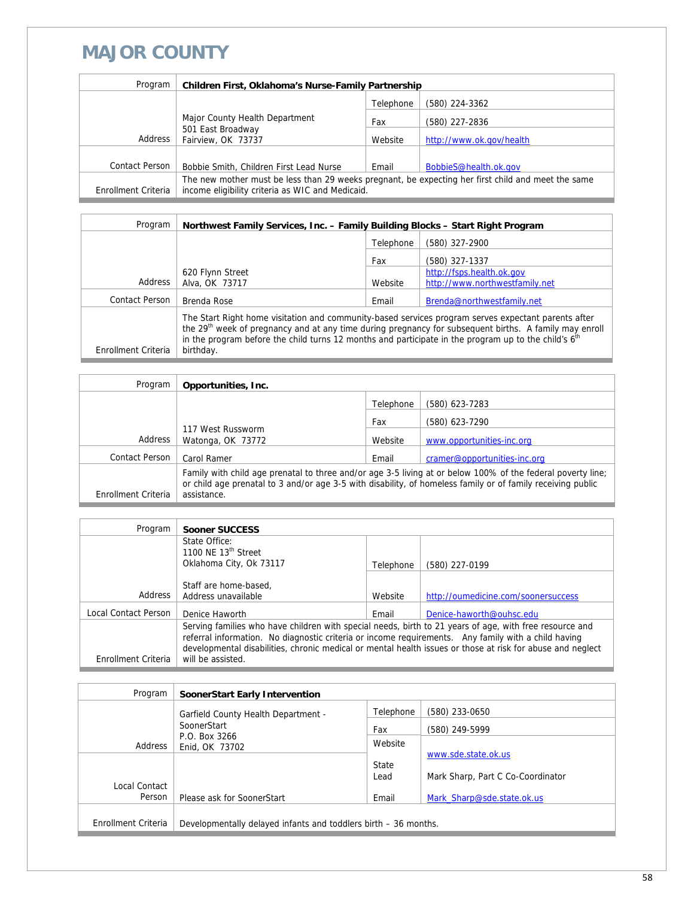# MAJOR COUNTY

| Program | **Children First, Oklahoma's Nurse-Family Partnership** | | |
|---|---|---|---|
| Address | Major County Health Department<br>501 East Broadway<br>Fairview, OK 73737 | Telephone | (580) 224-3362 |
| | | Fax | (580) 227-2836 |
| | | Website | http://www.ok.gov/health |
| Contact Person | Bobbie Smith, Children First Lead Nurse | Email | BobbieS@health.ok.gov |
| Enrollment Criteria | The new mother must be less than 29 weeks pregnant, be expecting her first child and meet the same income eligibility criteria as WIC and Medicaid. | | |

| Program | **Northwest Family Services, Inc. – Family Building Blocks – Start Right Program** | | |
|---|---|---|---|
| Address | 620 Flynn Street<br>Alva, OK 73717 | Telephone | (580) 327-2900 |
| | | Fax | (580) 327-1337 |
| | | Website | http://fsps.health.ok.gov<br>http://www.northwestfamily.net |
| Contact Person | Brenda Rose | Email | Brenda@northwestfamily.net |
| Enrollment Criteria | The Start Right home visitation and community-based services program serves expectant parents after the 29th week of pregnancy and at any time during pregnancy for subsequent births. A family may enroll in the program before the child turns 12 months and participate in the program up to the child's 6th birthday. | | |

| Program | **Opportunities, Inc.** | | |
|---|---|---|---|
| Address | 117 West Russworm<br>Watonga, OK 73772 | Telephone | (580) 623-7283 |
| | | Fax | (580) 623-7290 |
| | | Website | www.opportunities-inc.org |
| Contact Person | Carol Ramer | Email | cramer@opportunities-inc.org |
| Enrollment Criteria | Family with child age prenatal to three and/or age 3-5 living at or below 100% of the federal poverty line; or child age prenatal to 3 and/or age 3-5 with disability, of homeless family or of family receiving public assistance. | | |

| Program | **Sooner SUCCESS** | | |
|---|---|---|---|
| Address | State Office:<br>1100 NE 13th Street<br>Oklahoma City, Ok 73117 | Telephone | (580) 227-0199 |
| | Staff are home-based,<br>Address unavailable | Website | http://oumedicine.com/soonersuccess |
| Local Contact Person | Denice Haworth | Email | Denice-haworth@ouhsc.edu |
| Enrollment Criteria | Serving families who have children with special needs, birth to 21 years of age, with free resource and referral information. No diagnostic criteria or income requirements. Any family with a child having developmental disabilities, chronic medical or mental health issues or those at risk for abuse and neglect will be assisted. | | |

| Program | **SoonerStart Early Intervention** | | |
|---|---|---|---|
| Address | Garfield County Health Department - SoonerStart<br>P.O. Box 3266<br>Enid, OK 73702 | Telephone | (580) 233-0650 |
| | | Fax | (580) 249-5999 |
| | | Website | www.sde.state.ok.us |
| Local Contact Person | Please ask for SoonerStart | State Lead | Mark Sharp, Part C Co-Coordinator |
| | | Email | Mark_Sharp@sde.state.ok.us |
| Enrollment Criteria | Developmentally delayed infants and toddlers birth – 36 months. | | |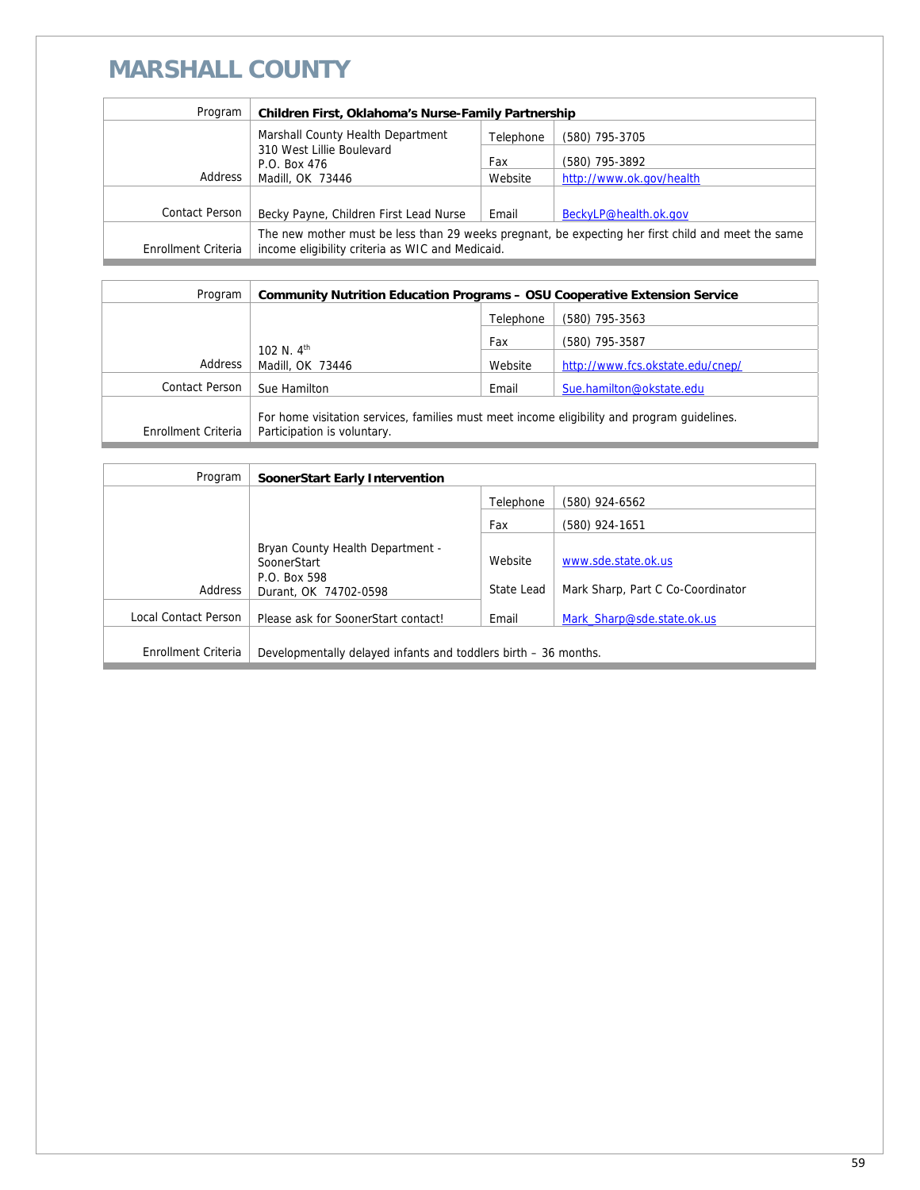# MARSHALL COUNTY

| Program | Children First, Oklahoma's Nurse-Family Partnership | | |
|---|---|---|---|
| Address | Marshall County Health Department<br>310 West Lillie Boulevard<br>P.O. Box 476<br>Madill, OK 73446 | Telephone | (580) 795-3705 |
| | | Fax | (580) 795-3892 |
| | | Website | http://www.ok.gov/health |
| Contact Person | Becky Payne, Children First Lead Nurse | Email | BeckyLP@health.ok.gov |
| Enrollment Criteria | The new mother must be less than 29 weeks pregnant, be expecting her first child and meet the same income eligibility criteria as WIC and Medicaid. | | |

| Program | Community Nutrition Education Programs – OSU Cooperative Extension Service | | |
|---|---|---|---|
| Address | 102 N. 4th<br>Madill, OK 73446 | Telephone | (580) 795-3563 |
| | | Fax | (580) 795-3587 |
| | | Website | http://www.fcs.okstate.edu/cnep/ |
| Contact Person | Sue Hamilton | Email | Sue.hamilton@okstate.edu |
| Enrollment Criteria | For home visitation services, families must meet income eligibility and program guidelines. Participation is voluntary. | | |

| Program | SoonerStart Early Intervention | | |
|---|---|---|---|
| Address | Bryan County Health Department - SoonerStart<br>P.O. Box 598<br>Durant, OK 74702-0598 | Telephone | (580) 924-6562 |
| | | Fax | (580) 924-1651 |
| | | Website | www.sde.state.ok.us |
| | | State Lead | Mark Sharp, Part C Co-Coordinator |
| Local Contact Person | Please ask for SoonerStart contact! | Email | Mark_Sharp@sde.state.ok.us |
| Enrollment Criteria | Developmentally delayed infants and toddlers birth – 36 months. | | |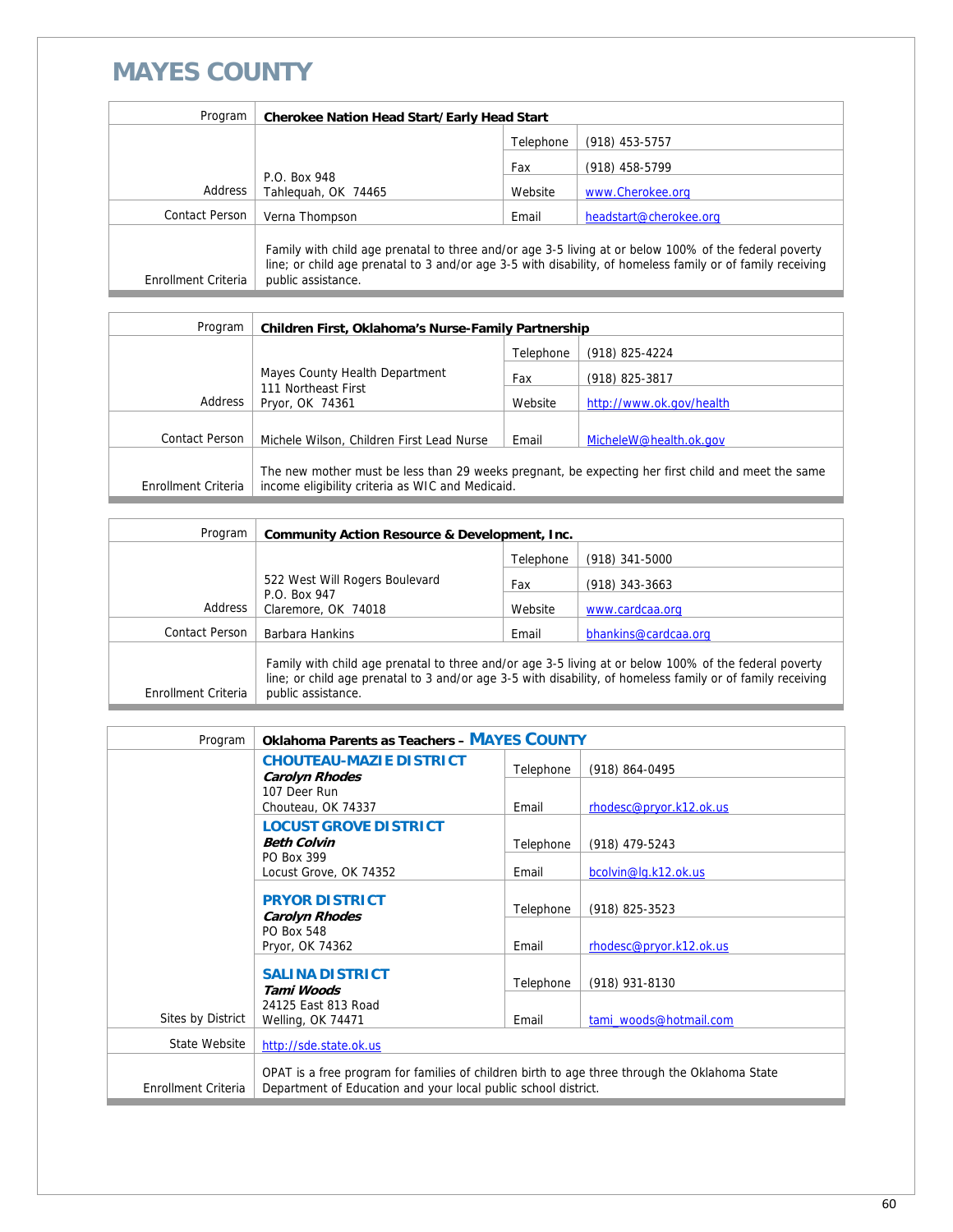# MAYES COUNTY

| Program | **Cherokee Nation Head Start/Early Head Start** | | |
|---|---|---|---|
| Address | P.O. Box 948<br>Tahlequah, OK 74465 | Telephone | (918) 453-5757 |
| | | Fax | (918) 458-5799 |
| | | Website | www.Cherokee.org |
| Contact Person | Verna Thompson | Email | headstart@cherokee.org |
| Enrollment Criteria | Family with child age prenatal to three and/or age 3-5 living at or below 100% of the federal poverty line; or child age prenatal to 3 and/or age 3-5 with disability, of homeless family or of family receiving public assistance. | | |

| Program | **Children First, Oklahoma's Nurse-Family Partnership** | | |
|---|---|---|---|
| Address | Mayes County Health Department<br>111 Northeast First<br>Pryor, OK 74361 | Telephone | (918) 825-4224 |
| | | Fax | (918) 825-3817 |
| | | Website | http://www.ok.gov/health |
| Contact Person | Michele Wilson, Children First Lead Nurse | Email | MicheleW@health.ok.gov |
| Enrollment Criteria | The new mother must be less than 29 weeks pregnant, be expecting her first child and meet the same income eligibility criteria as WIC and Medicaid. | | |

| Program | **Community Action Resource & Development, Inc.** | | |
|---|---|---|---|
| Address | 522 West Will Rogers Boulevard<br>P.O. Box 947<br>Claremore, OK 74018 | Telephone | (918) 341-5000 |
| | | Fax | (918) 343-3663 |
| | | Website | www.cardcaa.org |
| Contact Person | Barbara Hankins | Email | bhankins@cardcaa.org |
| Enrollment Criteria | Family with child age prenatal to three and/or age 3-5 living at or below 100% of the federal poverty line; or child age prenatal to 3 and/or age 3-5 with disability, of homeless family or of family receiving public assistance. | | |

| Program | **Oklahoma Parents as Teachers – MAYES COUNTY** | | |
|---|---|---|---|
| Sites by District | **CHOUTEAU-MAZIE DISTRICT**<br>***Carolyn Rhodes***<br>107 Deer Run<br>Chouteau, OK 74337 | Telephone | (918) 864-0495 |
| | | Email | rhodesc@pryor.k12.ok.us |
| | **LOCUST GROVE DISTRICT**<br>***Beth Colvin***<br>PO Box 399<br>Locust Grove, OK 74352 | Telephone | (918) 479-5243 |
| | | Email | bcolvin@lg.k12.ok.us |
| | **PRYOR DISTRICT**<br>***Carolyn Rhodes***<br>PO Box 548<br>Pryor, OK 74362 | Telephone | (918) 825-3523 |
| | | Email | rhodesc@pryor.k12.ok.us |
| | **SALINA DISTRICT**<br>***Tami Woods***<br>24125 East 813 Road<br>Welling, OK 74471 | Telephone | (918) 931-8130 |
| | | Email | tami_woods@hotmail.com |
| State Website | http://sde.state.ok.us | | |
| Enrollment Criteria | OPAT is a free program for families of children birth to age three through the Oklahoma State Department of Education and your local public school district. | | |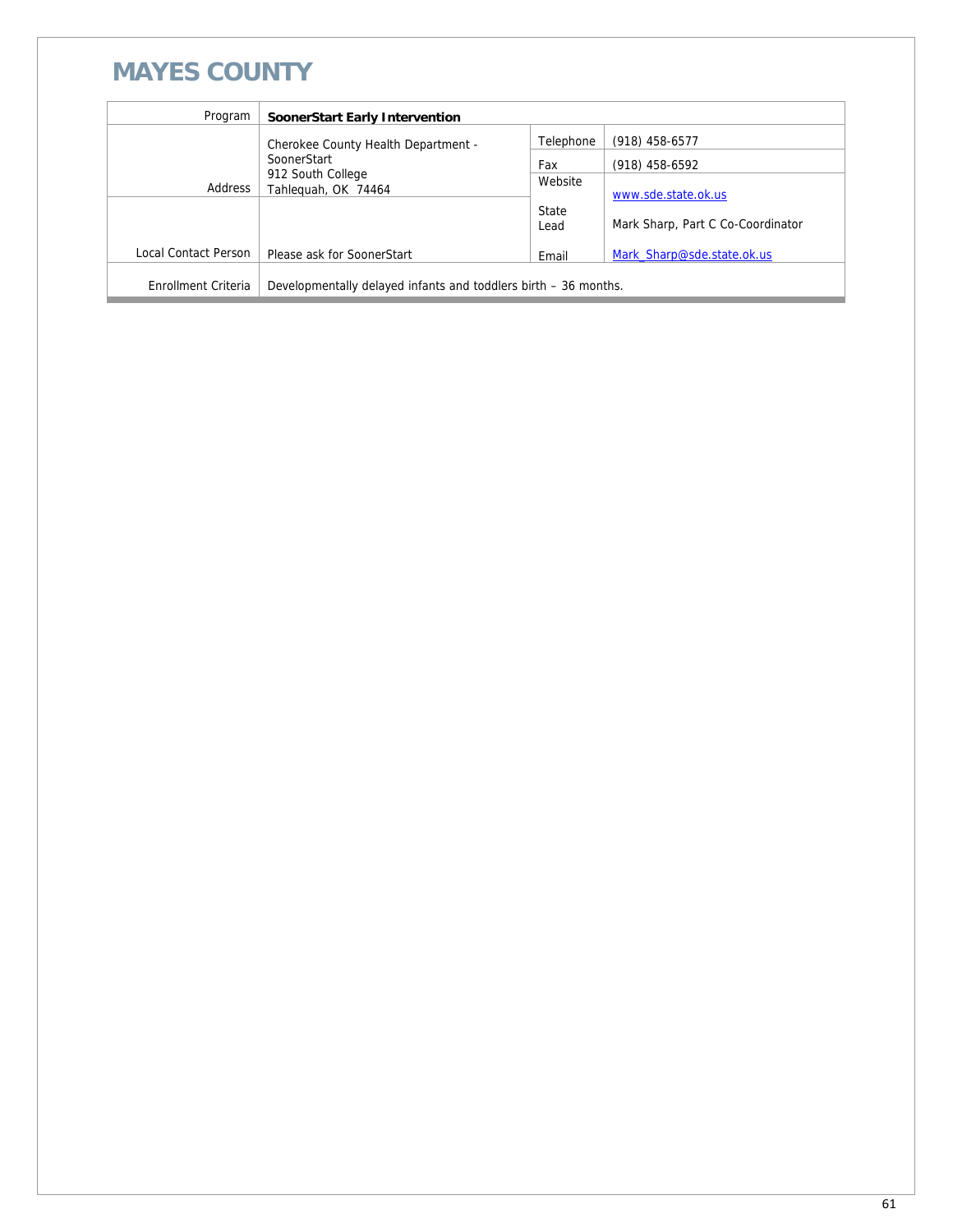# MAYES COUNTY

| Program | SoonerStart Early Intervention | | |
|---|---|---|---|
| Address | Cherokee County Health Department - SoonerStart<br>912 South College<br>Tahlequah, OK 74464 | Telephone | (918) 458-6577 |
| | | Fax | (918) 458-6592 |
| | | Website | www.sde.state.ok.us |
| Local Contact Person | Please ask for SoonerStart | State Lead | Mark Sharp, Part C Co-Coordinator |
| | | Email | Mark_Sharp@sde.state.ok.us |
| Enrollment Criteria | Developmentally delayed infants and toddlers birth – 36 months. | | |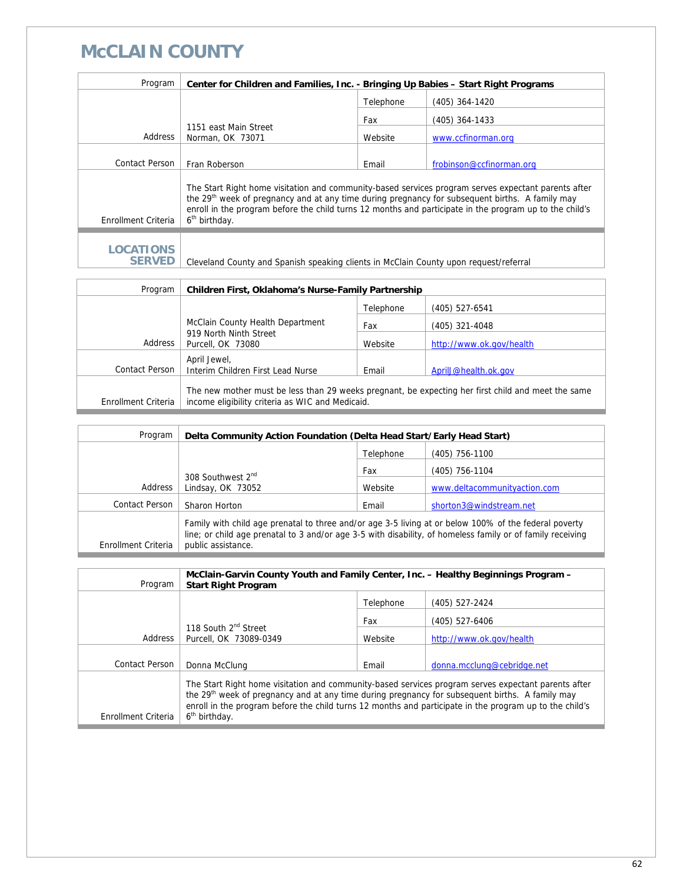# McCLAIN COUNTY

| Program | Center for Children and Families, Inc. - Bringing Up Babies – Start Right Programs | | |
|---|---|---|---|
| Address | 1151 east Main Street<br>Norman, OK 73071 | Telephone | (405) 364-1420 |
| | | Fax | (405) 364-1433 |
| | | Website | www.ccfinorman.org |
| Contact Person | Fran Roberson | Email | frobinson@ccfinorman.org |
| Enrollment Criteria | The Start Right home visitation and community-based services program serves expectant parents after the 29th week of pregnancy and at any time during pregnancy for subsequent births. A family may enroll in the program before the child turns 12 months and participate in the program up to the child's 6th birthday. | | |
| **LOCATIONS SERVED** | Cleveland County and Spanish speaking clients in McClain County upon request/referral | | |

| Program | Children First, Oklahoma's Nurse-Family Partnership | | |
|---|---|---|---|
| Address | McClain County Health Department<br>919 North Ninth Street<br>Purcell, OK 73080 | Telephone | (405) 527-6541 |
| | | Fax | (405) 321-4048 |
| | | Website | http://www.ok.gov/health |
| Contact Person | April Jewel,<br>Interim Children First Lead Nurse | Email | AprilJ@health.ok.gov |
| Enrollment Criteria | The new mother must be less than 29 weeks pregnant, be expecting her first child and meet the same income eligibility criteria as WIC and Medicaid. | | |

| Program | Delta Community Action Foundation (Delta Head Start/Early Head Start) | | |
|---|---|---|---|
| Address | 308 Southwest 2nd<br>Lindsay, OK 73052 | Telephone | (405) 756-1100 |
| | | Fax | (405) 756-1104 |
| | | Website | www.deltacommunityaction.com |
| Contact Person | Sharon Horton | Email | shorton3@windstream.net |
| Enrollment Criteria | Family with child age prenatal to three and/or age 3-5 living at or below 100% of the federal poverty line; or child age prenatal to 3 and/or age 3-5 with disability, of homeless family or of family receiving public assistance. | | |

| Program | McClain-Garvin County Youth and Family Center, Inc. – Healthy Beginnings Program – Start Right Program | | |
|---|---|---|---|
| Address | 118 South 2nd Street<br>Purcell, OK 73089-0349 | Telephone | (405) 527-2424 |
| | | Fax | (405) 527-6406 |
| | | Website | http://www.ok.gov/health |
| Contact Person | Donna McClung | Email | donna.mcclung@cebridge.net |
| Enrollment Criteria | The Start Right home visitation and community-based services program serves expectant parents after the 29th week of pregnancy and at any time during pregnancy for subsequent births. A family may enroll in the program before the child turns 12 months and participate in the program up to the child's 6th birthday. | | |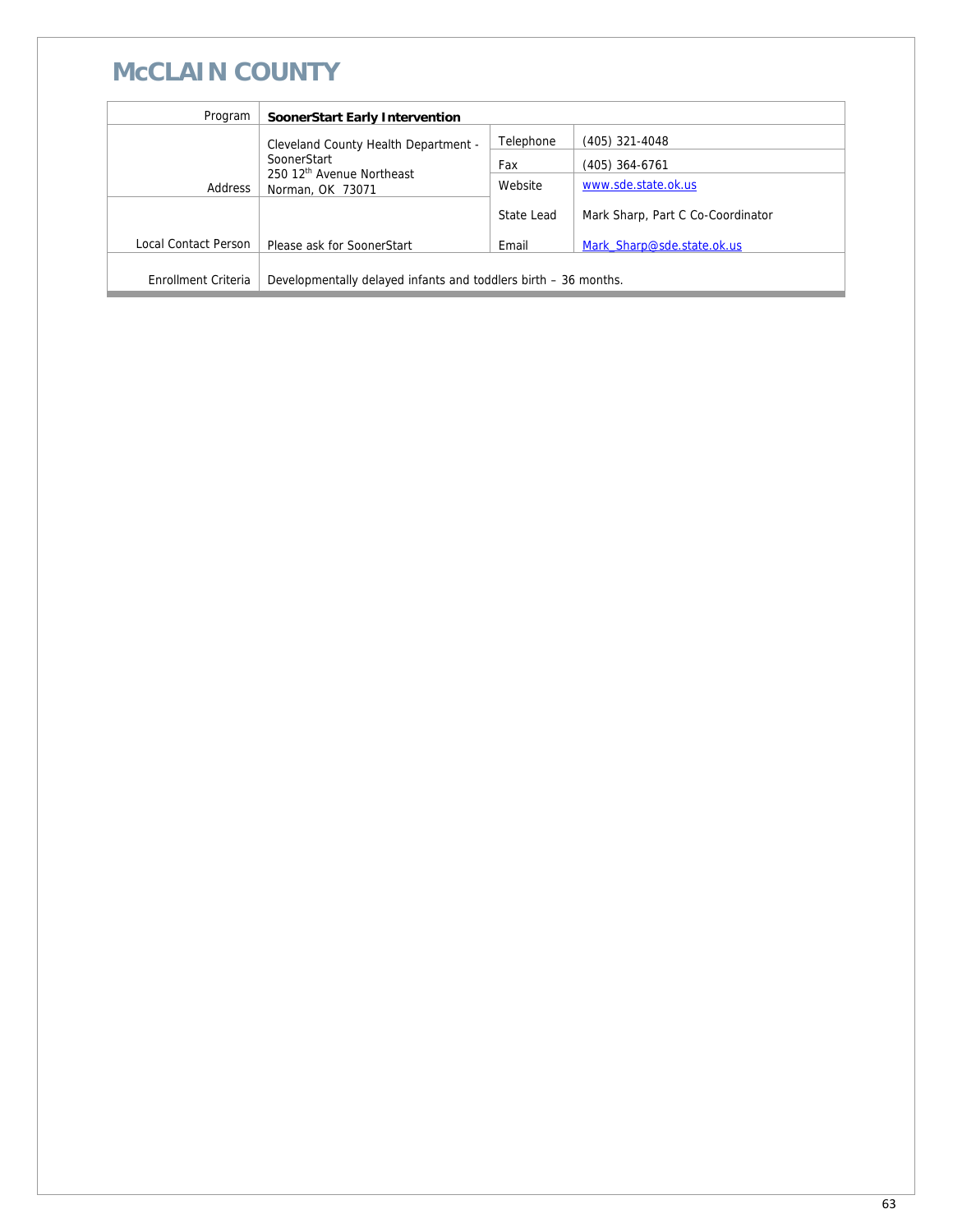# McCLAIN COUNTY

| Program | SoonerStart Early Intervention | | |
|---|---|---|---|
| Address | Cleveland County Health Department - SoonerStart<br>250 12th Avenue Northeast<br>Norman, OK 73071 | Telephone | (405) 321-4048 |
| | | Fax | (405) 364-6761 |
| | | Website | www.sde.state.ok.us |
| Local Contact Person | Please ask for SoonerStart | State Lead | Mark Sharp, Part C Co-Coordinator |
| | | Email | Mark_Sharp@sde.state.ok.us |
| Enrollment Criteria | Developmentally delayed infants and toddlers birth – 36 months. | | |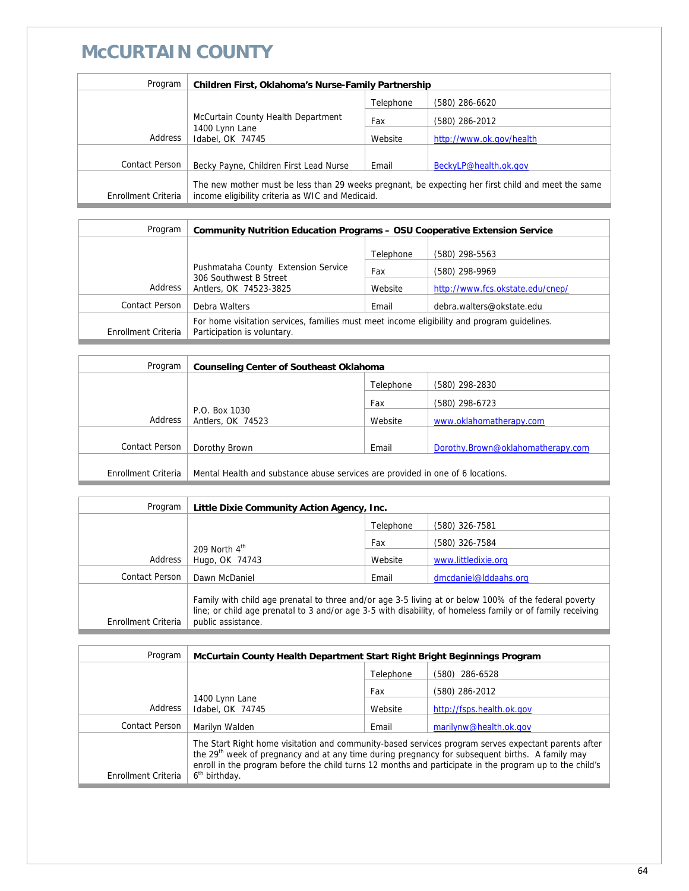# McCURTAIN COUNTY

| Program | Children First, Oklahoma's Nurse-Family Partnership | | |
|---|---|---|---|
| Address | McCurtain County Health Department<br>1400 Lynn Lane<br>Idabel, OK 74745 | Telephone | (580) 286-6620 |
| | | Fax | (580) 286-2012 |
| | | Website | http://www.ok.gov/health |
| Contact Person | Becky Payne, Children First Lead Nurse | Email | BeckyLP@health.ok.gov |
| Enrollment Criteria | The new mother must be less than 29 weeks pregnant, be expecting her first child and meet the same income eligibility criteria as WIC and Medicaid. | | |

| Program | Community Nutrition Education Programs – OSU Cooperative Extension Service | | |
|---|---|---|---|
| Address | Pushmataha County Extension Service<br>306 Southwest B Street<br>Antlers, OK 74523-3825 | Telephone | (580) 298-5563 |
| | | Fax | (580) 298-9969 |
| | | Website | http://www.fcs.okstate.edu/cnep/ |
| Contact Person | Debra Walters | Email | debra.walters@okstate.edu |
| Enrollment Criteria | For home visitation services, families must meet income eligibility and program guidelines. Participation is voluntary. | | |

| Program | Counseling Center of Southeast Oklahoma | | |
|---|---|---|---|
| Address | P.O. Box 1030<br>Antlers, OK 74523 | Telephone | (580) 298-2830 |
| | | Fax | (580) 298-6723 |
| | | Website | www.oklahomatherapy.com |
| Contact Person | Dorothy Brown | Email | Dorothy.Brown@oklahomatherapy.com |
| Enrollment Criteria | Mental Health and substance abuse services are provided in one of 6 locations. | | |

| Program | Little Dixie Community Action Agency, Inc. | | |
|---|---|---|---|
| Address | 209 North 4th<br>Hugo, OK 74743 | Telephone | (580) 326-7581 |
| | | Fax | (580) 326-7584 |
| | | Website | www.littledixie.org |
| Contact Person | Dawn McDaniel | Email | dmcdaniel@lddaahs.org |
| Enrollment Criteria | Family with child age prenatal to three and/or age 3-5 living at or below 100% of the federal poverty line; or child age prenatal to 3 and/or age 3-5 with disability, of homeless family or of family receiving public assistance. | | |

| Program | McCurtain County Health Department Start Right Bright Beginnings Program | | |
|---|---|---|---|
| Address | 1400 Lynn Lane<br>Idabel, OK 74745 | Telephone | (580) 286-6528 |
| | | Fax | (580) 286-2012 |
| | | Website | http://fsps.health.ok.gov |
| Contact Person | Marilyn Walden | Email | marilynw@health.ok.gov |
| Enrollment Criteria | The Start Right home visitation and community-based services program serves expectant parents after the 29th week of pregnancy and at any time during pregnancy for subsequent births. A family may enroll in the program before the child turns 12 months and participate in the program up to the child's 6th birthday. | | |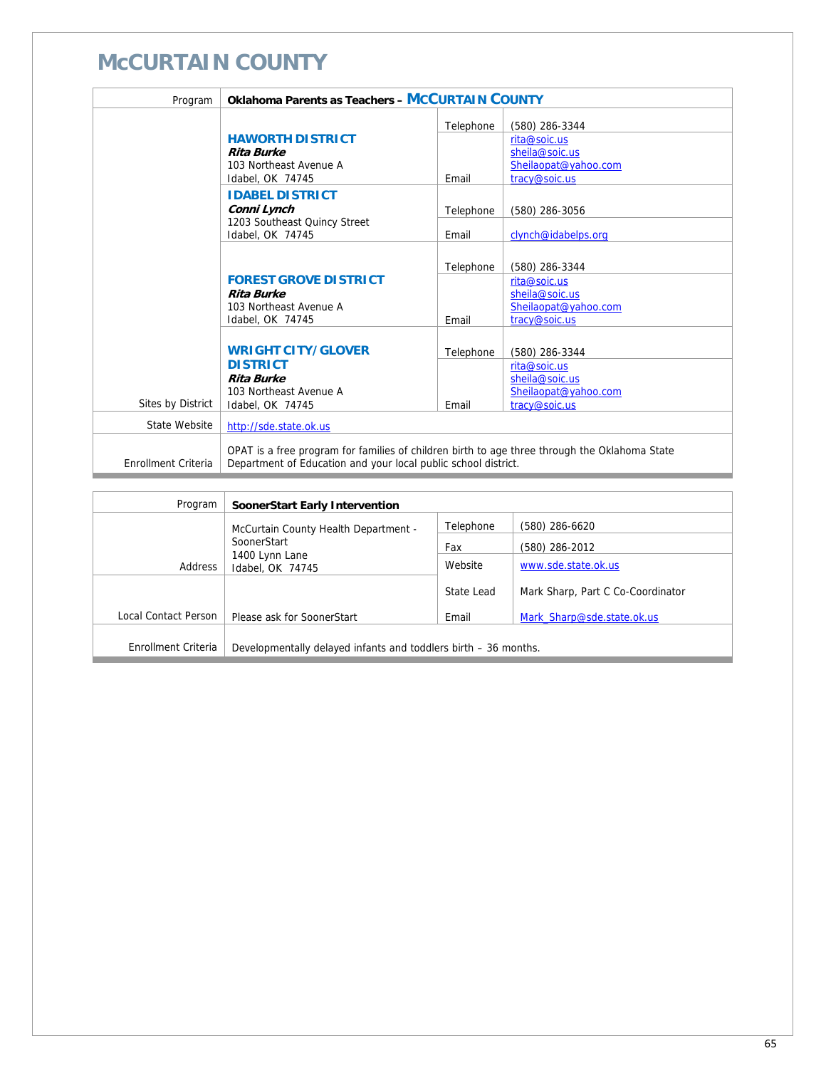# McCURTAIN COUNTY

| Program | Oklahoma Parents as Teachers – **McCurtain County** | | |
|---|---|---|---|
| Sites by District | **HAWORTH DISTRICT**<br>***Rita Burke***<br>103 Northeast Avenue A<br>Idabel, OK 74745 | Telephone | (580) 286-3344 |
| | | Email | rita@soic.us<br>sheila@soic.us<br>Sheilaopat@yahoo.com<br>tracy@soic.us |
| | **IDABEL DISTRICT**<br>***Conni Lynch***<br>1203 Southeast Quincy Street<br>Idabel, OK 74745 | Telephone | (580) 286-3056 |
| | | Email | clynch@idabelps.org |
| | **FOREST GROVE DISTRICT**<br>***Rita Burke***<br>103 Northeast Avenue A<br>Idabel, OK 74745 | Telephone | (580) 286-3344 |
| | | Email | rita@soic.us<br>sheila@soic.us<br>Sheilaopat@yahoo.com<br>tracy@soic.us |
| | **WRIGHT CITY/GLOVER DISTRICT**<br>***Rita Burke***<br>103 Northeast Avenue A<br>Idabel, OK 74745 | Telephone | (580) 286-3344 |
| | | Email | rita@soic.us<br>sheila@soic.us<br>Sheilaopat@yahoo.com<br>tracy@soic.us |
| State Website | http://sde.state.ok.us | | |
| Enrollment Criteria | OPAT is a free program for families of children birth to age three through the Oklahoma State Department of Education and your local public school district. | | |

| Program | **SoonerStart Early Intervention** | | |
|---|---|---|---|
| Address | McCurtain County Health Department - SoonerStart<br>1400 Lynn Lane<br>Idabel, OK 74745 | Telephone | (580) 286-6620 |
| | | Fax | (580) 286-2012 |
| | | Website | www.sde.state.ok.us |
| Local Contact Person | Please ask for SoonerStart | State Lead | Mark Sharp, Part C Co-Coordinator |
| | | Email | Mark_Sharp@sde.state.ok.us |
| Enrollment Criteria | Developmentally delayed infants and toddlers birth – 36 months. | | |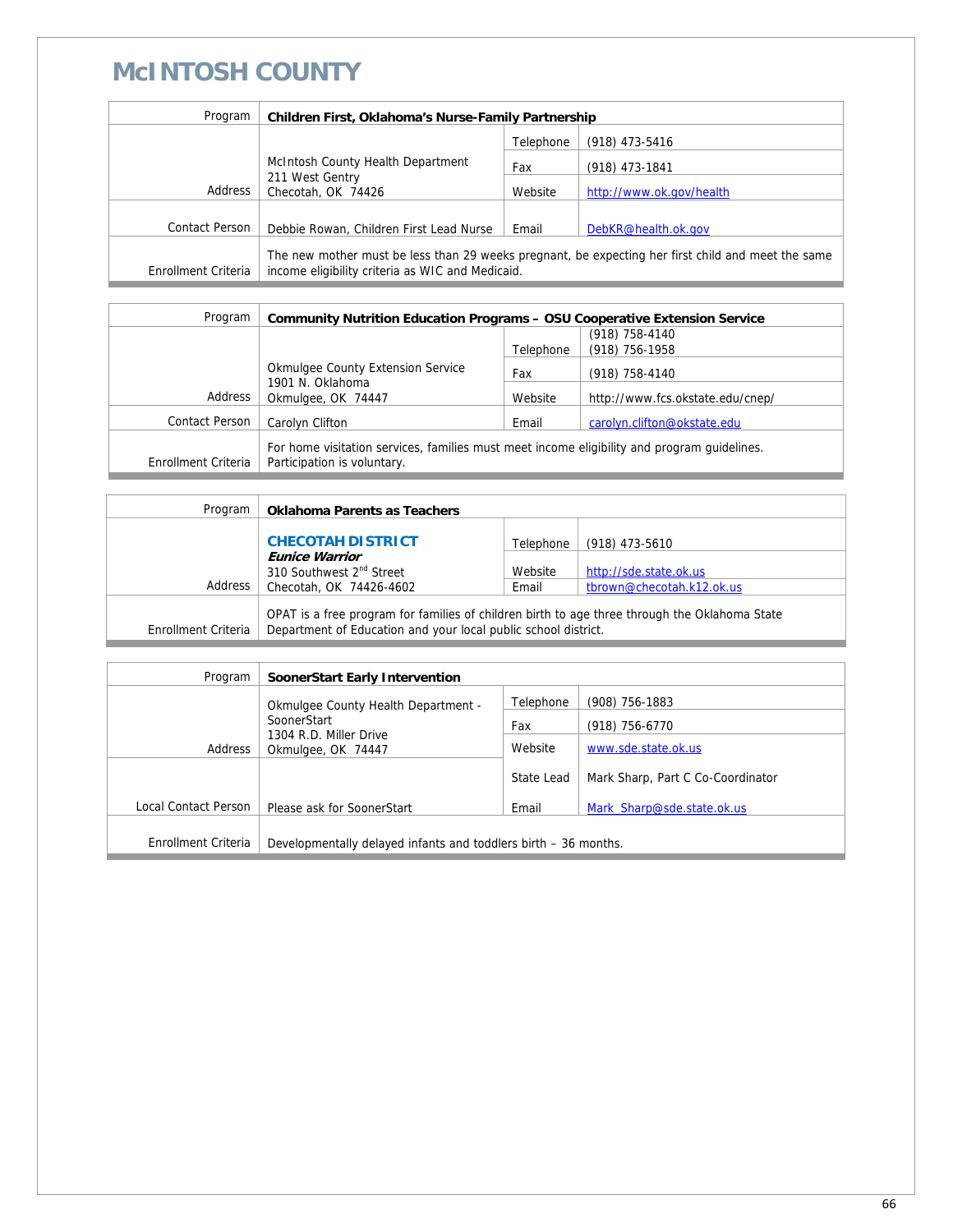# McINTOSH COUNTY

| Program | Children First, Oklahoma's Nurse-Family Partnership | | |
|---|---|---|---|
| Address | McIntosh County Health Department<br>211 West Gentry<br>Checotah, OK 74426 | Telephone | (918) 473-5416 |
| | | Fax | (918) 473-1841 |
| | | Website | http://www.ok.gov/health |
| Contact Person | Debbie Rowan, Children First Lead Nurse | Email | DebKR@health.ok.gov |
| Enrollment Criteria | The new mother must be less than 29 weeks pregnant, be expecting her first child and meet the same income eligibility criteria as WIC and Medicaid. | | |

| Program | Community Nutrition Education Programs – OSU Cooperative Extension Service | | |
|---|---|---|---|
| Address | Okmulgee County Extension Service<br>1901 N. Oklahoma<br>Okmulgee, OK 74447 | Telephone | (918) 758-4140<br>(918) 756-1958 |
| | | Fax | (918) 758-4140 |
| | | Website | http://www.fcs.okstate.edu/cnep/ |
| Contact Person | Carolyn Clifton | Email | carolyn.clifton@okstate.edu |
| Enrollment Criteria | For home visitation services, families must meet income eligibility and program guidelines. Participation is voluntary. | | |

| Program | Oklahoma Parents as Teachers | | |
|---|---|---|---|
| Address | **CHECOTAH DISTRICT**<br>***Eunice Warrior***<br>310 Southwest 2nd Street<br>Checotah, OK 74426-4602 | Telephone | (918) 473-5610 |
| | | Website | http://sde.state.ok.us |
| | | Email | tbrown@checotah.k12.ok.us |
| Enrollment Criteria | OPAT is a free program for families of children birth to age three through the Oklahoma State Department of Education and your local public school district. | | |

| Program | SoonerStart Early Intervention | | |
|---|---|---|---|
| Address | Okmulgee County Health Department - SoonerStart<br>1304 R.D. Miller Drive<br>Okmulgee, OK 74447 | Telephone | (908) 756-1883 |
| | | Fax | (918) 756-6770 |
| | | Website | www.sde.state.ok.us |
| Local Contact Person | Please ask for SoonerStart | State Lead | Mark Sharp, Part C Co-Coordinator |
| | | Email | Mark_Sharp@sde.state.ok.us |
| Enrollment Criteria | Developmentally delayed infants and toddlers birth – 36 months. | | |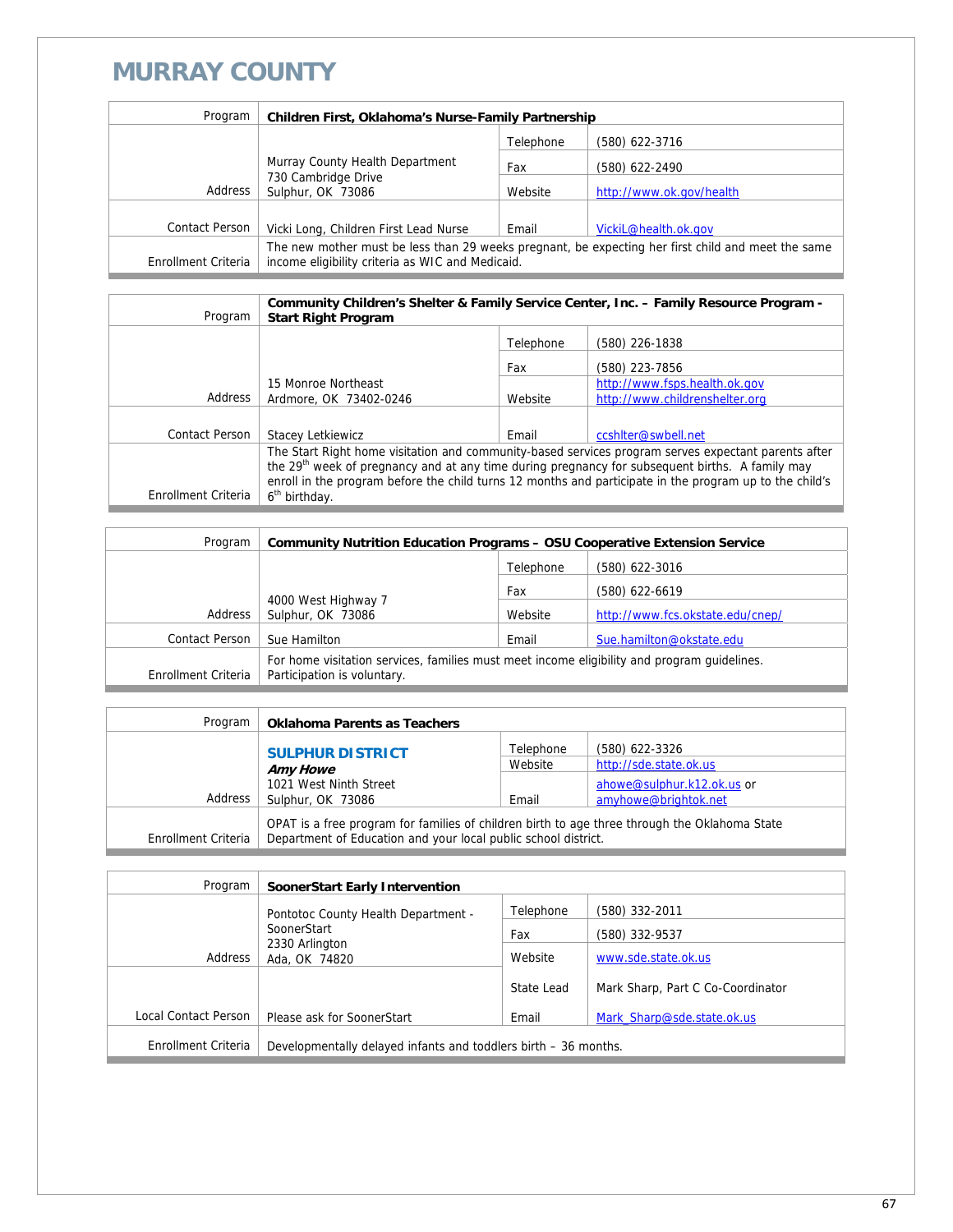# MURRAY COUNTY

| Program | Children First, Oklahoma's Nurse-Family Partnership | | |
|---|---|---|---|
| Address | Murray County Health Department<br>730 Cambridge Drive<br>Sulphur, OK 73086 | Telephone | (580) 622-3716 |
| | | Fax | (580) 622-2490 |
| | | Website | http://www.ok.gov/health |
| Contact Person | Vicki Long, Children First Lead Nurse | Email | VickiL@health.ok.gov |
| Enrollment Criteria | The new mother must be less than 29 weeks pregnant, be expecting her first child and meet the same income eligibility criteria as WIC and Medicaid. | | |

| Program | Community Children's Shelter & Family Service Center, Inc. – Family Resource Program - Start Right Program | | |
|---|---|---|---|
| Address | 15 Monroe Northeast<br>Ardmore, OK 73402-0246 | Telephone | (580) 226-1838 |
| | | Fax | (580) 223-7856 |
| | | Website | http://www.fsps.health.ok.gov<br>http://www.childrenshelter.org |
| Contact Person | Stacey Letkiewicz | Email | ccshlter@swbell.net |
| Enrollment Criteria | The Start Right home visitation and community-based services program serves expectant parents after the 29th week of pregnancy and at any time during pregnancy for subsequent births. A family may enroll in the program before the child turns 12 months and participate in the program up to the child's 6th birthday. | | |

| Program | Community Nutrition Education Programs – OSU Cooperative Extension Service | | |
|---|---|---|---|
| Address | 4000 West Highway 7<br>Sulphur, OK 73086 | Telephone | (580) 622-3016 |
| | | Fax | (580) 622-6619 |
| | | Website | http://www.fcs.okstate.edu/cnep/ |
| Contact Person | Sue Hamilton | Email | Sue.hamilton@okstate.edu |
| Enrollment Criteria | For home visitation services, families must meet income eligibility and program guidelines. Participation is voluntary. | | |

| Program | Oklahoma Parents as Teachers | | |
|---|---|---|---|
| Address | **SULPHUR DISTRICT**<br>***Amy Howe***<br>1021 West Ninth Street<br>Sulphur, OK 73086 | Telephone | (580) 622-3326 |
| | | Website | http://sde.state.ok.us |
| | | Email | ahowe@sulphur.k12.ok.us or amyhowe@brightok.net |
| Enrollment Criteria | OPAT is a free program for families of children birth to age three through the Oklahoma State Department of Education and your local public school district. | | |

| Program | SoonerStart Early Intervention | | |
|---|---|---|---|
| Address | Pontotoc County Health Department - SoonerStart<br>2330 Arlington<br>Ada, OK 74820 | Telephone | (580) 332-2011 |
| | | Fax | (580) 332-9537 |
| | | Website | www.sde.state.ok.us |
| Local Contact Person | Please ask for SoonerStart | State Lead | Mark Sharp, Part C Co-Coordinator |
| | | Email | Mark_Sharp@sde.state.ok.us |
| Enrollment Criteria | Developmentally delayed infants and toddlers birth – 36 months. | | |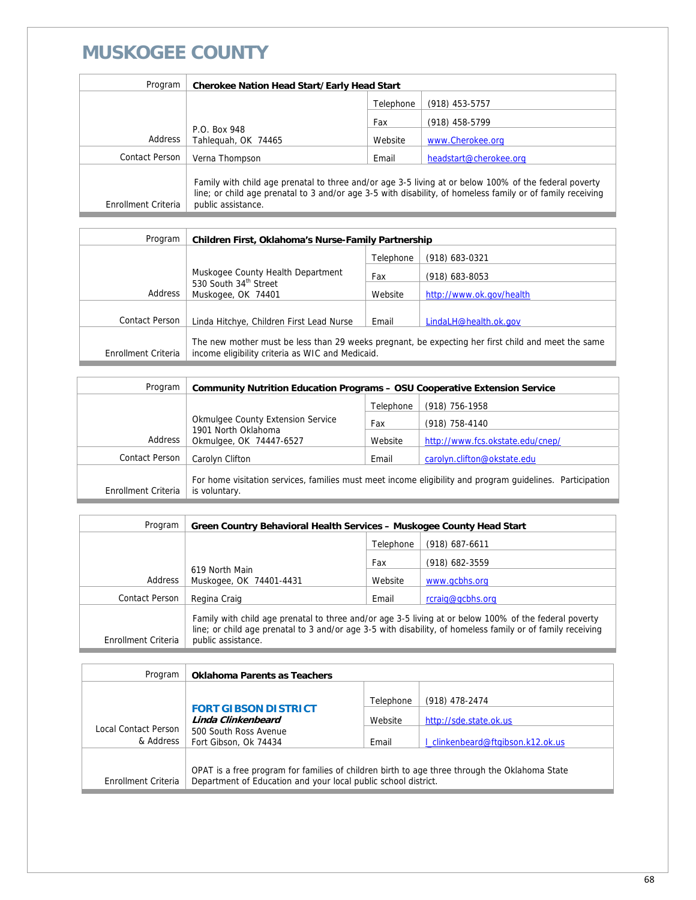# MUSKOGEE COUNTY

| Program | Cherokee Nation Head Start/Early Head Start | | |
|---|---|---|---|
| Address | P.O. Box 948<br>Tahlequah, OK 74465 | Telephone | (918) 453-5757 |
| | | Fax | (918) 458-5799 |
| | | Website | www.Cherokee.org |
| Contact Person | Verna Thompson | Email | headstart@cherokee.org |
| Enrollment Criteria | Family with child age prenatal to three and/or age 3-5 living at or below 100% of the federal poverty line; or child age prenatal to 3 and/or age 3-5 with disability, of homeless family or of family receiving public assistance. | | |

| Program | Children First, Oklahoma's Nurse-Family Partnership | | |
|---|---|---|---|
| Address | Muskogee County Health Department<br>530 South 34th Street<br>Muskogee, OK 74401 | Telephone | (918) 683-0321 |
| | | Fax | (918) 683-8053 |
| | | Website | http://www.ok.gov/health |
| Contact Person | Linda Hitchye, Children First Lead Nurse | Email | LindaLH@health.ok.gov |
| Enrollment Criteria | The new mother must be less than 29 weeks pregnant, be expecting her first child and meet the same income eligibility criteria as WIC and Medicaid. | | |

| Program | Community Nutrition Education Programs – OSU Cooperative Extension Service | | |
|---|---|---|---|
| Address | Okmulgee County Extension Service<br>1901 North Oklahoma<br>Okmulgee, OK 74447-6527 | Telephone | (918) 756-1958 |
| | | Fax | (918) 758-4140 |
| | | Website | http://www.fcs.okstate.edu/cnep/ |
| Contact Person | Carolyn Clifton | Email | carolyn.clifton@okstate.edu |
| Enrollment Criteria | For home visitation services, families must meet income eligibility and program guidelines. Participation is voluntary. | | |

| Program | Green Country Behavioral Health Services – Muskogee County Head Start | | |
|---|---|---|---|
| Address | 619 North Main<br>Muskogee, OK 74401-4431 | Telephone | (918) 687-6611 |
| | | Fax | (918) 682-3559 |
| | | Website | www.gcbhs.org |
| Contact Person | Regina Craig | Email | rcraig@gcbhs.org |
| Enrollment Criteria | Family with child age prenatal to three and/or age 3-5 living at or below 100% of the federal poverty line; or child age prenatal to 3 and/or age 3-5 with disability, of homeless family or of family receiving public assistance. | | |

| Program | Oklahoma Parents as Teachers | | |
|---|---|---|---|
| Local Contact Person & Address | **FORT GIBSON DISTRICT**<br>***Linda Clinkenbeard***<br>500 South Ross Avenue<br>Fort Gibson, Ok 74434 | Telephone | (918) 478-2474 |
| | | Website | http://sde.state.ok.us |
| | | Email | l_clinkenbeard@ftgibson.k12.ok.us |
| Enrollment Criteria | OPAT is a free program for families of children birth to age three through the Oklahoma State Department of Education and your local public school district. | | |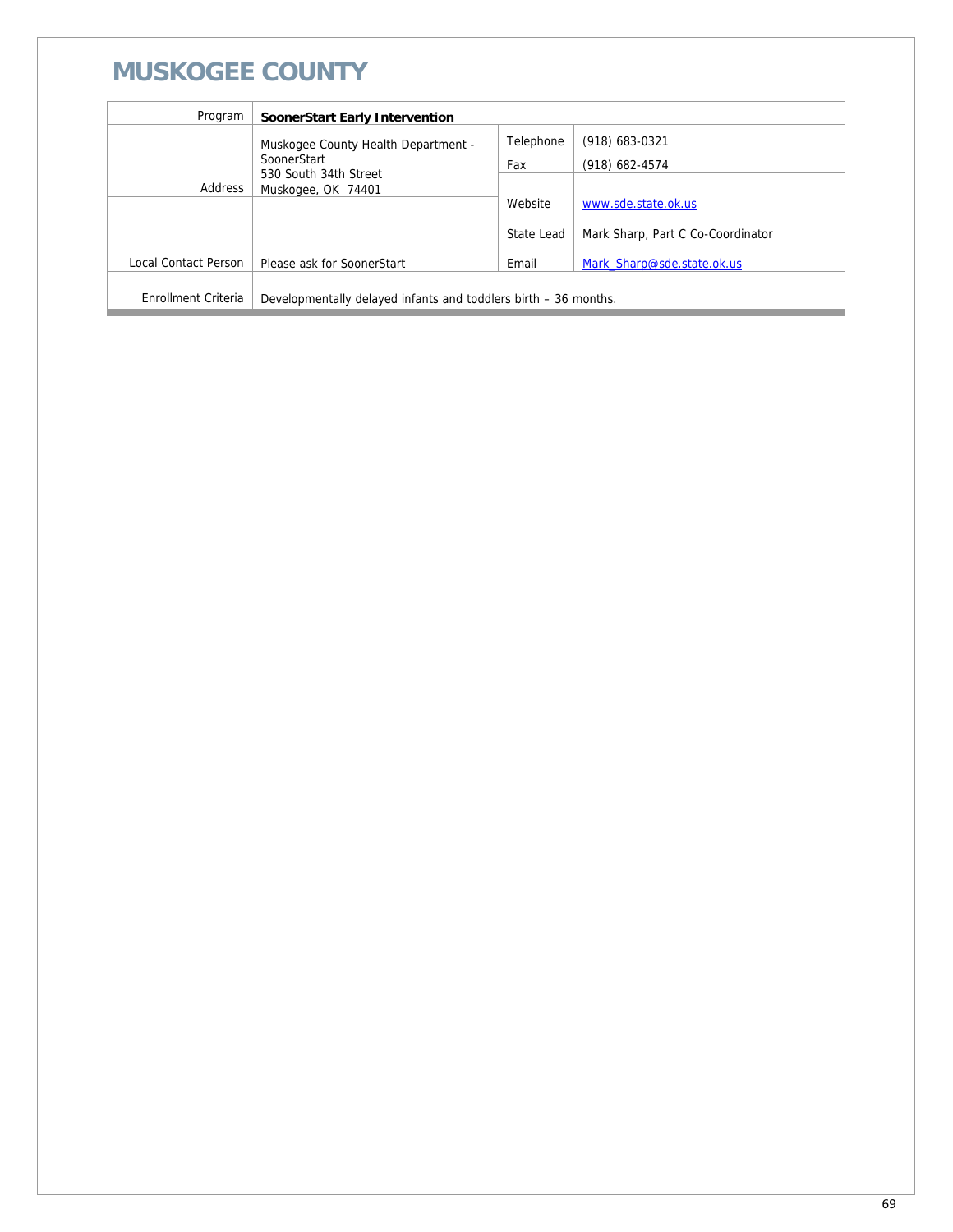# MUSKOGEE COUNTY

| Program | SoonerStart Early Intervention | | |
|---|---|---|---|
| Address | Muskogee County Health Department - SoonerStart<br>530 South 34th Street<br>Muskogee, OK 74401 | Telephone | (918) 683-0321 |
| | | Fax | (918) 682-4574 |
| | | Website | www.sde.state.ok.us |
| | | State Lead | Mark Sharp, Part C Co-Coordinator |
| Local Contact Person | Please ask for SoonerStart | Email | Mark_Sharp@sde.state.ok.us |
| Enrollment Criteria | Developmentally delayed infants and toddlers birth – 36 months. | | |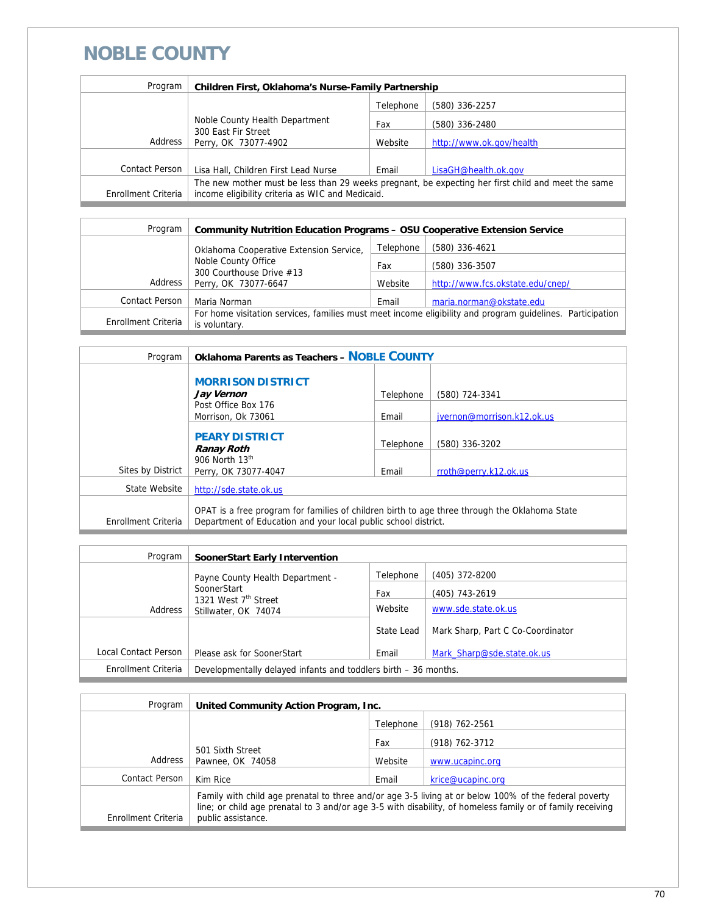# NOBLE COUNTY

| Program | Children First, Oklahoma's Nurse-Family Partnership | | |
|---|---|---|---|
| Address | Noble County Health Department<br>300 East Fir Street<br>Perry, OK 73077-4902 | Telephone | (580) 336-2257 |
| | | Fax | (580) 336-2480 |
| | | Website | http://www.ok.gov/health |
| Contact Person | Lisa Hall, Children First Lead Nurse | Email | LisaGH@health.ok.gov |
| Enrollment Criteria | The new mother must be less than 29 weeks pregnant, be expecting her first child and meet the same income eligibility criteria as WIC and Medicaid. | | |

| Program | Community Nutrition Education Programs – OSU Cooperative Extension Service | | |
|---|---|---|---|
| Address | Oklahoma Cooperative Extension Service, Noble County Office<br>300 Courthouse Drive #13<br>Perry, OK 73077-6647 | Telephone | (580) 336-4621 |
| | | Fax | (580) 336-3507 |
| | | Website | http://www.fcs.okstate.edu/cnep/ |
| Contact Person | Maria Norman | Email | maria.norman@okstate.edu |
| Enrollment Criteria | For home visitation services, families must meet income eligibility and program guidelines. Participation is voluntary. | | |

| Program | Oklahoma Parents as Teachers – NOBLE COUNTY | | |
|---|---|---|---|
| Sites by District | **MORRISON DISTRICT**<br>***Jay Vernon***<br>Post Office Box 176<br>Morrison, Ok 73061 | Telephone | (580) 724-3341 |
| | | Email | jvernon@morrison.k12.ok.us |
| | **PEARY DISTRICT**<br>***Ranay Roth***<br>906 North 13th<br>Perry, OK 73077-4047 | Telephone | (580) 336-3202 |
| | | Email | rroth@perry.k12.ok.us |
| State Website | http://sde.state.ok.us | | |
| Enrollment Criteria | OPAT is a free program for families of children birth to age three through the Oklahoma State Department of Education and your local public school district. | | |

| Program | SoonerStart Early Intervention | | |
|---|---|---|---|
| Address | Payne County Health Department - SoonerStart<br>1321 West 7th Street<br>Stillwater, OK 74074 | Telephone | (405) 372-8200 |
| | | Fax | (405) 743-2619 |
| | | Website | www.sde.state.ok.us |
| Local Contact Person | Please ask for SoonerStart | State Lead | Mark Sharp, Part C Co-Coordinator |
| | | Email | Mark_Sharp@sde.state.ok.us |
| Enrollment Criteria | Developmentally delayed infants and toddlers birth – 36 months. | | |

| Program | United Community Action Program, Inc. | | |
|---|---|---|---|
| Address | 501 Sixth Street<br>Pawnee, OK 74058 | Telephone | (918) 762-2561 |
| | | Fax | (918) 762-3712 |
| | | Website | www.ucapinc.org |
| Contact Person | Kim Rice | Email | krice@ucapinc.org |
| Enrollment Criteria | Family with child age prenatal to three and/or age 3-5 living at or below 100% of the federal poverty line; or child age prenatal to 3 and/or age 3-5 with disability, of homeless family or of family receiving public assistance. | | |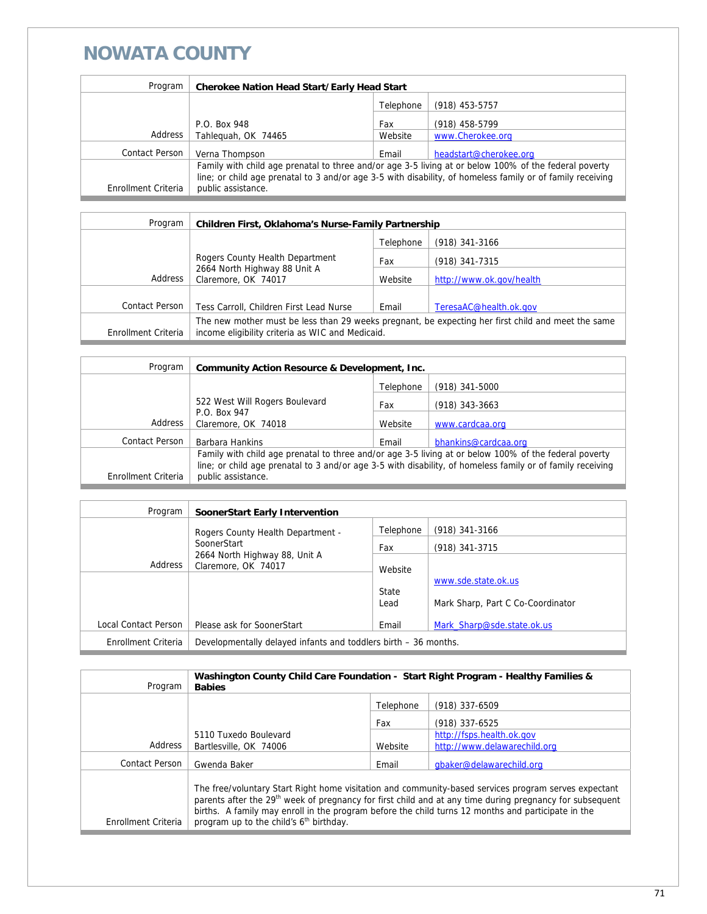# NOWATA COUNTY

| Program | Cherokee Nation Head Start/Early Head Start | | |
|---|---|---|---|
| Address | P.O. Box 948<br>Tahlequah, OK 74465 | Telephone | (918) 453-5757 |
| | | Fax | (918) 458-5799 |
| | | Website | www.Cherokee.org |
| Contact Person | Verna Thompson | Email | headstart@cherokee.org |
| Enrollment Criteria | Family with child age prenatal to three and/or age 3-5 living at or below 100% of the federal poverty line; or child age prenatal to 3 and/or age 3-5 with disability, of homeless family or of family receiving public assistance. | | |

| Program | Children First, Oklahoma's Nurse-Family Partnership | | |
|---|---|---|---|
| Address | Rogers County Health Department<br>2664 North Highway 88 Unit A<br>Claremore, OK 74017 | Telephone | (918) 341-3166 |
| | | Fax | (918) 341-7315 |
| | | Website | http://www.ok.gov/health |
| Contact Person | Tess Carroll, Children First Lead Nurse | Email | TeresaAC@health.ok.gov |
| Enrollment Criteria | The new mother must be less than 29 weeks pregnant, be expecting her first child and meet the same income eligibility criteria as WIC and Medicaid. | | |

| Program | Community Action Resource & Development, Inc. | | |
|---|---|---|---|
| Address | 522 West Will Rogers Boulevard<br>P.O. Box 947<br>Claremore, OK 74018 | Telephone | (918) 341-5000 |
| | | Fax | (918) 343-3663 |
| | | Website | www.cardcaa.org |
| Contact Person | Barbara Hankins | Email | bhankins@cardcaa.org |
| Enrollment Criteria | Family with child age prenatal to three and/or age 3-5 living at or below 100% of the federal poverty line; or child age prenatal to 3 and/or age 3-5 with disability, of homeless family or of family receiving public assistance. | | |

| Program | SoonerStart Early Intervention | | |
|---|---|---|---|
| Address | Rogers County Health Department - SoonerStart<br>2664 North Highway 88, Unit A<br>Claremore, OK 74017 | Telephone | (918) 341-3166 |
| | | Fax | (918) 341-3715 |
| | | Website | www.sde.state.ok.us |
| | | State Lead | Mark Sharp, Part C Co-Coordinator |
| Local Contact Person | Please ask for SoonerStart | Email | Mark_Sharp@sde.state.ok.us |
| Enrollment Criteria | Developmentally delayed infants and toddlers birth – 36 months. | | |

| Program | Washington County Child Care Foundation - Start Right Program - Healthy Families & Babies | | |
|---|---|---|---|
| Address | 5110 Tuxedo Boulevard<br>Bartlesville, OK 74006 | Telephone | (918) 337-6509 |
| | | Fax | (918) 337-6525 |
| | | Website | http://fsps.health.ok.gov<br>http://www.delawarechild.org |
| Contact Person | Gwenda Baker | Email | gbaker@delawarechild.org |
| Enrollment Criteria | The free/voluntary Start Right home visitation and community-based services program serves expectant parents after the 29th week of pregnancy for first child and at any time during pregnancy for subsequent births. A family may enroll in the program before the child turns 12 months and participate in the program up to the child's 6th birthday. | | |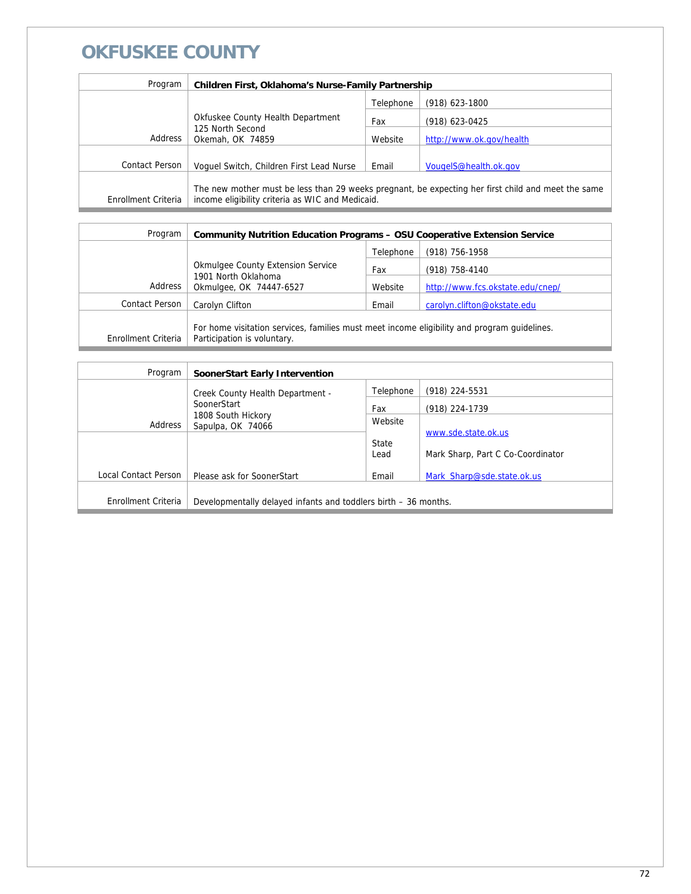# OKFUSKEE COUNTY

| Program | Children First, Oklahoma's Nurse-Family Partnership | | |
|---|---|---|---|
| Address | Okfuskee County Health Department<br>125 North Second<br>Okemah, OK 74859 | Telephone | (918) 623-1800 |
| | | Fax | (918) 623-0425 |
| | | Website | http://www.ok.gov/health |
| Contact Person | Voguel Switch, Children First Lead Nurse | Email | VougelS@health.ok.gov |
| Enrollment Criteria | The new mother must be less than 29 weeks pregnant, be expecting her first child and meet the same income eligibility criteria as WIC and Medicaid. | | |

| Program | Community Nutrition Education Programs – OSU Cooperative Extension Service | | |
|---|---|---|---|
| Address | Okmulgee County Extension Service<br>1901 North Oklahoma<br>Okmulgee, OK 74447-6527 | Telephone | (918) 756-1958 |
| | | Fax | (918) 758-4140 |
| | | Website | http://www.fcs.okstate.edu/cnep/ |
| Contact Person | Carolyn Clifton | Email | carolyn.clifton@okstate.edu |
| Enrollment Criteria | For home visitation services, families must meet income eligibility and program guidelines. Participation is voluntary. | | |

| Program | SoonerStart Early Intervention | | |
|---|---|---|---|
| Address | Creek County Health Department - SoonerStart<br>1808 South Hickory<br>Sapulpa, OK 74066 | Telephone | (918) 224-5531 |
| | | Fax | (918) 224-1739 |
| | | Website | www.sde.state.ok.us |
| | | State Lead | Mark Sharp, Part C Co-Coordinator |
| Local Contact Person | Please ask for SoonerStart | Email | Mark_Sharp@sde.state.ok.us |
| Enrollment Criteria | Developmentally delayed infants and toddlers birth – 36 months. | | |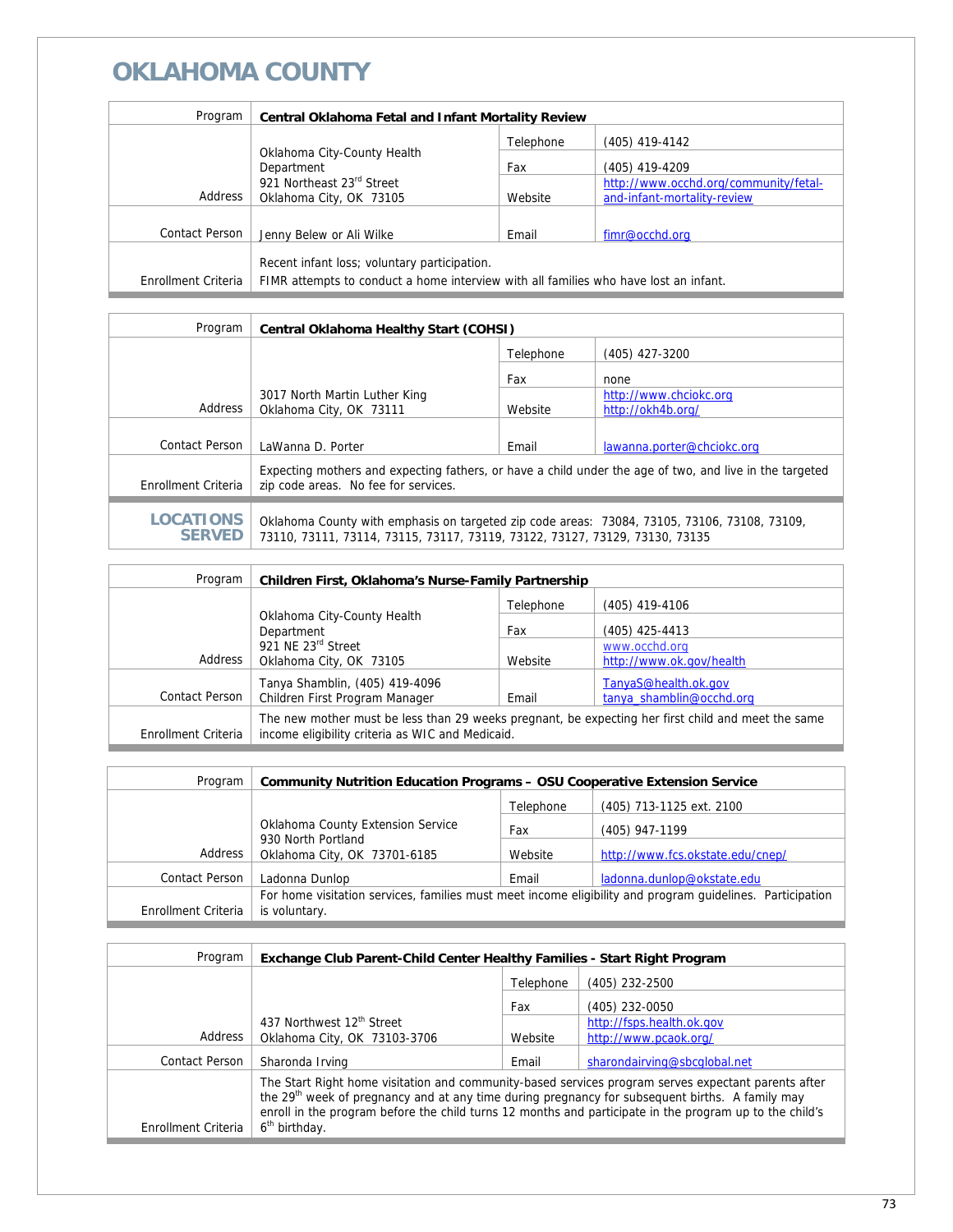# OKLAHOMA COUNTY

| Program | Central Oklahoma Fetal and Infant Mortality Review | | |
|---|---|---|---|
| Address | Oklahoma City-County Health Department<br>921 Northeast 23rd Street<br>Oklahoma City, OK 73105 | Telephone | (405) 419-4142 |
| | | Fax | (405) 419-4209 |
| | | Website | http://www.occhd.org/community/fetal-and-infant-mortality-review |
| Contact Person | Jenny Belew or Ali Wilke | Email | fimr@occhd.org |
| Enrollment Criteria | Recent infant loss; voluntary participation.<br>FIMR attempts to conduct a home interview with all families who have lost an infant. | | |

| Program | Central Oklahoma Healthy Start (COHSI) | | |
|---|---|---|---|
| Address | 3017 North Martin Luther King<br>Oklahoma City, OK 73111 | Telephone | (405) 427-3200 |
| | | Fax | none |
| | | Website | http://www.chciokc.org<br>http://okh4b.org/ |
| Contact Person | LaWanna D. Porter | Email | lawanna.porter@chciokc.org |
| Enrollment Criteria | Expecting mothers and expecting fathers, or have a child under the age of two, and live in the targeted zip code areas. No fee for services. | | |
| **LOCATIONS SERVED** | Oklahoma County with emphasis on targeted zip code areas: 73084, 73105, 73106, 73108, 73109, 73110, 73111, 73114, 73115, 73117, 73119, 73122, 73127, 73129, 73130, 73135 | | |

| Program | Children First, Oklahoma's Nurse-Family Partnership | | |
|---|---|---|---|
| Address | Oklahoma City-County Health Department<br>921 NE 23rd Street<br>Oklahoma City, OK 73105 | Telephone | (405) 419-4106 |
| | | Fax | (405) 425-4413 |
| | | Website | www.occhd.org<br>http://www.ok.gov/health |
| Contact Person | Tanya Shamblin, (405) 419-4096<br>Children First Program Manager | Email | TanyaS@health.ok.gov<br>tanya_shamblin@occhd.org |
| Enrollment Criteria | The new mother must be less than 29 weeks pregnant, be expecting her first child and meet the same income eligibility criteria as WIC and Medicaid. | | |

| Program | Community Nutrition Education Programs – OSU Cooperative Extension Service | | |
|---|---|---|---|
| Address | Oklahoma County Extension Service<br>930 North Portland<br>Oklahoma City, OK 73701-6185 | Telephone | (405) 713-1125 ext. 2100 |
| | | Fax | (405) 947-1199 |
| | | Website | http://www.fcs.okstate.edu/cnep/ |
| Contact Person | Ladonna Dunlop | Email | ladonna.dunlop@okstate.edu |
| Enrollment Criteria | For home visitation services, families must meet income eligibility and program guidelines. Participation is voluntary. | | |

| Program | Exchange Club Parent-Child Center Healthy Families - Start Right Program | | |
|---|---|---|---|
| Address | 437 Northwest 12th Street<br>Oklahoma City, OK 73103-3706 | Telephone | (405) 232-2500 |
| | | Fax | (405) 232-0050 |
| | | Website | http://fsps.health.ok.gov<br>http://www.pcaok.org/ |
| Contact Person | Sharonda Irving | Email | sharondairving@sbcglobal.net |
| Enrollment Criteria | The Start Right home visitation and community-based services program serves expectant parents after the 29th week of pregnancy and at any time during pregnancy for subsequent births. A family may enroll in the program before the child turns 12 months and participate in the program up to the child's 6th birthday. | | |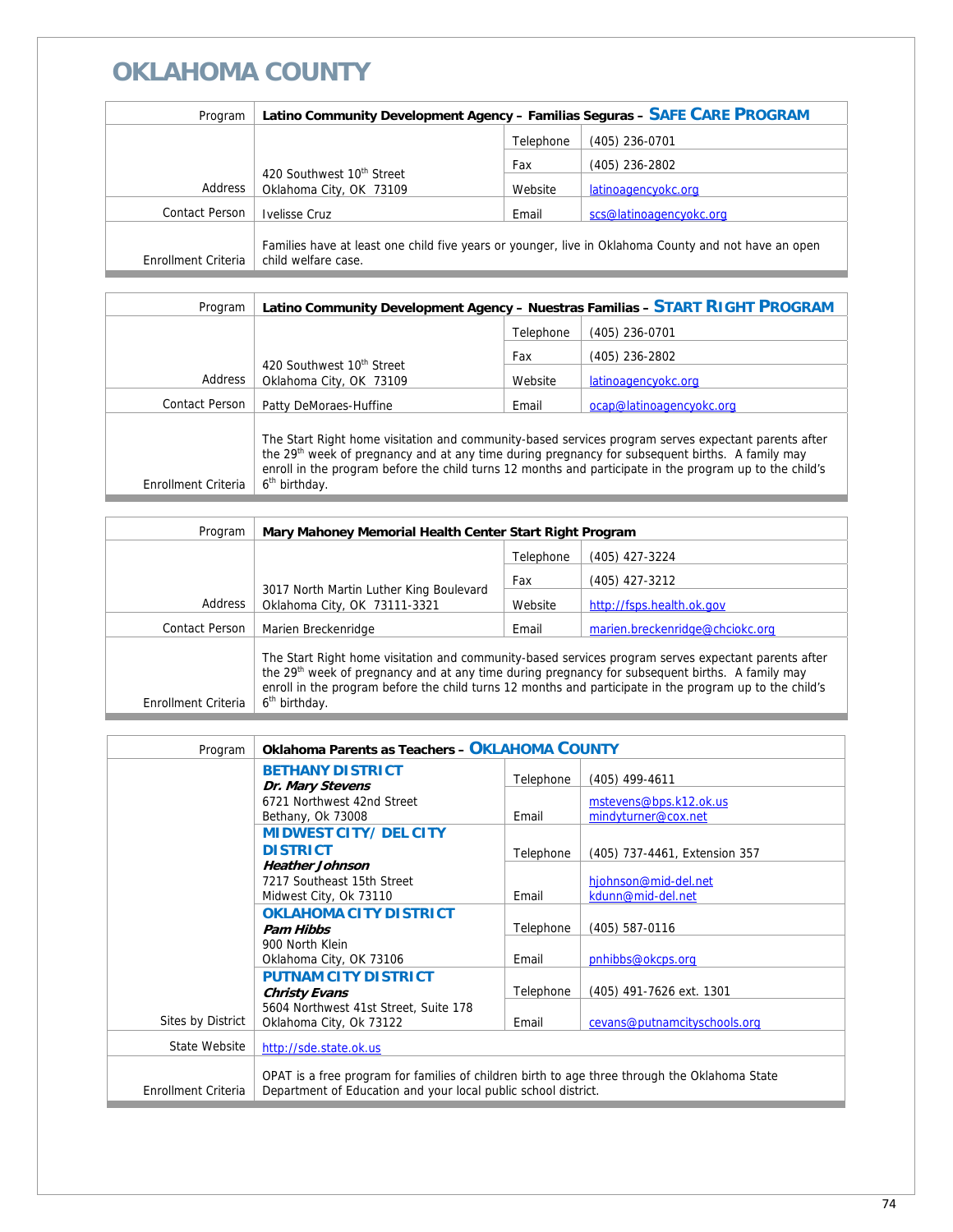# OKLAHOMA COUNTY

| Program | Latino Community Development Agency – Familias Seguras – **SAFE CARE PROGRAM** | | |
|---|---|---|---|
| Address | 420 Southwest 10th Street<br>Oklahoma City, OK 73109 | Telephone | (405) 236-0701 |
| | | Fax | (405) 236-2802 |
| | | Website | latinoagencyokc.org |
| Contact Person | Ivelisse Cruz | Email | scs@latinoagencyokc.org |
| Enrollment Criteria | Families have at least one child five years or younger, live in Oklahoma County and not have an open child welfare case. | | |

| Program | Latino Community Development Agency – Nuestras Familias – **START RIGHT PROGRAM** | | |
|---|---|---|---|
| Address | 420 Southwest 10th Street<br>Oklahoma City, OK 73109 | Telephone | (405) 236-0701 |
| | | Fax | (405) 236-2802 |
| | | Website | latinoagencyokc.org |
| Contact Person | Patty DeMoraes-Huffine | Email | ocap@latinoagencyokc.org |
| Enrollment Criteria | The Start Right home visitation and community-based services program serves expectant parents after the 29th week of pregnancy and at any time during pregnancy for subsequent births. A family may enroll in the program before the child turns 12 months and participate in the program up to the child's 6th birthday. | | |

| Program | Mary Mahoney Memorial Health Center Start Right Program | | |
|---|---|---|---|
| Address | 3017 North Martin Luther King Boulevard<br>Oklahoma City, OK 73111-3321 | Telephone | (405) 427-3224 |
| | | Fax | (405) 427-3212 |
| | | Website | http://fsps.health.ok.gov |
| Contact Person | Marien Breckenridge | Email | marien.breckenridge@chciokc.org |
| Enrollment Criteria | The Start Right home visitation and community-based services program serves expectant parents after the 29th week of pregnancy and at any time during pregnancy for subsequent births. A family may enroll in the program before the child turns 12 months and participate in the program up to the child's 6th birthday. | | |

| Program | Oklahoma Parents as Teachers – **OKLAHOMA COUNTY** | | |
|---|---|---|---|
| Sites by District | **BETHANY DISTRICT**<br>***Dr. Mary Stevens***<br>6721 Northwest 42nd Street<br>Bethany, Ok 73008 | Telephone | (405) 499-4611 |
| | | Email | mstevens@bps.k12.ok.us<br>mindyturner@cox.net |
| | **MIDWEST CITY/ DEL CITY DISTRICT**<br>***Heather Johnson***<br>7217 Southeast 15th Street<br>Midwest City, Ok 73110 | Telephone | (405) 737-4461, Extension 357 |
| | | Email | hjohnson@mid-del.net<br>kdunn@mid-del.net |
| | **OKLAHOMA CITY DISTRICT**<br>***Pam Hibbs***<br>900 North Klein<br>Oklahoma City, OK 73106 | Telephone | (405) 587-0116 |
| | | Email | pnhibbs@okcps.org |
| | **PUTNAM CITY DISTRICT**<br>***Christy Evans***<br>5604 Northwest 41st Street, Suite 178<br>Oklahoma City, Ok 73122 | Telephone | (405) 491-7626 ext. 1301 |
| | | Email | cevans@putnamcityschools.org |
| State Website | http://sde.state.ok.us | | |
| Enrollment Criteria | OPAT is a free program for families of children birth to age three through the Oklahoma State Department of Education and your local public school district. | | |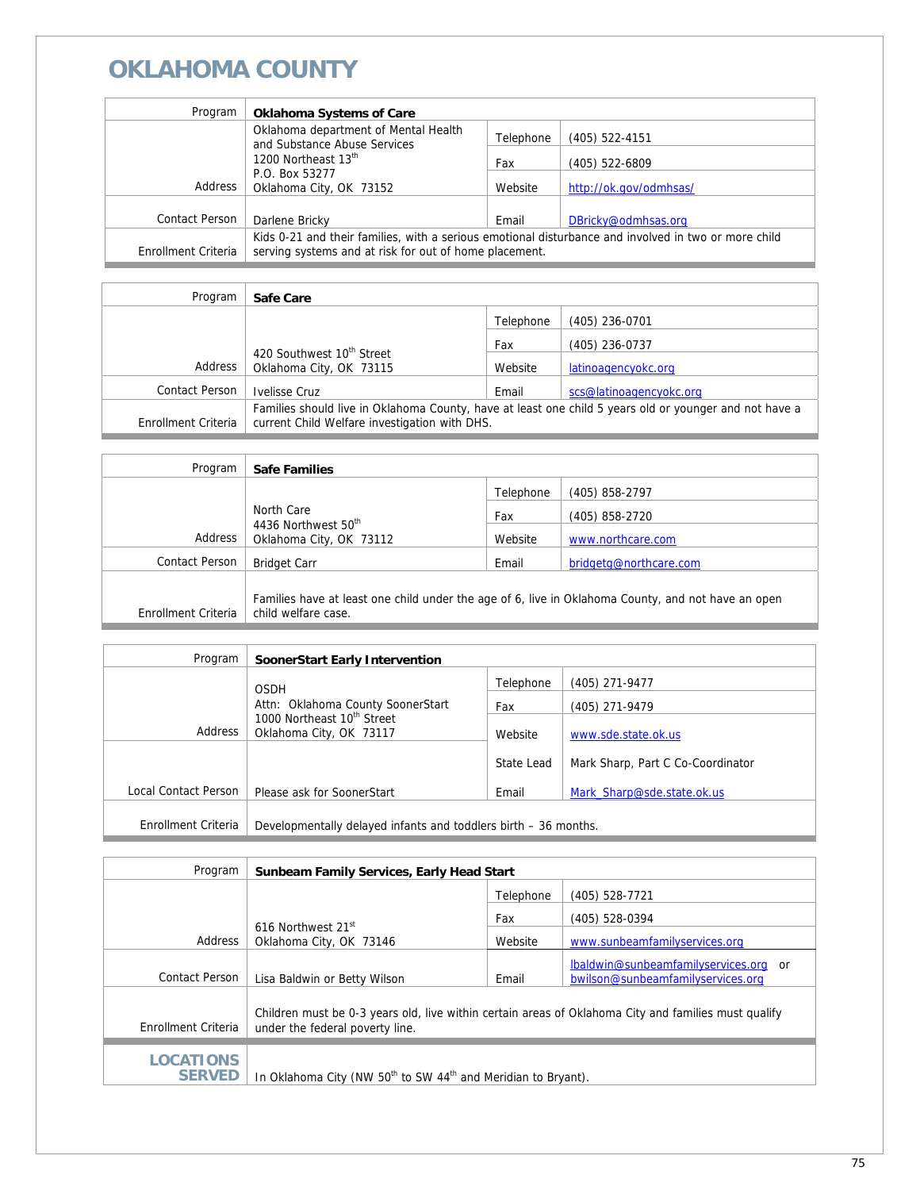# OKLAHOMA COUNTY

| Program | Oklahoma Systems of Care | | |
|---|---|---|---|
| Address | Oklahoma department of Mental Health and Substance Abuse Services<br>1200 Northeast 13th<br>P.O. Box 53277<br>Oklahoma City, OK 73152 | Telephone | (405) 522-4151 |
| | | Fax | (405) 522-6809 |
| | | Website | http://ok.gov/odmhsas/ |
| Contact Person | Darlene Bricky | Email | DBricky@odmhsas.org |
| Enrollment Criteria | Kids 0-21 and their families, with a serious emotional disturbance and involved in two or more child serving systems and at risk for out of home placement. | | |

| Program | Safe Care | | |
|---|---|---|---|
| Address | 420 Southwest 10th Street<br>Oklahoma City, OK 73115 | Telephone | (405) 236-0701 |
| | | Fax | (405) 236-0737 |
| | | Website | latinoagencyokc.org |
| Contact Person | Ivelisse Cruz | Email | scs@latinoagencyokc.org |
| Enrollment Criteria | Families should live in Oklahoma County, have at least one child 5 years old or younger and not have a current Child Welfare investigation with DHS. | | |

| Program | Safe Families | | |
|---|---|---|---|
| Address | North Care<br>4436 Northwest 50th<br>Oklahoma City, OK 73112 | Telephone | (405) 858-2797 |
| | | Fax | (405) 858-2720 |
| | | Website | www.northcare.com |
| Contact Person | Bridget Carr | Email | bridgetg@northcare.com |
| Enrollment Criteria | Families have at least one child under the age of 6, live in Oklahoma County, and not have an open child welfare case. | | |

| Program | SoonerStart Early Intervention | | |
|---|---|---|---|
| Address | OSDH<br>Attn: Oklahoma County SoonerStart<br>1000 Northeast 10th Street<br>Oklahoma City, OK 73117 | Telephone | (405) 271-9477 |
| | | Fax | (405) 271-9479 |
| | | Website | www.sde.state.ok.us |
| Local Contact Person | Please ask for SoonerStart | State Lead | Mark Sharp, Part C Co-Coordinator |
| | | Email | Mark_Sharp@sde.state.ok.us |
| Enrollment Criteria | Developmentally delayed infants and toddlers birth – 36 months. | | |

| Program | Sunbeam Family Services, Early Head Start | | |
|---|---|---|---|
| Address | 616 Northwest 21st<br>Oklahoma City, OK 73146 | Telephone | (405) 528-7721 |
| | | Fax | (405) 528-0394 |
| | | Website | www.sunbeamfamilyservices.org |
| Contact Person | Lisa Baldwin or Betty Wilson | Email | lbaldwin@sunbeamfamilyservices.org or bwilson@sunbeamfamilyservices.org |
| Enrollment Criteria | Children must be 0-3 years old, live within certain areas of Oklahoma City and families must qualify under the federal poverty line. | | |
| **LOCATIONS SERVED** | In Oklahoma City (NW 50th to SW 44th and Meridian to Bryant). | | |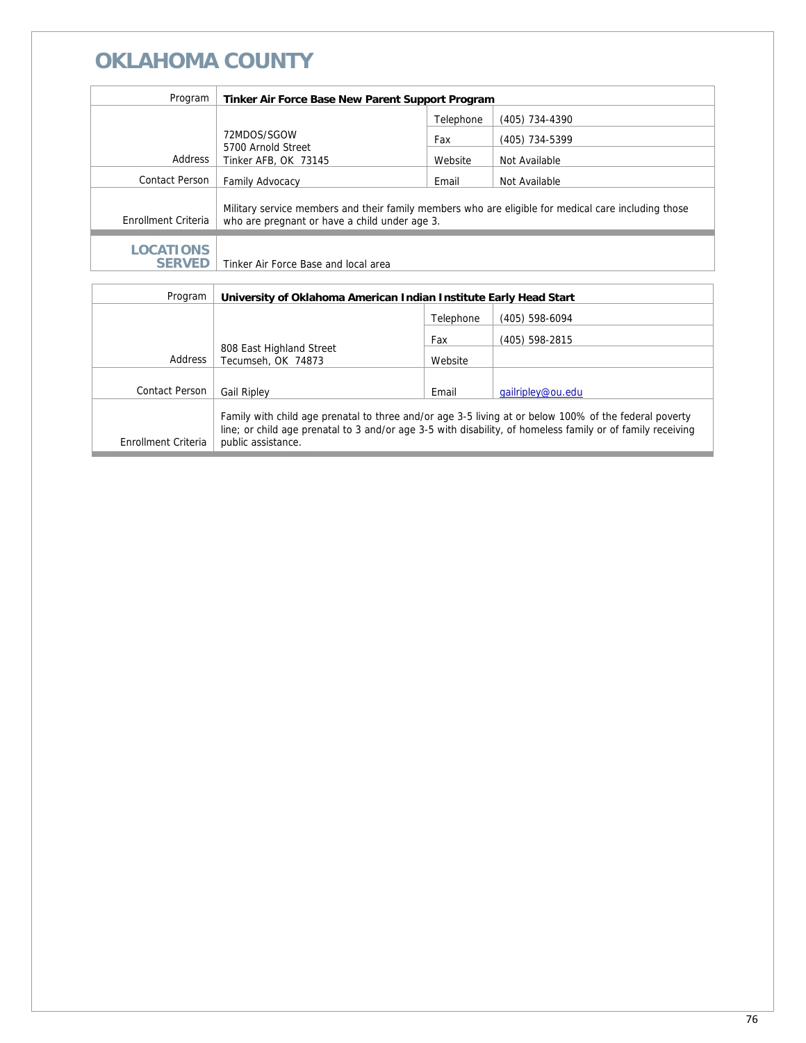# OKLAHOMA COUNTY

| Program | Tinker Air Force Base New Parent Support Program | | |
|---|---|---|---|
| Address | 72MDOS/SGOW<br>5700 Arnold Street<br>Tinker AFB, OK 73145 | Telephone | (405) 734-4390 |
| | | Fax | (405) 734-5399 |
| | | Website | Not Available |
| Contact Person | Family Advocacy | Email | Not Available |
| Enrollment Criteria | Military service members and their family members who are eligible for medical care including those who are pregnant or have a child under age 3. | | |
| **LOCATIONS SERVED** | Tinker Air Force Base and local area | | |

| Program | University of Oklahoma American Indian Institute Early Head Start | | |
|---|---|---|---|
| Address | 808 East Highland Street<br>Tecumseh, OK 74873 | Telephone | (405) 598-6094 |
| | | Fax | (405) 598-2815 |
| | | Website | |
| Contact Person | Gail Ripley | Email | gailripley@ou.edu |
| Enrollment Criteria | Family with child age prenatal to three and/or age 3-5 living at or below 100% of the federal poverty line; or child age prenatal to 3 and/or age 3-5 with disability, of homeless family or of family receiving public assistance. | | |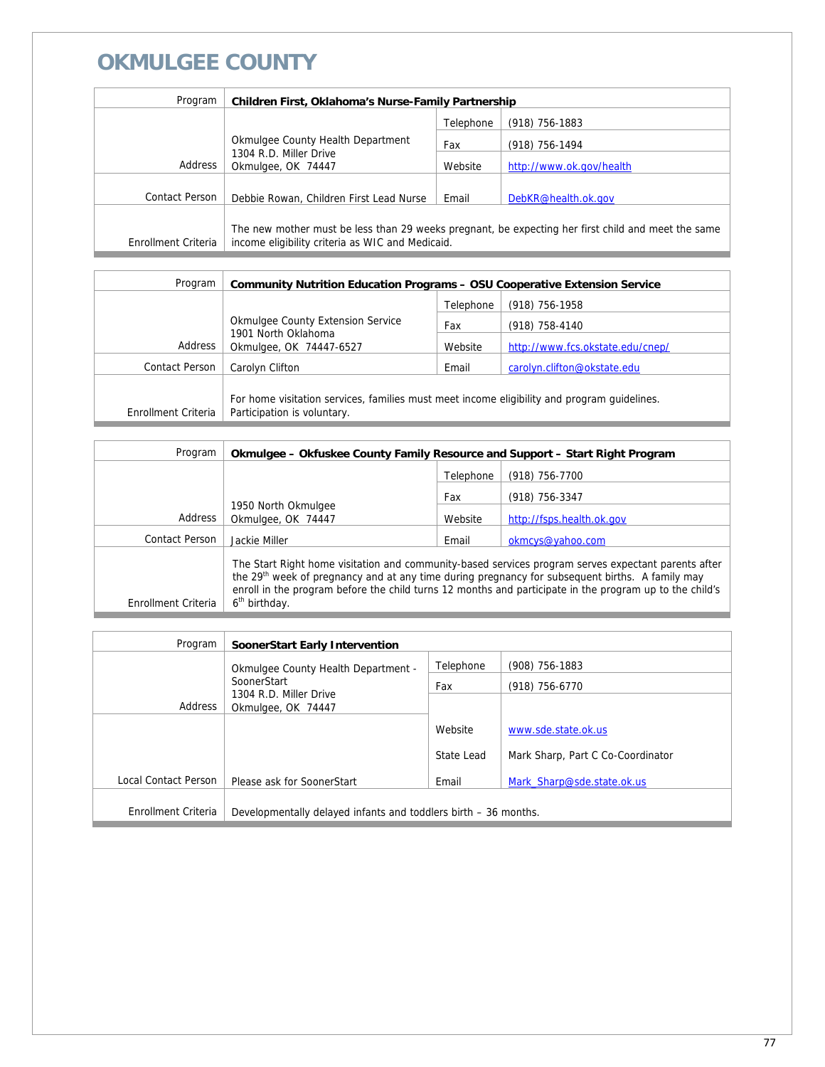# OKMULGEE COUNTY

| Program | Children First, Oklahoma's Nurse-Family Partnership | | |
|---|---|---|---|
| Address | Okmulgee County Health Department<br>1304 R.D. Miller Drive<br>Okmulgee, OK 74447 | Telephone | (918) 756-1883 |
| | | Fax | (918) 756-1494 |
| | | Website | http://www.ok.gov/health |
| Contact Person | Debbie Rowan, Children First Lead Nurse | Email | DebKR@health.ok.gov |
| Enrollment Criteria | The new mother must be less than 29 weeks pregnant, be expecting her first child and meet the same income eligibility criteria as WIC and Medicaid. | | |

| Program | Community Nutrition Education Programs – OSU Cooperative Extension Service | | |
|---|---|---|---|
| Address | Okmulgee County Extension Service<br>1901 North Oklahoma<br>Okmulgee, OK 74447-6527 | Telephone | (918) 756-1958 |
| | | Fax | (918) 758-4140 |
| | | Website | http://www.fcs.okstate.edu/cnep/ |
| Contact Person | Carolyn Clifton | Email | carolyn.clifton@okstate.edu |
| Enrollment Criteria | For home visitation services, families must meet income eligibility and program guidelines. Participation is voluntary. | | |

| Program | Okmulgee – Okfuskee County Family Resource and Support – Start Right Program | | |
|---|---|---|---|
| Address | 1950 North Okmulgee<br>Okmulgee, OK 74447 | Telephone | (918) 756-7700 |
| | | Fax | (918) 756-3347 |
| | | Website | http://fsps.health.ok.gov |
| Contact Person | Jackie Miller | Email | okmcys@yahoo.com |
| Enrollment Criteria | The Start Right home visitation and community-based services program serves expectant parents after the 29th week of pregnancy and at any time during pregnancy for subsequent births. A family may enroll in the program before the child turns 12 months and participate in the program up to the child's 6th birthday. | | |

| Program | SoonerStart Early Intervention | | |
|---|---|---|---|
| Address | Okmulgee County Health Department - SoonerStart<br>1304 R.D. Miller Drive<br>Okmulgee, OK 74447 | Telephone | (908) 756-1883 |
| | | Fax | (918) 756-6770 |
| | | Website | www.sde.state.ok.us |
| | | State Lead | Mark Sharp, Part C Co-Coordinator |
| Local Contact Person | Please ask for SoonerStart | Email | Mark_Sharp@sde.state.ok.us |
| Enrollment Criteria | Developmentally delayed infants and toddlers birth – 36 months. | | |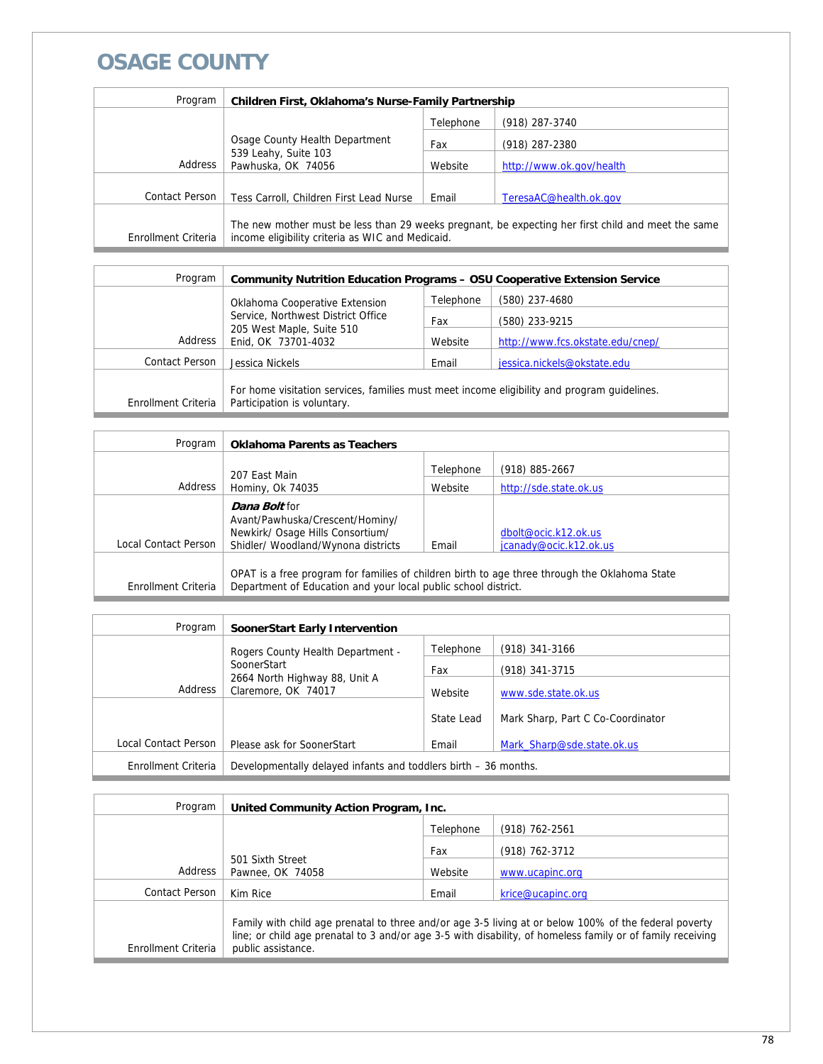# OSAGE COUNTY

| Program | Children First, Oklahoma's Nurse-Family Partnership | | |
|---|---|---|---|
| Address | Osage County Health Department<br>539 Leahy, Suite 103<br>Pawhuska, OK 74056 | Telephone | (918) 287-3740 |
| | | Fax | (918) 287-2380 |
| | | Website | http://www.ok.gov/health |
| Contact Person | Tess Carroll, Children First Lead Nurse | Email | TeresaAC@health.ok.gov |
| Enrollment Criteria | The new mother must be less than 29 weeks pregnant, be expecting her first child and meet the same income eligibility criteria as WIC and Medicaid. | | |

| Program | Community Nutrition Education Programs – OSU Cooperative Extension Service | | |
|---|---|---|---|
| Address | Oklahoma Cooperative Extension Service, Northwest District Office<br>205 West Maple, Suite 510<br>Enid, OK 73701-4032 | Telephone | (580) 237-4680 |
| | | Fax | (580) 233-9215 |
| | | Website | http://www.fcs.okstate.edu/cnep/ |
| Contact Person | Jessica Nickels | Email | jessica.nickels@okstate.edu |
| Enrollment Criteria | For home visitation services, families must meet income eligibility and program guidelines. Participation is voluntary. | | |

| Program | Oklahoma Parents as Teachers | | |
|---|---|---|---|
| Address | 207 East Main<br>Hominy, Ok 74035 | Telephone | (918) 885-2667 |
| | | Website | http://sde.state.ok.us |
| Local Contact Person | ***Dana Bolt*** for Avant/Pawhuska/Crescent/Hominy/ Newkirk/ Osage Hills Consortium/ Shidler/ Woodland/Wynona districts | Email | dbolt@ocic.k12.ok.us<br>jcanady@ocic.k12.ok.us |
| Enrollment Criteria | OPAT is a free program for families of children birth to age three through the Oklahoma State Department of Education and your local public school district. | | |

| Program | SoonerStart Early Intervention | | |
|---|---|---|---|
| Address | Rogers County Health Department - SoonerStart<br>2664 North Highway 88, Unit A<br>Claremore, OK 74017 | Telephone | (918) 341-3166 |
| | | Fax | (918) 341-3715 |
| | | Website | www.sde.state.ok.us |
| Local Contact Person | Please ask for SoonerStart | State Lead | Mark Sharp, Part C Co-Coordinator |
| | | Email | Mark_Sharp@sde.state.ok.us |
| Enrollment Criteria | Developmentally delayed infants and toddlers birth – 36 months. | | |

| Program | United Community Action Program, Inc. | | |
|---|---|---|---|
| Address | 501 Sixth Street<br>Pawnee, OK 74058 | Telephone | (918) 762-2561 |
| | | Fax | (918) 762-3712 |
| | | Website | www.ucapinc.org |
| Contact Person | Kim Rice | Email | krice@ucapinc.org |
| Enrollment Criteria | Family with child age prenatal to three and/or age 3-5 living at or below 100% of the federal poverty line; or child age prenatal to 3 and/or age 3-5 with disability, of homeless family or of family receiving public assistance. | | |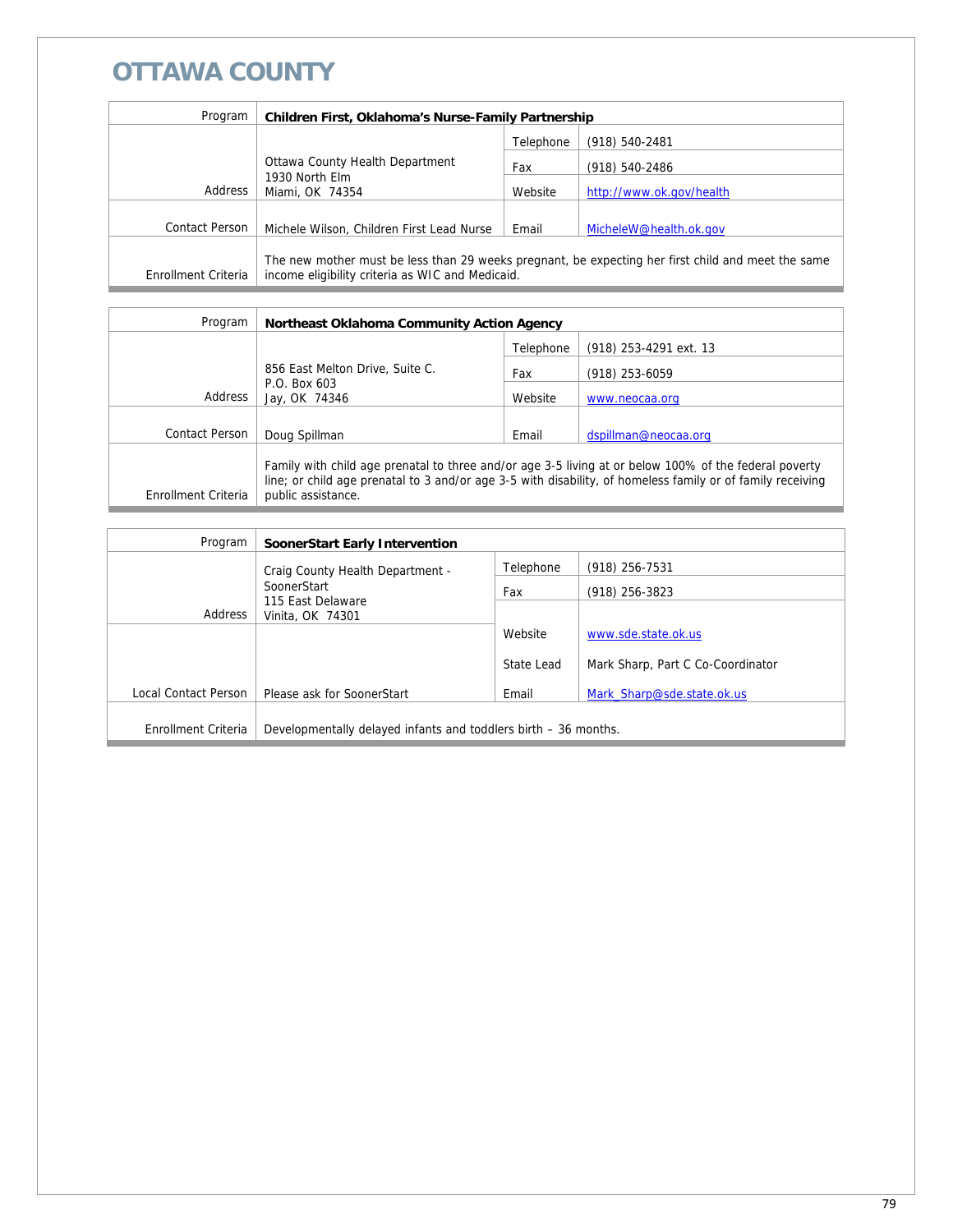# OTTAWA COUNTY

| Program | Children First, Oklahoma's Nurse-Family Partnership | | |
|---|---|---|---|
| Address | Ottawa County Health Department<br>1930 North Elm<br>Miami, OK 74354 | Telephone | (918) 540-2481 |
| | | Fax | (918) 540-2486 |
| | | Website | http://www.ok.gov/health |
| Contact Person | Michele Wilson, Children First Lead Nurse | Email | MicheleW@health.ok.gov |
| Enrollment Criteria | The new mother must be less than 29 weeks pregnant, be expecting her first child and meet the same income eligibility criteria as WIC and Medicaid. | | |

| Program | Northeast Oklahoma Community Action Agency | | |
|---|---|---|---|
| Address | 856 East Melton Drive, Suite C.<br>P.O. Box 603<br>Jay, OK 74346 | Telephone | (918) 253-4291 ext. 13 |
| | | Fax | (918) 253-6059 |
| | | Website | www.neocaa.org |
| Contact Person | Doug Spillman | Email | dspillman@neocaa.org |
| Enrollment Criteria | Family with child age prenatal to three and/or age 3-5 living at or below 100% of the federal poverty line; or child age prenatal to 3 and/or age 3-5 with disability, of homeless family or of family receiving public assistance. | | |

| Program | SoonerStart Early Intervention | | |
|---|---|---|---|
| Address | Craig County Health Department - SoonerStart<br>115 East Delaware<br>Vinita, OK 74301 | Telephone | (918) 256-7531 |
| | | Fax | (918) 256-3823 |
| | | Website | www.sde.state.ok.us |
| | | State Lead | Mark Sharp, Part C Co-Coordinator |
| Local Contact Person | Please ask for SoonerStart | Email | Mark_Sharp@sde.state.ok.us |
| Enrollment Criteria | Developmentally delayed infants and toddlers birth – 36 months. | | |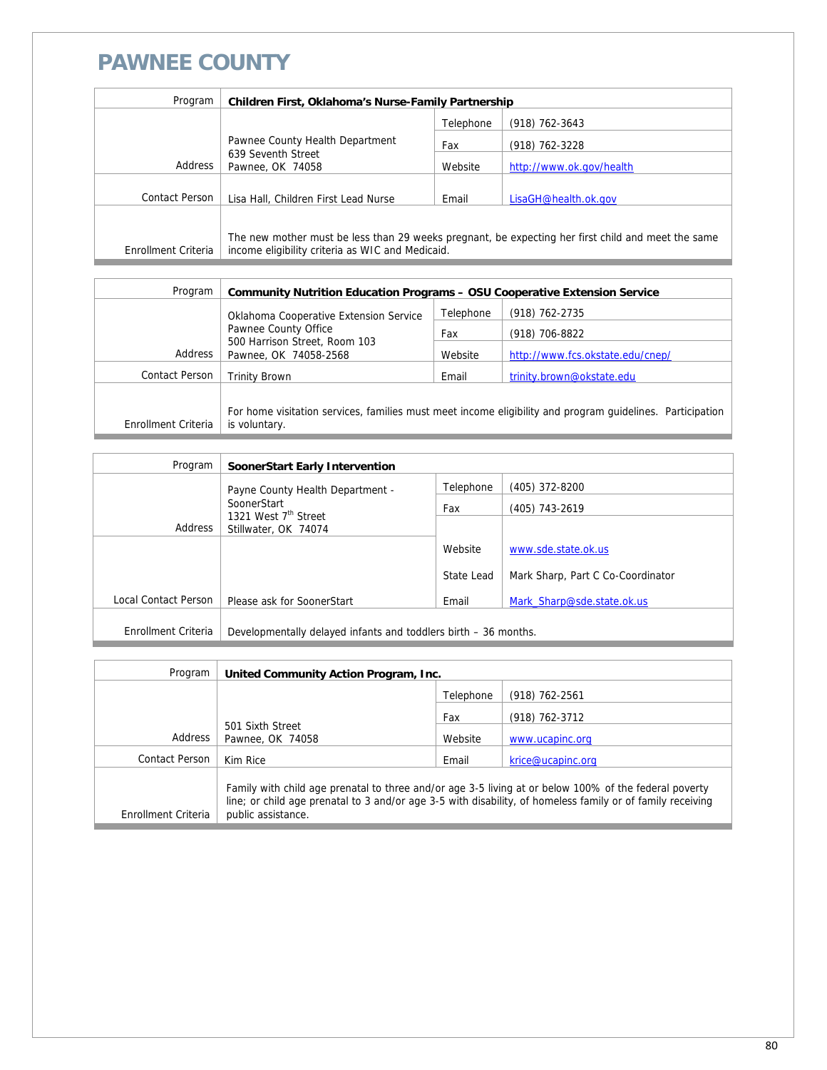# PAWNEE COUNTY

| Program | **Children First, Oklahoma's Nurse-Family Partnership** | | |
|---|---|---|---|
| Address | Pawnee County Health Department<br>639 Seventh Street<br>Pawnee, OK 74058 | Telephone | (918) 762-3643 |
| | | Fax | (918) 762-3228 |
| | | Website | http://www.ok.gov/health |
| Contact Person | Lisa Hall, Children First Lead Nurse | Email | LisaGH@health.ok.gov |
| Enrollment Criteria | The new mother must be less than 29 weeks pregnant, be expecting her first child and meet the same income eligibility criteria as WIC and Medicaid. | | |

| Program | **Community Nutrition Education Programs – OSU Cooperative Extension Service** | | |
|---|---|---|---|
| Address | Oklahoma Cooperative Extension Service<br>Pawnee County Office<br>500 Harrison Street, Room 103<br>Pawnee, OK 74058-2568 | Telephone | (918) 762-2735 |
| | | Fax | (918) 706-8822 |
| | | Website | http://www.fcs.okstate.edu/cnep/ |
| Contact Person | Trinity Brown | Email | trinity.brown@okstate.edu |
| Enrollment Criteria | For home visitation services, families must meet income eligibility and program guidelines. Participation is voluntary. | | |

| Program | **SoonerStart Early Intervention** | | |
|---|---|---|---|
| Address | Payne County Health Department - SoonerStart<br>1321 West 7th Street<br>Stillwater, OK 74074 | Telephone | (405) 372-8200 |
| | | Fax | (405) 743-2619 |
| | | Website | www.sde.state.ok.us |
| | | State Lead | Mark Sharp, Part C Co-Coordinator |
| Local Contact Person | Please ask for SoonerStart | Email | Mark_Sharp@sde.state.ok.us |
| Enrollment Criteria | Developmentally delayed infants and toddlers birth – 36 months. | | |

| Program | **United Community Action Program, Inc.** | | |
|---|---|---|---|
| Address | 501 Sixth Street<br>Pawnee, OK 74058 | Telephone | (918) 762-2561 |
| | | Fax | (918) 762-3712 |
| | | Website | www.ucapinc.org |
| Contact Person | Kim Rice | Email | krice@ucapinc.org |
| Enrollment Criteria | Family with child age prenatal to three and/or age 3-5 living at or below 100% of the federal poverty line; or child age prenatal to 3 and/or age 3-5 with disability, of homeless family or of family receiving public assistance. | | |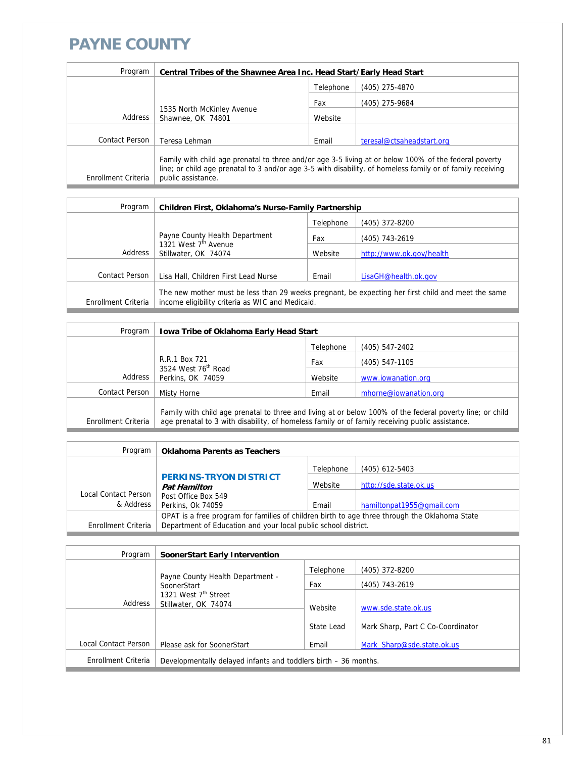# PAYNE COUNTY

| Program | Central Tribes of the Shawnee Area Inc. Head Start/Early Head Start | | |
|---|---|---|---|
| Address | 1535 North McKinley Avenue<br>Shawnee, OK 74801 | Telephone | (405) 275-4870 |
| | | Fax | (405) 275-9684 |
| | | Website | |
| Contact Person | Teresa Lehman | Email | teresal@ctsaheadstart.org |
| Enrollment Criteria | Family with child age prenatal to three and/or age 3-5 living at or below 100% of the federal poverty line; or child age prenatal to 3 and/or age 3-5 with disability, of homeless family or of family receiving public assistance. | | |

| Program | Children First, Oklahoma's Nurse-Family Partnership | | |
|---|---|---|---|
| Address | Payne County Health Department<br>1321 West 7th Avenue<br>Stillwater, OK 74074 | Telephone | (405) 372-8200 |
| | | Fax | (405) 743-2619 |
| | | Website | http://www.ok.gov/health |
| Contact Person | Lisa Hall, Children First Lead Nurse | Email | LisaGH@health.ok.gov |
| Enrollment Criteria | The new mother must be less than 29 weeks pregnant, be expecting her first child and meet the same income eligibility criteria as WIC and Medicaid. | | |

| Program | Iowa Tribe of Oklahoma Early Head Start | | |
|---|---|---|---|
| Address | R.R.1 Box 721<br>3524 West 76th Road<br>Perkins, OK 74059 | Telephone | (405) 547-2402 |
| | | Fax | (405) 547-1105 |
| | | Website | www.iowanation.org |
| Contact Person | Misty Horne | Email | mhorne@iowanation.org |
| Enrollment Criteria | Family with child age prenatal to three and living at or below 100% of the federal poverty line; or child age prenatal to 3 with disability, of homeless family or of family receiving public assistance. | | |

| Program | Oklahoma Parents as Teachers | | |
|---|---|---|---|
| Local Contact Person & Address | **PERKINS-TRYON DISTRICT**<br>***Pat Hamilton***<br>Post Office Box 549<br>Perkins, Ok 74059 | Telephone | (405) 612-5403 |
| | | Website | http://sde.state.ok.us |
| | | Email | hamiltonpat1955@gmail.com |
| Enrollment Criteria | OPAT is a free program for families of children birth to age three through the Oklahoma State Department of Education and your local public school district. | | |

| Program | SoonerStart Early Intervention | | |
|---|---|---|---|
| Address | Payne County Health Department - SoonerStart<br>1321 West 7th Street<br>Stillwater, OK 74074 | Telephone | (405) 372-8200 |
| | | Fax | (405) 743-2619 |
| | | Website | www.sde.state.ok.us |
| Local Contact Person | Please ask for SoonerStart | State Lead | Mark Sharp, Part C Co-Coordinator |
| | | Email | Mark_Sharp@sde.state.ok.us |
| Enrollment Criteria | Developmentally delayed infants and toddlers birth – 36 months. | | |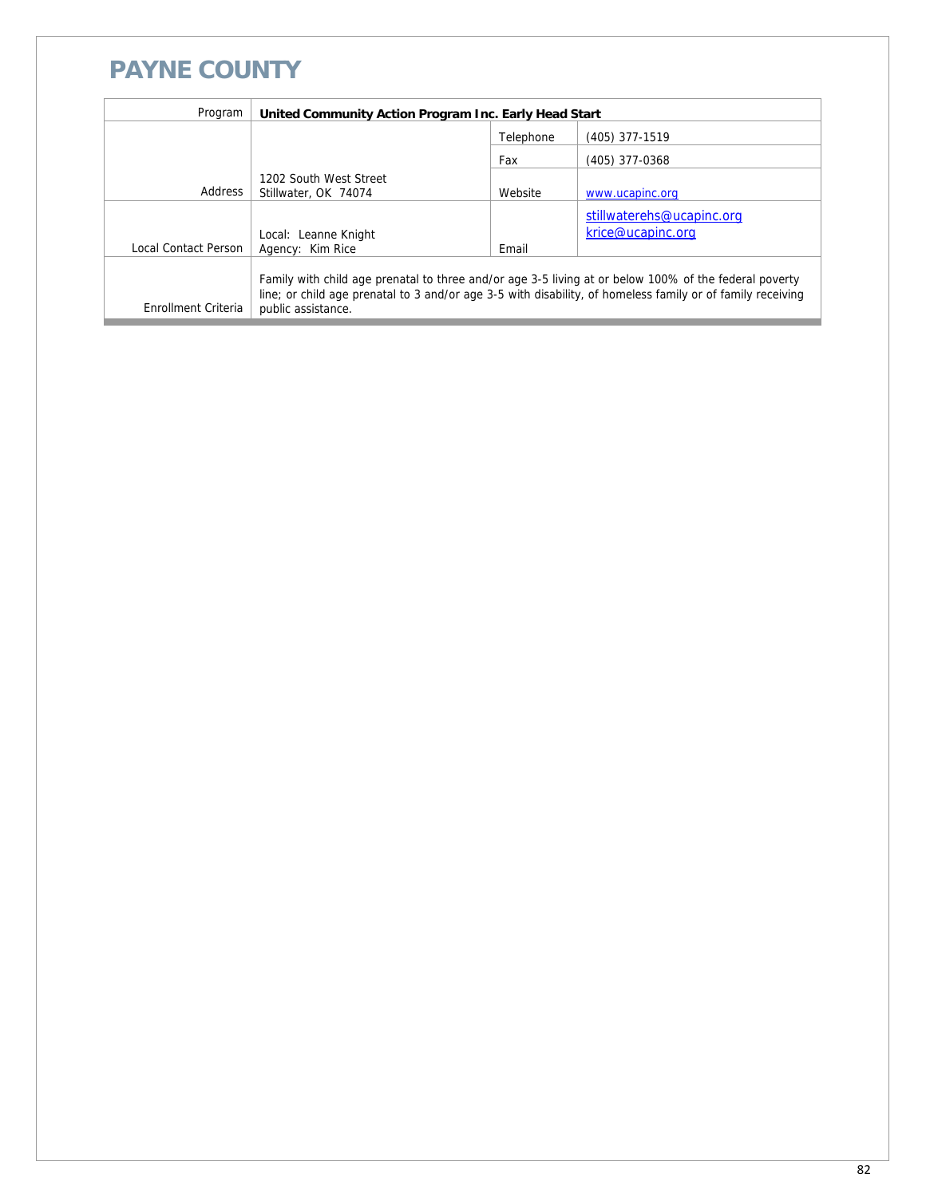# PAYNE COUNTY

| Program | United Community Action Program Inc. Early Head Start | | |
|---|---|---|---|
| Address | 1202 South West Street<br>Stillwater, OK 74074 | Telephone | (405) 377-1519 |
| | | Fax | (405) 377-0368 |
| | | Website | www.ucapinc.org |
| Local Contact Person | Local: Leanne Knight<br>Agency: Kim Rice | Email | stillwaterehs@ucapinc.org<br>krice@ucapinc.org |
| Enrollment Criteria | Family with child age prenatal to three and/or age 3-5 living at or below 100% of the federal poverty line; or child age prenatal to 3 and/or age 3-5 with disability, of homeless family or of family receiving public assistance. | | |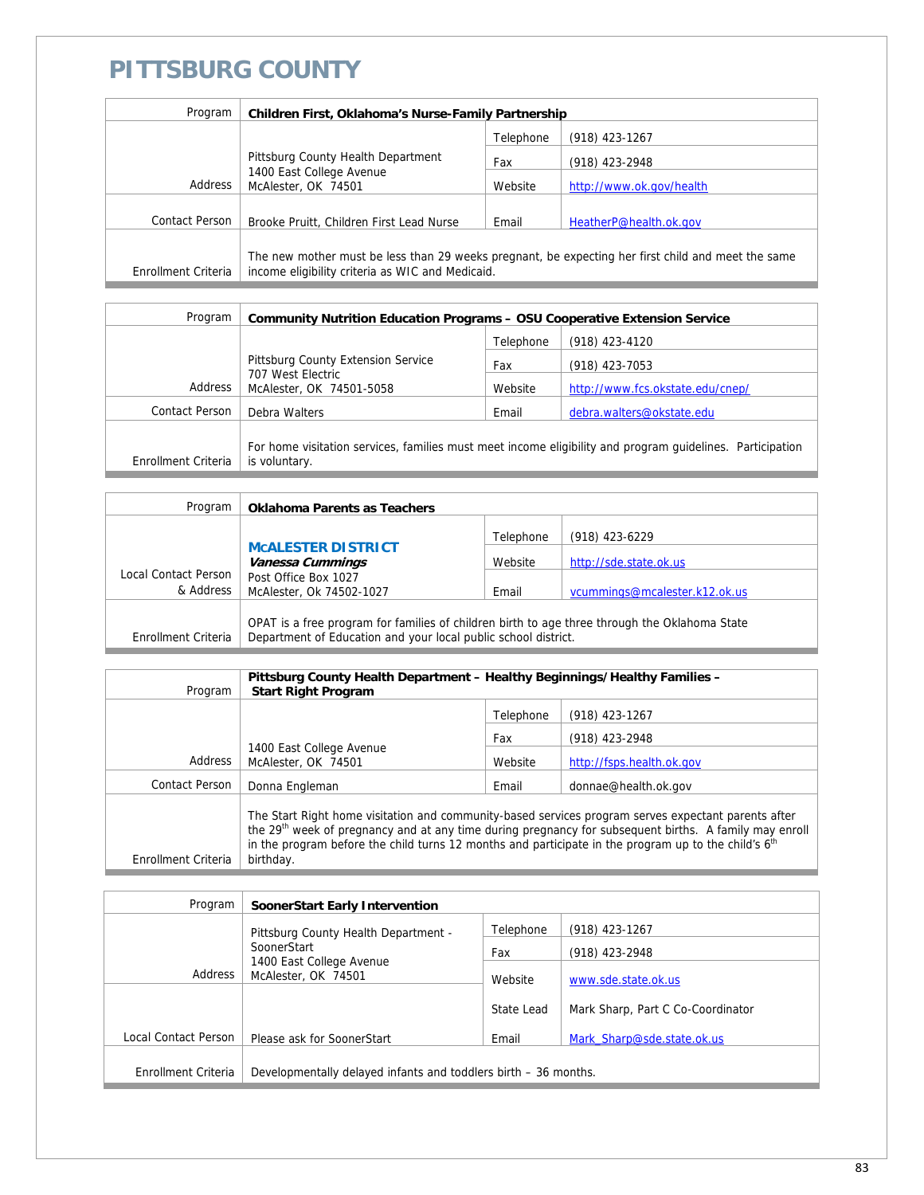# PITTSBURG COUNTY

| Program | Children First, Oklahoma's Nurse-Family Partnership | | |
|---|---|---|---|
| Address | Pittsburg County Health Department<br>1400 East College Avenue<br>McAlester, OK 74501 | Telephone | (918) 423-1267 |
| | | Fax | (918) 423-2948 |
| | | Website | http://www.ok.gov/health |
| Contact Person | Brooke Pruitt, Children First Lead Nurse | Email | HeatherP@health.ok.gov |
| Enrollment Criteria | The new mother must be less than 29 weeks pregnant, be expecting her first child and meet the same income eligibility criteria as WIC and Medicaid. | | |

| Program | Community Nutrition Education Programs – OSU Cooperative Extension Service | | |
|---|---|---|---|
| Address | Pittsburg County Extension Service<br>707 West Electric<br>McAlester, OK 74501-5058 | Telephone | (918) 423-4120 |
| | | Fax | (918) 423-7053 |
| | | Website | http://www.fcs.okstate.edu/cnep/ |
| Contact Person | Debra Walters | Email | debra.walters@okstate.edu |
| Enrollment Criteria | For home visitation services, families must meet income eligibility and program guidelines. Participation is voluntary. | | |

| Program | Oklahoma Parents as Teachers | | |
|---|---|---|---|
| Local Contact Person & Address | **MCALESTER DISTRICT**<br>***Vanessa Cummings***<br>Post Office Box 1027<br>McAlester, Ok 74502-1027 | Telephone | (918) 423-6229 |
| | | Website | http://sde.state.ok.us |
| | | Email | vcummings@mcalester.k12.ok.us |
| Enrollment Criteria | OPAT is a free program for families of children birth to age three through the Oklahoma State Department of Education and your local public school district. | | |

| Program | Pittsburg County Health Department – Healthy Beginnings/Healthy Families – Start Right Program | | |
|---|---|---|---|
| Address | 1400 East College Avenue<br>McAlester, OK 74501 | Telephone | (918) 423-1267 |
| | | Fax | (918) 423-2948 |
| | | Website | http://fsps.health.ok.gov |
| Contact Person | Donna Engleman | Email | donnae@health.ok.gov |
| Enrollment Criteria | The Start Right home visitation and community-based services program serves expectant parents after the 29th week of pregnancy and at any time during pregnancy for subsequent births. A family may enroll in the program before the child turns 12 months and participate in the program up to the child's 6th birthday. | | |

| Program | SoonerStart Early Intervention | | |
|---|---|---|---|
| Address | Pittsburg County Health Department - SoonerStart<br>1400 East College Avenue<br>McAlester, OK 74501 | Telephone | (918) 423-1267 |
| | | Fax | (918) 423-2948 |
| | | Website | www.sde.state.ok.us |
| Local Contact Person | Please ask for SoonerStart | State Lead | Mark Sharp, Part C Co-Coordinator |
| | | Email | Mark_Sharp@sde.state.ok.us |
| Enrollment Criteria | Developmentally delayed infants and toddlers birth – 36 months. | | |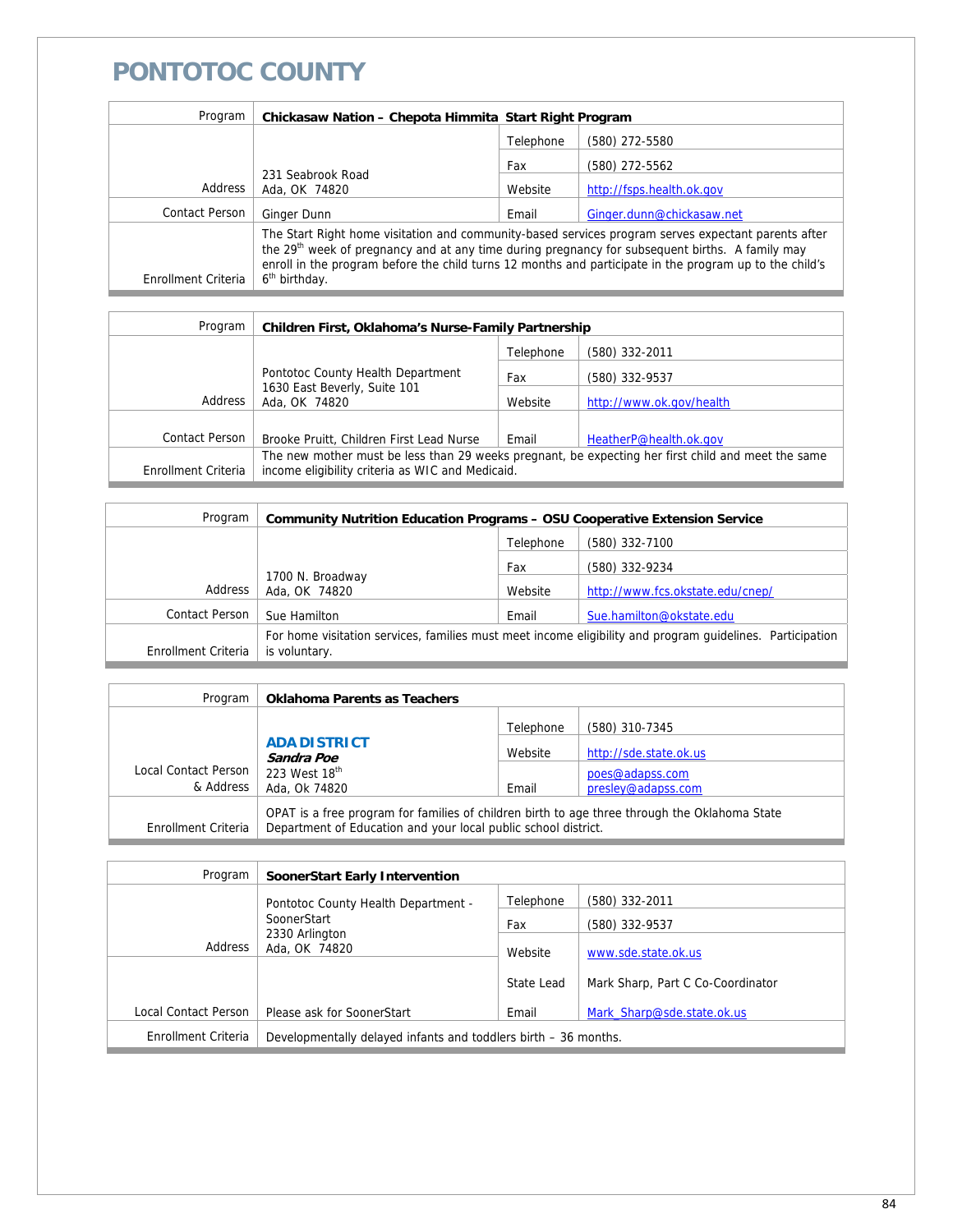# PONTOTOC COUNTY

| Program | Chickasaw Nation – Chepota Himmita Start Right Program | | |
|---|---|---|---|
| Address | 231 Seabrook Road<br>Ada, OK 74820 | Telephone | (580) 272-5580 |
| | | Fax | (580) 272-5562 |
| | | Website | http://fsps.health.ok.gov |
| Contact Person | Ginger Dunn | Email | Ginger.dunn@chickasaw.net |
| Enrollment Criteria | The Start Right home visitation and community-based services program serves expectant parents after the 29th week of pregnancy and at any time during pregnancy for subsequent births. A family may enroll in the program before the child turns 12 months and participate in the program up to the child's 6th birthday. | | |

| Program | Children First, Oklahoma's Nurse-Family Partnership | | |
|---|---|---|---|
| Address | Pontotoc County Health Department<br>1630 East Beverly, Suite 101<br>Ada, OK 74820 | Telephone | (580) 332-2011 |
| | | Fax | (580) 332-9537 |
| | | Website | http://www.ok.gov/health |
| Contact Person | Brooke Pruitt, Children First Lead Nurse | Email | HeatherP@health.ok.gov |
| Enrollment Criteria | The new mother must be less than 29 weeks pregnant, be expecting her first child and meet the same income eligibility criteria as WIC and Medicaid. | | |

| Program | Community Nutrition Education Programs – OSU Cooperative Extension Service | | |
|---|---|---|---|
| Address | 1700 N. Broadway<br>Ada, OK 74820 | Telephone | (580) 332-7100 |
| | | Fax | (580) 332-9234 |
| | | Website | http://www.fcs.okstate.edu/cnep/ |
| Contact Person | Sue Hamilton | Email | Sue.hamilton@okstate.edu |
| Enrollment Criteria | For home visitation services, families must meet income eligibility and program guidelines. Participation is voluntary. | | |

| Program | Oklahoma Parents as Teachers | | |
|---|---|---|---|
| Local Contact Person & Address | **ADA DISTRICT**<br>***Sandra Poe***<br>223 West 18th<br>Ada, Ok 74820 | Telephone | (580) 310-7345 |
| | | Website | http://sde.state.ok.us |
| | | Email | poes@adapss.com<br>presley@adapss.com |
| Enrollment Criteria | OPAT is a free program for families of children birth to age three through the Oklahoma State Department of Education and your local public school district. | | |

| Program | SoonerStart Early Intervention | | |
|---|---|---|---|
| Address | Pontotoc County Health Department - SoonerStart<br>2330 Arlington<br>Ada, OK 74820 | Telephone | (580) 332-2011 |
| | | Fax | (580) 332-9537 |
| | | Website | www.sde.state.ok.us |
| | | State Lead | Mark Sharp, Part C Co-Coordinator |
| Local Contact Person | Please ask for SoonerStart | Email | Mark_Sharp@sde.state.ok.us |
| Enrollment Criteria | Developmentally delayed infants and toddlers birth – 36 months. | | |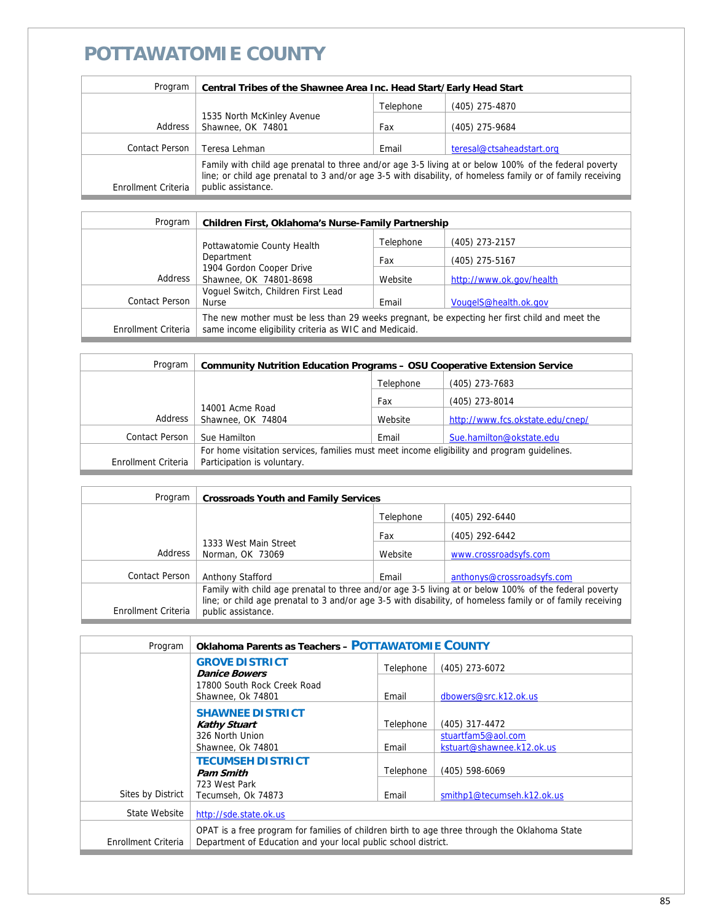# POTTAWATOMIE COUNTY

| Program | Central Tribes of the Shawnee Area Inc. Head Start/Early Head Start | | |
|---|---|---|---|
| Address | 1535 North McKinley Avenue<br>Shawnee, OK 74801 | Telephone | (405) 275-4870 |
| | | Fax | (405) 275-9684 |
| Contact Person | Teresa Lehman | Email | teresal@ctsaheadstart.org |
| Enrollment Criteria | Family with child age prenatal to three and/or age 3-5 living at or below 100% of the federal poverty line; or child age prenatal to 3 and/or age 3-5 with disability, of homeless family or of family receiving public assistance. | | |

| Program | Children First, Oklahoma's Nurse-Family Partnership | | |
|---|---|---|---|
| Address | Pottawatomie County Health Department<br>1904 Gordon Cooper Drive<br>Shawnee, OK 74801-8698 | Telephone | (405) 273-2157 |
| | | Fax | (405) 275-5167 |
| | | Website | http://www.ok.gov/health |
| Contact Person | Voguel Switch, Children First Lead Nurse | Email | VougelS@health.ok.gov |
| Enrollment Criteria | The new mother must be less than 29 weeks pregnant, be expecting her first child and meet the same income eligibility criteria as WIC and Medicaid. | | |

| Program | Community Nutrition Education Programs – OSU Cooperative Extension Service | | |
|---|---|---|---|
| Address | 14001 Acme Road<br>Shawnee, OK 74804 | Telephone | (405) 273-7683 |
| | | Fax | (405) 273-8014 |
| | | Website | http://www.fcs.okstate.edu/cnep/ |
| Contact Person | Sue Hamilton | Email | Sue.hamilton@okstate.edu |
| Enrollment Criteria | For home visitation services, families must meet income eligibility and program guidelines. Participation is voluntary. | | |

| Program | Crossroads Youth and Family Services | | |
|---|---|---|---|
| Address | 1333 West Main Street<br>Norman, OK 73069 | Telephone | (405) 292-6440 |
| | | Fax | (405) 292-6442 |
| | | Website | www.crossroadsyfs.com |
| Contact Person | Anthony Stafford | Email | anthonys@crossroadsyfs.com |
| Enrollment Criteria | Family with child age prenatal to three and/or age 3-5 living at or below 100% of the federal poverty line; or child age prenatal to 3 and/or age 3-5 with disability, of homeless family or of family receiving public assistance. | | |

| Program | Oklahoma Parents as Teachers – POTTAWATOMIE COUNTY | | |
|---|---|---|---|
| Sites by District | **GROVE DISTRICT**<br>***Danice Bowers***<br>17800 South Rock Creek Road<br>Shawnee, Ok 74801 | Telephone | (405) 273-6072 |
| | | Email | dbowers@src.k12.ok.us |
| | **SHAWNEE DISTRICT**<br>***Kathy Stuart***<br>326 North Union<br>Shawnee, Ok 74801 | Telephone | (405) 317-4472 |
| | | Email | stuartfam5@aol.com<br>kstuart@shawnee.k12.ok.us |
| | **TECUMSEH DISTRICT**<br>***Pam Smith***<br>723 West Park<br>Tecumseh, Ok 74873 | Telephone | (405) 598-6069 |
| | | Email | smithp1@tecumseh.k12.ok.us |
| State Website | http://sde.state.ok.us | | |
| Enrollment Criteria | OPAT is a free program for families of children birth to age three through the Oklahoma State Department of Education and your local public school district. | | |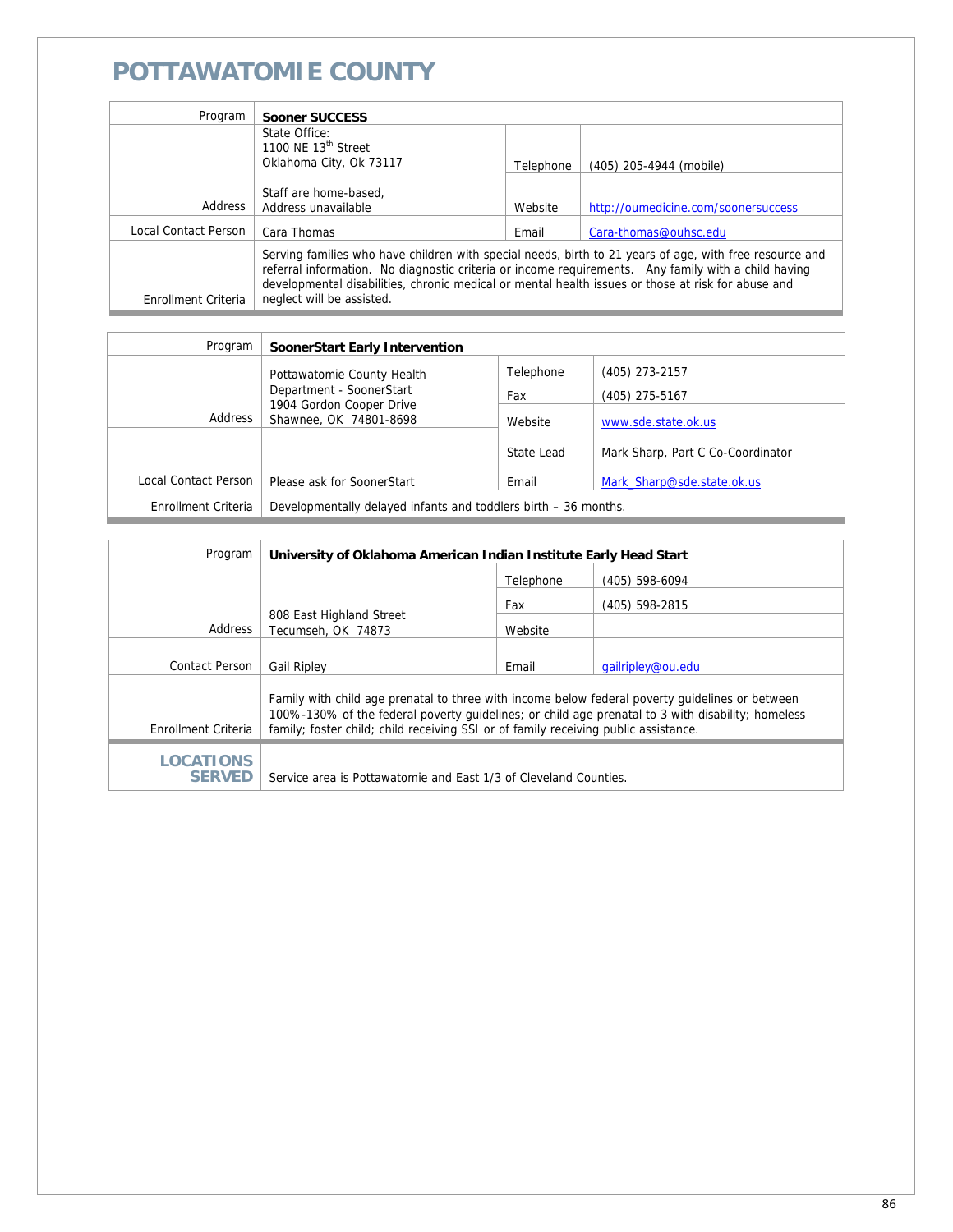# POTTAWATOMIE COUNTY

| Program | **Sooner SUCCESS** | | |
|---|---|---|---|
| Address | State Office:<br>1100 NE 13th Street<br>Oklahoma City, Ok 73117<br><br>Staff are home-based,<br>Address unavailable | Telephone | (405) 205-4944 (mobile) |
| | | Website | http://oumedicine.com/soonersuccess |
| Local Contact Person | Cara Thomas | Email | Cara-thomas@ouhsc.edu |
| Enrollment Criteria | Serving families who have children with special needs, birth to 21 years of age, with free resource and referral information. No diagnostic criteria or income requirements. Any family with a child having developmental disabilities, chronic medical or mental health issues or those at risk for abuse and neglect will be assisted. | | |

| Program | **SoonerStart Early Intervention** | | |
|---|---|---|---|
| Address | Pottawatomie County Health Department - SoonerStart<br>1904 Gordon Cooper Drive<br>Shawnee, OK 74801-8698 | Telephone | (405) 273-2157 |
| | | Fax | (405) 275-5167 |
| | | Website | www.sde.state.ok.us |
| Local Contact Person | Please ask for SoonerStart | State Lead | Mark Sharp, Part C Co-Coordinator |
| | | Email | Mark_Sharp@sde.state.ok.us |
| Enrollment Criteria | Developmentally delayed infants and toddlers birth – 36 months. | | |

| Program | **University of Oklahoma American Indian Institute Early Head Start** | | |
|---|---|---|---|
| Address | 808 East Highland Street<br>Tecumseh, OK 74873 | Telephone | (405) 598-6094 |
| | | Fax | (405) 598-2815 |
| | | Website | |
| Contact Person | Gail Ripley | Email | gailripley@ou.edu |
| Enrollment Criteria | Family with child age prenatal to three with income below federal poverty guidelines or between 100%-130% of the federal poverty guidelines; or child age prenatal to 3 with disability; homeless family; foster child; child receiving SSI or of family receiving public assistance. | | |
| **LOCATIONS SERVED** | Service area is Pottawatomie and East 1/3 of Cleveland Counties. | | |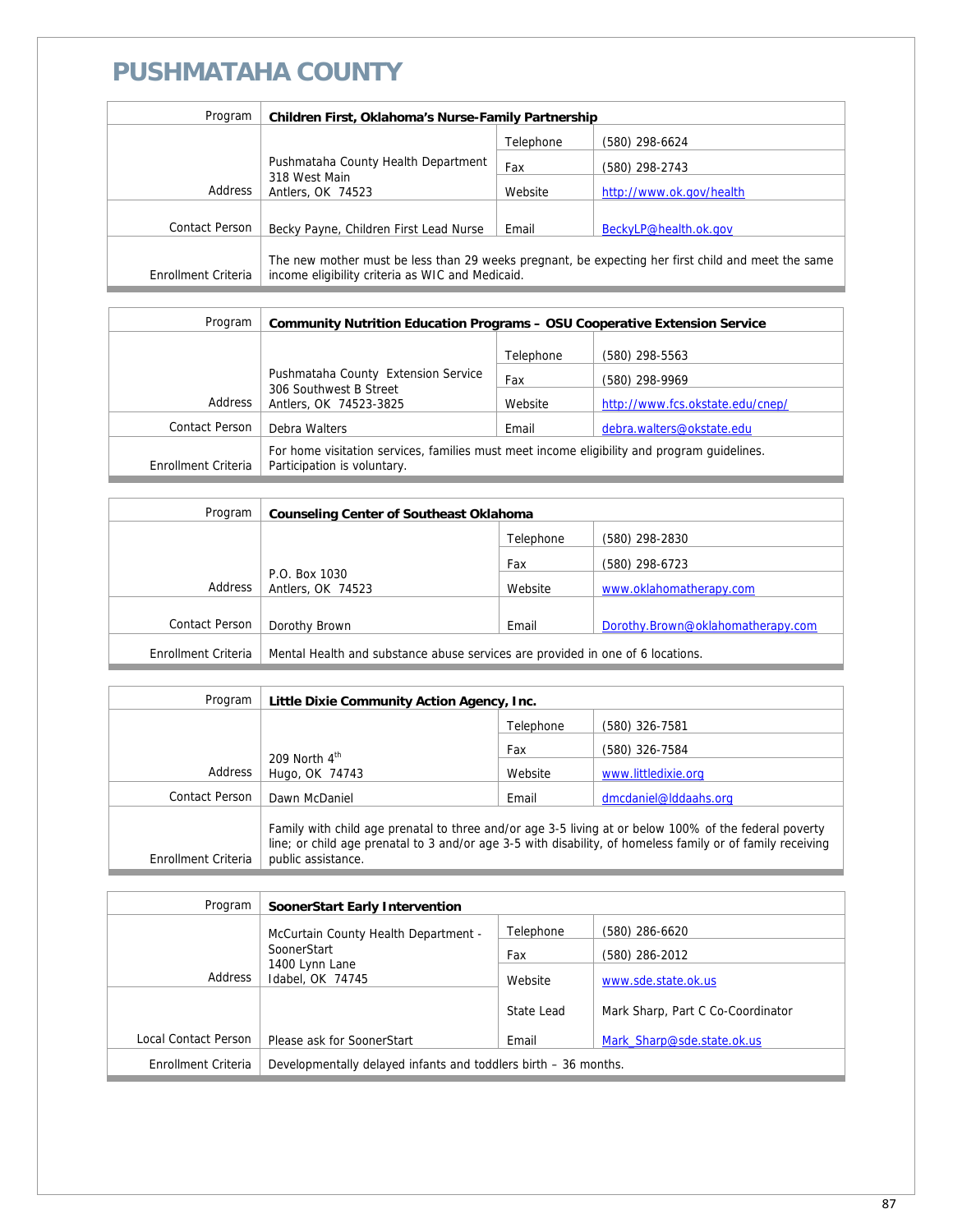# PUSHMATAHA COUNTY

| Program | Children First, Oklahoma's Nurse-Family Partnership | | |
|---|---|---|---|
| Address | Pushmataha County Health Department<br>318 West Main<br>Antlers, OK 74523 | Telephone | (580) 298-6624 |
| | | Fax | (580) 298-2743 |
| | | Website | http://www.ok.gov/health |
| Contact Person | Becky Payne, Children First Lead Nurse | Email | BeckyLP@health.ok.gov |
| Enrollment Criteria | The new mother must be less than 29 weeks pregnant, be expecting her first child and meet the same income eligibility criteria as WIC and Medicaid. | | |

| Program | Community Nutrition Education Programs – OSU Cooperative Extension Service | | |
|---|---|---|---|
| Address | Pushmataha County Extension Service<br>306 Southwest B Street<br>Antlers, OK 74523-3825 | Telephone | (580) 298-5563 |
| | | Fax | (580) 298-9969 |
| | | Website | http://www.fcs.okstate.edu/cnep/ |
| Contact Person | Debra Walters | Email | debra.walters@okstate.edu |
| Enrollment Criteria | For home visitation services, families must meet income eligibility and program guidelines. Participation is voluntary. | | |

| Program | Counseling Center of Southeast Oklahoma | | |
|---|---|---|---|
| Address | P.O. Box 1030<br>Antlers, OK 74523 | Telephone | (580) 298-2830 |
| | | Fax | (580) 298-6723 |
| | | Website | www.oklahomatherapy.com |
| Contact Person | Dorothy Brown | Email | Dorothy.Brown@oklahomatherapy.com |
| Enrollment Criteria | Mental Health and substance abuse services are provided in one of 6 locations. | | |

| Program | Little Dixie Community Action Agency, Inc. | | |
|---|---|---|---|
| Address | 209 North 4th<br>Hugo, OK 74743 | Telephone | (580) 326-7581 |
| | | Fax | (580) 326-7584 |
| | | Website | www.littledixie.org |
| Contact Person | Dawn McDaniel | Email | dmcdaniel@lddaahs.org |
| Enrollment Criteria | Family with child age prenatal to three and/or age 3-5 living at or below 100% of the federal poverty line; or child age prenatal to 3 and/or age 3-5 with disability, of homeless family or of family receiving public assistance. | | |

| Program | SoonerStart Early Intervention | | |
|---|---|---|---|
| Address | McCurtain County Health Department - SoonerStart<br>1400 Lynn Lane<br>Idabel, OK 74745 | Telephone | (580) 286-6620 |
| | | Fax | (580) 286-2012 |
| | | Website | www.sde.state.ok.us |
| | | State Lead | Mark Sharp, Part C Co-Coordinator |
| Local Contact Person | Please ask for SoonerStart | Email | Mark_Sharp@sde.state.ok.us |
| Enrollment Criteria | Developmentally delayed infants and toddlers birth – 36 months. | | |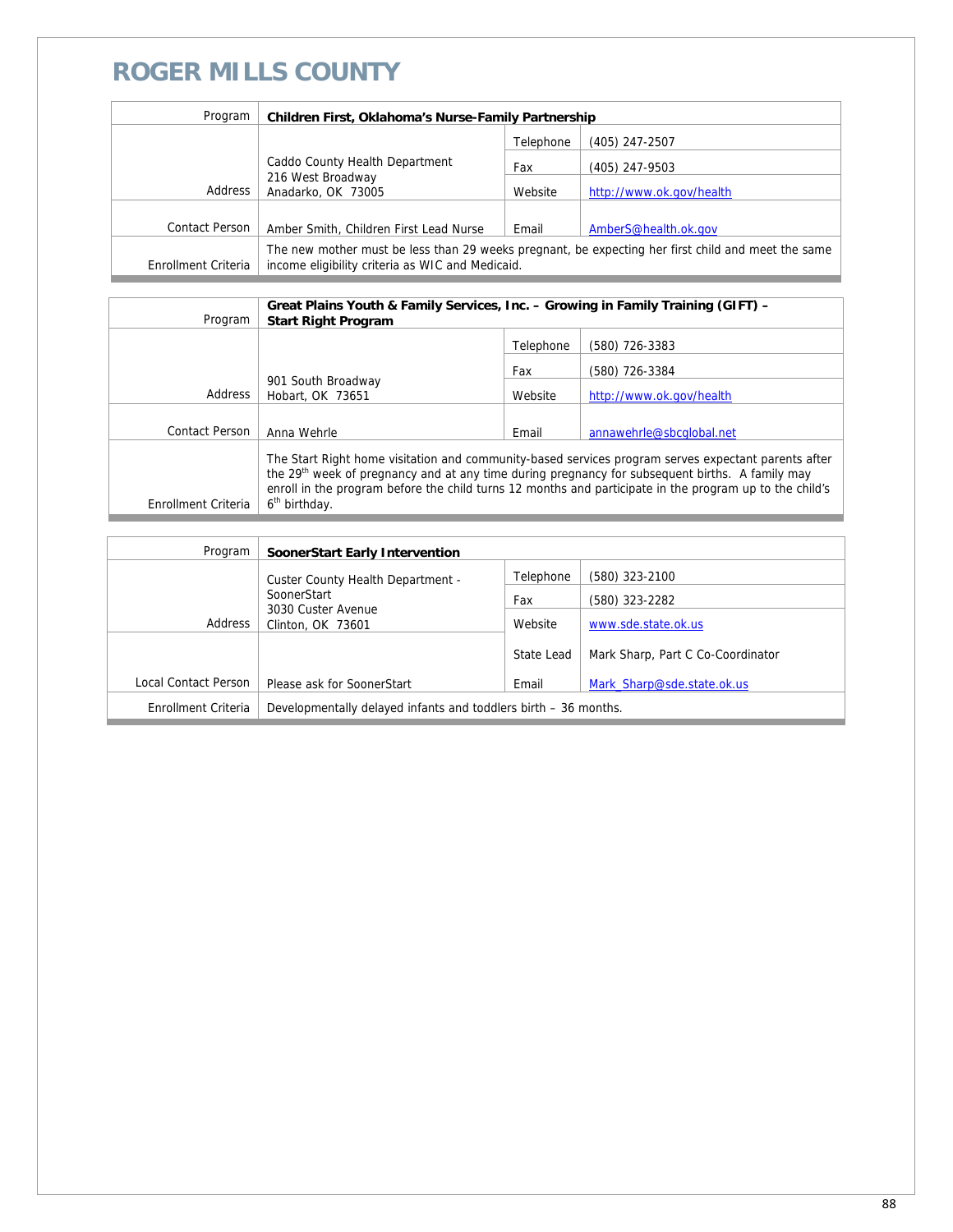# ROGER MILLS COUNTY

| Program | Children First, Oklahoma's Nurse-Family Partnership | | |
|---|---|---|---|
| Address | Caddo County Health Department<br>216 West Broadway<br>Anadarko, OK 73005 | Telephone | (405) 247-2507 |
| | | Fax | (405) 247-9503 |
| | | Website | http://www.ok.gov/health |
| Contact Person | Amber Smith, Children First Lead Nurse | Email | AmberS@health.ok.gov |
| Enrollment Criteria | The new mother must be less than 29 weeks pregnant, be expecting her first child and meet the same income eligibility criteria as WIC and Medicaid. | | |

| Program | Great Plains Youth & Family Services, Inc. – Growing in Family Training (GIFT) – Start Right Program | | |
|---|---|---|---|
| Address | 901 South Broadway<br>Hobart, OK 73651 | Telephone | (580) 726-3383 |
| | | Fax | (580) 726-3384 |
| | | Website | http://www.ok.gov/health |
| Contact Person | Anna Wehrle | Email | annawehrle@sbcglobal.net |
| Enrollment Criteria | The Start Right home visitation and community-based services program serves expectant parents after the 29th week of pregnancy and at any time during pregnancy for subsequent births. A family may enroll in the program before the child turns 12 months and participate in the program up to the child's 6th birthday. | | |

| Program | SoonerStart Early Intervention | | |
|---|---|---|---|
| Address | Custer County Health Department - SoonerStart<br>3030 Custer Avenue<br>Clinton, OK 73601 | Telephone | (580) 323-2100 |
| | | Fax | (580) 323-2282 |
| | | Website | www.sde.state.ok.us |
| | | State Lead | Mark Sharp, Part C Co-Coordinator |
| Local Contact Person | Please ask for SoonerStart | Email | Mark_Sharp@sde.state.ok.us |
| Enrollment Criteria | Developmentally delayed infants and toddlers birth – 36 months. | | |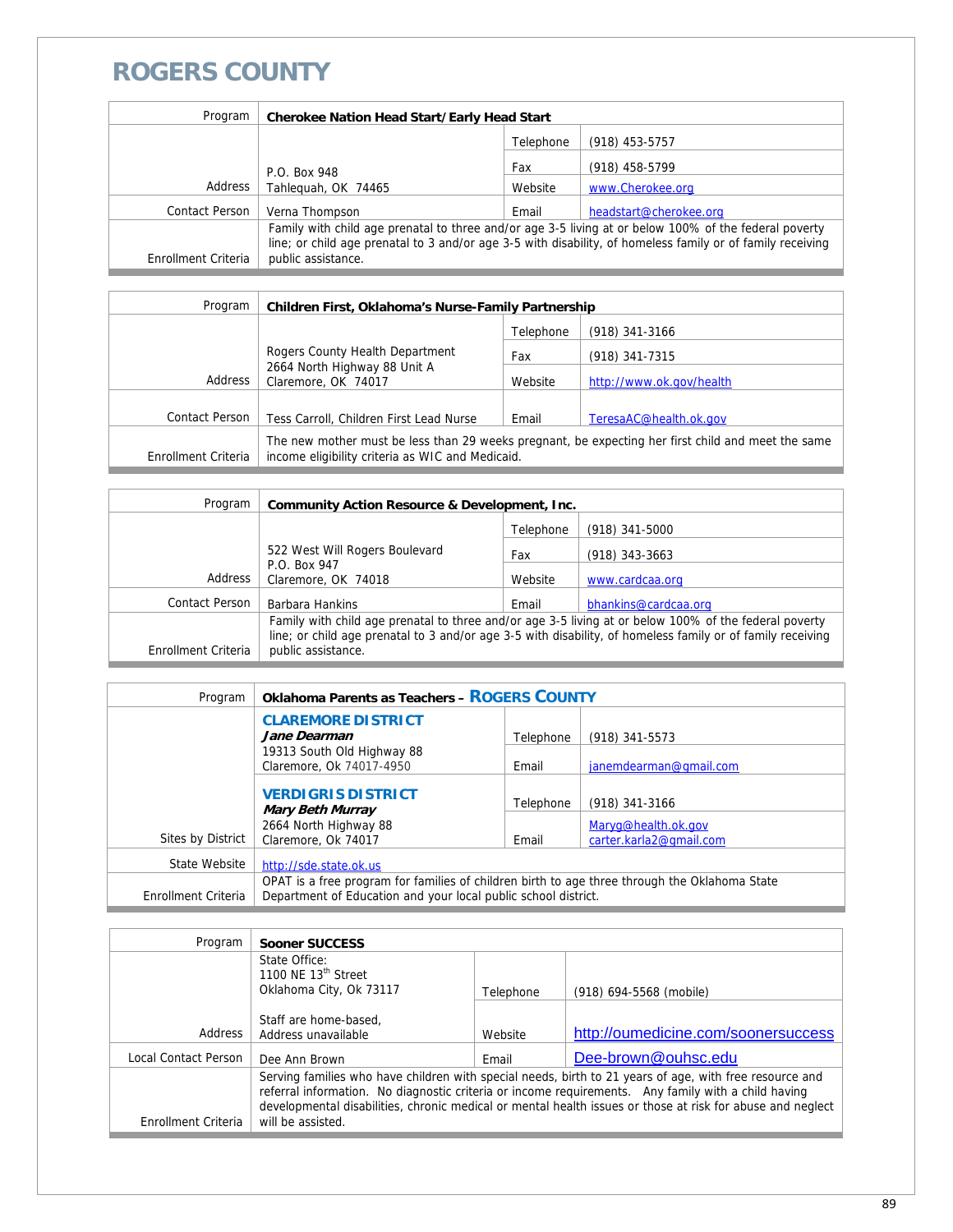# ROGERS COUNTY

| Program | Cherokee Nation Head Start/Early Head Start | | |
|---|---|---|---|
| Address | P.O. Box 948<br>Tahlequah, OK 74465 | Telephone | (918) 453-5757 |
| | | Fax | (918) 458-5799 |
| | | Website | www.Cherokee.org |
| Contact Person | Verna Thompson | Email | headstart@cherokee.org |
| Enrollment Criteria | Family with child age prenatal to three and/or age 3-5 living at or below 100% of the federal poverty line; or child age prenatal to 3 and/or age 3-5 with disability, of homeless family or of family receiving public assistance. | | |

| Program | Children First, Oklahoma's Nurse-Family Partnership | | |
|---|---|---|---|
| Address | Rogers County Health Department<br>2664 North Highway 88 Unit A<br>Claremore, OK 74017 | Telephone | (918) 341-3166 |
| | | Fax | (918) 341-7315 |
| | | Website | http://www.ok.gov/health |
| Contact Person | Tess Carroll, Children First Lead Nurse | Email | TeresaAC@health.ok.gov |
| Enrollment Criteria | The new mother must be less than 29 weeks pregnant, be expecting her first child and meet the same income eligibility criteria as WIC and Medicaid. | | |

| Program | Community Action Resource & Development, Inc. | | |
|---|---|---|---|
| Address | 522 West Will Rogers Boulevard<br>P.O. Box 947<br>Claremore, OK 74018 | Telephone | (918) 341-5000 |
| | | Fax | (918) 343-3663 |
| | | Website | www.cardcaa.org |
| Contact Person | Barbara Hankins | Email | bhankins@cardcaa.org |
| Enrollment Criteria | Family with child age prenatal to three and/or age 3-5 living at or below 100% of the federal poverty line; or child age prenatal to 3 and/or age 3-5 with disability, of homeless family or of family receiving public assistance. | | |

| Program | Oklahoma Parents as Teachers – ROGERS COUNTY | | |
|---|---|---|---|
| Sites by District | **CLAREMORE DISTRICT**<br>***Jane Dearman***<br>19313 South Old Highway 88<br>Claremore, Ok 74017-4950 | Telephone | (918) 341-5573 |
| | | Email | janemdearman@gmail.com |
| | **VERDIGRIS DISTRICT**<br>***Mary Beth Murray***<br>2664 North Highway 88<br>Claremore, Ok 74017 | Telephone | (918) 341-3166 |
| | | Email | Maryg@health.ok.gov<br>carter.karla2@gmail.com |
| State Website | http://sde.state.ok.us | | |
| Enrollment Criteria | OPAT is a free program for families of children birth to age three through the Oklahoma State Department of Education and your local public school district. | | |

| Program | Sooner SUCCESS | | |
|---|---|---|---|
| Address | State Office:<br>1100 NE 13th Street<br>Oklahoma City, Ok 73117<br><br>Staff are home-based,<br>Address unavailable | Telephone | (918) 694-5568 (mobile) |
| | | Website | http://oumedicine.com/soonersuccess |
| Local Contact Person | Dee Ann Brown | Email | Dee-brown@ouhsc.edu |
| Enrollment Criteria | Serving families who have children with special needs, birth to 21 years of age, with free resource and referral information. No diagnostic criteria or income requirements. Any family with a child having developmental disabilities, chronic medical or mental health issues or those at risk for abuse and neglect will be assisted. | | |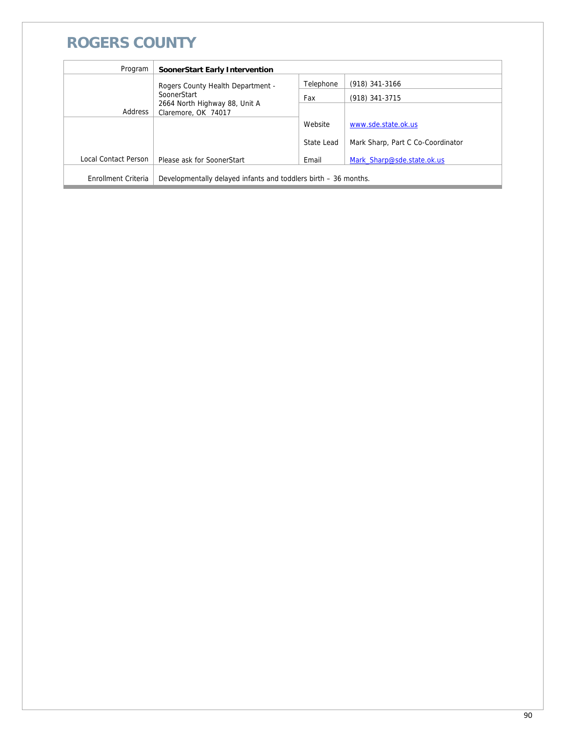# ROGERS COUNTY

| Program | SoonerStart Early Intervention | | |
|---|---|---|---|
| Address | Rogers County Health Department - SoonerStart<br>2664 North Highway 88, Unit A<br>Claremore, OK 74017 | Telephone | (918) 341-3166 |
| | | Fax | (918) 341-3715 |
| | | Website | www.sde.state.ok.us |
| | | State Lead | Mark Sharp, Part C Co-Coordinator |
| Local Contact Person | Please ask for SoonerStart | Email | Mark_Sharp@sde.state.ok.us |
| Enrollment Criteria | Developmentally delayed infants and toddlers birth – 36 months. | | |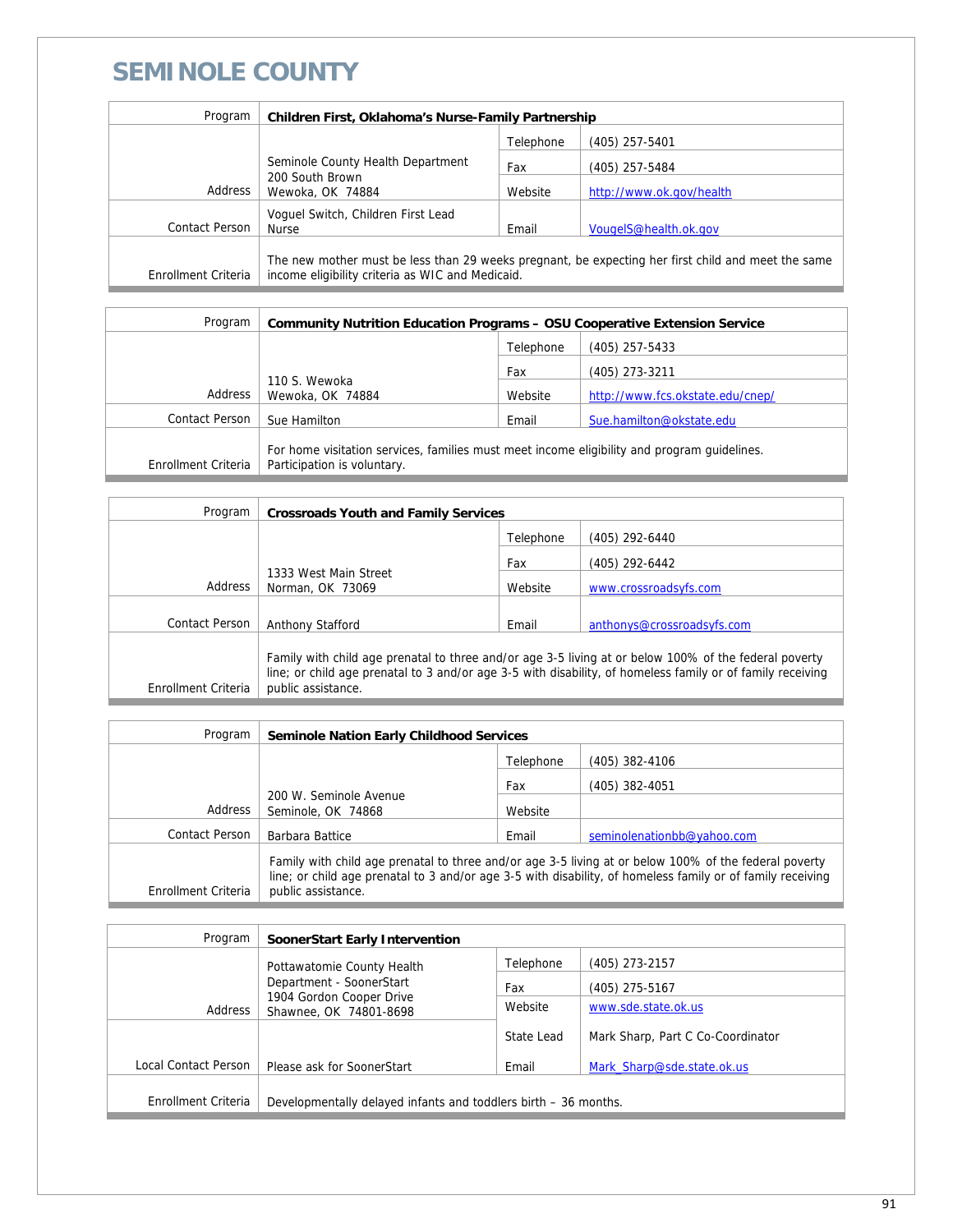# SEMINOLE COUNTY

| Program | Children First, Oklahoma's Nurse-Family Partnership | | |
|---|---|---|---|
| Address | Seminole County Health Department<br>200 South Brown<br>Wewoka, OK 74884 | Telephone | (405) 257-5401 |
| | | Fax | (405) 257-5484 |
| | | Website | http://www.ok.gov/health |
| Contact Person | Voguel Switch, Children First Lead Nurse | Email | VougelS@health.ok.gov |
| Enrollment Criteria | The new mother must be less than 29 weeks pregnant, be expecting her first child and meet the same income eligibility criteria as WIC and Medicaid. | | |

| Program | Community Nutrition Education Programs – OSU Cooperative Extension Service | | |
|---|---|---|---|
| Address | 110 S. Wewoka<br>Wewoka, OK 74884 | Telephone | (405) 257-5433 |
| | | Fax | (405) 273-3211 |
| | | Website | http://www.fcs.okstate.edu/cnep/ |
| Contact Person | Sue Hamilton | Email | Sue.hamilton@okstate.edu |
| Enrollment Criteria | For home visitation services, families must meet income eligibility and program guidelines. Participation is voluntary. | | |

| Program | Crossroads Youth and Family Services | | |
|---|---|---|---|
| Address | 1333 West Main Street<br>Norman, OK 73069 | Telephone | (405) 292-6440 |
| | | Fax | (405) 292-6442 |
| | | Website | www.crossroadsyfs.com |
| Contact Person | Anthony Stafford | Email | anthonys@crossroadsyfs.com |
| Enrollment Criteria | Family with child age prenatal to three and/or age 3-5 living at or below 100% of the federal poverty line; or child age prenatal to 3 and/or age 3-5 with disability, of homeless family or of family receiving public assistance. | | |

| Program | Seminole Nation Early Childhood Services | | |
|---|---|---|---|
| Address | 200 W. Seminole Avenue<br>Seminole, OK 74868 | Telephone | (405) 382-4106 |
| | | Fax | (405) 382-4051 |
| | | Website | |
| Contact Person | Barbara Battice | Email | seminolenationbb@yahoo.com |
| Enrollment Criteria | Family with child age prenatal to three and/or age 3-5 living at or below 100% of the federal poverty line; or child age prenatal to 3 and/or age 3-5 with disability, of homeless family or of family receiving public assistance. | | |

| Program | SoonerStart Early Intervention | | |
|---|---|---|---|
| Address | Pottawatomie County Health Department - SoonerStart<br>1904 Gordon Cooper Drive<br>Shawnee, OK 74801-8698 | Telephone | (405) 273-2157 |
| | | Fax | (405) 275-5167 |
| | | Website | www.sde.state.ok.us |
| | | State Lead | Mark Sharp, Part C Co-Coordinator |
| Local Contact Person | Please ask for SoonerStart | Email | Mark_Sharp@sde.state.ok.us |
| Enrollment Criteria | Developmentally delayed infants and toddlers birth – 36 months. | | |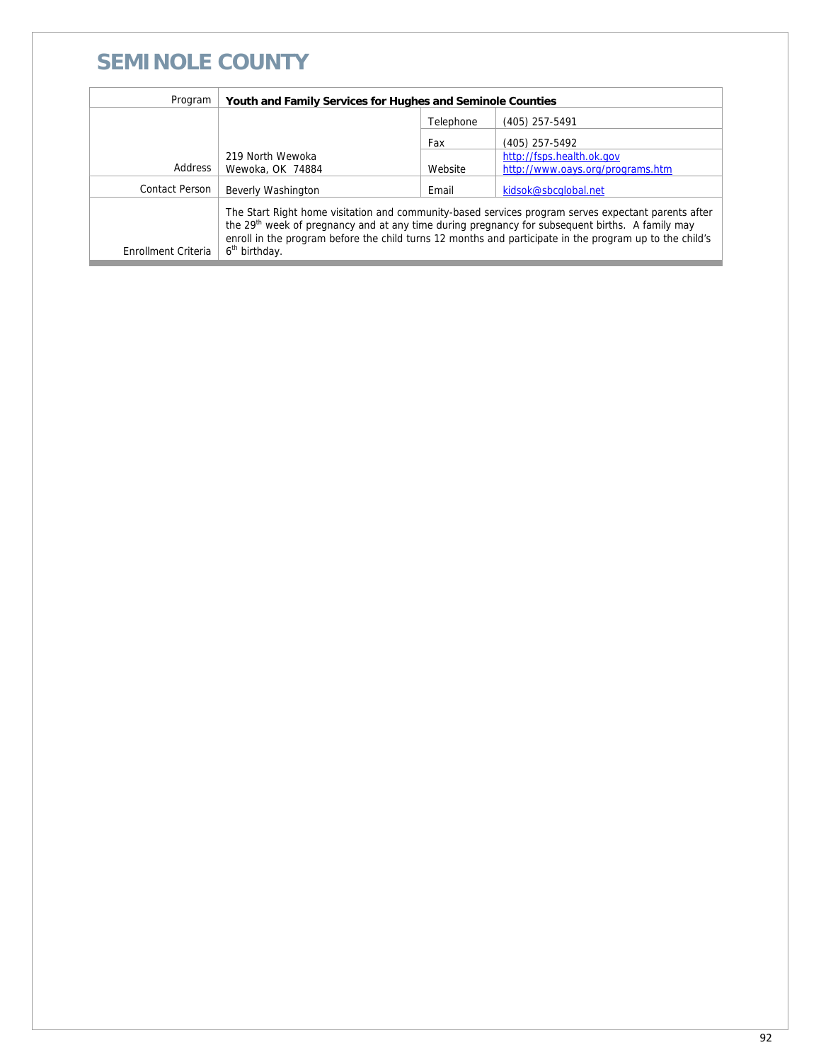# SEMINOLE COUNTY

| Program | Youth and Family Services for Hughes and Seminole Counties | | |
|---|---|---|---|
| Address | 219 North Wewoka<br>Wewoka, OK 74884 | Telephone | (405) 257-5491 |
| | | Fax | (405) 257-5492 |
| | | Website | http://fsps.health.ok.gov<br>http://www.oays.org/programs.htm |
| Contact Person | Beverly Washington | Email | kidsok@sbcglobal.net |
| Enrollment Criteria | The Start Right home visitation and community-based services program serves expectant parents after the 29th week of pregnancy and at any time during pregnancy for subsequent births. A family may enroll in the program before the child turns 12 months and participate in the program up to the child's 6th birthday. | | |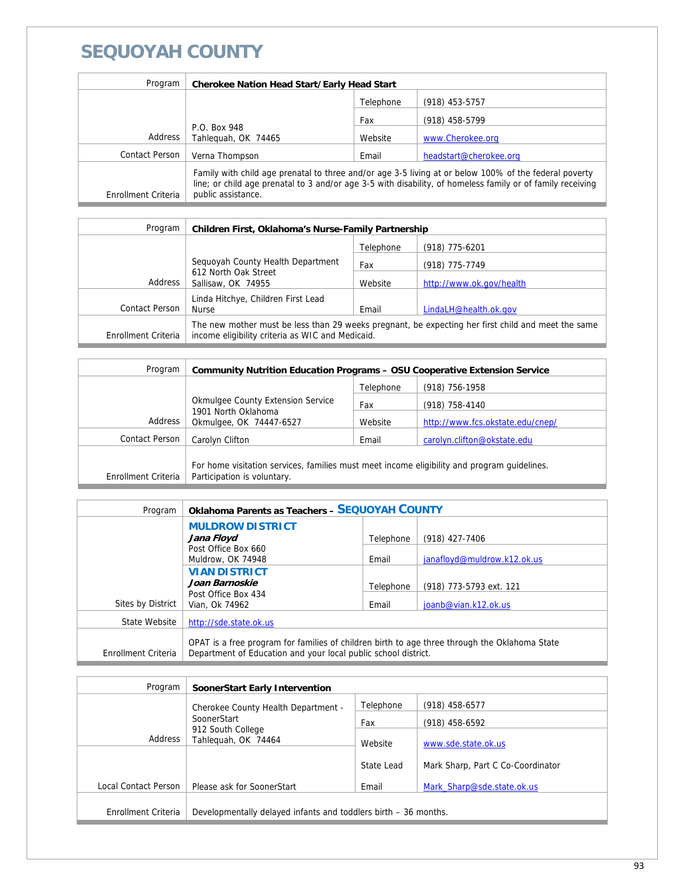# SEQUOYAH COUNTY

| Program | Cherokee Nation Head Start/Early Head Start | | |
|---|---|---|---|
| Address | P.O. Box 948<br>Tahlequah, OK 74465 | Telephone | (918) 453-5757 |
| | | Fax | (918) 458-5799 |
| | | Website | www.Cherokee.org |
| Contact Person | Verna Thompson | Email | headstart@cherokee.org |
| Enrollment Criteria | Family with child age prenatal to three and/or age 3-5 living at or below 100% of the federal poverty line; or child age prenatal to 3 and/or age 3-5 with disability, of homeless family or of family receiving public assistance. | | |

| Program | Children First, Oklahoma's Nurse-Family Partnership | | |
|---|---|---|---|
| Address | Sequoyah County Health Department<br>612 North Oak Street<br>Sallisaw, OK 74955 | Telephone | (918) 775-6201 |
| | | Fax | (918) 775-7749 |
| | | Website | http://www.ok.gov/health |
| Contact Person | Linda Hitchye, Children First Lead Nurse | Email | LindaLH@health.ok.gov |
| Enrollment Criteria | The new mother must be less than 29 weeks pregnant, be expecting her first child and meet the same income eligibility criteria as WIC and Medicaid. | | |

| Program | Community Nutrition Education Programs – OSU Cooperative Extension Service | | |
|---|---|---|---|
| Address | Okmulgee County Extension Service<br>1901 North Oklahoma<br>Okmulgee, OK 74447-6527 | Telephone | (918) 756-1958 |
| | | Fax | (918) 758-4140 |
| | | Website | http://www.fcs.okstate.edu/cnep/ |
| Contact Person | Carolyn Clifton | Email | carolyn.clifton@okstate.edu |
| Enrollment Criteria | For home visitation services, families must meet income eligibility and program guidelines. Participation is voluntary. | | |

| Program | Oklahoma Parents as Teachers – SEQUOYAH COUNTY | | |
|---|---|---|---|
| Sites by District | **MULDROW DISTRICT**<br>***Jana Floyd***<br>Post Office Box 660<br>Muldrow, OK 74948 | Telephone | (918) 427-7406 |
| | | Email | janafloyd@muldrow.k12.ok.us |
| | **VIAN DISTRICT**<br>***Joan Barnoskie***<br>Post Office Box 434<br>Vian, Ok 74962 | Telephone | (918) 773-5793 ext. 121 |
| | | Email | joanb@vian.k12.ok.us |
| State Website | http://sde.state.ok.us | | |
| Enrollment Criteria | OPAT is a free program for families of children birth to age three through the Oklahoma State Department of Education and your local public school district. | | |

| Program | SoonerStart Early Intervention | | |
|---|---|---|---|
| Address | Cherokee County Health Department - SoonerStart<br>912 South College<br>Tahlequah, OK 74464 | Telephone | (918) 458-6577 |
| | | Fax | (918) 458-6592 |
| | | Website | www.sde.state.ok.us |
| Local Contact Person | Please ask for SoonerStart | State Lead | Mark Sharp, Part C Co-Coordinator |
| | | Email | Mark_Sharp@sde.state.ok.us |
| Enrollment Criteria | Developmentally delayed infants and toddlers birth – 36 months. | | |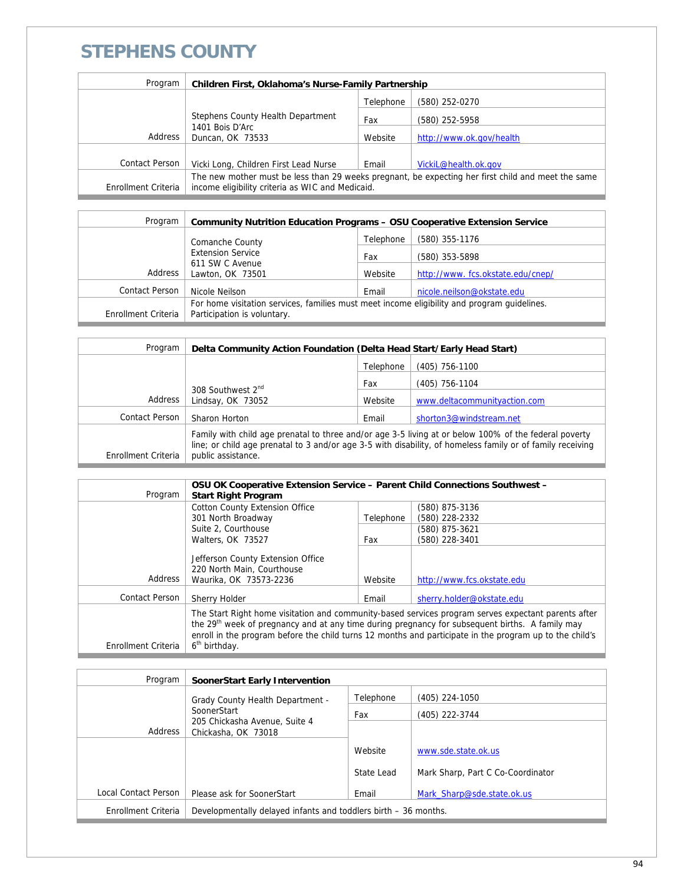# STEPHENS COUNTY

| Program | Children First, Oklahoma's Nurse-Family Partnership | | |
|---|---|---|---|
| Address | Stephens County Health Department<br>1401 Bois D'Arc<br>Duncan, OK 73533 | Telephone | (580) 252-0270 |
| | | Fax | (580) 252-5958 |
| | | Website | http://www.ok.gov/health |
| Contact Person | Vicki Long, Children First Lead Nurse | Email | VickiL@health.ok.gov |
| Enrollment Criteria | The new mother must be less than 29 weeks pregnant, be expecting her first child and meet the same income eligibility criteria as WIC and Medicaid. | | |

| Program | Community Nutrition Education Programs – OSU Cooperative Extension Service | | |
|---|---|---|---|
| Address | Comanche County<br>Extension Service<br>611 SW C Avenue<br>Lawton, OK 73501 | Telephone | (580) 355-1176 |
| | | Fax | (580) 353-5898 |
| | | Website | http://www. fcs.okstate.edu/cnep/ |
| Contact Person | Nicole Neilson | Email | nicole.neilson@okstate.edu |
| Enrollment Criteria | For home visitation services, families must meet income eligibility and program guidelines. Participation is voluntary. | | |

| Program | Delta Community Action Foundation (Delta Head Start/Early Head Start) | | |
|---|---|---|---|
| Address | 308 Southwest 2nd<br>Lindsay, OK 73052 | Telephone | (405) 756-1100 |
| | | Fax | (405) 756-1104 |
| | | Website | www.deltacommunityaction.com |
| Contact Person | Sharon Horton | Email | shorton3@windstream.net |
| Enrollment Criteria | Family with child age prenatal to three and/or age 3-5 living at or below 100% of the federal poverty line; or child age prenatal to 3 and/or age 3-5 with disability, of homeless family or of family receiving public assistance. | | |

| Program | OSU OK Cooperative Extension Service – Parent Child Connections Southwest – Start Right Program | | |
|---|---|---|---|
| Address | Cotton County Extension Office<br>301 North Broadway<br>Suite 2, Courthouse<br>Walters, OK 73527<br><br>Jefferson County Extension Office<br>220 North Main, Courthouse<br>Waurika, OK 73573-2236 | Telephone | (580) 875-3136<br>(580) 228-2332 |
| | | Fax | (580) 875-3621<br>(580) 228-3401 |
| | | Website | http://www.fcs.okstate.edu |
| Contact Person | Sherry Holder | Email | sherry.holder@okstate.edu |
| Enrollment Criteria | The Start Right home visitation and community-based services program serves expectant parents after the 29th week of pregnancy and at any time during pregnancy for subsequent births. A family may enroll in the program before the child turns 12 months and participate in the program up to the child's 6th birthday. | | |

| Program | SoonerStart Early Intervention | | |
|---|---|---|---|
| Address | Grady County Health Department - SoonerStart<br>205 Chickasha Avenue, Suite 4<br>Chickasha, OK 73018 | Telephone | (405) 224-1050 |
| | | Fax | (405) 222-3744 |
| | | Website | www.sde.state.ok.us |
| | | State Lead | Mark Sharp, Part C Co-Coordinator |
| Local Contact Person | Please ask for SoonerStart | Email | Mark_Sharp@sde.state.ok.us |
| Enrollment Criteria | Developmentally delayed infants and toddlers birth – 36 months. | | |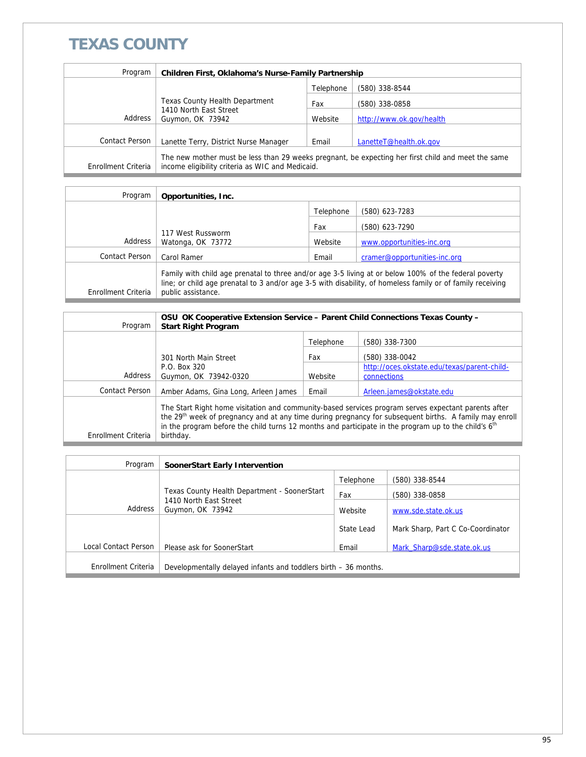# TEXAS COUNTY

| Program | **Children First, Oklahoma's Nurse-Family Partnership** | | |
|---|---|---|---|
| Address | Texas County Health Department<br>1410 North East Street<br>Guymon, OK 73942 | Telephone | (580) 338-8544 |
| | | Fax | (580) 338-0858 |
| | | Website | http://www.ok.gov/health |
| Contact Person | Lanette Terry, District Nurse Manager | Email | LanetteT@health.ok.gov |
| Enrollment Criteria | The new mother must be less than 29 weeks pregnant, be expecting her first child and meet the same income eligibility criteria as WIC and Medicaid. | | |

| Program | **Opportunities, Inc.** | | |
|---|---|---|---|
| Address | 117 West Russworm<br>Watonga, OK 73772 | Telephone | (580) 623-7283 |
| | | Fax | (580) 623-7290 |
| | | Website | www.opportunities-inc.org |
| Contact Person | Carol Ramer | Email | cramer@opportunities-inc.org |
| Enrollment Criteria | Family with child age prenatal to three and/or age 3-5 living at or below 100% of the federal poverty line; or child age prenatal to 3 and/or age 3-5 with disability, of homeless family or of family receiving public assistance. | | |

| Program | **OSU OK Cooperative Extension Service – Parent Child Connections Texas County – Start Right Program** | | |
|---|---|---|---|
| Address | 301 North Main Street<br>P.O. Box 320<br>Guymon, OK 73942-0320 | Telephone | (580) 338-7300 |
| | | Fax | (580) 338-0042 |
| | | Website | http://oces.okstate.edu/texas/parent-child-connections |
| Contact Person | Amber Adams, Gina Long, Arleen James | Email | Arleen.james@okstate.edu |
| Enrollment Criteria | The Start Right home visitation and community-based services program serves expectant parents after the 29th week of pregnancy and at any time during pregnancy for subsequent births. A family may enroll in the program before the child turns 12 months and participate in the program up to the child's 6th birthday. | | |

| Program | **SoonerStart Early Intervention** | | |
|---|---|---|---|
| Address | Texas County Health Department - SoonerStart<br>1410 North East Street<br>Guymon, OK 73942 | Telephone | (580) 338-8544 |
| | | Fax | (580) 338-0858 |
| | | Website | www.sde.state.ok.us |
| Local Contact Person | Please ask for SoonerStart | State Lead | Mark Sharp, Part C Co-Coordinator |
| | | Email | Mark_Sharp@sde.state.ok.us |
| Enrollment Criteria | Developmentally delayed infants and toddlers birth – 36 months. | | |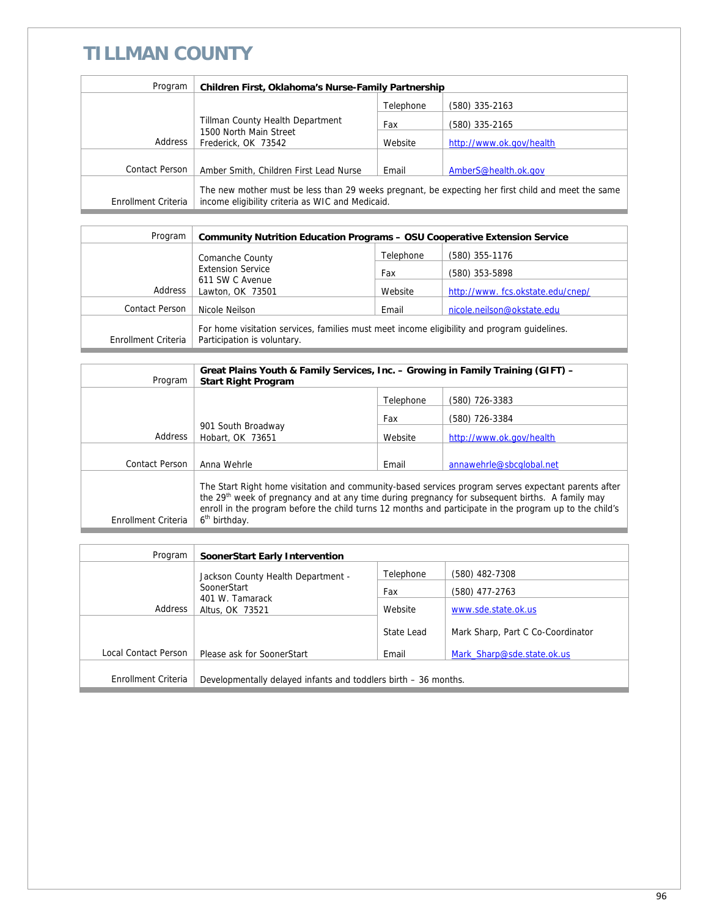# TILLMAN COUNTY

| Program | Children First, Oklahoma's Nurse-Family Partnership | | |
|---|---|---|---|
| Address | Tillman County Health Department<br>1500 North Main Street<br>Frederick, OK 73542 | Telephone | (580) 335-2163 |
| | | Fax | (580) 335-2165 |
| | | Website | http://www.ok.gov/health |
| Contact Person | Amber Smith, Children First Lead Nurse | Email | AmberS@health.ok.gov |
| Enrollment Criteria | The new mother must be less than 29 weeks pregnant, be expecting her first child and meet the same income eligibility criteria as WIC and Medicaid. | | |

| Program | Community Nutrition Education Programs – OSU Cooperative Extension Service | | |
|---|---|---|---|
| Address | Comanche County<br>Extension Service<br>611 SW C Avenue<br>Lawton, OK 73501 | Telephone | (580) 355-1176 |
| | | Fax | (580) 353-5898 |
| | | Website | http://www. fcs.okstate.edu/cnep/ |
| Contact Person | Nicole Neilson | Email | nicole.neilson@okstate.edu |
| Enrollment Criteria | For home visitation services, families must meet income eligibility and program guidelines. Participation is voluntary. | | |

| Program | Great Plains Youth & Family Services, Inc. – Growing in Family Training (GIFT) – Start Right Program | | |
|---|---|---|---|
| Address | 901 South Broadway<br>Hobart, OK 73651 | Telephone | (580) 726-3383 |
| | | Fax | (580) 726-3384 |
| | | Website | http://www.ok.gov/health |
| Contact Person | Anna Wehrle | Email | annawehrle@sbcglobal.net |
| Enrollment Criteria | The Start Right home visitation and community-based services program serves expectant parents after the 29th week of pregnancy and at any time during pregnancy for subsequent births. A family may enroll in the program before the child turns 12 months and participate in the program up to the child's 6th birthday. | | |

| Program | SoonerStart Early Intervention | | |
|---|---|---|---|
| Address | Jackson County Health Department - SoonerStart<br>401 W. Tamarack<br>Altus, OK 73521 | Telephone | (580) 482-7308 |
| | | Fax | (580) 477-2763 |
| | | Website | www.sde.state.ok.us |
| | | State Lead | Mark Sharp, Part C Co-Coordinator |
| Local Contact Person | Please ask for SoonerStart | Email | Mark_Sharp@sde.state.ok.us |
| Enrollment Criteria | Developmentally delayed infants and toddlers birth – 36 months. | | |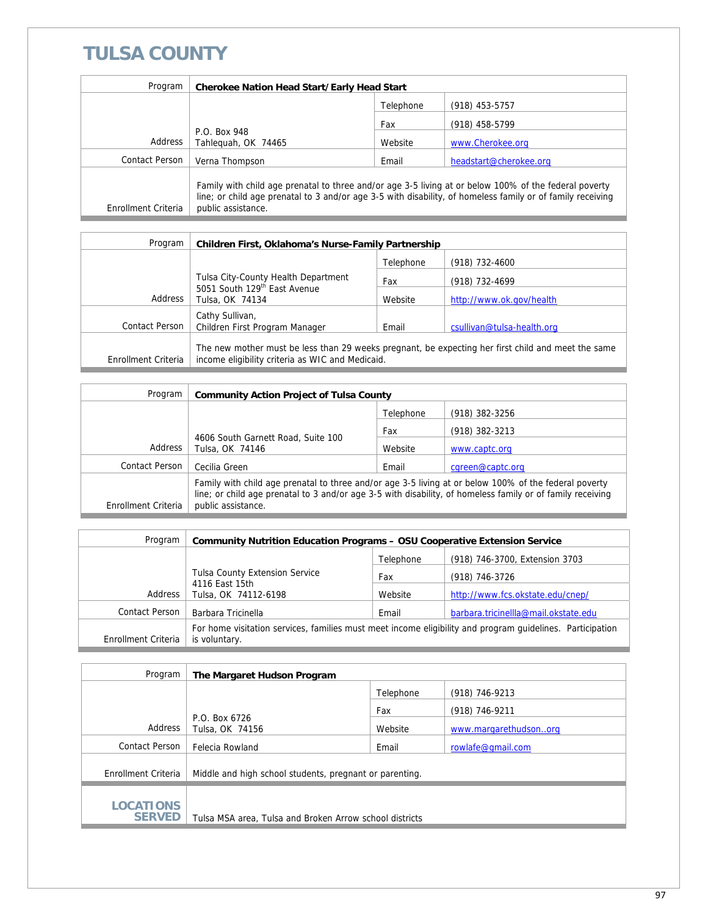# TULSA COUNTY

| Program | Cherokee Nation Head Start/Early Head Start | | |
|---|---|---|---|
| Address | P.O. Box 948<br>Tahlequah, OK 74465 | Telephone | (918) 453-5757 |
| | | Fax | (918) 458-5799 |
| | | Website | www.Cherokee.org |
| Contact Person | Verna Thompson | Email | headstart@cherokee.org |
| Enrollment Criteria | Family with child age prenatal to three and/or age 3-5 living at or below 100% of the federal poverty line; or child age prenatal to 3 and/or age 3-5 with disability, of homeless family or of family receiving public assistance. | | |

| Program | Children First, Oklahoma's Nurse-Family Partnership | | |
|---|---|---|---|
| Address | Tulsa City-County Health Department<br>5051 South 129th East Avenue<br>Tulsa, OK 74134 | Telephone | (918) 732-4600 |
| | | Fax | (918) 732-4699 |
| | | Website | http://www.ok.gov/health |
| Contact Person | Cathy Sullivan,<br>Children First Program Manager | Email | csullivan@tulsa-health.org |
| Enrollment Criteria | The new mother must be less than 29 weeks pregnant, be expecting her first child and meet the same income eligibility criteria as WIC and Medicaid. | | |

| Program | Community Action Project of Tulsa County | | |
|---|---|---|---|
| Address | 4606 South Garnett Road, Suite 100<br>Tulsa, OK 74146 | Telephone | (918) 382-3256 |
| | | Fax | (918) 382-3213 |
| | | Website | www.captc.org |
| Contact Person | Cecilia Green | Email | cgreen@captc.org |
| Enrollment Criteria | Family with child age prenatal to three and/or age 3-5 living at or below 100% of the federal poverty line; or child age prenatal to 3 and/or age 3-5 with disability, of homeless family or of family receiving public assistance. | | |

| Program | Community Nutrition Education Programs – OSU Cooperative Extension Service | | |
|---|---|---|---|
| Address | Tulsa County Extension Service<br>4116 East 15th<br>Tulsa, OK 74112-6198 | Telephone | (918) 746-3700, Extension 3703 |
| | | Fax | (918) 746-3726 |
| | | Website | http://www.fcs.okstate.edu/cnep/ |
| Contact Person | Barbara Tricinella | Email | barbara.tricinellla@mail.okstate.edu |
| Enrollment Criteria | For home visitation services, families must meet income eligibility and program guidelines. Participation is voluntary. | | |

| Program | The Margaret Hudson Program | | |
|---|---|---|---|
| Address | P.O. Box 6726<br>Tulsa, OK 74156 | Telephone | (918) 746-9213 |
| | | Fax | (918) 746-9211 |
| | | Website | www.margarethudson..org |
| Contact Person | Felecia Rowland | Email | rowlafe@gmail.com |
| Enrollment Criteria | Middle and high school students, pregnant or parenting. | | |
| **LOCATIONS SERVED** | Tulsa MSA area, Tulsa and Broken Arrow school districts | | |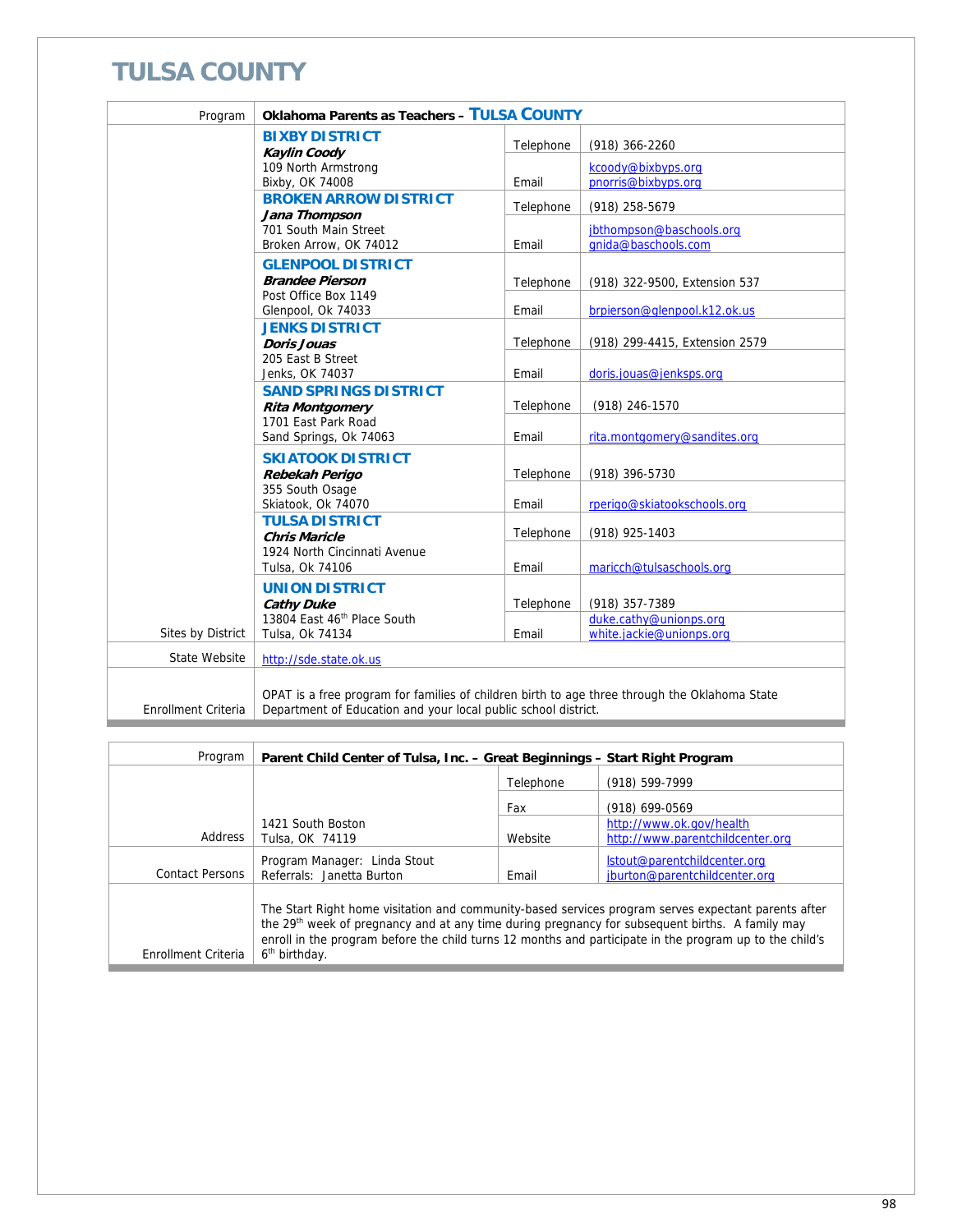# TULSA COUNTY

| Program | Oklahoma Parents as Teachers – TULSA COUNTY | | |
|---|---|---|---|
| Sites by District | **BIXBY DISTRICT**<br>***Kaylin Coody***<br>109 North Armstrong<br>Bixby, OK 74008 | Telephone | (918) 366-2260 |
| | | Email | kcoody@bixbyps.org<br>pnorris@bixbyps.org |
| | **BROKEN ARROW DISTRICT**<br>***Jana Thompson***<br>701 South Main Street<br>Broken Arrow, OK 74012 | Telephone | (918) 258-5679 |
| | | Email | jbthompson@baschools.org<br>gnida@baschools.com |
| | **GLENPOOL DISTRICT**<br>***Brandee Pierson***<br>Post Office Box 1149<br>Glenpool, Ok 74033 | Telephone | (918) 322-9500, Extension 537 |
| | | Email | brpierson@glenpool.k12.ok.us |
| | **JENKS DISTRICT**<br>***Doris Jouas***<br>205 East B Street<br>Jenks, OK 74037 | Telephone | (918) 299-4415, Extension 2579 |
| | | Email | doris.jouas@jenksps.org |
| | **SAND SPRINGS DISTRICT**<br>***Rita Montgomery***<br>1701 East Park Road<br>Sand Springs, Ok 74063 | Telephone | (918) 246-1570 |
| | | Email | rita.montgomery@sandites.org |
| | **SKIATOOK DISTRICT**<br>***Rebekah Perigo***<br>355 South Osage<br>Skiatook, Ok 74070 | Telephone | (918) 396-5730 |
| | | Email | rperigo@skiatookschools.org |
| | **TULSA DISTRICT**<br>***Chris Maricle***<br>1924 North Cincinnati Avenue<br>Tulsa, Ok 74106 | Telephone | (918) 925-1403 |
| | | Email | maricch@tulsaschools.org |
| | **UNION DISTRICT**<br>***Cathy Duke***<br>13804 East 46th Place South<br>Tulsa, Ok 74134 | Telephone | (918) 357-7389 |
| | | Email | duke.cathy@unionps.org<br>white.jackie@unionps.org |
| State Website | http://sde.state.ok.us | | |
| Enrollment Criteria | OPAT is a free program for families of children birth to age three through the Oklahoma State Department of Education and your local public school district. | | |

| Program | Parent Child Center of Tulsa, Inc. – Great Beginnings – Start Right Program | | |
|---|---|---|---|
| Address | 1421 South Boston<br>Tulsa, OK 74119 | Telephone | (918) 599-7999 |
| | | Fax | (918) 699-0569 |
| | | Website | http://www.ok.gov/health<br>http://www.parentchildcenter.org |
| Contact Persons | Program Manager: Linda Stout<br>Referrals: Janetta Burton | Email | lstout@parentchildcenter.org<br>jburton@parentchildcenter.org |
| Enrollment Criteria | The Start Right home visitation and community-based services program serves expectant parents after the 29th week of pregnancy and at any time during pregnancy for subsequent births. A family may enroll in the program before the child turns 12 months and participate in the program up to the child's 6th birthday. | | |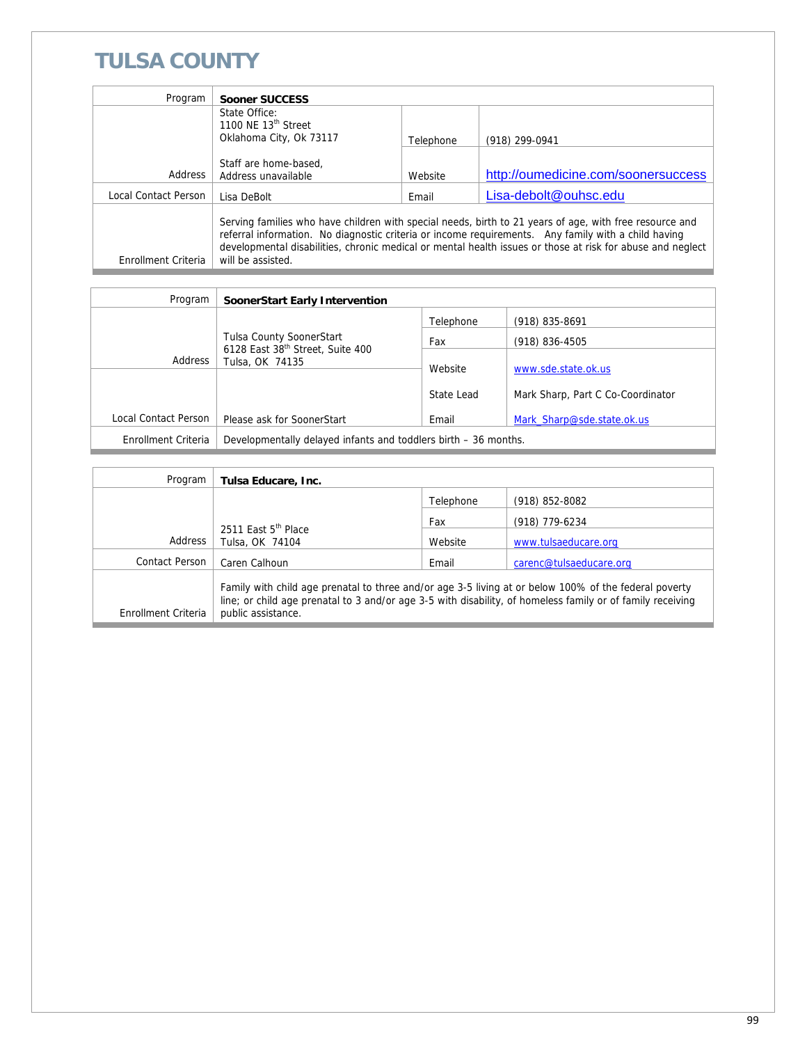# TULSA COUNTY

| Program | Sooner SUCCESS | | |
|---|---|---|---|
| Address | State Office:<br>1100 NE 13th Street<br>Oklahoma City, Ok 73117<br><br>Staff are home-based,<br>Address unavailable | Telephone | (918) 299-0941 |
| | | Website | http://oumedicine.com/soonersuccess |
| Local Contact Person | Lisa DeBolt | Email | Lisa-debolt@ouhsc.edu |
| Enrollment Criteria | Serving families who have children with special needs, birth to 21 years of age, with free resource and referral information. No diagnostic criteria or income requirements. Any family with a child having developmental disabilities, chronic medical or mental health issues or those at risk for abuse and neglect will be assisted. | | |

| Program | SoonerStart Early Intervention | | |
|---|---|---|---|
| Address | Tulsa County SoonerStart<br>6128 East 38th Street, Suite 400<br>Tulsa, OK 74135 | Telephone | (918) 835-8691 |
| | | Fax | (918) 836-4505 |
| | | Website | www.sde.state.ok.us |
| Local Contact Person | Please ask for SoonerStart | State Lead | Mark Sharp, Part C Co-Coordinator |
| | | Email | Mark_Sharp@sde.state.ok.us |
| Enrollment Criteria | Developmentally delayed infants and toddlers birth – 36 months. | | |

| Program | Tulsa Educare, Inc. | | |
|---|---|---|---|
| Address | 2511 East 5th Place<br>Tulsa, OK 74104 | Telephone | (918) 852-8082 |
| | | Fax | (918) 779-6234 |
| | | Website | www.tulsaeducare.org |
| Contact Person | Caren Calhoun | Email | carenc@tulsaeducare.org |
| Enrollment Criteria | Family with child age prenatal to three and/or age 3-5 living at or below 100% of the federal poverty line; or child age prenatal to 3 and/or age 3-5 with disability, of homeless family or of family receiving public assistance. | | |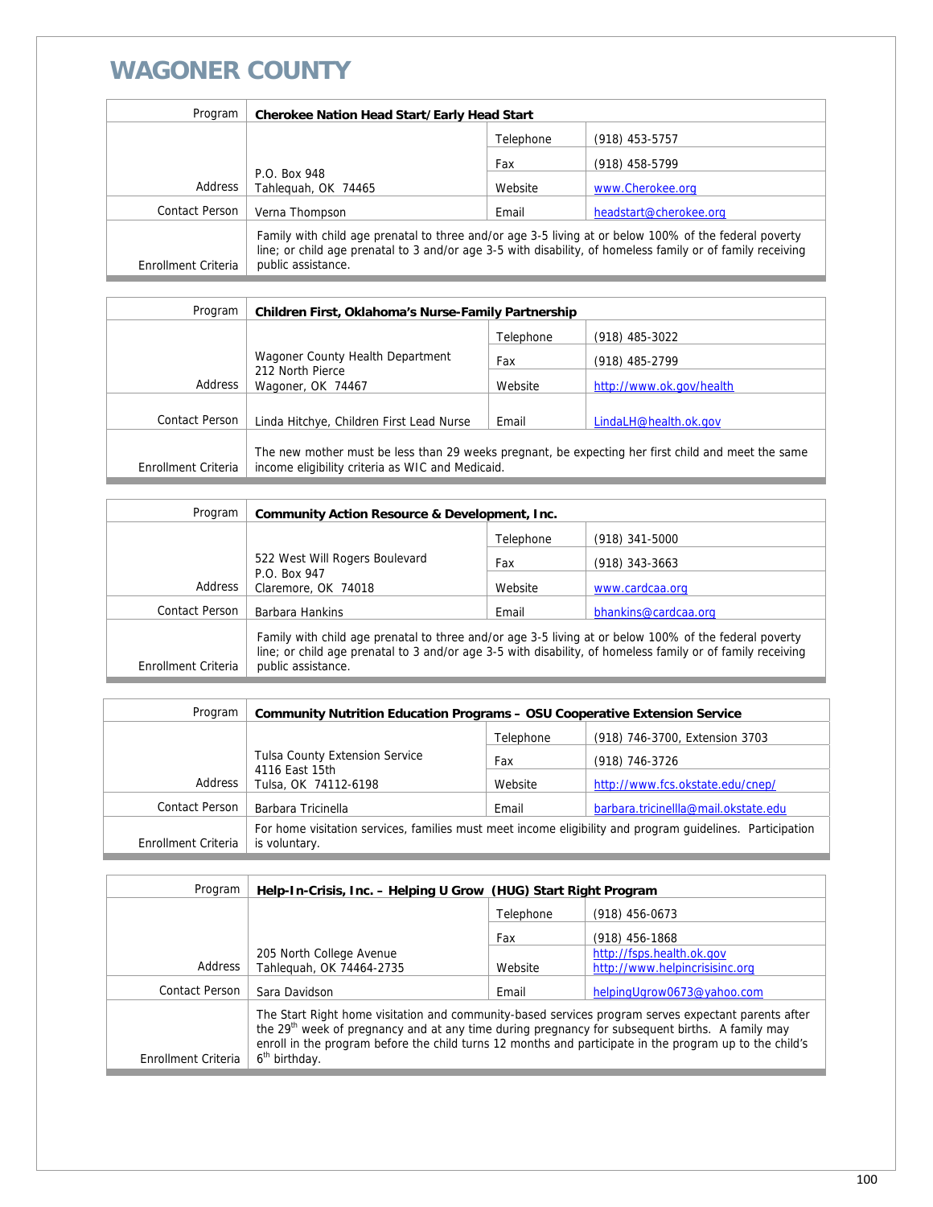# WAGONER COUNTY

| Program | Cherokee Nation Head Start/Early Head Start | | |
|---|---|---|---|
| Address | P.O. Box 948<br>Tahlequah, OK 74465 | Telephone | (918) 453-5757 |
| | | Fax | (918) 458-5799 |
| | | Website | www.Cherokee.org |
| Contact Person | Verna Thompson | Email | headstart@cherokee.org |
| Enrollment Criteria | Family with child age prenatal to three and/or age 3-5 living at or below 100% of the federal poverty line; or child age prenatal to 3 and/or age 3-5 with disability, of homeless family or of family receiving public assistance. | | |

| Program | Children First, Oklahoma's Nurse-Family Partnership | | |
|---|---|---|---|
| Address | Wagoner County Health Department<br>212 North Pierce<br>Wagoner, OK 74467 | Telephone | (918) 485-3022 |
| | | Fax | (918) 485-2799 |
| | | Website | http://www.ok.gov/health |
| Contact Person | Linda Hitchye, Children First Lead Nurse | Email | LindaLH@health.ok.gov |
| Enrollment Criteria | The new mother must be less than 29 weeks pregnant, be expecting her first child and meet the same income eligibility criteria as WIC and Medicaid. | | |

| Program | Community Action Resource & Development, Inc. | | |
|---|---|---|---|
| Address | 522 West Will Rogers Boulevard<br>P.O. Box 947<br>Claremore, OK 74018 | Telephone | (918) 341-5000 |
| | | Fax | (918) 343-3663 |
| | | Website | www.cardcaa.org |
| Contact Person | Barbara Hankins | Email | bhankins@cardcaa.org |
| Enrollment Criteria | Family with child age prenatal to three and/or age 3-5 living at or below 100% of the federal poverty line; or child age prenatal to 3 and/or age 3-5 with disability, of homeless family or of family receiving public assistance. | | |

| Program | Community Nutrition Education Programs – OSU Cooperative Extension Service | | |
|---|---|---|---|
| Address | Tulsa County Extension Service<br>4116 East 15th<br>Tulsa, OK 74112-6198 | Telephone | (918) 746-3700, Extension 3703 |
| | | Fax | (918) 746-3726 |
| | | Website | http://www.fcs.okstate.edu/cnep/ |
| Contact Person | Barbara Tricinella | Email | barbara.tricinellla@mail.okstate.edu |
| Enrollment Criteria | For home visitation services, families must meet income eligibility and program guidelines. Participation is voluntary. | | |

| Program | Help-In-Crisis, Inc. – Helping U Grow (HUG) Start Right Program | | |
|---|---|---|---|
| Address | 205 North College Avenue<br>Tahlequah, OK 74464-2735 | Telephone | (918) 456-0673 |
| | | Fax | (918) 456-1868 |
| | | Website | http://fsps.health.ok.gov<br>http://www.helpincrisisinc.org |
| Contact Person | Sara Davidson | Email | helpingUgrow0673@yahoo.com |
| Enrollment Criteria | The Start Right home visitation and community-based services program serves expectant parents after the 29th week of pregnancy and at any time during pregnancy for subsequent births. A family may enroll in the program before the child turns 12 months and participate in the program up to the child's 6th birthday. | | |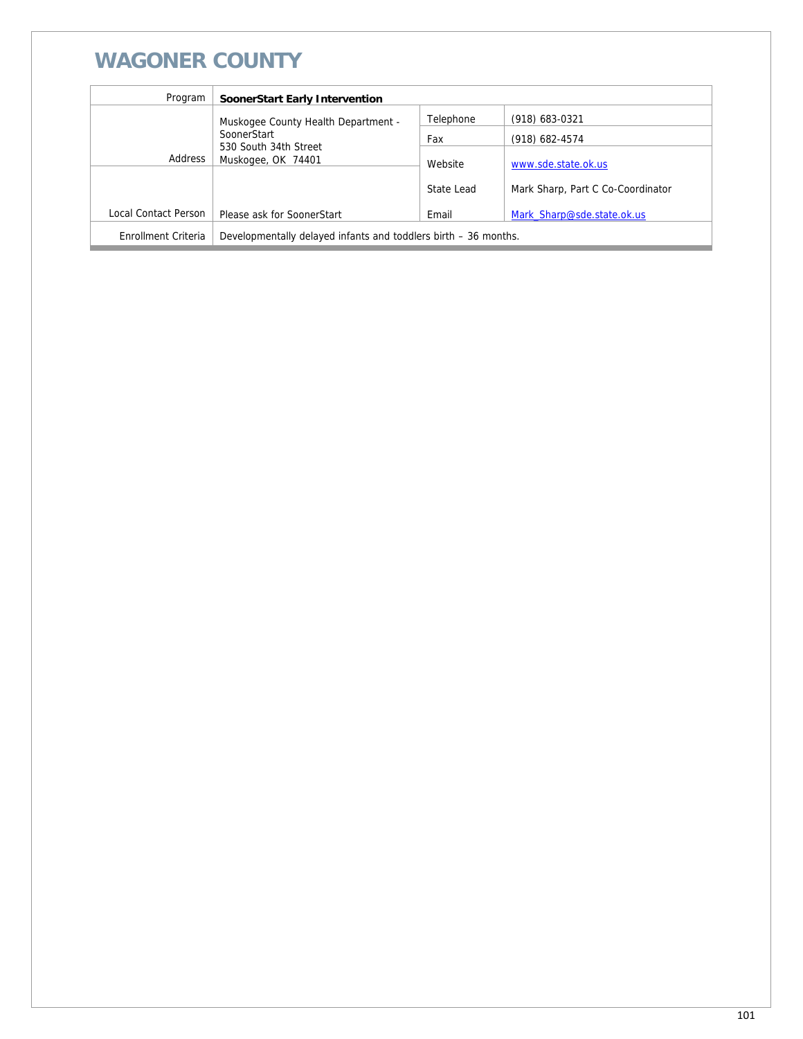# WAGONER COUNTY

| Program | SoonerStart Early Intervention | | |
|---|---|---|---|
| Address | Muskogee County Health Department - SoonerStart<br>530 South 34th Street<br>Muskogee, OK 74401 | Telephone | (918) 683-0321 |
| | | Fax | (918) 682-4574 |
| | | Website | www.sde.state.ok.us |
| | | State Lead | Mark Sharp, Part C Co-Coordinator |
| Local Contact Person | Please ask for SoonerStart | Email | Mark_Sharp@sde.state.ok.us |
| Enrollment Criteria | Developmentally delayed infants and toddlers birth – 36 months. | | |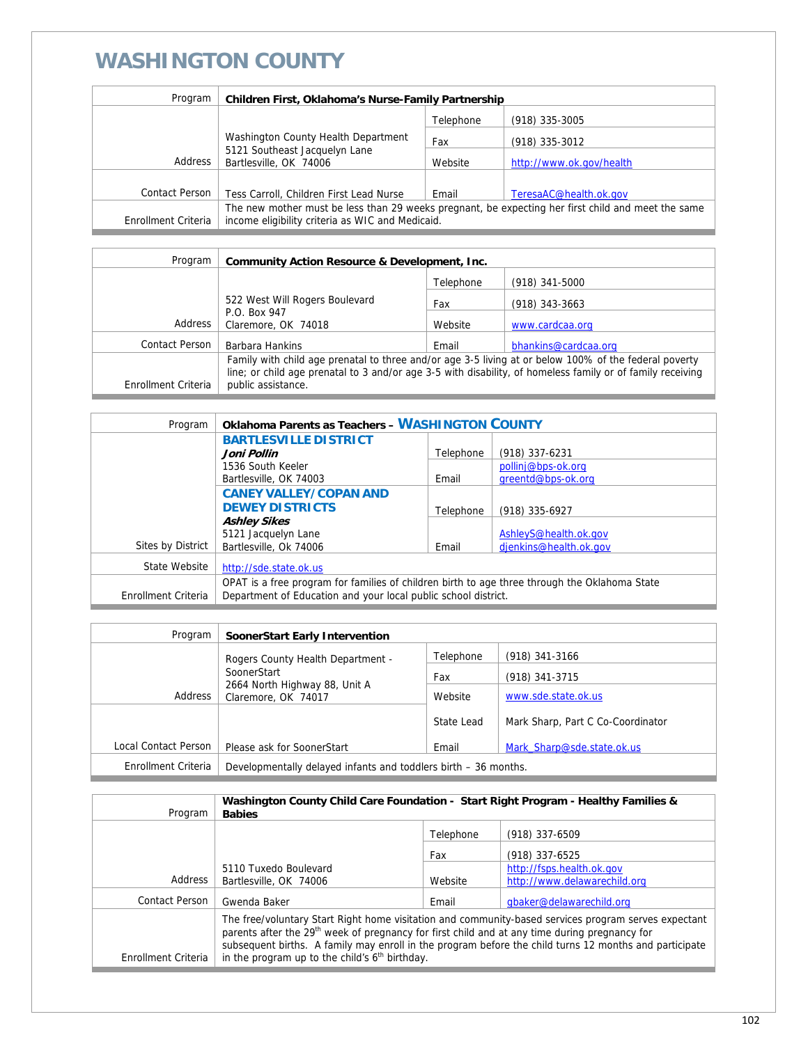# WASHINGTON COUNTY

| Program | Children First, Oklahoma's Nurse-Family Partnership | | |
|---|---|---|---|
| Address | Washington County Health Department<br>5121 Southeast Jacquelyn Lane<br>Bartlesville, OK 74006 | Telephone | (918) 335-3005 |
| | | Fax | (918) 335-3012 |
| | | Website | http://www.ok.gov/health |
| Contact Person | Tess Carroll, Children First Lead Nurse | Email | TeresaAC@health.ok.gov |
| Enrollment Criteria | The new mother must be less than 29 weeks pregnant, be expecting her first child and meet the same income eligibility criteria as WIC and Medicaid. | | |

| Program | Community Action Resource & Development, Inc. | | |
|---|---|---|---|
| Address | 522 West Will Rogers Boulevard<br>P.O. Box 947<br>Claremore, OK 74018 | Telephone | (918) 341-5000 |
| | | Fax | (918) 343-3663 |
| | | Website | www.cardcaa.org |
| Contact Person | Barbara Hankins | Email | bhankins@cardcaa.org |
| Enrollment Criteria | Family with child age prenatal to three and/or age 3-5 living at or below 100% of the federal poverty line; or child age prenatal to 3 and/or age 3-5 with disability, of homeless family or of family receiving public assistance. | | |

| Program | Oklahoma Parents as Teachers – WASHINGTON COUNTY | | |
|---|---|---|---|
| Sites by District | **BARTLESVILLE DISTRICT**<br>***Joni Pollin***<br>1536 South Keeler<br>Bartlesville, OK 74003 | Telephone | (918) 337-6231 |
| | | Email | pollinj@bps-ok.org<br>greentd@bps-ok.org |
| | **CANEY VALLEY/COPAN AND DEWEY DISTRICTS**<br>***Ashley Sikes***<br>5121 Jacquelyn Lane<br>Bartlesville, Ok 74006 | Telephone | (918) 335-6927 |
| | | Email | AshleyS@health.ok.gov<br>djenkins@health.ok.gov |
| State Website | http://sde.state.ok.us | | |
| Enrollment Criteria | OPAT is a free program for families of children birth to age three through the Oklahoma State Department of Education and your local public school district. | | |

| Program | SoonerStart Early Intervention | | |
|---|---|---|---|
| Address | Rogers County Health Department - SoonerStart<br>2664 North Highway 88, Unit A<br>Claremore, OK 74017 | Telephone | (918) 341-3166 |
| | | Fax | (918) 341-3715 |
| | | Website | www.sde.state.ok.us |
| Local Contact Person | Please ask for SoonerStart | State Lead | Mark Sharp, Part C Co-Coordinator |
| | | Email | Mark_Sharp@sde.state.ok.us |
| Enrollment Criteria | Developmentally delayed infants and toddlers birth – 36 months. | | |

| Program | Washington County Child Care Foundation - Start Right Program - Healthy Families & Babies | | |
|---|---|---|---|
| Address | 5110 Tuxedo Boulevard<br>Bartlesville, OK 74006 | Telephone | (918) 337-6509 |
| | | Fax | (918) 337-6525 |
| | | Website | http://fsps.health.ok.gov<br>http://www.delawarechild.org |
| Contact Person | Gwenda Baker | Email | gbaker@delawarechild.org |
| Enrollment Criteria | The free/voluntary Start Right home visitation and community-based services program serves expectant parents after the 29th week of pregnancy for first child and at any time during pregnancy for subsequent births. A family may enroll in the program before the child turns 12 months and participate in the program up to the child's 6th birthday. | | |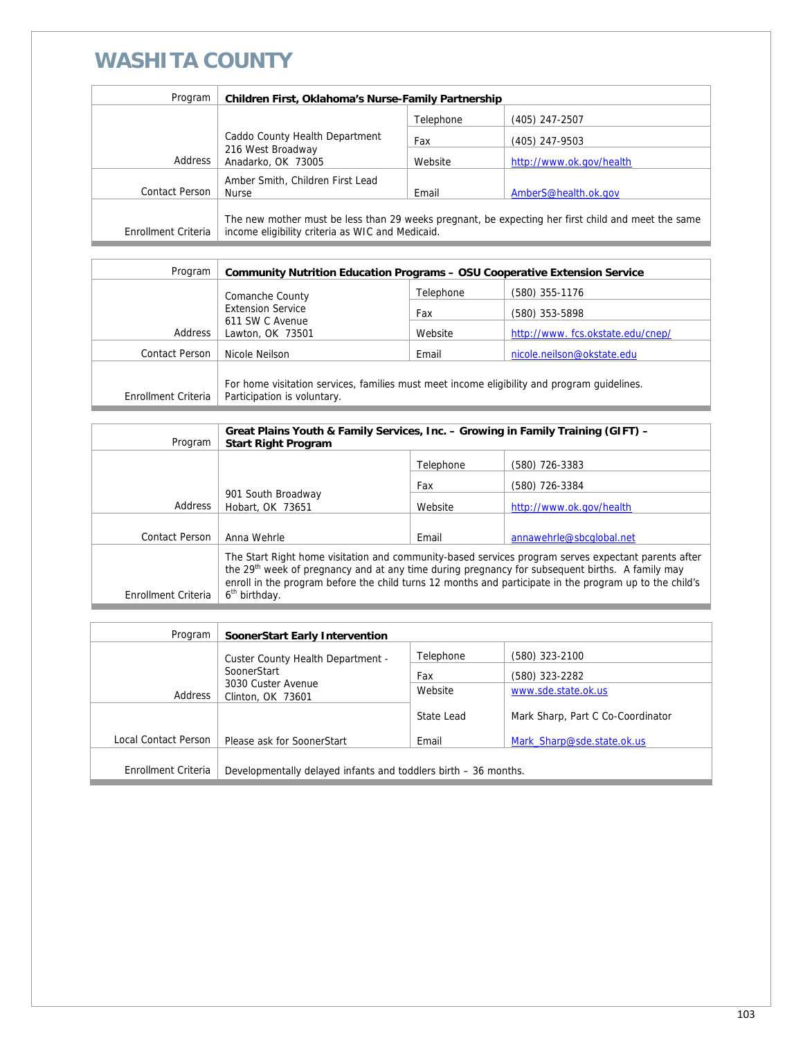# WASHITA COUNTY

| Program | Children First, Oklahoma's Nurse-Family Partnership | | |
|---|---|---|---|
| Address | Caddo County Health Department<br>216 West Broadway<br>Anadarko, OK 73005 | Telephone | (405) 247-2507 |
| | | Fax | (405) 247-9503 |
| | | Website | http://www.ok.gov/health |
| Contact Person | Amber Smith, Children First Lead Nurse | Email | AmberS@health.ok.gov |
| Enrollment Criteria | The new mother must be less than 29 weeks pregnant, be expecting her first child and meet the same income eligibility criteria as WIC and Medicaid. | | |

| Program | Community Nutrition Education Programs – OSU Cooperative Extension Service | | |
|---|---|---|---|
| Address | Comanche County<br>Extension Service<br>611 SW C Avenue<br>Lawton, OK 73501 | Telephone | (580) 355-1176 |
| | | Fax | (580) 353-5898 |
| | | Website | http://www. fcs.okstate.edu/cnep/ |
| Contact Person | Nicole Neilson | Email | nicole.neilson@okstate.edu |
| Enrollment Criteria | For home visitation services, families must meet income eligibility and program guidelines. Participation is voluntary. | | |

| Program | Great Plains Youth & Family Services, Inc. – Growing in Family Training (GIFT) – Start Right Program | | |
|---|---|---|---|
| Address | 901 South Broadway<br>Hobart, OK 73651 | Telephone | (580) 726-3383 |
| | | Fax | (580) 726-3384 |
| | | Website | http://www.ok.gov/health |
| Contact Person | Anna Wehrle | Email | annawehrle@sbcglobal.net |
| Enrollment Criteria | The Start Right home visitation and community-based services program serves expectant parents after the 29th week of pregnancy and at any time during pregnancy for subsequent births. A family may enroll in the program before the child turns 12 months and participate in the program up to the child's 6th birthday. | | |

| Program | SoonerStart Early Intervention | | |
|---|---|---|---|
| Address | Custer County Health Department - SoonerStart<br>3030 Custer Avenue<br>Clinton, OK 73601 | Telephone | (580) 323-2100 |
| | | Fax | (580) 323-2282 |
| | | Website | www.sde.state.ok.us |
| Local Contact Person | Please ask for SoonerStart | State Lead | Mark Sharp, Part C Co-Coordinator |
| | | Email | Mark_Sharp@sde.state.ok.us |
| Enrollment Criteria | Developmentally delayed infants and toddlers birth – 36 months. | | |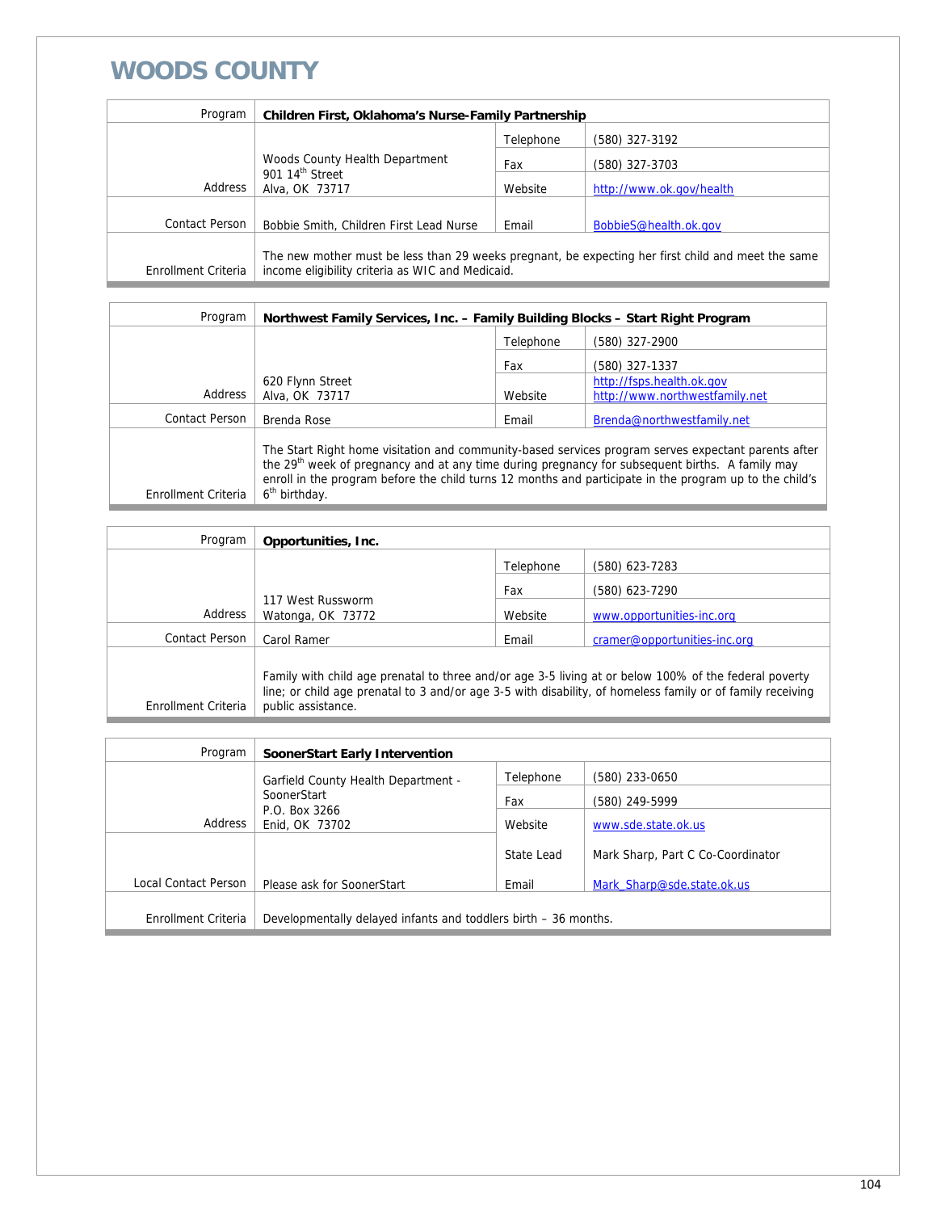# WOODS COUNTY

| Program | Children First, Oklahoma's Nurse-Family Partnership | | |
|---|---|---|---|
| Address | Woods County Health Department<br>901 14th Street<br>Alva, OK 73717 | Telephone | (580) 327-3192 |
| | | Fax | (580) 327-3703 |
| | | Website | http://www.ok.gov/health |
| Contact Person | Bobbie Smith, Children First Lead Nurse | Email | BobbieS@health.ok.gov |
| Enrollment Criteria | The new mother must be less than 29 weeks pregnant, be expecting her first child and meet the same income eligibility criteria as WIC and Medicaid. | | |

| Program | Northwest Family Services, Inc. – Family Building Blocks – Start Right Program | | |
|---|---|---|---|
| Address | 620 Flynn Street<br>Alva, OK 73717 | Telephone | (580) 327-2900 |
| | | Fax | (580) 327-1337 |
| | | Website | http://fsps.health.ok.gov<br>http://www.northwestfamily.net |
| Contact Person | Brenda Rose | Email | Brenda@northwestfamily.net |
| Enrollment Criteria | The Start Right home visitation and community-based services program serves expectant parents after the 29th week of pregnancy and at any time during pregnancy for subsequent births. A family may enroll in the program before the child turns 12 months and participate in the program up to the child's 6th birthday. | | |

| Program | Opportunities, Inc. | | |
|---|---|---|---|
| Address | 117 West Russworm<br>Watonga, OK 73772 | Telephone | (580) 623-7283 |
| | | Fax | (580) 623-7290 |
| | | Website | www.opportunities-inc.org |
| Contact Person | Carol Ramer | Email | cramer@opportunities-inc.org |
| Enrollment Criteria | Family with child age prenatal to three and/or age 3-5 living at or below 100% of the federal poverty line; or child age prenatal to 3 and/or age 3-5 with disability, of homeless family or of family receiving public assistance. | | |

| Program | SoonerStart Early Intervention | | |
|---|---|---|---|
| Address | Garfield County Health Department - SoonerStart<br>P.O. Box 3266<br>Enid, OK 73702 | Telephone | (580) 233-0650 |
| | | Fax | (580) 249-5999 |
| | | Website | www.sde.state.ok.us |
| Local Contact Person | Please ask for SoonerStart | State Lead | Mark Sharp, Part C Co-Coordinator |
| | | Email | Mark_Sharp@sde.state.ok.us |
| Enrollment Criteria | Developmentally delayed infants and toddlers birth – 36 months. | | |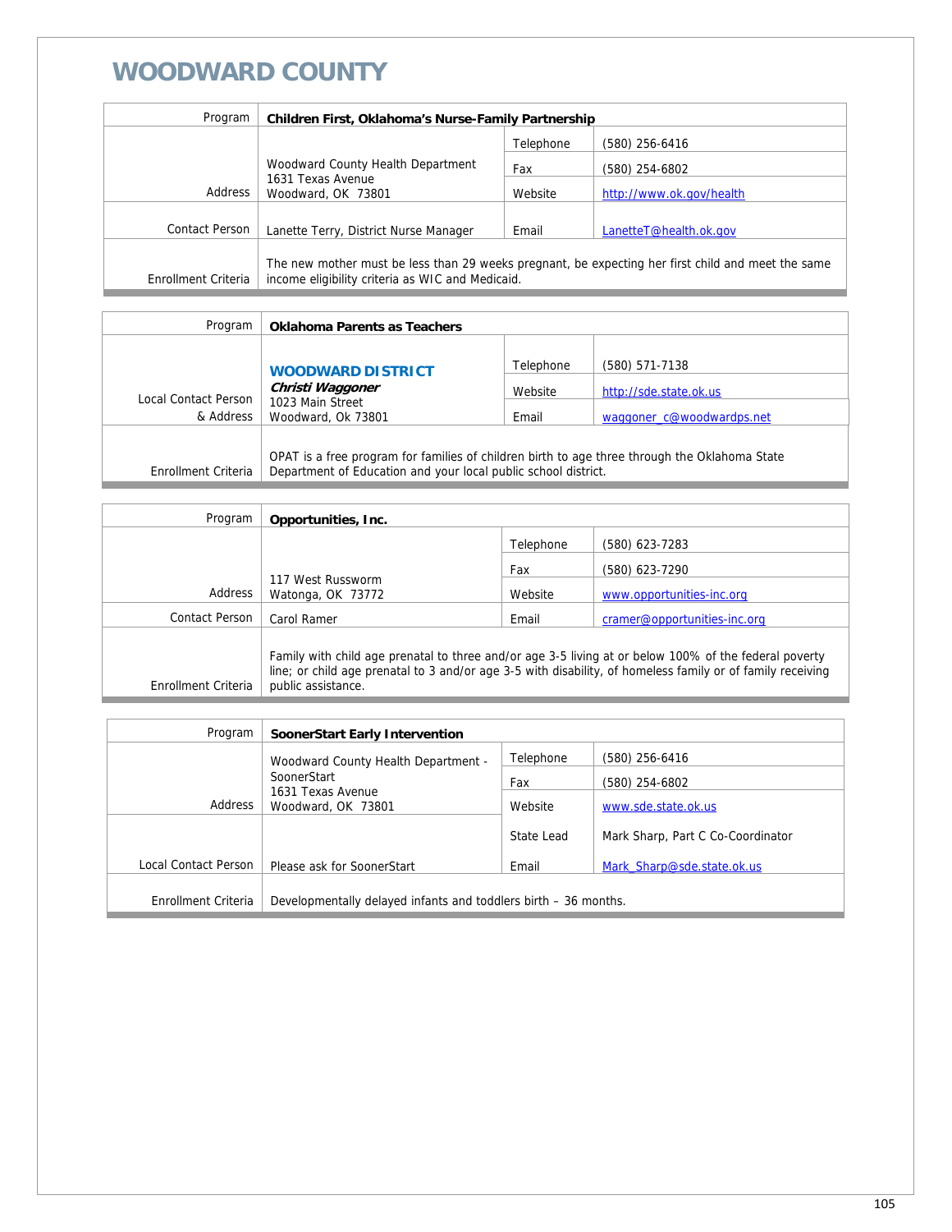# WOODWARD COUNTY

| Program | Children First, Oklahoma's Nurse-Family Partnership | | |
|---|---|---|---|
| Address | Woodward County Health Department<br>1631 Texas Avenue<br>Woodward, OK 73801 | Telephone | (580) 256-6416 |
| | | Fax | (580) 254-6802 |
| | | Website | http://www.ok.gov/health |
| Contact Person | Lanette Terry, District Nurse Manager | Email | LanetteT@health.ok.gov |
| Enrollment Criteria | The new mother must be less than 29 weeks pregnant, be expecting her first child and meet the same income eligibility criteria as WIC and Medicaid. | | |

| Program | Oklahoma Parents as Teachers | | |
|---|---|---|---|
| Local Contact Person & Address | **WOODWARD DISTRICT**<br>***Christi Waggoner***<br>1023 Main Street<br>Woodward, Ok 73801 | Telephone | (580) 571-7138 |
| | | Website | http://sde.state.ok.us |
| | | Email | waggoner_c@woodwardps.net |
| Enrollment Criteria | OPAT is a free program for families of children birth to age three through the Oklahoma State Department of Education and your local public school district. | | |

| Program | Opportunities, Inc. | | |
|---|---|---|---|
| Address | 117 West Russworm<br>Watonga, OK 73772 | Telephone | (580) 623-7283 |
| | | Fax | (580) 623-7290 |
| | | Website | www.opportunities-inc.org |
| Contact Person | Carol Ramer | Email | cramer@opportunities-inc.org |
| Enrollment Criteria | Family with child age prenatal to three and/or age 3-5 living at or below 100% of the federal poverty line; or child age prenatal to 3 and/or age 3-5 with disability, of homeless family or of family receiving public assistance. | | |

| Program | SoonerStart Early Intervention | | |
|---|---|---|---|
| Address | Woodward County Health Department - SoonerStart<br>1631 Texas Avenue<br>Woodward, OK 73801 | Telephone | (580) 256-6416 |
| | | Fax | (580) 254-6802 |
| | | Website | www.sde.state.ok.us |
| | | State Lead | Mark Sharp, Part C Co-Coordinator |
| Local Contact Person | Please ask for SoonerStart | Email | Mark_Sharp@sde.state.ok.us |
| Enrollment Criteria | Developmentally delayed infants and toddlers birth – 36 months. | | |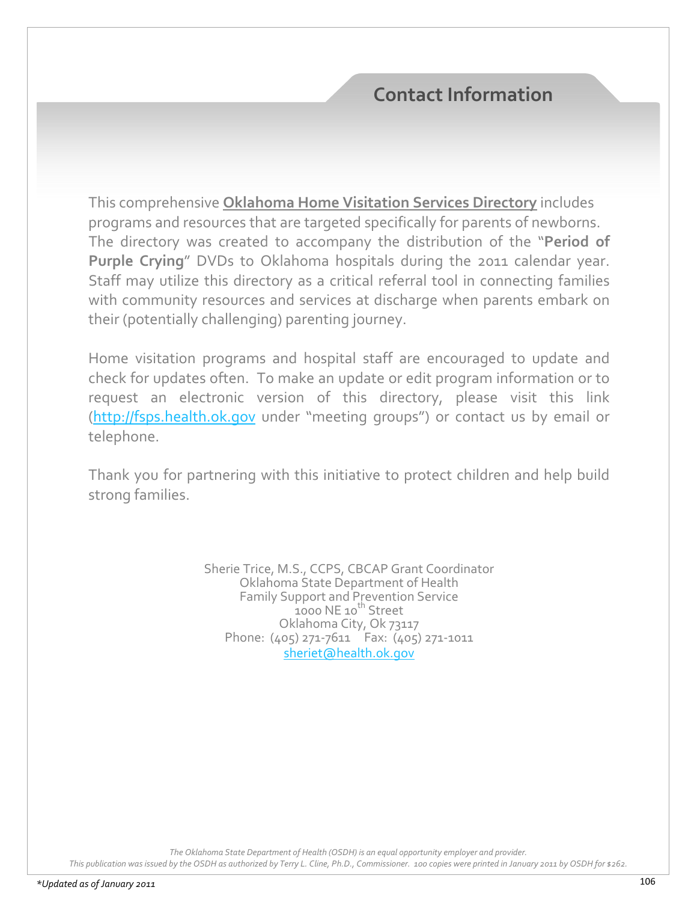## Contact Information

This comprehensive **Oklahoma Home Visitation Services Directory** includes programs and resources that are targeted specifically for parents of newborns. The directory was created to accompany the distribution of the "**Period of Purple Crying**" DVDs to Oklahoma hospitals during the 2011 calendar year. Staff may utilize this directory as a critical referral tool in connecting families with community resources and services at discharge when parents embark on their (potentially challenging) parenting journey.

Home visitation programs and hospital staff are encouraged to update and check for updates often. To make an update or edit program information or to request an electronic version of this directory, please visit this link (http://fsps.health.ok.gov under "meeting groups") or contact us by email or telephone.

Thank you for partnering with this initiative to protect children and help build strong families.

Sherie Trice, M.S., CCPS, CBCAP Grant Coordinator
Oklahoma State Department of Health
Family Support and Prevention Service
1000 NE 10th Street
Oklahoma City, Ok 73117
Phone: (405) 271-7611 Fax: (405) 271-1011
sheriet@health.ok.gov

*The Oklahoma State Department of Health (OSDH) is an equal opportunity employer and provider.*
*This publication was issued by the OSDH as authorized by Terry L. Cline, Ph.D., Commissioner. 100 copies were printed in January 2011 by OSDH for $262.*

**Updated as of January 2011*